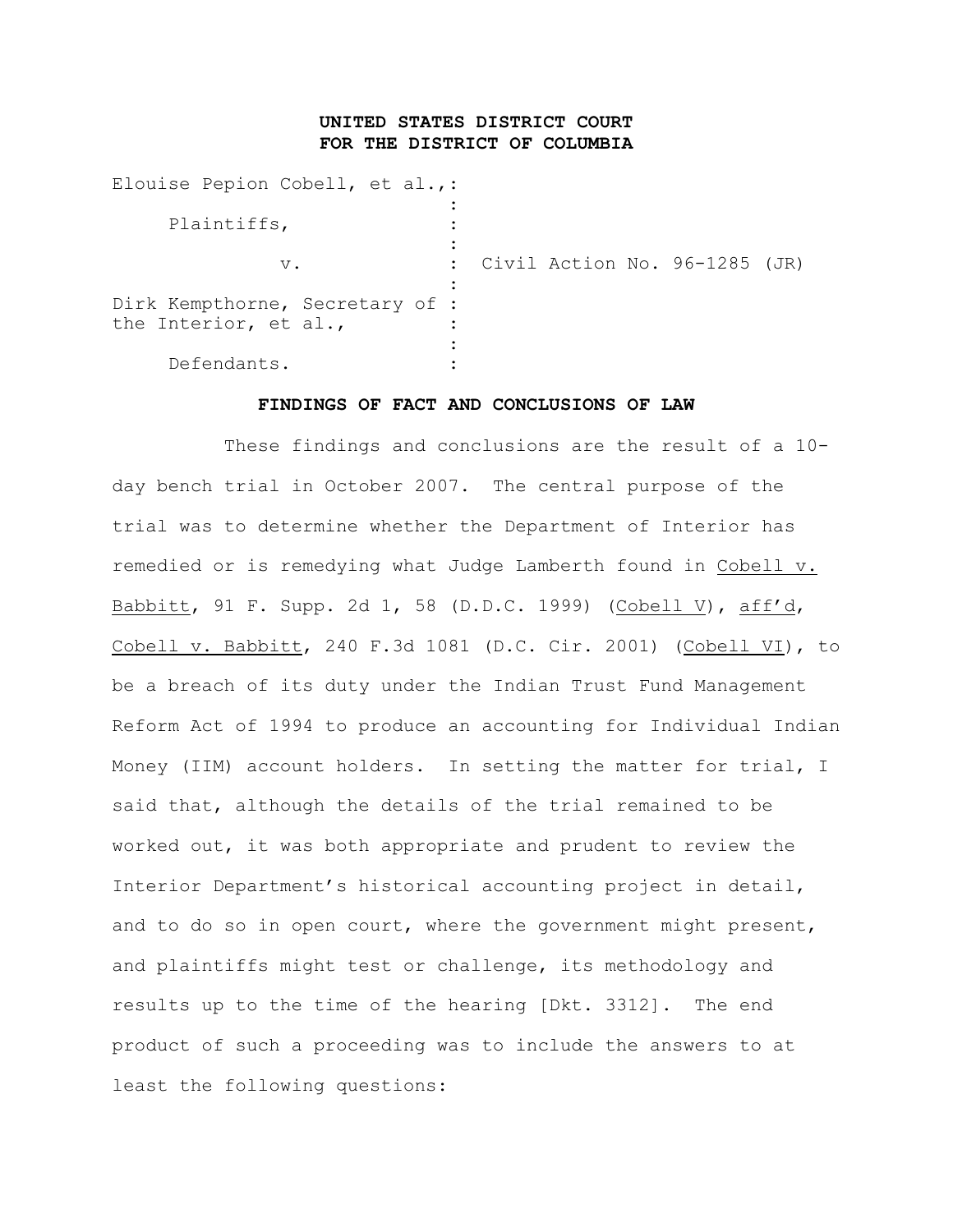**UNITED STATES DISTRICT COURT**
**FOR THE DISTRICT OF COLUMBIA**

| | | |
|---|---|---|
| Elouise Pepion Cobell, et al., | : | |
| Plaintiffs, | : | |
| v. | : | Civil Action No. 96-1285 (JR) |
| Dirk Kempthorne, Secretary of the Interior, et al., | : | |
| Defendants. | : | |

**FINDINGS OF FACT AND CONCLUSIONS OF LAW**

These findings and conclusions are the result of a 10-day bench trial in October 2007. The central purpose of the trial was to determine whether the Department of Interior has remedied or is remedying what Judge Lamberth found in Cobell v. Babbitt, 91 F. Supp. 2d 1, 58 (D.D.C. 1999) (Cobell V), aff'd, Cobell v. Babbitt, 240 F.3d 1081 (D.C. Cir. 2001) (Cobell VI), to be a breach of its duty under the Indian Trust Fund Management Reform Act of 1994 to produce an accounting for Individual Indian Money (IIM) account holders. In setting the matter for trial, I said that, although the details of the trial remained to be worked out, it was both appropriate and prudent to review the Interior Department's historical accounting project in detail, and to do so in open court, where the government might present, and plaintiffs might test or challenge, its methodology and results up to the time of the hearing [Dkt. 3312]. The end product of such a proceeding was to include the answers to at least the following questions: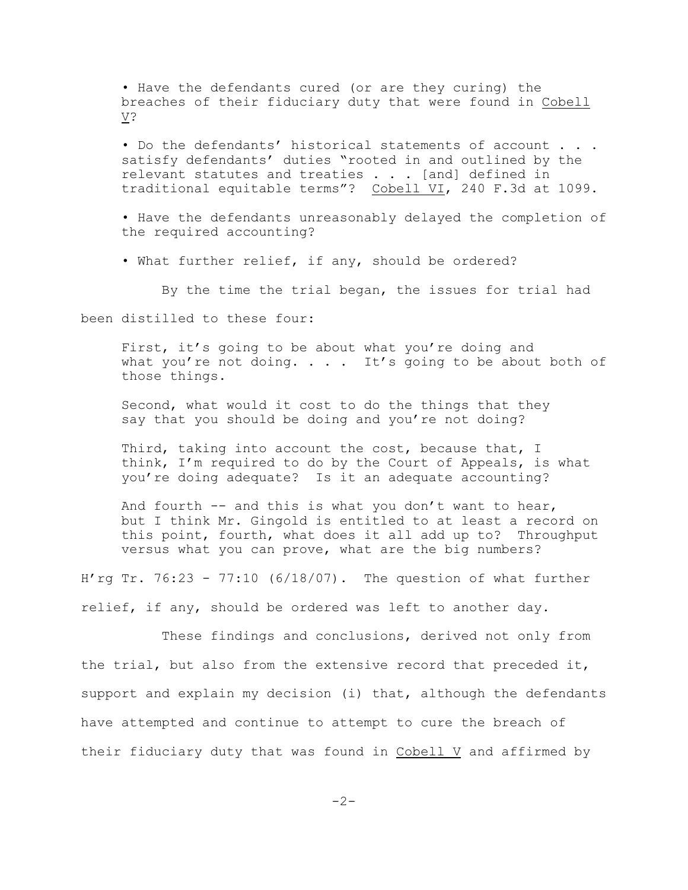- Have the defendants cured (or are they curing) the breaches of their fiduciary duty that were found in Cobell V?

- Do the defendants' historical statements of account . . . satisfy defendants' duties "rooted in and outlined by the relevant statutes and treaties . . . [and] defined in traditional equitable terms"? Cobell VI, 240 F.3d at 1099.

- Have the defendants unreasonably delayed the completion of the required accounting?

- What further relief, if any, should be ordered?

By the time the trial began, the issues for trial had been distilled to these four:

> First, it's going to be about what you're doing and what you're not doing. . . . It's going to be about both of those things.
>
> Second, what would it cost to do the things that they say that you should be doing and you're not doing?
>
> Third, taking into account the cost, because that, I think, I'm required to do by the Court of Appeals, is what you're doing adequate? Is it an adequate accounting?
>
> And fourth -- and this is what you don't want to hear, but I think Mr. Gingold is entitled to at least a record on this point, fourth, what does it all add up to? Throughput versus what you can prove, what are the big numbers?

H'rg Tr. 76:23 - 77:10 (6/18/07). The question of what further relief, if any, should be ordered was left to another day.

These findings and conclusions, derived not only from the trial, but also from the extensive record that preceded it, support and explain my decision (i) that, although the defendants have attempted and continue to attempt to cure the breach of their fiduciary duty that was found in Cobell V and affirmed by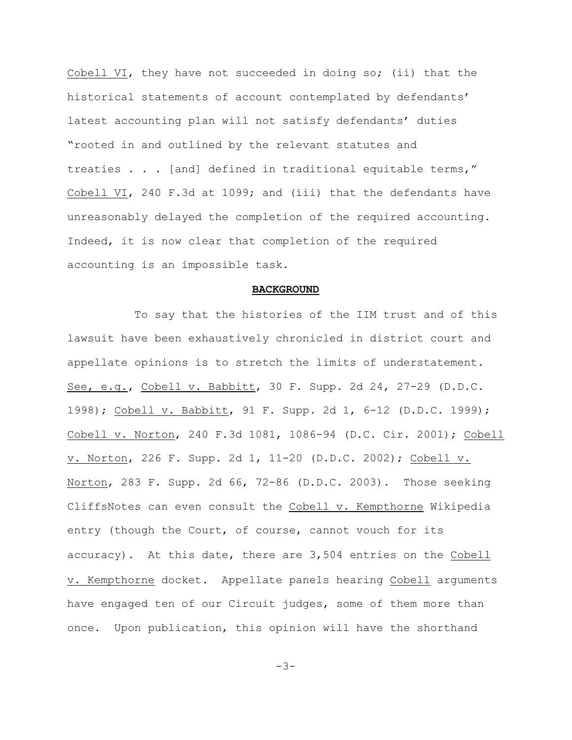Cobell VI, they have not succeeded in doing so; (ii) that the historical statements of account contemplated by defendants' latest accounting plan will not satisfy defendants' duties "rooted in and outlined by the relevant statutes and treaties . . . [and] defined in traditional equitable terms," Cobell VI, 240 F.3d at 1099; and (iii) that the defendants have unreasonably delayed the completion of the required accounting. Indeed, it is now clear that completion of the required accounting is an impossible task.

## BACKGROUND

To say that the histories of the IIM trust and of this lawsuit have been exhaustively chronicled in district court and appellate opinions is to stretch the limits of understatement. See, e.g., Cobell v. Babbitt, 30 F. Supp. 2d 24, 27-29 (D.D.C. 1998); Cobell v. Babbitt, 91 F. Supp. 2d 1, 6-12 (D.D.C. 1999); Cobell v. Norton, 240 F.3d 1081, 1086-94 (D.C. Cir. 2001); Cobell v. Norton, 226 F. Supp. 2d 1, 11-20 (D.D.C. 2002); Cobell v. Norton, 283 F. Supp. 2d 66, 72-86 (D.D.C. 2003). Those seeking CliffsNotes can even consult the Cobell v. Kempthorne Wikipedia entry (though the Court, of course, cannot vouch for its accuracy). At this date, there are 3,504 entries on the Cobell v. Kempthorne docket. Appellate panels hearing Cobell arguments have engaged ten of our Circuit judges, some of them more than once. Upon publication, this opinion will have the shorthand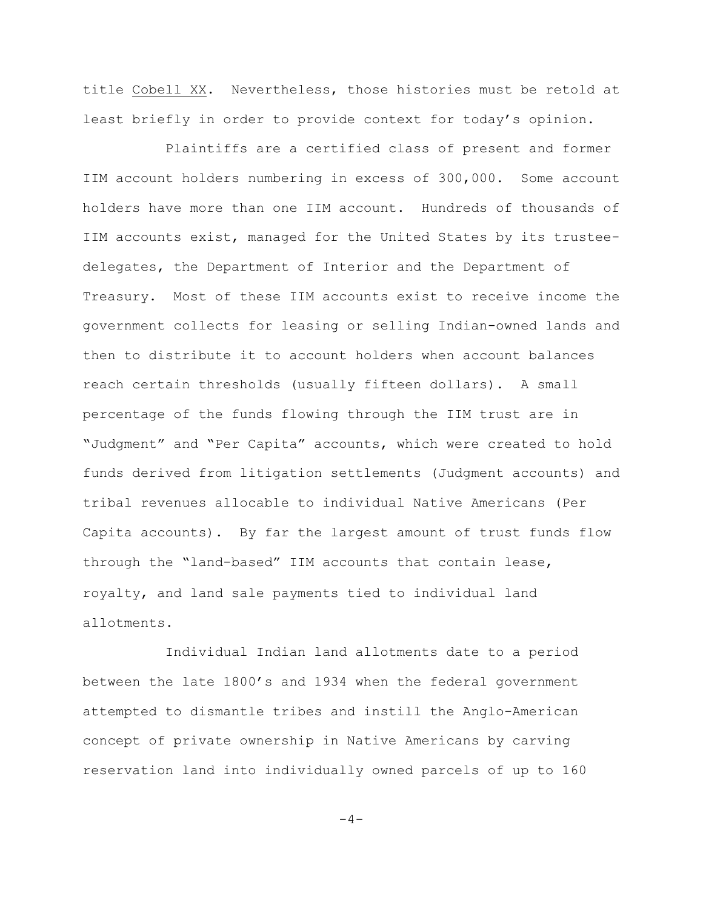title Cobell XX. Nevertheless, those histories must be retold at least briefly in order to provide context for today's opinion.

Plaintiffs are a certified class of present and former IIM account holders numbering in excess of 300,000. Some account holders have more than one IIM account. Hundreds of thousands of IIM accounts exist, managed for the United States by its trustee-delegates, the Department of Interior and the Department of Treasury. Most of these IIM accounts exist to receive income the government collects for leasing or selling Indian-owned lands and then to distribute it to account holders when account balances reach certain thresholds (usually fifteen dollars). A small percentage of the funds flowing through the IIM trust are in "Judgment" and "Per Capita" accounts, which were created to hold funds derived from litigation settlements (Judgment accounts) and tribal revenues allocable to individual Native Americans (Per Capita accounts). By far the largest amount of trust funds flow through the "land-based" IIM accounts that contain lease, royalty, and land sale payments tied to individual land allotments.

Individual Indian land allotments date to a period between the late 1800's and 1934 when the federal government attempted to dismantle tribes and instill the Anglo-American concept of private ownership in Native Americans by carving reservation land into individually owned parcels of up to 160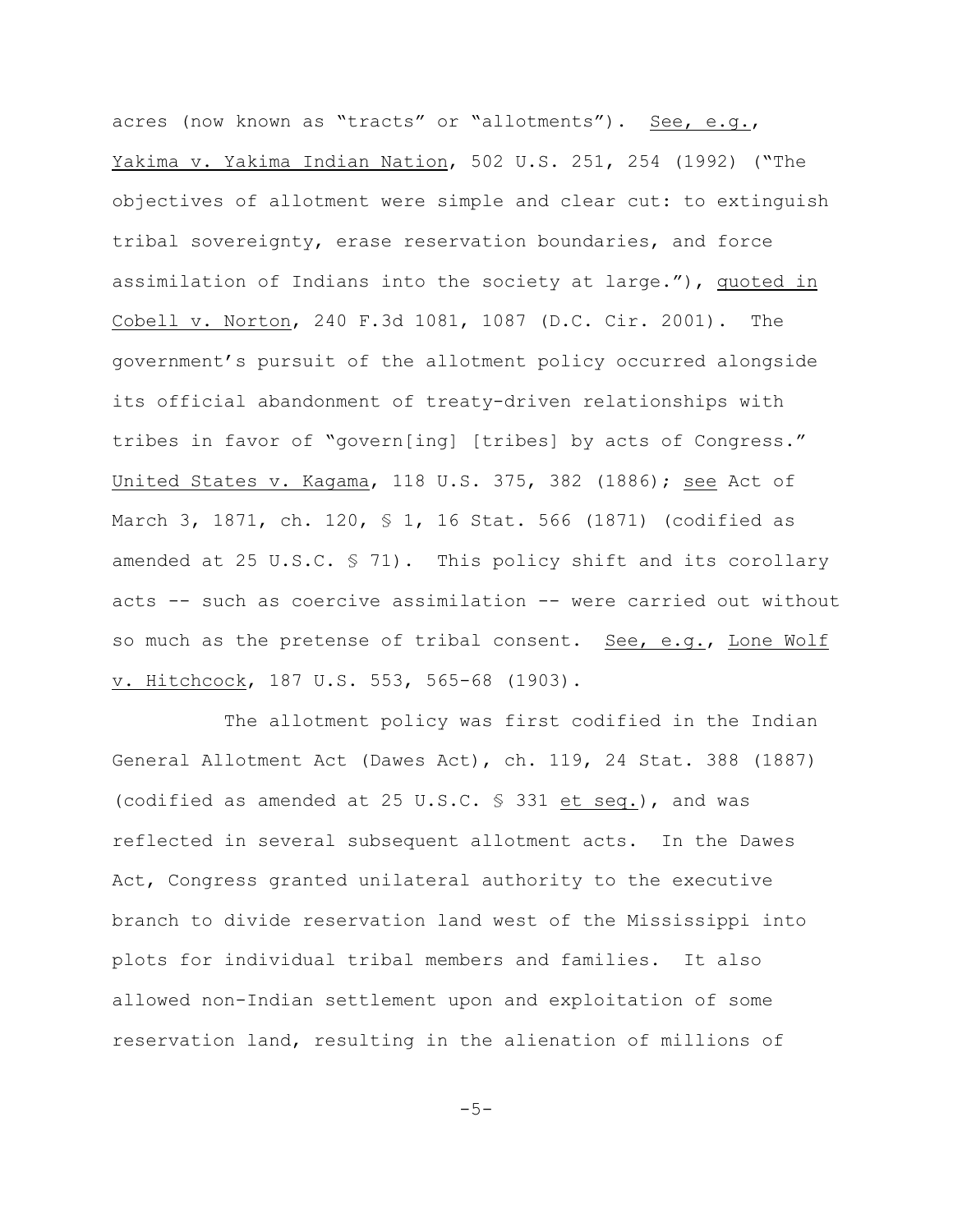acres (now known as "tracts" or "allotments"). See, e.g., Yakima v. Yakima Indian Nation, 502 U.S. 251, 254 (1992) ("The objectives of allotment were simple and clear cut: to extinguish tribal sovereignty, erase reservation boundaries, and force assimilation of Indians into the society at large."), quoted in Cobell v. Norton, 240 F.3d 1081, 1087 (D.C. Cir. 2001). The government's pursuit of the allotment policy occurred alongside its official abandonment of treaty-driven relationships with tribes in favor of "govern[ing] [tribes] by acts of Congress." United States v. Kagama, 118 U.S. 375, 382 (1886); see Act of March 3, 1871, ch. 120, § 1, 16 Stat. 566 (1871) (codified as amended at 25 U.S.C. § 71). This policy shift and its corollary acts -- such as coercive assimilation -- were carried out without so much as the pretense of tribal consent. See, e.g., Lone Wolf v. Hitchcock, 187 U.S. 553, 565-68 (1903).

The allotment policy was first codified in the Indian General Allotment Act (Dawes Act), ch. 119, 24 Stat. 388 (1887) (codified as amended at 25 U.S.C. § 331 et seq.), and was reflected in several subsequent allotment acts. In the Dawes Act, Congress granted unilateral authority to the executive branch to divide reservation land west of the Mississippi into plots for individual tribal members and families. It also allowed non-Indian settlement upon and exploitation of some reservation land, resulting in the alienation of millions of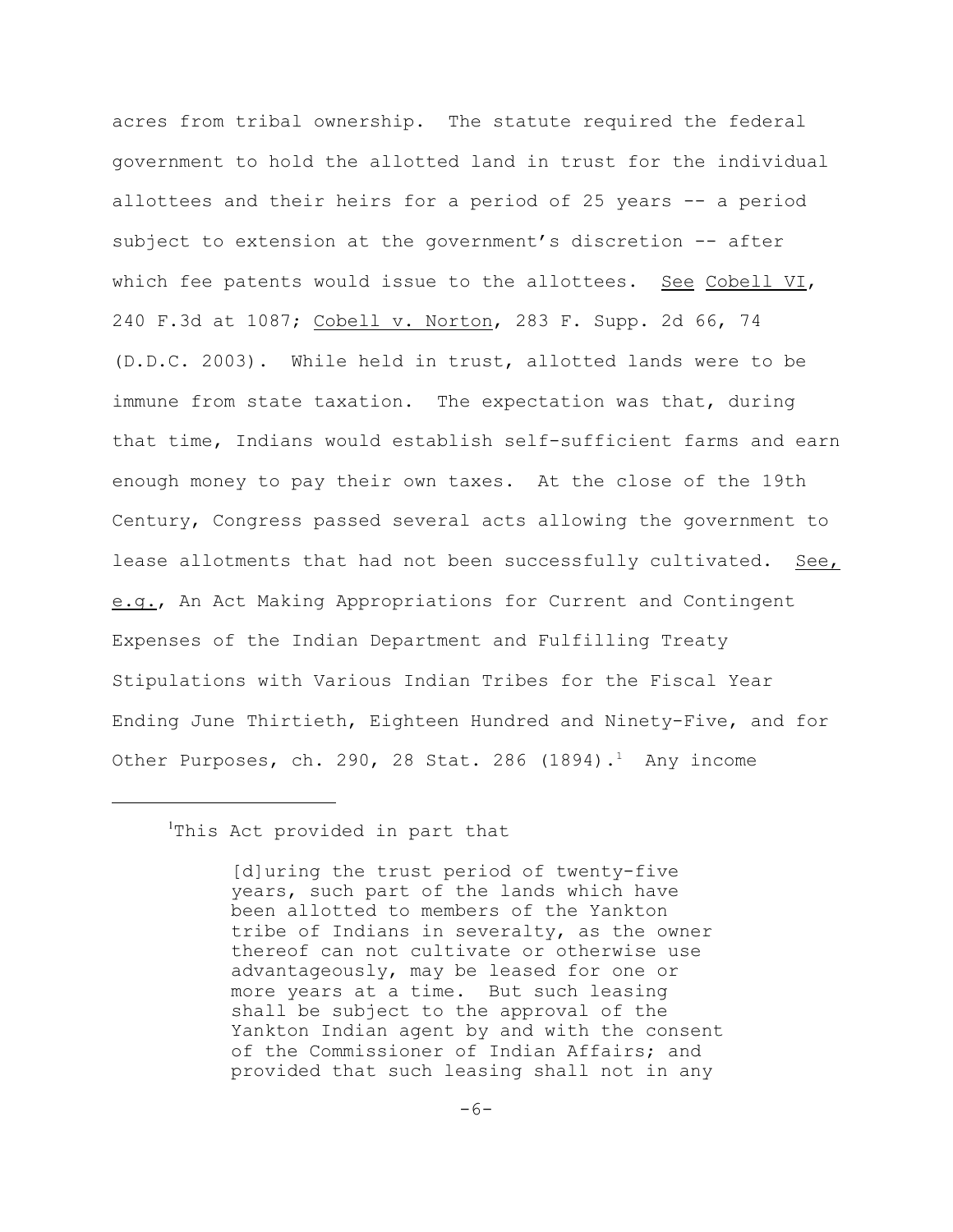acres from tribal ownership. The statute required the federal government to hold the allotted land in trust for the individual allottees and their heirs for a period of 25 years -- a period subject to extension at the government's discretion -- after which fee patents would issue to the allottees. See Cobell VI, 240 F.3d at 1087; Cobell v. Norton, 283 F. Supp. 2d 66, 74 (D.D.C. 2003). While held in trust, allotted lands were to be immune from state taxation. The expectation was that, during that time, Indians would establish self-sufficient farms and earn enough money to pay their own taxes. At the close of the 19th Century, Congress passed several acts allowing the government to lease allotments that had not been successfully cultivated. See, e.g., An Act Making Appropriations for Current and Contingent Expenses of the Indian Department and Fulfilling Treaty Stipulations with Various Indian Tribes for the Fiscal Year Ending June Thirtieth, Eighteen Hundred and Ninety-Five, and for Other Purposes, ch. 290, 28 Stat. 286 (1894).[1] Any income

---

[1]This Act provided in part that

> [d]uring the trust period of twenty-five years, such part of the lands which have been allotted to members of the Yankton tribe of Indians in severalty, as the owner thereof can not cultivate or otherwise use advantageously, may be leased for one or more years at a time. But such leasing shall be subject to the approval of the Yankton Indian agent by and with the consent of the Commissioner of Indian Affairs; and provided that such leasing shall not in any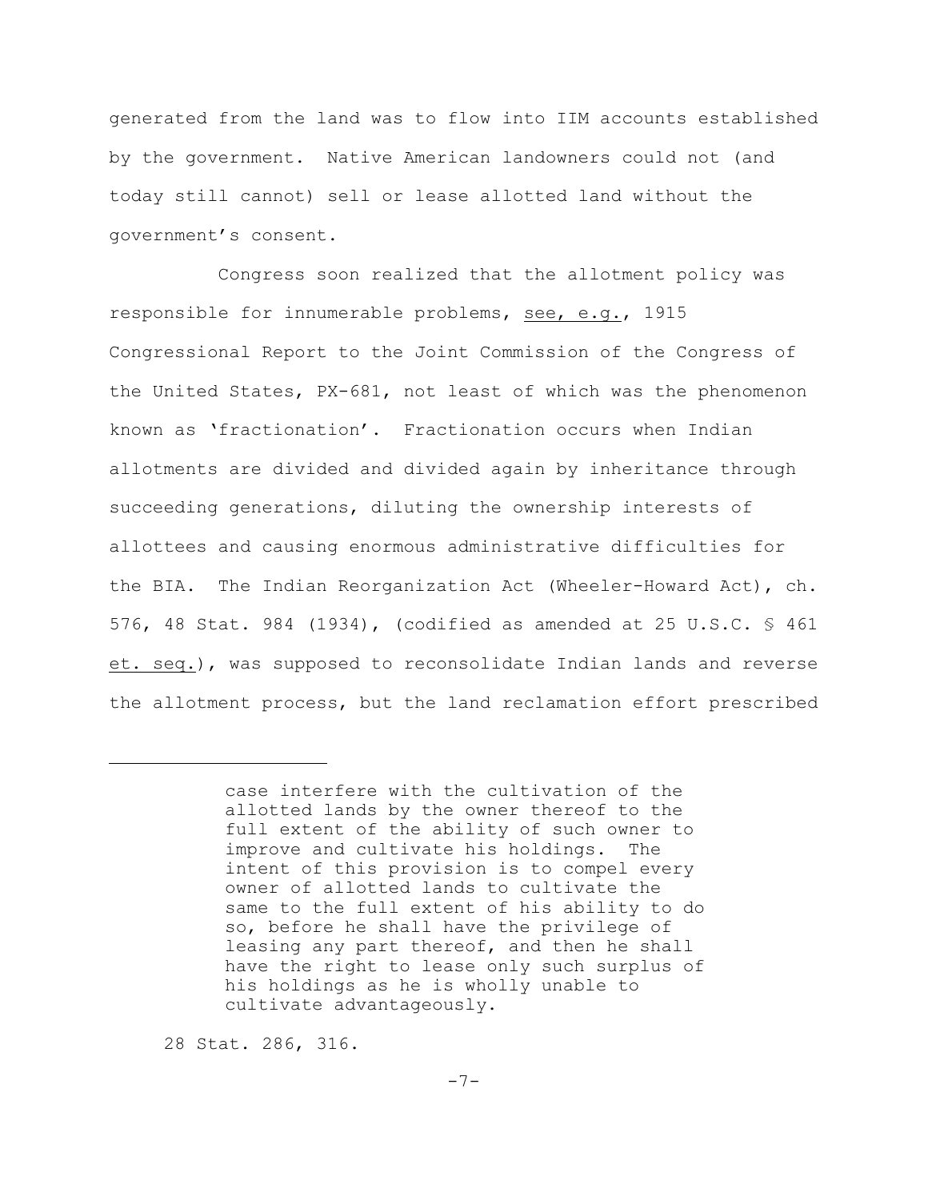generated from the land was to flow into IIM accounts established by the government. Native American landowners could not (and today still cannot) sell or lease allotted land without the government's consent.

Congress soon realized that the allotment policy was responsible for innumerable problems, see, e.g., 1915 Congressional Report to the Joint Commission of the Congress of the United States, PX-681, not least of which was the phenomenon known as 'fractionation'. Fractionation occurs when Indian allotments are divided and divided again by inheritance through succeeding generations, diluting the ownership interests of allottees and causing enormous administrative difficulties for the BIA. The Indian Reorganization Act (Wheeler-Howard Act), ch. 576, 48 Stat. 984 (1934), (codified as amended at 25 U.S.C. § 461 et. seq.), was supposed to reconsolidate Indian lands and reverse the allotment process, but the land reclamation effort prescribed

---

> case interfere with the cultivation of the allotted lands by the owner thereof to the full extent of the ability of such owner to improve and cultivate his holdings. The intent of this provision is to compel every owner of allotted lands to cultivate the same to the full extent of his ability to do so, before he shall have the privilege of leasing any part thereof, and then he shall have the right to lease only such surplus of his holdings as he is wholly unable to cultivate advantageously.

28 Stat. 286, 316.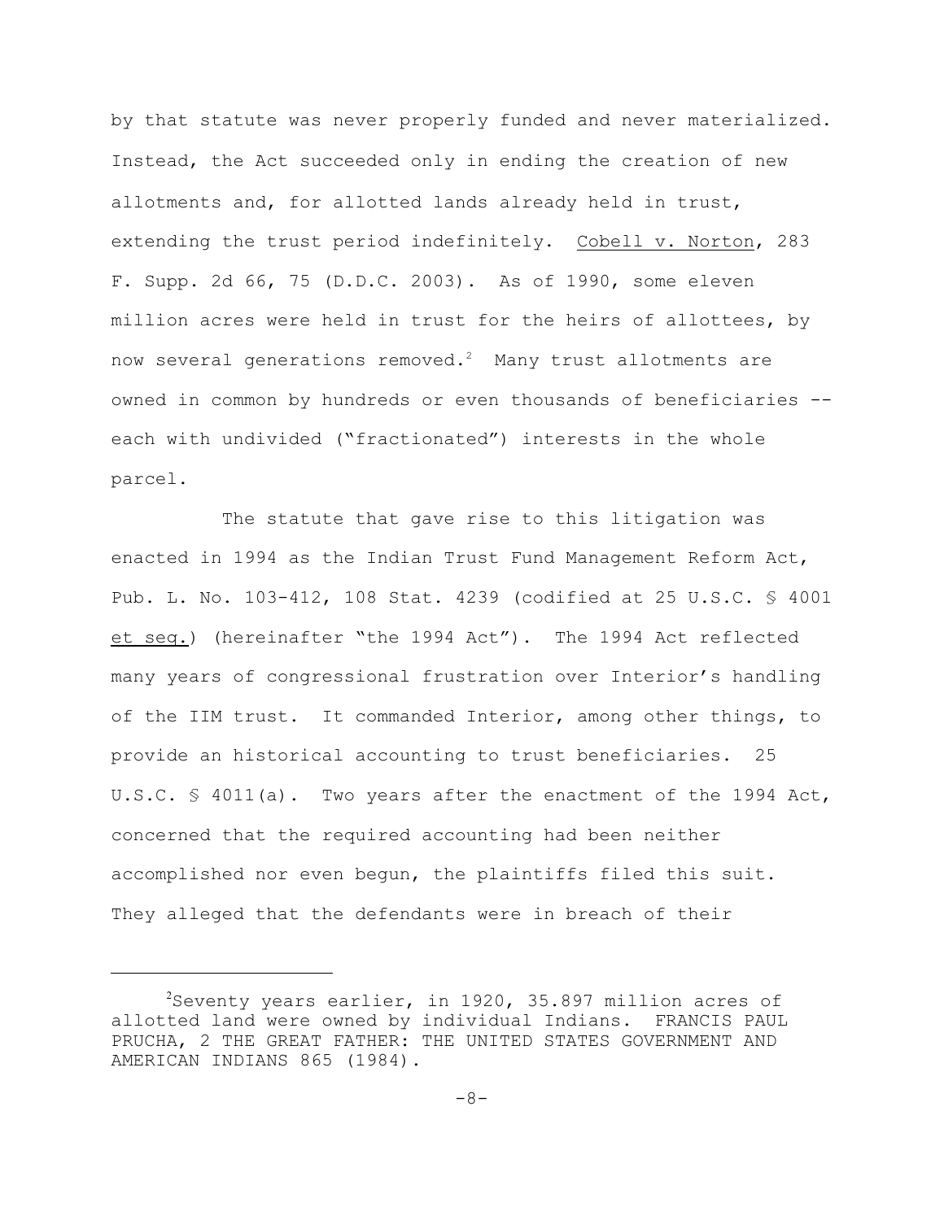by that statute was never properly funded and never materialized. Instead, the Act succeeded only in ending the creation of new allotments and, for allotted lands already held in trust, extending the trust period indefinitely. Cobell v. Norton, 283 F. Supp. 2d 66, 75 (D.D.C. 2003). As of 1990, some eleven million acres were held in trust for the heirs of allottees, by now several generations removed.[2] Many trust allotments are owned in common by hundreds or even thousands of beneficiaries -- each with undivided ("fractionated") interests in the whole parcel.

The statute that gave rise to this litigation was enacted in 1994 as the Indian Trust Fund Management Reform Act, Pub. L. No. 103-412, 108 Stat. 4239 (codified at 25 U.S.C. § 4001 et seq.) (hereinafter "the 1994 Act"). The 1994 Act reflected many years of congressional frustration over Interior's handling of the IIM trust. It commanded Interior, among other things, to provide an historical accounting to trust beneficiaries. 25 U.S.C. § 4011(a). Two years after the enactment of the 1994 Act, concerned that the required accounting had been neither accomplished nor even begun, the plaintiffs filed this suit. They alleged that the defendants were in breach of their

---

[2] Seventy years earlier, in 1920, 35.897 million acres of allotted land were owned by individual Indians. FRANCIS PAUL PRUCHA, 2 THE GREAT FATHER: THE UNITED STATES GOVERNMENT AND AMERICAN INDIANS 865 (1984).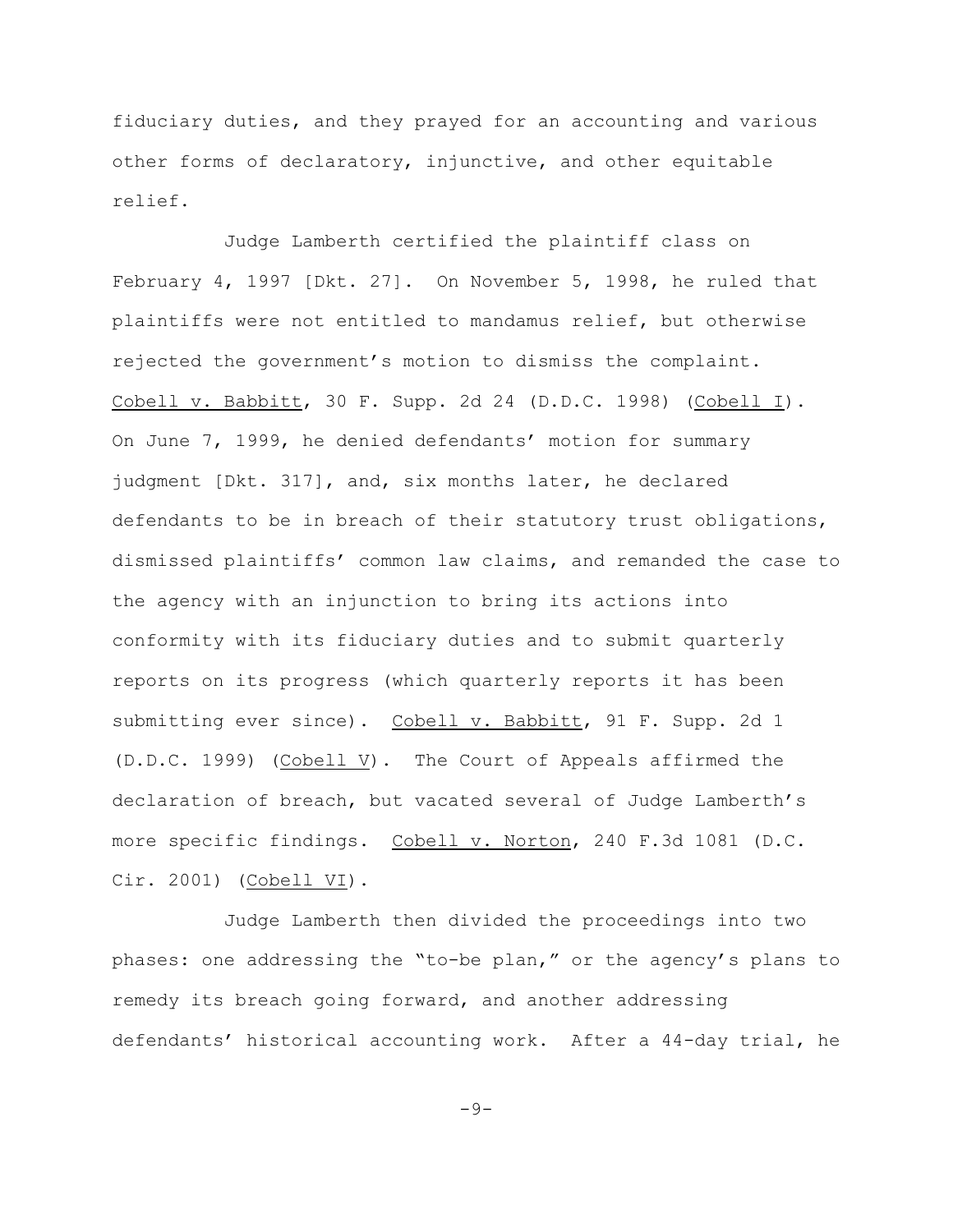fiduciary duties, and they prayed for an accounting and various other forms of declaratory, injunctive, and other equitable relief.

Judge Lamberth certified the plaintiff class on February 4, 1997 [Dkt. 27]. On November 5, 1998, he ruled that plaintiffs were not entitled to mandamus relief, but otherwise rejected the government's motion to dismiss the complaint. Cobell v. Babbitt, 30 F. Supp. 2d 24 (D.D.C. 1998) (Cobell I). On June 7, 1999, he denied defendants' motion for summary judgment [Dkt. 317], and, six months later, he declared defendants to be in breach of their statutory trust obligations, dismissed plaintiffs' common law claims, and remanded the case to the agency with an injunction to bring its actions into conformity with its fiduciary duties and to submit quarterly reports on its progress (which quarterly reports it has been submitting ever since). Cobell v. Babbitt, 91 F. Supp. 2d 1 (D.D.C. 1999) (Cobell V). The Court of Appeals affirmed the declaration of breach, but vacated several of Judge Lamberth's more specific findings. Cobell v. Norton, 240 F.3d 1081 (D.C. Cir. 2001) (Cobell VI).

Judge Lamberth then divided the proceedings into two phases: one addressing the "to-be plan," or the agency's plans to remedy its breach going forward, and another addressing defendants' historical accounting work. After a 44-day trial, he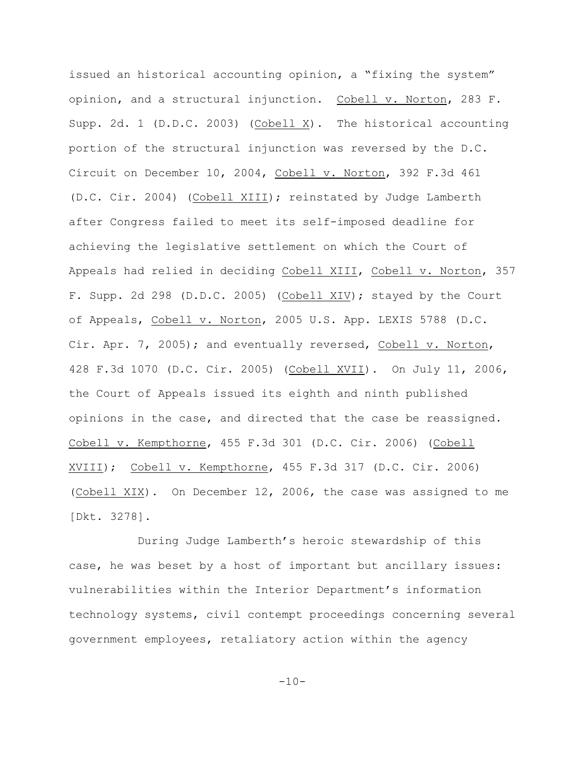issued an historical accounting opinion, a "fixing the system" opinion, and a structural injunction. Cobell v. Norton, 283 F. Supp. 2d. 1 (D.D.C. 2003) (Cobell X). The historical accounting portion of the structural injunction was reversed by the D.C. Circuit on December 10, 2004, Cobell v. Norton, 392 F.3d 461 (D.C. Cir. 2004) (Cobell XIII); reinstated by Judge Lamberth after Congress failed to meet its self-imposed deadline for achieving the legislative settlement on which the Court of Appeals had relied in deciding Cobell XIII, Cobell v. Norton, 357 F. Supp. 2d 298 (D.D.C. 2005) (Cobell XIV); stayed by the Court of Appeals, Cobell v. Norton, 2005 U.S. App. LEXIS 5788 (D.C. Cir. Apr. 7, 2005); and eventually reversed, Cobell v. Norton, 428 F.3d 1070 (D.C. Cir. 2005) (Cobell XVII). On July 11, 2006, the Court of Appeals issued its eighth and ninth published opinions in the case, and directed that the case be reassigned. Cobell v. Kempthorne, 455 F.3d 301 (D.C. Cir. 2006) (Cobell XVIII); Cobell v. Kempthorne, 455 F.3d 317 (D.C. Cir. 2006) (Cobell XIX). On December 12, 2006, the case was assigned to me [Dkt. 3278].

During Judge Lamberth's heroic stewardship of this case, he was beset by a host of important but ancillary issues: vulnerabilities within the Interior Department's information technology systems, civil contempt proceedings concerning several government employees, retaliatory action within the agency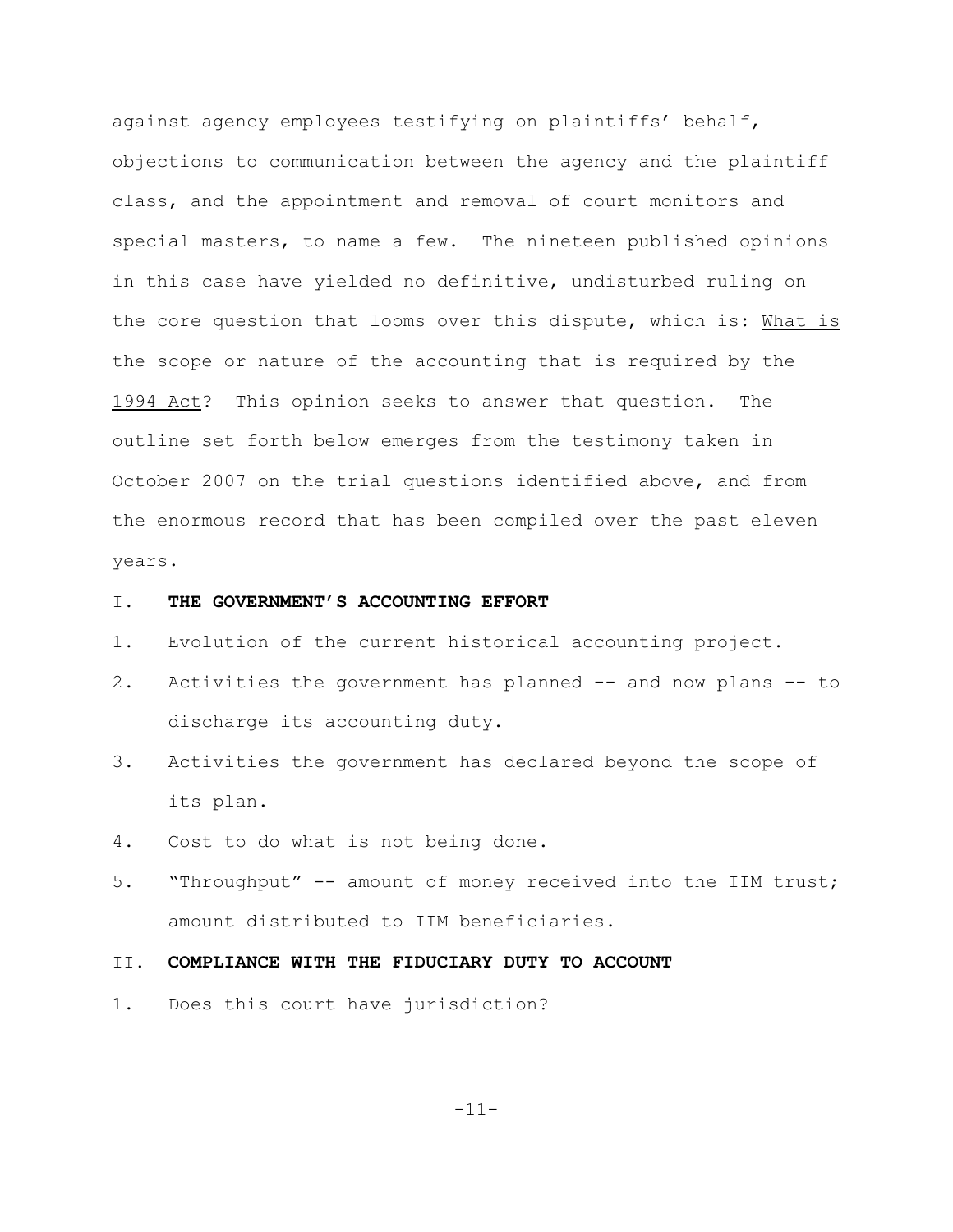against agency employees testifying on plaintiffs' behalf, objections to communication between the agency and the plaintiff class, and the appointment and removal of court monitors and special masters, to name a few. The nineteen published opinions in this case have yielded no definitive, undisturbed ruling on the core question that looms over this dispute, which is: <u>What is the scope or nature of the accounting that is required by the 1994 Act</u>? This opinion seeks to answer that question. The outline set forth below emerges from the testimony taken in October 2007 on the trial questions identified above, and from the enormous record that has been compiled over the past eleven years.

I. **THE GOVERNMENT'S ACCOUNTING EFFORT**

1. Evolution of the current historical accounting project.
2. Activities the government has planned -- and now plans -- to discharge its accounting duty.
3. Activities the government has declared beyond the scope of its plan.
4. Cost to do what is not being done.
5. "Throughput" -- amount of money received into the IIM trust; amount distributed to IIM beneficiaries.

II. **COMPLIANCE WITH THE FIDUCIARY DUTY TO ACCOUNT**

1. Does this court have jurisdiction?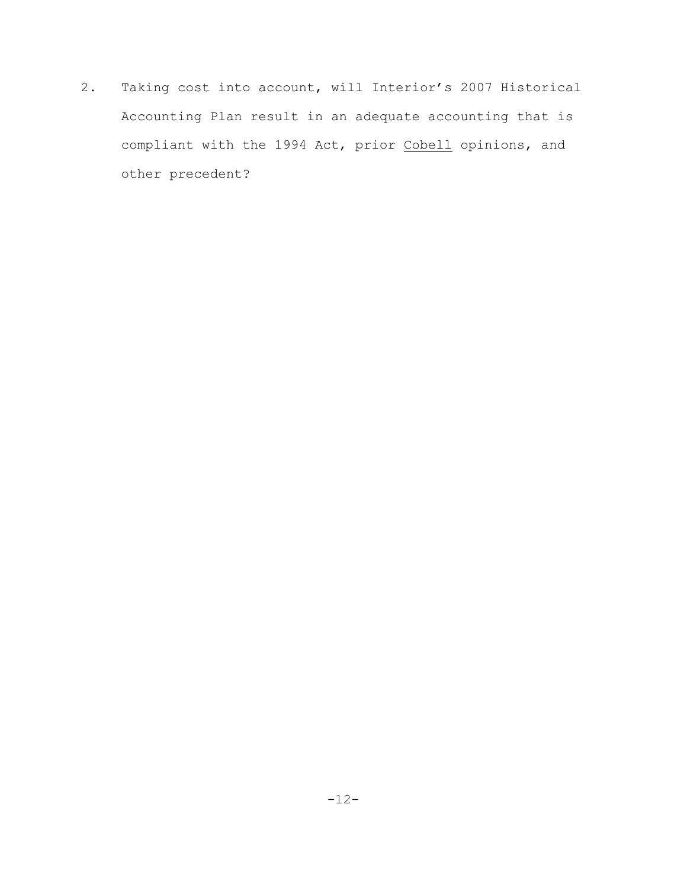2. Taking cost into account, will Interior's 2007 Historical Accounting Plan result in an adequate accounting that is compliant with the 1994 Act, prior Cobell opinions, and other precedent?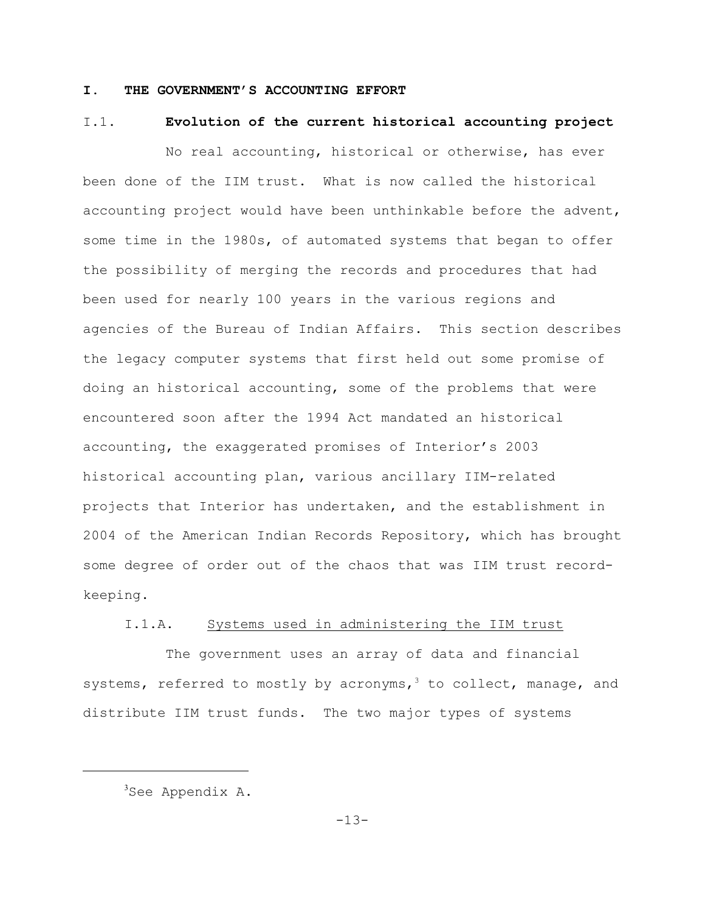# I. THE GOVERNMENT'S ACCOUNTING EFFORT

## I.1. **Evolution of the current historical accounting project**

No real accounting, historical or otherwise, has ever been done of the IIM trust. What is now called the historical accounting project would have been unthinkable before the advent, some time in the 1980s, of automated systems that began to offer the possibility of merging the records and procedures that had been used for nearly 100 years in the various regions and agencies of the Bureau of Indian Affairs. This section describes the legacy computer systems that first held out some promise of doing an historical accounting, some of the problems that were encountered soon after the 1994 Act mandated an historical accounting, the exaggerated promises of Interior's 2003 historical accounting plan, various ancillary IIM-related projects that Interior has undertaken, and the establishment in 2004 of the American Indian Records Repository, which has brought some degree of order out of the chaos that was IIM trust record-keeping.

### I.1.A. Systems used in administering the IIM trust

The government uses an array of data and financial systems, referred to mostly by acronyms,[3] to collect, manage, and distribute IIM trust funds. The two major types of systems

---

[3]See Appendix A.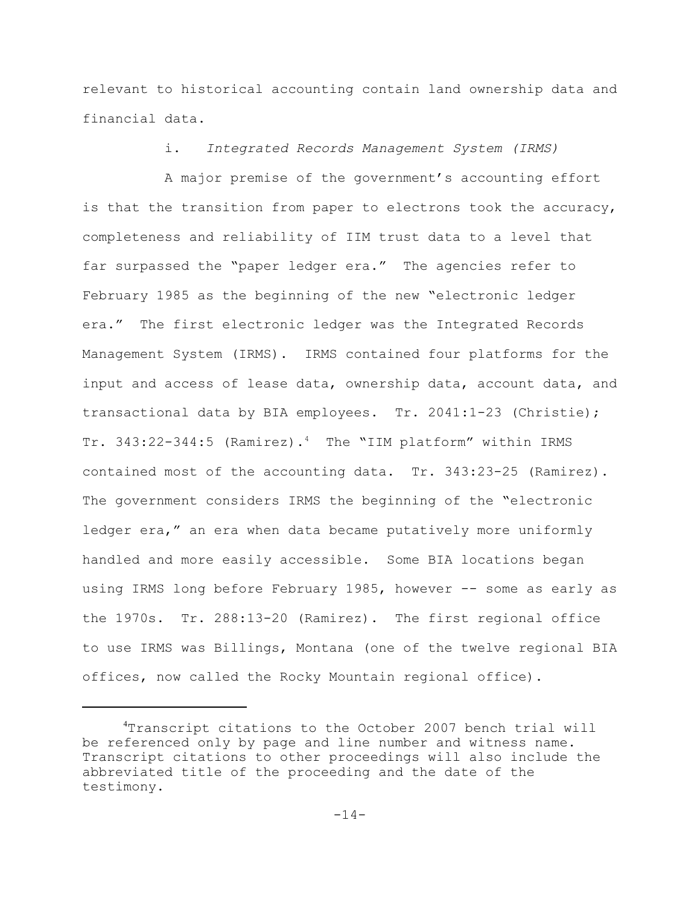relevant to historical accounting contain land ownership data and financial data.

i. *Integrated Records Management System (IRMS)*

A major premise of the government's accounting effort is that the transition from paper to electrons took the accuracy, completeness and reliability of IIM trust data to a level that far surpassed the "paper ledger era." The agencies refer to February 1985 as the beginning of the new "electronic ledger era." The first electronic ledger was the Integrated Records Management System (IRMS). IRMS contained four platforms for the input and access of lease data, ownership data, account data, and transactional data by BIA employees. Tr. 2041:1-23 (Christie); Tr. 343:22-344:5 (Ramirez).[4] The "IIM platform" within IRMS contained most of the accounting data. Tr. 343:23-25 (Ramirez). The government considers IRMS the beginning of the "electronic ledger era," an era when data became putatively more uniformly handled and more easily accessible. Some BIA locations began using IRMS long before February 1985, however -- some as early as the 1970s. Tr. 288:13-20 (Ramirez). The first regional office to use IRMS was Billings, Montana (one of the twelve regional BIA offices, now called the Rocky Mountain regional office).

---

[4] Transcript citations to the October 2007 bench trial will be referenced only by page and line number and witness name. Transcript citations to other proceedings will also include the abbreviated title of the proceeding and the date of the testimony.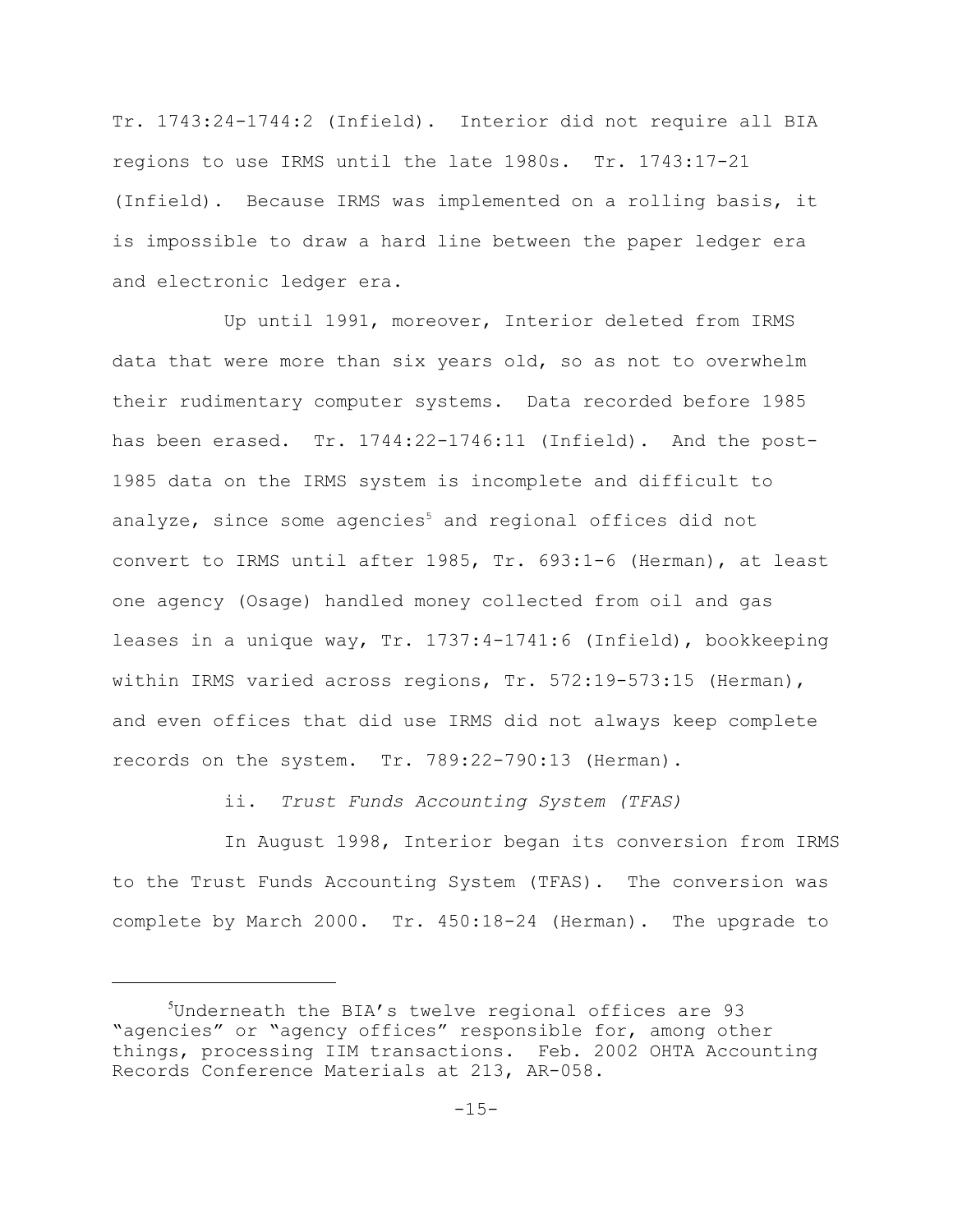Tr. 1743:24-1744:2 (Infield). Interior did not require all BIA regions to use IRMS until the late 1980s. Tr. 1743:17-21 (Infield). Because IRMS was implemented on a rolling basis, it is impossible to draw a hard line between the paper ledger era and electronic ledger era.

Up until 1991, moreover, Interior deleted from IRMS data that were more than six years old, so as not to overwhelm their rudimentary computer systems. Data recorded before 1985 has been erased. Tr. 1744:22-1746:11 (Infield). And the post-1985 data on the IRMS system is incomplete and difficult to analyze, since some agencies[5] and regional offices did not convert to IRMS until after 1985, Tr. 693:1-6 (Herman), at least one agency (Osage) handled money collected from oil and gas leases in a unique way, Tr. 1737:4-1741:6 (Infield), bookkeeping within IRMS varied across regions, Tr. 572:19-573:15 (Herman), and even offices that did use IRMS did not always keep complete records on the system. Tr. 789:22-790:13 (Herman).

ii. *Trust Funds Accounting System (TFAS)*

In August 1998, Interior began its conversion from IRMS to the Trust Funds Accounting System (TFAS). The conversion was complete by March 2000. Tr. 450:18-24 (Herman). The upgrade to

[5] Underneath the BIA's twelve regional offices are 93 "agencies" or "agency offices" responsible for, among other things, processing IIM transactions. Feb. 2002 OHTA Accounting Records Conference Materials at 213, AR-058.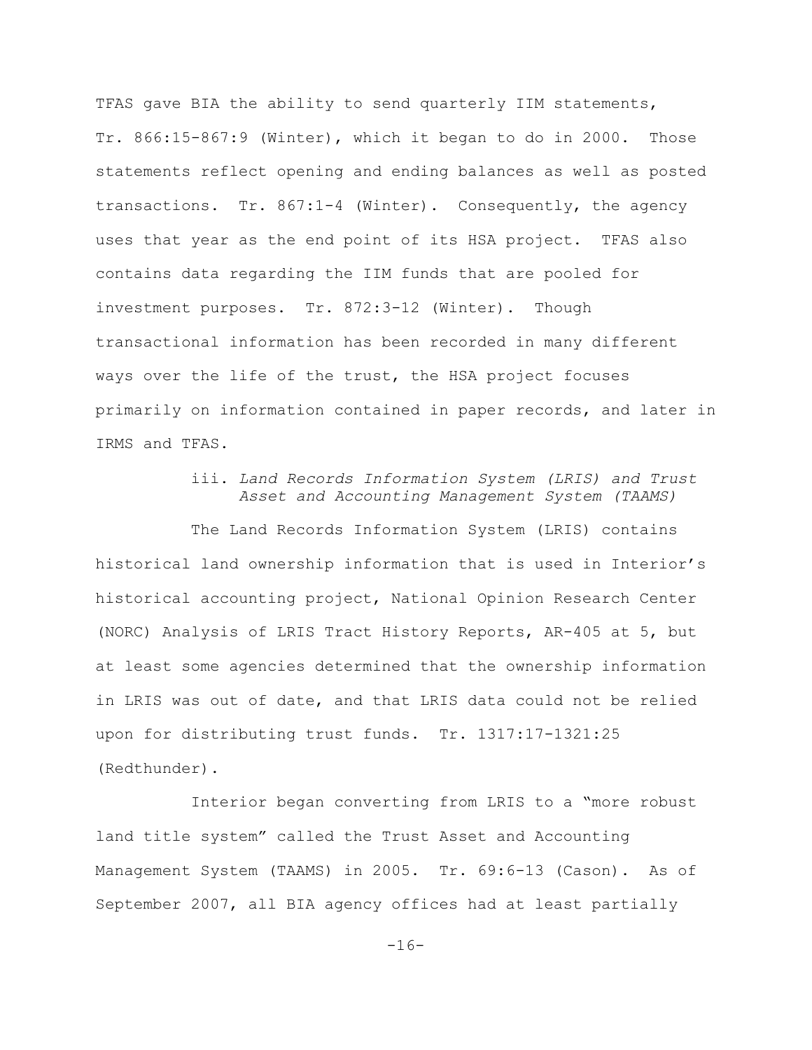TFAS gave BIA the ability to send quarterly IIM statements, Tr. 866:15-867:9 (Winter), which it began to do in 2000. Those statements reflect opening and ending balances as well as posted transactions. Tr. 867:1-4 (Winter). Consequently, the agency uses that year as the end point of its HSA project. TFAS also contains data regarding the IIM funds that are pooled for investment purposes. Tr. 872:3-12 (Winter). Though transactional information has been recorded in many different ways over the life of the trust, the HSA project focuses primarily on information contained in paper records, and later in IRMS and TFAS.

#### iii. *Land Records Information System (LRIS) and Trust Asset and Accounting Management System (TAAMS)*

The Land Records Information System (LRIS) contains historical land ownership information that is used in Interior's historical accounting project, National Opinion Research Center (NORC) Analysis of LRIS Tract History Reports, AR-405 at 5, but at least some agencies determined that the ownership information in LRIS was out of date, and that LRIS data could not be relied upon for distributing trust funds. Tr. 1317:17-1321:25 (Redthunder).

Interior began converting from LRIS to a "more robust land title system" called the Trust Asset and Accounting Management System (TAAMS) in 2005. Tr. 69:6-13 (Cason). As of September 2007, all BIA agency offices had at least partially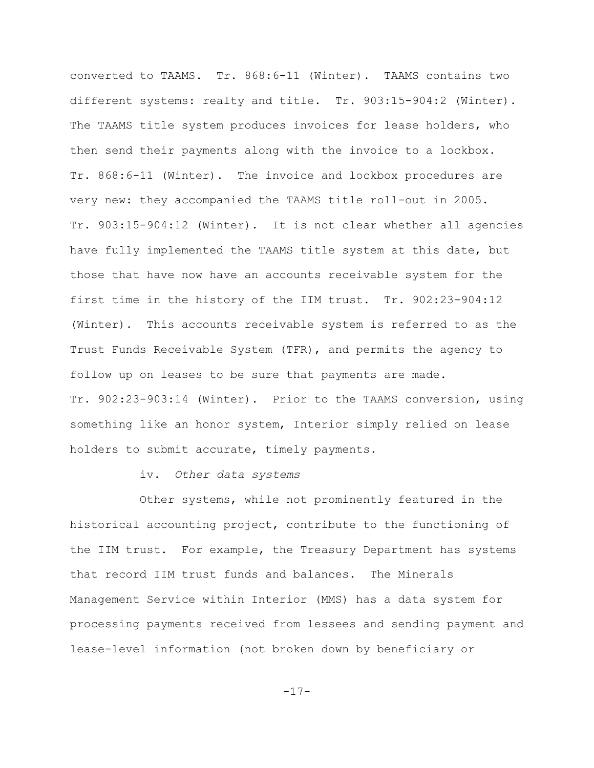converted to TAAMS. Tr. 868:6-11 (Winter). TAAMS contains two different systems: realty and title. Tr. 903:15-904:2 (Winter). The TAAMS title system produces invoices for lease holders, who then send their payments along with the invoice to a lockbox. Tr. 868:6-11 (Winter). The invoice and lockbox procedures are very new: they accompanied the TAAMS title roll-out in 2005. Tr. 903:15-904:12 (Winter). It is not clear whether all agencies have fully implemented the TAAMS title system at this date, but those that have now have an accounts receivable system for the first time in the history of the IIM trust. Tr. 902:23-904:12 (Winter). This accounts receivable system is referred to as the Trust Funds Receivable System (TFR), and permits the agency to follow up on leases to be sure that payments are made. Tr. 902:23-903:14 (Winter). Prior to the TAAMS conversion, using something like an honor system, Interior simply relied on lease holders to submit accurate, timely payments.

iv. *Other data systems*

Other systems, while not prominently featured in the historical accounting project, contribute to the functioning of the IIM trust. For example, the Treasury Department has systems that record IIM trust funds and balances. The Minerals Management Service within Interior (MMS) has a data system for processing payments received from lessees and sending payment and lease-level information (not broken down by beneficiary or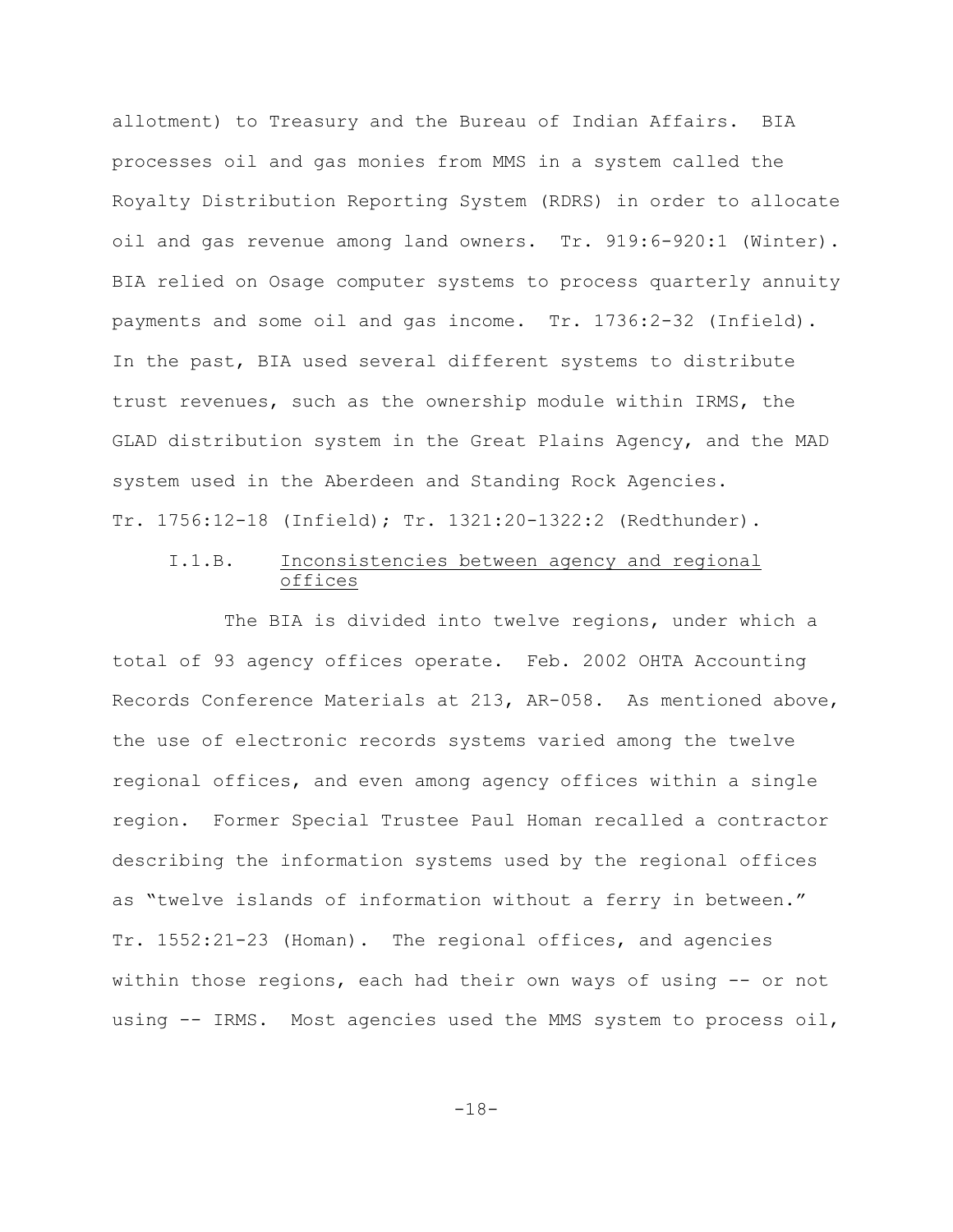allotment) to Treasury and the Bureau of Indian Affairs. BIA processes oil and gas monies from MMS in a system called the Royalty Distribution Reporting System (RDRS) in order to allocate oil and gas revenue among land owners. Tr. 919:6-920:1 (Winter). BIA relied on Osage computer systems to process quarterly annuity payments and some oil and gas income. Tr. 1736:2-32 (Infield). In the past, BIA used several different systems to distribute trust revenues, such as the ownership module within IRMS, the GLAD distribution system in the Great Plains Agency, and the MAD system used in the Aberdeen and Standing Rock Agencies. Tr. 1756:12-18 (Infield); Tr. 1321:20-1322:2 (Redthunder).

### I.1.B. Inconsistencies between agency and regional offices

The BIA is divided into twelve regions, under which a total of 93 agency offices operate. Feb. 2002 OHTA Accounting Records Conference Materials at 213, AR-058. As mentioned above, the use of electronic records systems varied among the twelve regional offices, and even among agency offices within a single region. Former Special Trustee Paul Homan recalled a contractor describing the information systems used by the regional offices as "twelve islands of information without a ferry in between." Tr. 1552:21-23 (Homan). The regional offices, and agencies within those regions, each had their own ways of using -- or not using -- IRMS. Most agencies used the MMS system to process oil,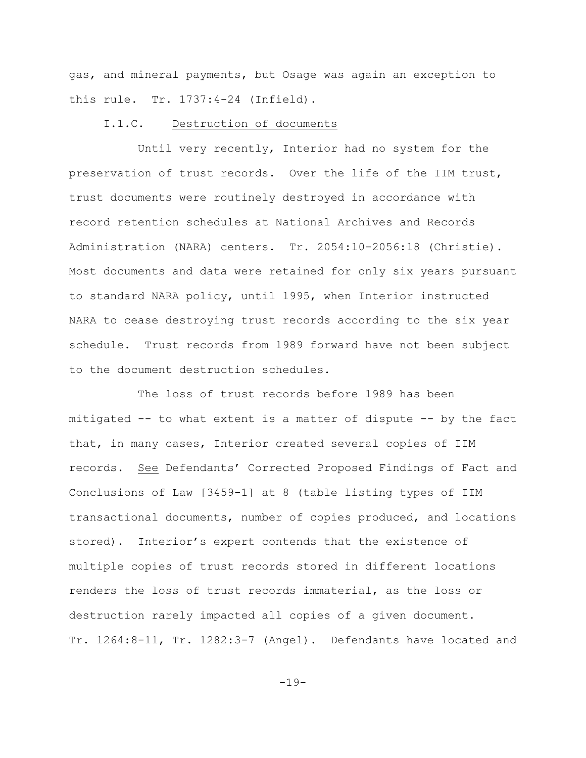gas, and mineral payments, but Osage was again an exception to this rule. Tr. 1737:4-24 (Infield).

### I.1.C. Destruction of documents

Until very recently, Interior had no system for the preservation of trust records. Over the life of the IIM trust, trust documents were routinely destroyed in accordance with record retention schedules at National Archives and Records Administration (NARA) centers. Tr. 2054:10-2056:18 (Christie). Most documents and data were retained for only six years pursuant to standard NARA policy, until 1995, when Interior instructed NARA to cease destroying trust records according to the six year schedule. Trust records from 1989 forward have not been subject to the document destruction schedules.

The loss of trust records before 1989 has been mitigated -- to what extent is a matter of dispute -- by the fact that, in many cases, Interior created several copies of IIM records. See Defendants' Corrected Proposed Findings of Fact and Conclusions of Law [3459-1] at 8 (table listing types of IIM transactional documents, number of copies produced, and locations stored). Interior's expert contends that the existence of multiple copies of trust records stored in different locations renders the loss of trust records immaterial, as the loss or destruction rarely impacted all copies of a given document. Tr. 1264:8-11, Tr. 1282:3-7 (Angel). Defendants have located and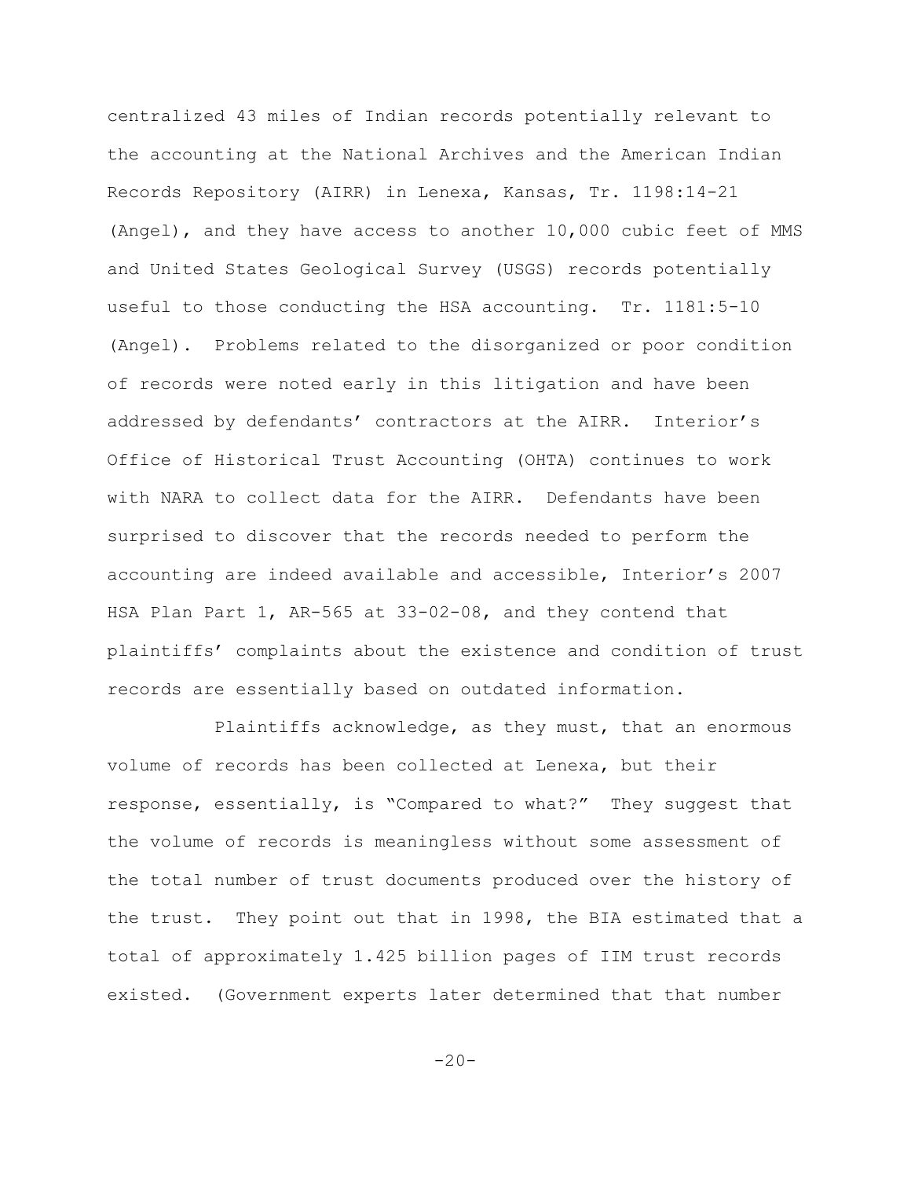centralized 43 miles of Indian records potentially relevant to the accounting at the National Archives and the American Indian Records Repository (AIRR) in Lenexa, Kansas, Tr. 1198:14-21 (Angel), and they have access to another 10,000 cubic feet of MMS and United States Geological Survey (USGS) records potentially useful to those conducting the HSA accounting. Tr. 1181:5-10 (Angel). Problems related to the disorganized or poor condition of records were noted early in this litigation and have been addressed by defendants' contractors at the AIRR. Interior's Office of Historical Trust Accounting (OHTA) continues to work with NARA to collect data for the AIRR. Defendants have been surprised to discover that the records needed to perform the accounting are indeed available and accessible, Interior's 2007 HSA Plan Part 1, AR-565 at 33-02-08, and they contend that plaintiffs' complaints about the existence and condition of trust records are essentially based on outdated information.

Plaintiffs acknowledge, as they must, that an enormous volume of records has been collected at Lenexa, but their response, essentially, is "Compared to what?" They suggest that the volume of records is meaningless without some assessment of the total number of trust documents produced over the history of the trust. They point out that in 1998, the BIA estimated that a total of approximately 1.425 billion pages of IIM trust records existed. (Government experts later determined that that number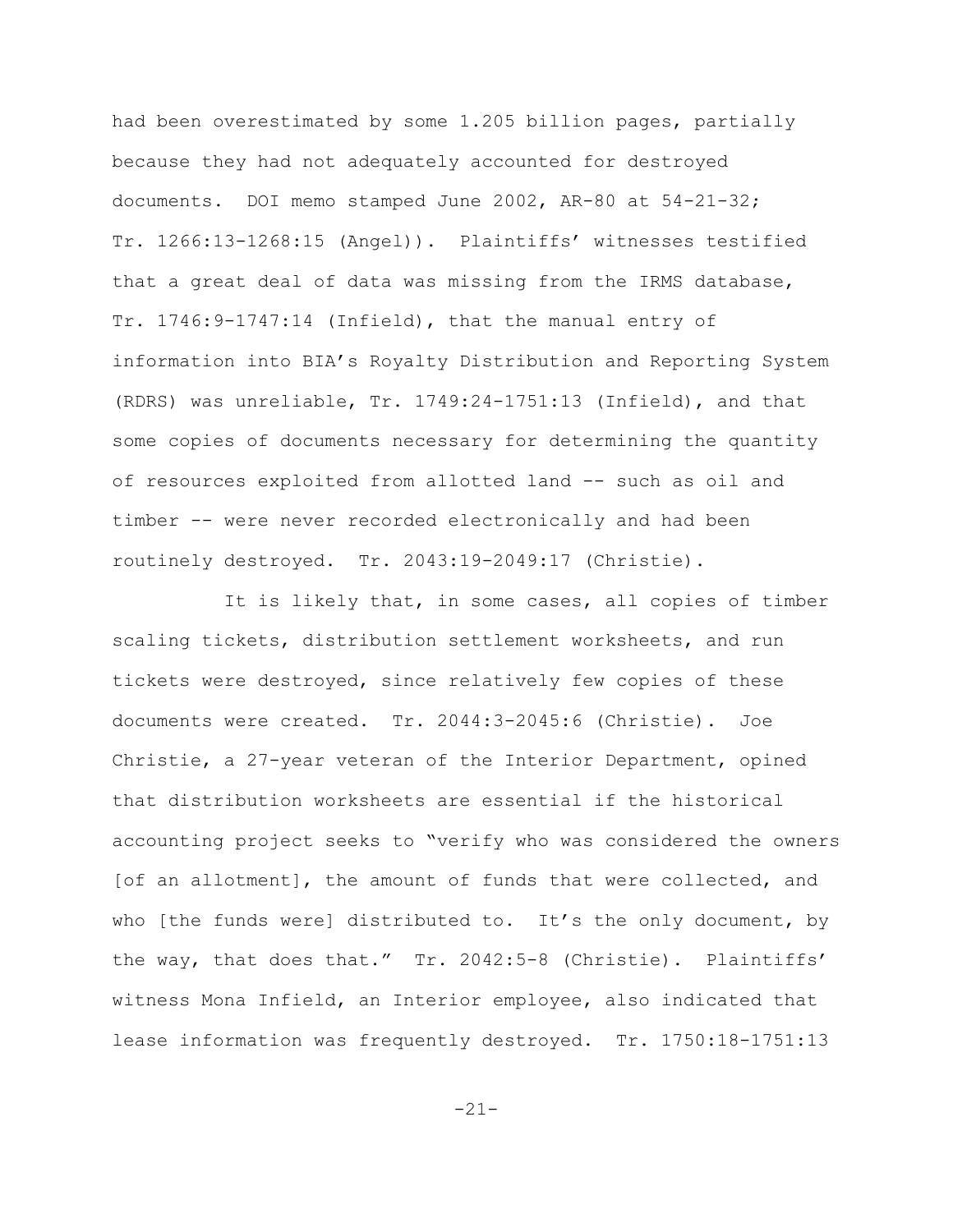had been overestimated by some 1.205 billion pages, partially because they had not adequately accounted for destroyed documents. DOI memo stamped June 2002, AR-80 at 54-21-32; Tr. 1266:13-1268:15 (Angel)). Plaintiffs' witnesses testified that a great deal of data was missing from the IRMS database, Tr. 1746:9-1747:14 (Infield), that the manual entry of information into BIA's Royalty Distribution and Reporting System (RDRS) was unreliable, Tr. 1749:24-1751:13 (Infield), and that some copies of documents necessary for determining the quantity of resources exploited from allotted land -- such as oil and timber -- were never recorded electronically and had been routinely destroyed. Tr. 2043:19-2049:17 (Christie).

It is likely that, in some cases, all copies of timber scaling tickets, distribution settlement worksheets, and run tickets were destroyed, since relatively few copies of these documents were created. Tr. 2044:3-2045:6 (Christie). Joe Christie, a 27-year veteran of the Interior Department, opined that distribution worksheets are essential if the historical accounting project seeks to "verify who was considered the owners [of an allotment], the amount of funds that were collected, and who [the funds were] distributed to. It's the only document, by the way, that does that." Tr. 2042:5-8 (Christie). Plaintiffs' witness Mona Infield, an Interior employee, also indicated that lease information was frequently destroyed. Tr. 1750:18-1751:13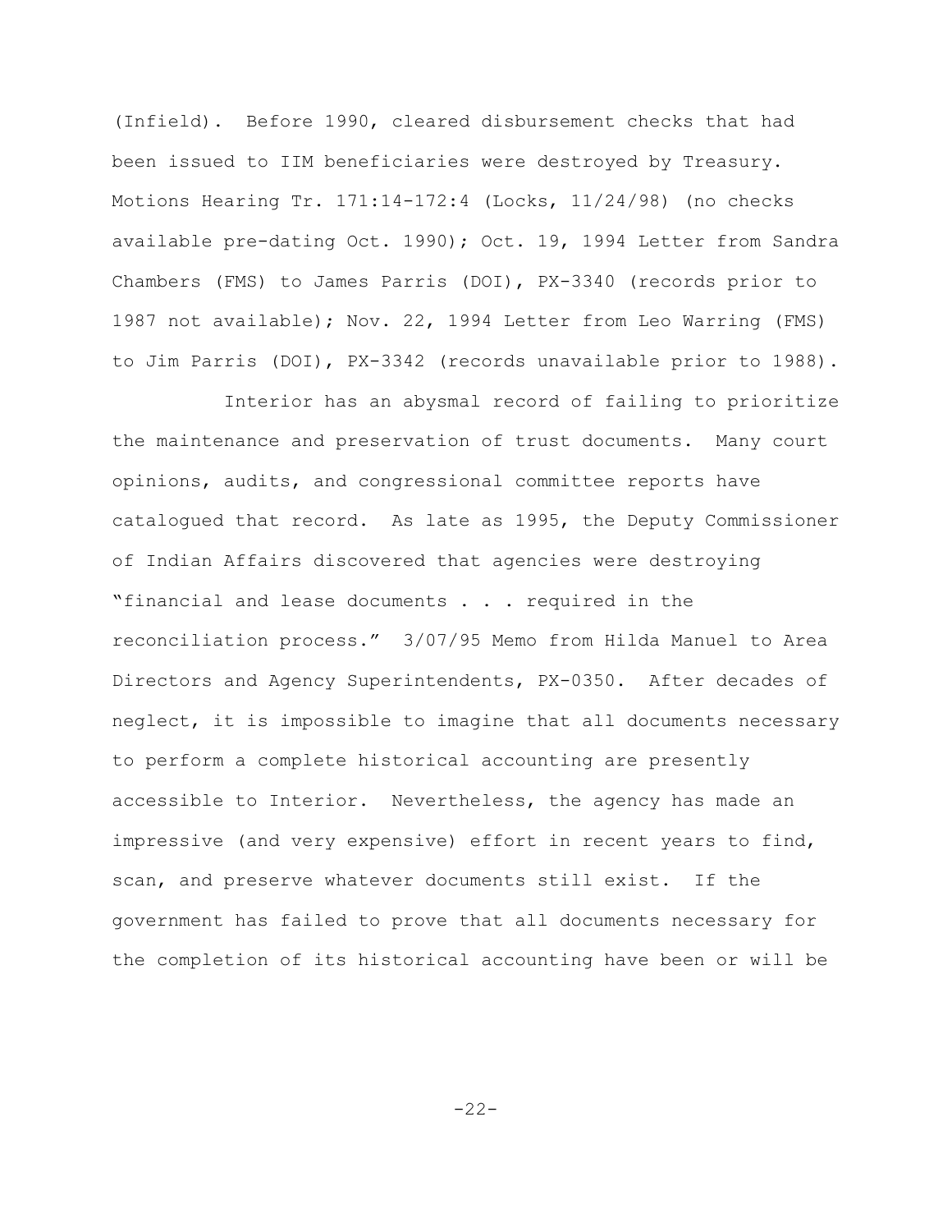(Infield). Before 1990, cleared disbursement checks that had been issued to IIM beneficiaries were destroyed by Treasury. Motions Hearing Tr. 171:14-172:4 (Locks, 11/24/98) (no checks available pre-dating Oct. 1990); Oct. 19, 1994 Letter from Sandra Chambers (FMS) to James Parris (DOI), PX-3340 (records prior to 1987 not available); Nov. 22, 1994 Letter from Leo Warring (FMS) to Jim Parris (DOI), PX-3342 (records unavailable prior to 1988).

Interior has an abysmal record of failing to prioritize the maintenance and preservation of trust documents. Many court opinions, audits, and congressional committee reports have catalogued that record. As late as 1995, the Deputy Commissioner of Indian Affairs discovered that agencies were destroying "financial and lease documents . . . required in the reconciliation process." 3/07/95 Memo from Hilda Manuel to Area Directors and Agency Superintendents, PX-0350. After decades of neglect, it is impossible to imagine that all documents necessary to perform a complete historical accounting are presently accessible to Interior. Nevertheless, the agency has made an impressive (and very expensive) effort in recent years to find, scan, and preserve whatever documents still exist. If the government has failed to prove that all documents necessary for the completion of its historical accounting have been or will be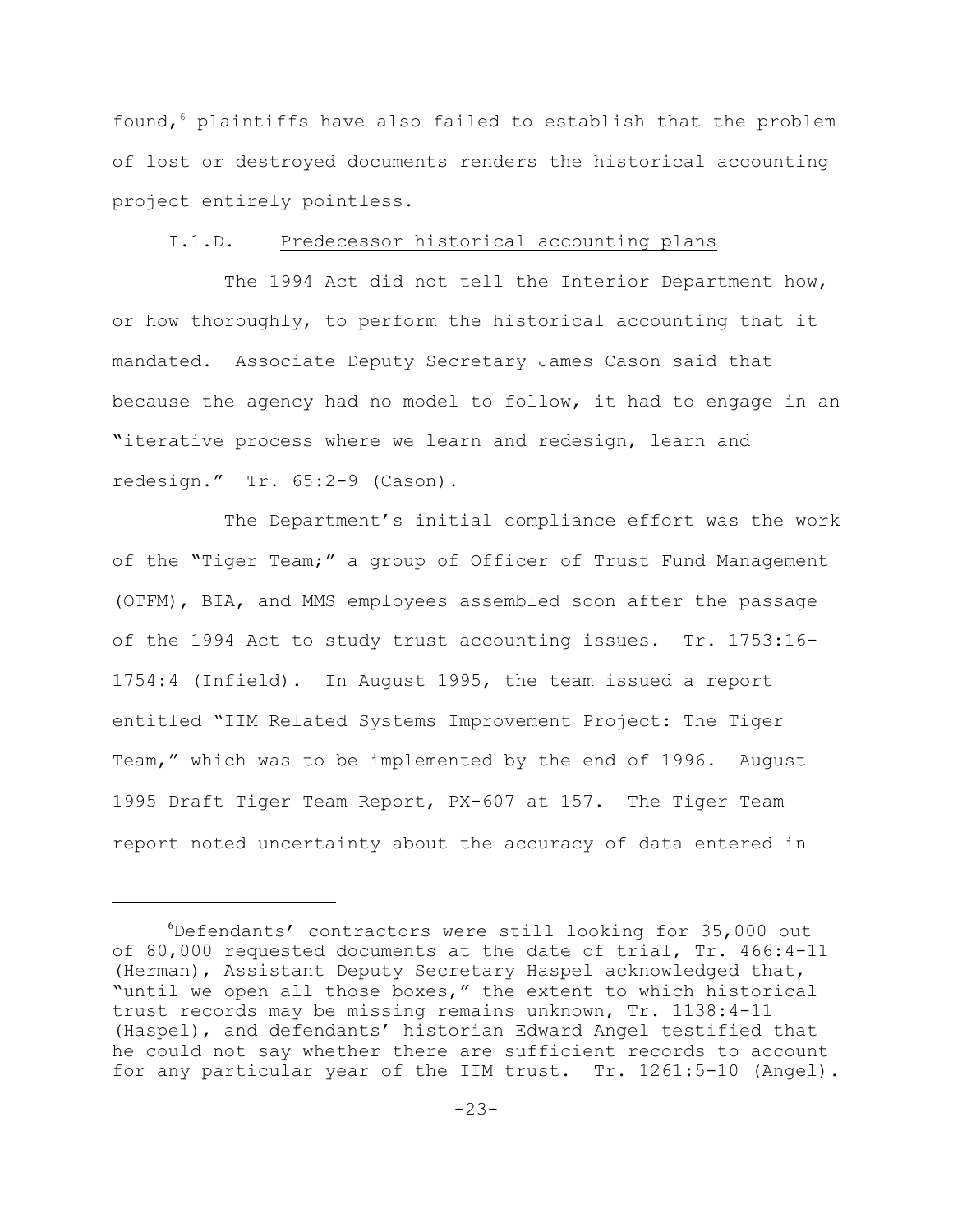found,[6] plaintiffs have also failed to establish that the problem of lost or destroyed documents renders the historical accounting project entirely pointless.

I.1.D. Predecessor historical accounting plans

The 1994 Act did not tell the Interior Department how, or how thoroughly, to perform the historical accounting that it mandated. Associate Deputy Secretary James Cason said that because the agency had no model to follow, it had to engage in an "iterative process where we learn and redesign, learn and redesign." Tr. 65:2-9 (Cason).

The Department's initial compliance effort was the work of the "Tiger Team;" a group of Officer of Trust Fund Management (OTFM), BIA, and MMS employees assembled soon after the passage of the 1994 Act to study trust accounting issues. Tr. 1753:16-1754:4 (Infield). In August 1995, the team issued a report entitled "IIM Related Systems Improvement Project: The Tiger Team," which was to be implemented by the end of 1996. August 1995 Draft Tiger Team Report, PX-607 at 157. The Tiger Team report noted uncertainty about the accuracy of data entered in

---

[6] Defendants' contractors were still looking for 35,000 out of 80,000 requested documents at the date of trial, Tr. 466:4-11 (Herman), Assistant Deputy Secretary Haspel acknowledged that, "until we open all those boxes," the extent to which historical trust records may be missing remains unknown, Tr. 1138:4-11 (Haspel), and defendants' historian Edward Angel testified that he could not say whether there are sufficient records to account for any particular year of the IIM trust. Tr. 1261:5-10 (Angel).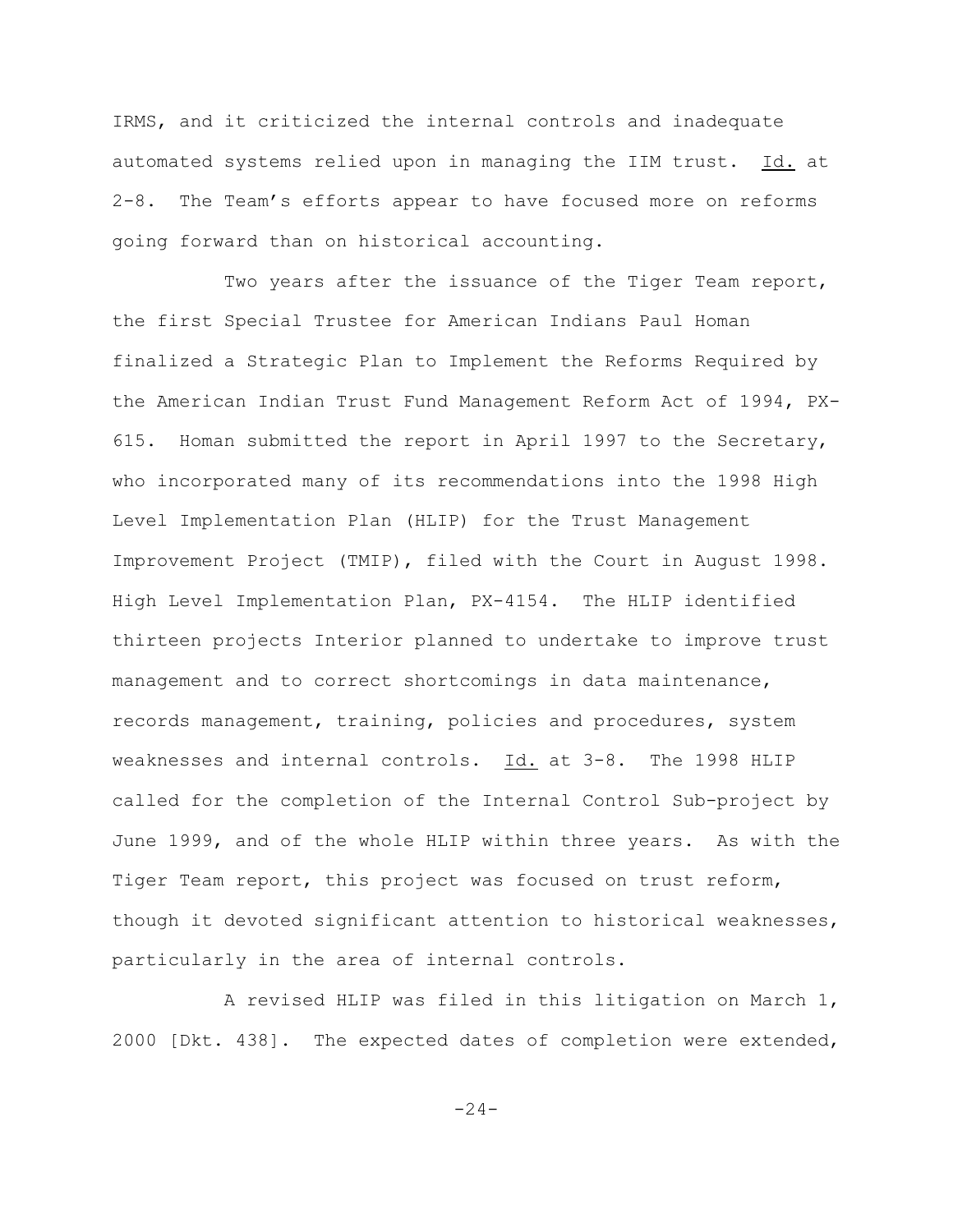IRMS, and it criticized the internal controls and inadequate automated systems relied upon in managing the IIM trust. Id. at 2-8. The Team's efforts appear to have focused more on reforms going forward than on historical accounting.

Two years after the issuance of the Tiger Team report, the first Special Trustee for American Indians Paul Homan finalized a Strategic Plan to Implement the Reforms Required by the American Indian Trust Fund Management Reform Act of 1994, PX-615. Homan submitted the report in April 1997 to the Secretary, who incorporated many of its recommendations into the 1998 High Level Implementation Plan (HLIP) for the Trust Management Improvement Project (TMIP), filed with the Court in August 1998. High Level Implementation Plan, PX-4154. The HLIP identified thirteen projects Interior planned to undertake to improve trust management and to correct shortcomings in data maintenance, records management, training, policies and procedures, system weaknesses and internal controls. Id. at 3-8. The 1998 HLIP called for the completion of the Internal Control Sub-project by June 1999, and of the whole HLIP within three years. As with the Tiger Team report, this project was focused on trust reform, though it devoted significant attention to historical weaknesses, particularly in the area of internal controls.

A revised HLIP was filed in this litigation on March 1, 2000 [Dkt. 438]. The expected dates of completion were extended,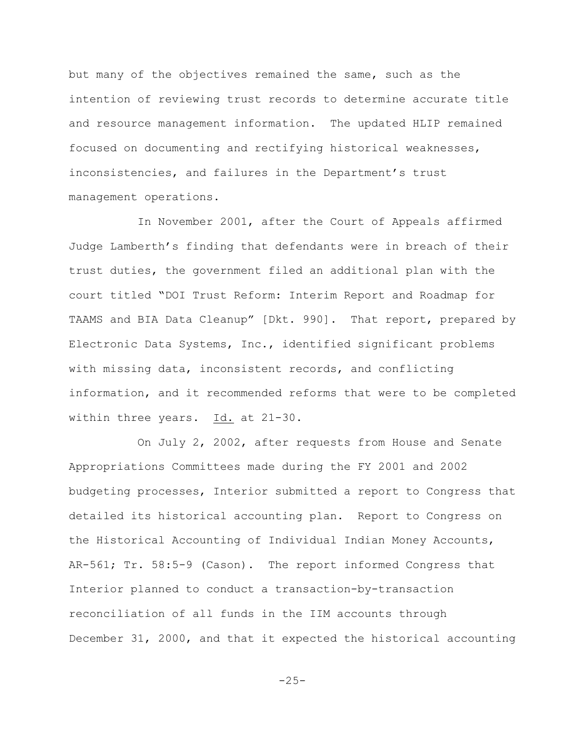but many of the objectives remained the same, such as the intention of reviewing trust records to determine accurate title and resource management information. The updated HLIP remained focused on documenting and rectifying historical weaknesses, inconsistencies, and failures in the Department's trust management operations.

In November 2001, after the Court of Appeals affirmed Judge Lamberth's finding that defendants were in breach of their trust duties, the government filed an additional plan with the court titled "DOI Trust Reform: Interim Report and Roadmap for TAAMS and BIA Data Cleanup" [Dkt. 990]. That report, prepared by Electronic Data Systems, Inc., identified significant problems with missing data, inconsistent records, and conflicting information, and it recommended reforms that were to be completed within three years. Id. at 21-30.

On July 2, 2002, after requests from House and Senate Appropriations Committees made during the FY 2001 and 2002 budgeting processes, Interior submitted a report to Congress that detailed its historical accounting plan. Report to Congress on the Historical Accounting of Individual Indian Money Accounts, AR-561; Tr. 58:5-9 (Cason). The report informed Congress that Interior planned to conduct a transaction-by-transaction reconciliation of all funds in the IIM accounts through December 31, 2000, and that it expected the historical accounting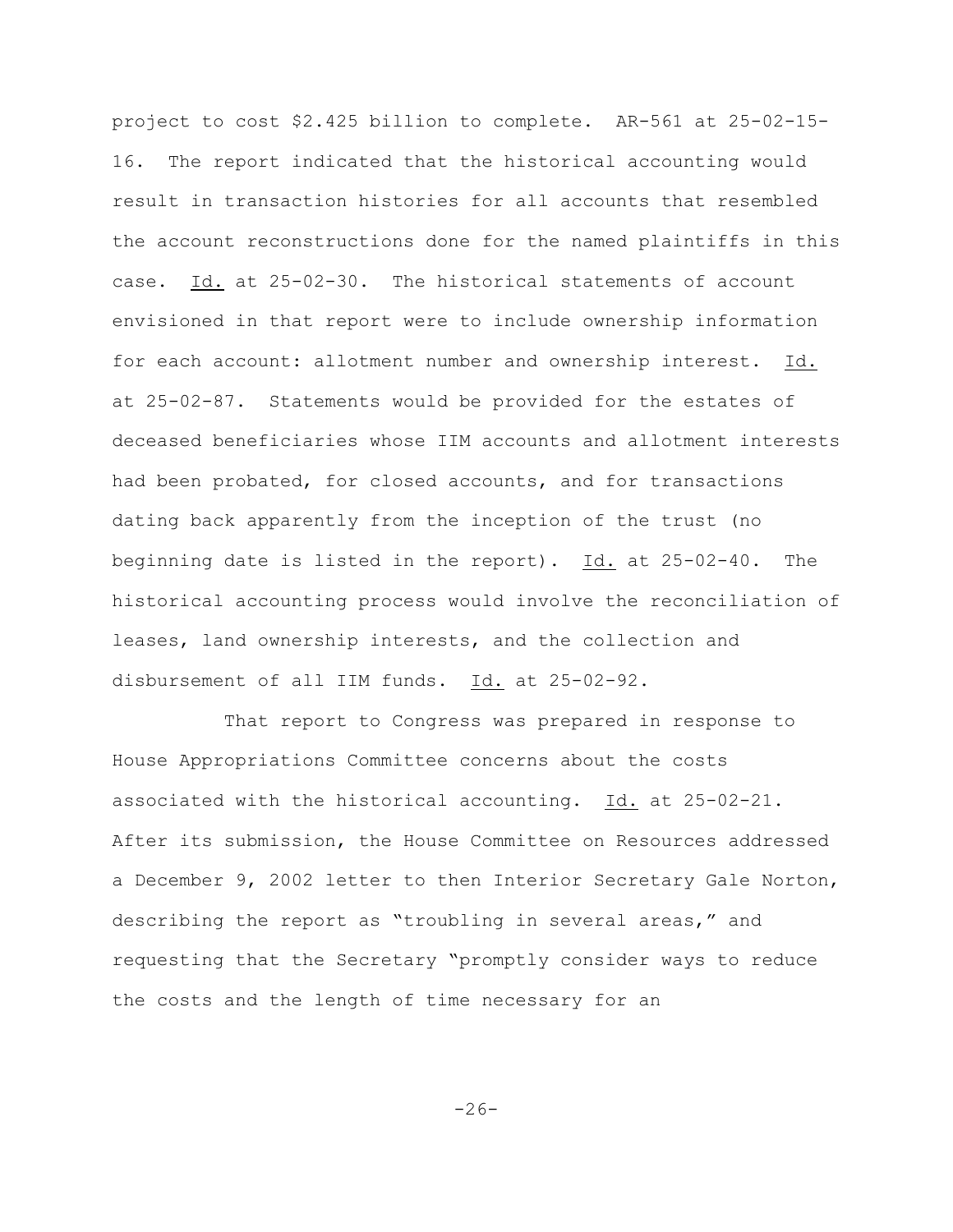project to cost $2.425 billion to complete. AR-561 at 25-02-15-16. The report indicated that the historical accounting would result in transaction histories for all accounts that resembled the account reconstructions done for the named plaintiffs in this case. Id. at 25-02-30. The historical statements of account envisioned in that report were to include ownership information for each account: allotment number and ownership interest. Id. at 25-02-87. Statements would be provided for the estates of deceased beneficiaries whose IIM accounts and allotment interests had been probated, for closed accounts, and for transactions dating back apparently from the inception of the trust (no beginning date is listed in the report). Id. at 25-02-40. The historical accounting process would involve the reconciliation of leases, land ownership interests, and the collection and disbursement of all IIM funds. Id. at 25-02-92.

That report to Congress was prepared in response to House Appropriations Committee concerns about the costs associated with the historical accounting. Id. at 25-02-21. After its submission, the House Committee on Resources addressed a December 9, 2002 letter to then Interior Secretary Gale Norton, describing the report as "troubling in several areas," and requesting that the Secretary "promptly consider ways to reduce the costs and the length of time necessary for an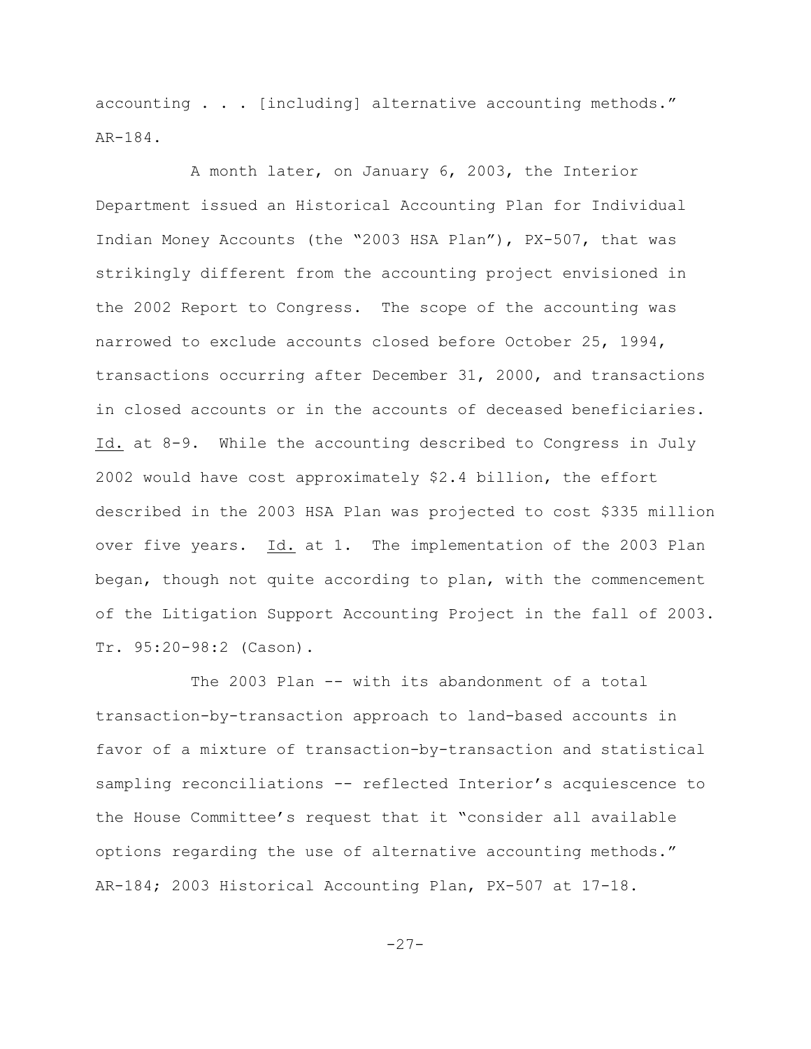accounting . . . [including] alternative accounting methods." AR-184.

A month later, on January 6, 2003, the Interior Department issued an Historical Accounting Plan for Individual Indian Money Accounts (the "2003 HSA Plan"), PX-507, that was strikingly different from the accounting project envisioned in the 2002 Report to Congress. The scope of the accounting was narrowed to exclude accounts closed before October 25, 1994, transactions occurring after December 31, 2000, and transactions in closed accounts or in the accounts of deceased beneficiaries. Id. at 8-9. While the accounting described to Congress in July 2002 would have cost approximately $2.4 billion, the effort described in the 2003 HSA Plan was projected to cost $335 million over five years. Id. at 1. The implementation of the 2003 Plan began, though not quite according to plan, with the commencement of the Litigation Support Accounting Project in the fall of 2003. Tr. 95:20-98:2 (Cason).

The 2003 Plan -- with its abandonment of a total transaction-by-transaction approach to land-based accounts in favor of a mixture of transaction-by-transaction and statistical sampling reconciliations -- reflected Interior's acquiescence to the House Committee's request that it "consider all available options regarding the use of alternative accounting methods." AR-184; 2003 Historical Accounting Plan, PX-507 at 17-18.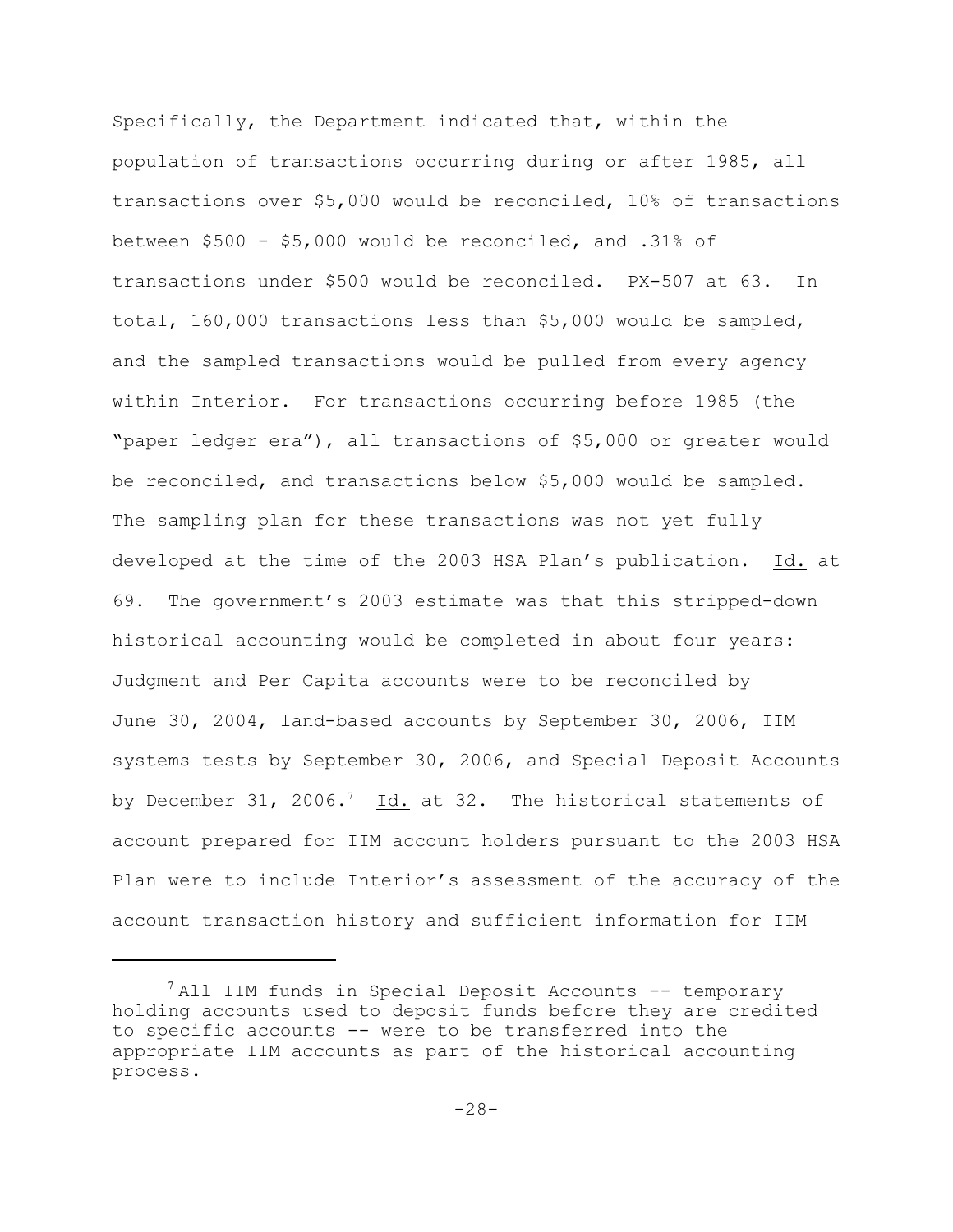Specifically, the Department indicated that, within the population of transactions occurring during or after 1985, all transactions over $5,000 would be reconciled, 10% of transactions between $500 - $5,000 would be reconciled, and .31% of transactions under $500 would be reconciled. PX-507 at 63. In total, 160,000 transactions less than $5,000 would be sampled, and the sampled transactions would be pulled from every agency within Interior. For transactions occurring before 1985 (the "paper ledger era"), all transactions of $5,000 or greater would be reconciled, and transactions below $5,000 would be sampled. The sampling plan for these transactions was not yet fully developed at the time of the 2003 HSA Plan's publication. Id. at 69. The government's 2003 estimate was that this stripped-down historical accounting would be completed in about four years: Judgment and Per Capita accounts were to be reconciled by June 30, 2004, land-based accounts by September 30, 2006, IIM systems tests by September 30, 2006, and Special Deposit Accounts by December 31, 2006.[7] Id. at 32. The historical statements of account prepared for IIM account holders pursuant to the 2003 HSA Plan were to include Interior's assessment of the accuracy of the account transaction history and sufficient information for IIM

---

[7] All IIM funds in Special Deposit Accounts -- temporary holding accounts used to deposit funds before they are credited to specific accounts -- were to be transferred into the appropriate IIM accounts as part of the historical accounting process.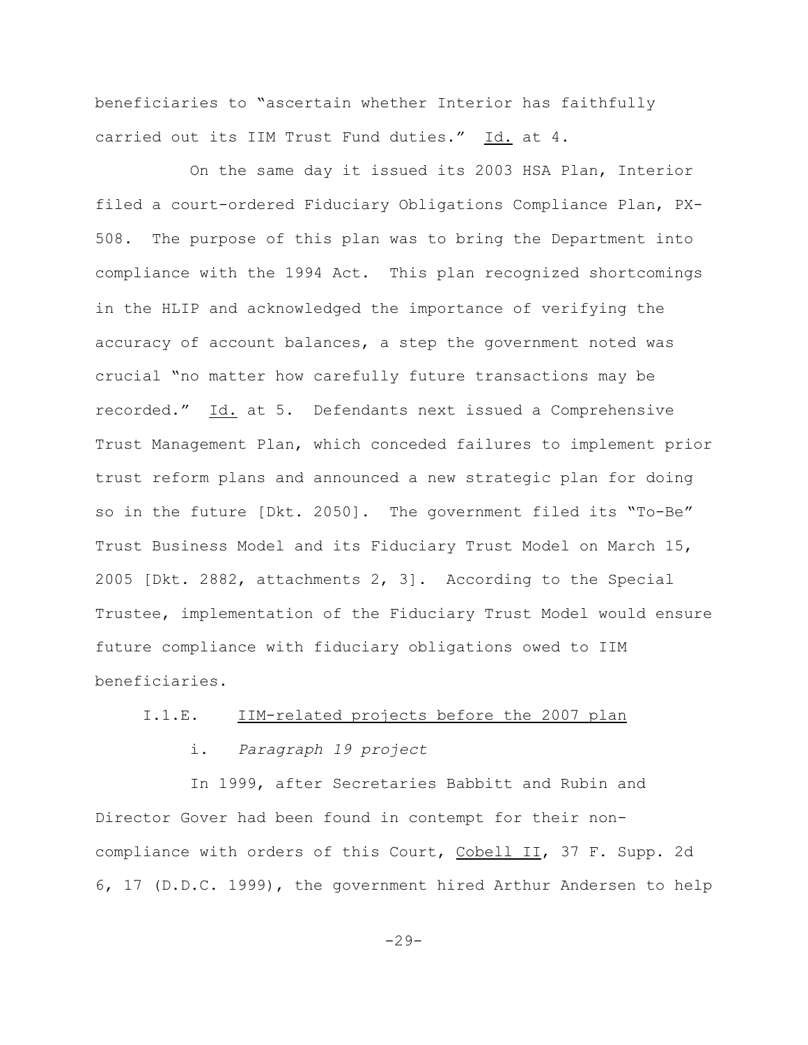beneficiaries to "ascertain whether Interior has faithfully carried out its IIM Trust Fund duties." Id. at 4.

On the same day it issued its 2003 HSA Plan, Interior filed a court-ordered Fiduciary Obligations Compliance Plan, PX-508. The purpose of this plan was to bring the Department into compliance with the 1994 Act. This plan recognized shortcomings in the HLIP and acknowledged the importance of verifying the accuracy of account balances, a step the government noted was crucial "no matter how carefully future transactions may be recorded." Id. at 5. Defendants next issued a Comprehensive Trust Management Plan, which conceded failures to implement prior trust reform plans and announced a new strategic plan for doing so in the future [Dkt. 2050]. The government filed its "To-Be" Trust Business Model and its Fiduciary Trust Model on March 15, 2005 [Dkt. 2882, attachments 2, 3]. According to the Special Trustee, implementation of the Fiduciary Trust Model would ensure future compliance with fiduciary obligations owed to IIM beneficiaries.

### I.1.E. IIM-related projects before the 2007 plan

#### i. *Paragraph 19 project*

In 1999, after Secretaries Babbitt and Rubin and Director Gover had been found in contempt for their non-compliance with orders of this Court, Cobell II, 37 F. Supp. 2d 6, 17 (D.D.C. 1999), the government hired Arthur Andersen to help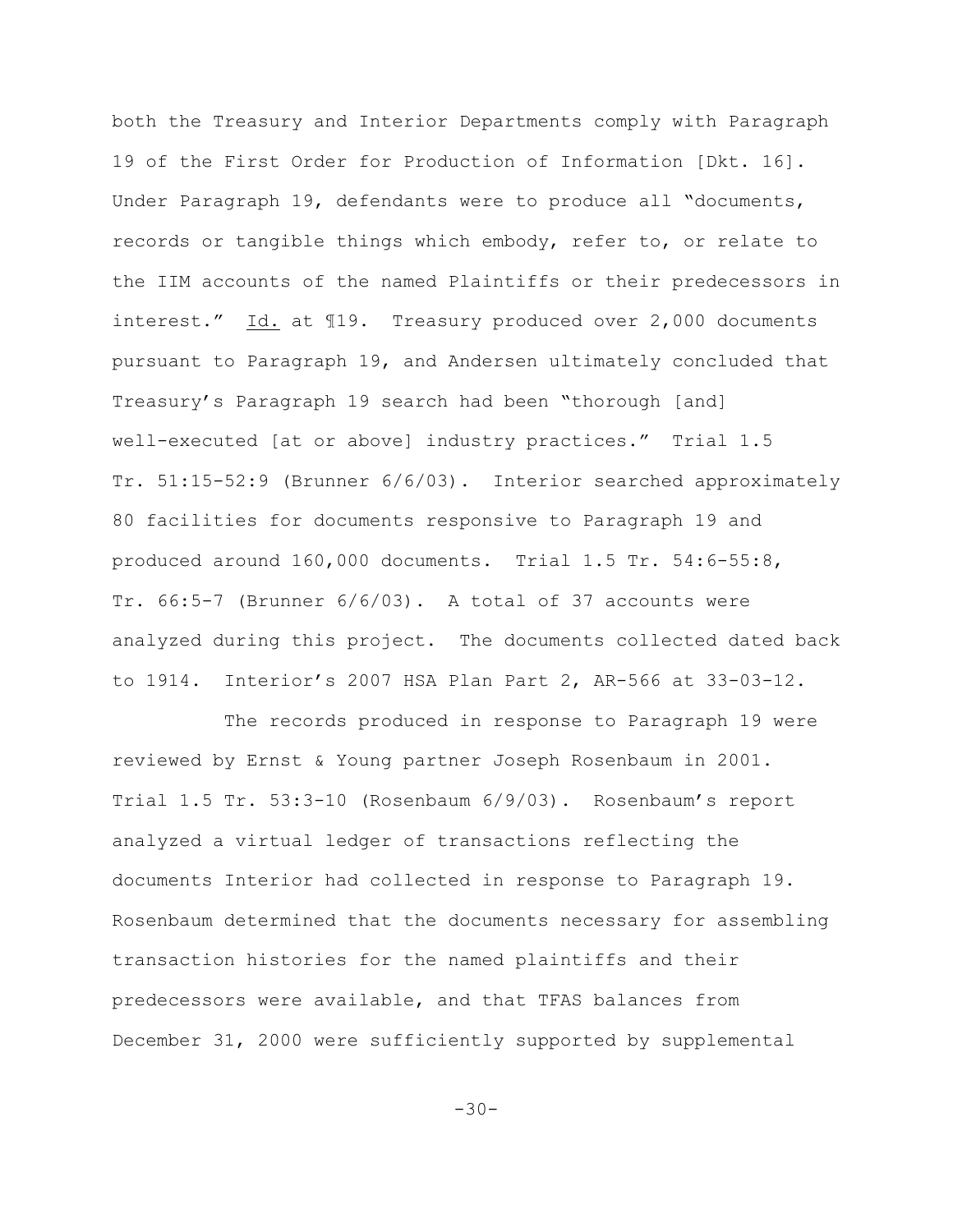both the Treasury and Interior Departments comply with Paragraph 19 of the First Order for Production of Information [Dkt. 16]. Under Paragraph 19, defendants were to produce all "documents, records or tangible things which embody, refer to, or relate to the IIM accounts of the named Plaintiffs or their predecessors in interest." Id. at ¶19. Treasury produced over 2,000 documents pursuant to Paragraph 19, and Andersen ultimately concluded that Treasury's Paragraph 19 search had been "thorough [and] well-executed [at or above] industry practices." Trial 1.5 Tr. 51:15-52:9 (Brunner 6/6/03). Interior searched approximately 80 facilities for documents responsive to Paragraph 19 and produced around 160,000 documents. Trial 1.5 Tr. 54:6-55:8, Tr. 66:5-7 (Brunner 6/6/03). A total of 37 accounts were analyzed during this project. The documents collected dated back to 1914. Interior's 2007 HSA Plan Part 2, AR-566 at 33-03-12.

The records produced in response to Paragraph 19 were reviewed by Ernst & Young partner Joseph Rosenbaum in 2001. Trial 1.5 Tr. 53:3-10 (Rosenbaum 6/9/03). Rosenbaum's report analyzed a virtual ledger of transactions reflecting the documents Interior had collected in response to Paragraph 19. Rosenbaum determined that the documents necessary for assembling transaction histories for the named plaintiffs and their predecessors were available, and that TFAS balances from December 31, 2000 were sufficiently supported by supplemental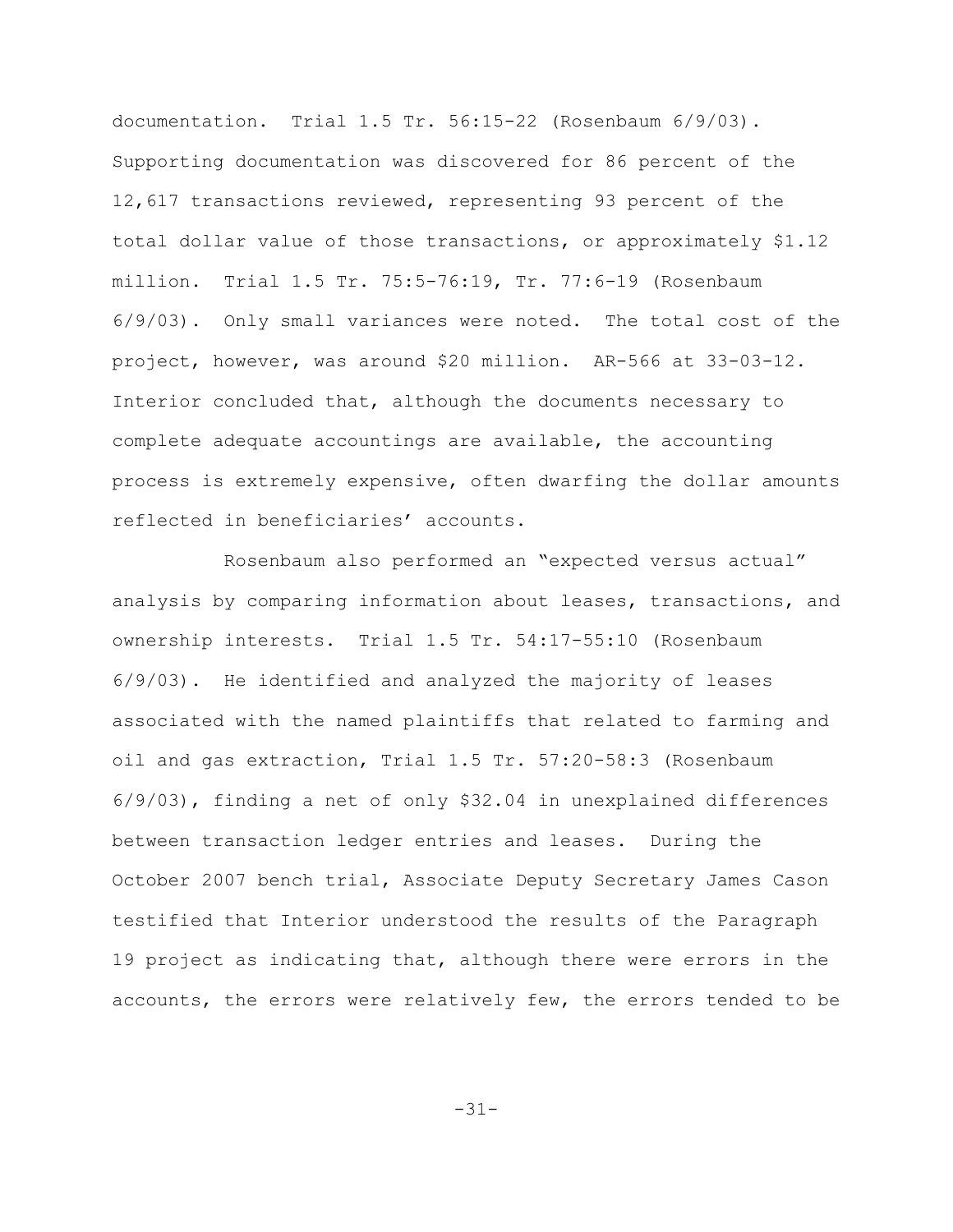documentation. Trial 1.5 Tr. 56:15-22 (Rosenbaum 6/9/03). Supporting documentation was discovered for 86 percent of the 12,617 transactions reviewed, representing 93 percent of the total dollar value of those transactions, or approximately $1.12 million. Trial 1.5 Tr. 75:5-76:19, Tr. 77:6-19 (Rosenbaum 6/9/03). Only small variances were noted. The total cost of the project, however, was around $20 million. AR-566 at 33-03-12. Interior concluded that, although the documents necessary to complete adequate accountings are available, the accounting process is extremely expensive, often dwarfing the dollar amounts reflected in beneficiaries' accounts.

Rosenbaum also performed an "expected versus actual" analysis by comparing information about leases, transactions, and ownership interests. Trial 1.5 Tr. 54:17-55:10 (Rosenbaum 6/9/03). He identified and analyzed the majority of leases associated with the named plaintiffs that related to farming and oil and gas extraction, Trial 1.5 Tr. 57:20-58:3 (Rosenbaum 6/9/03), finding a net of only $32.04 in unexplained differences between transaction ledger entries and leases. During the October 2007 bench trial, Associate Deputy Secretary James Cason testified that Interior understood the results of the Paragraph 19 project as indicating that, although there were errors in the accounts, the errors were relatively few, the errors tended to be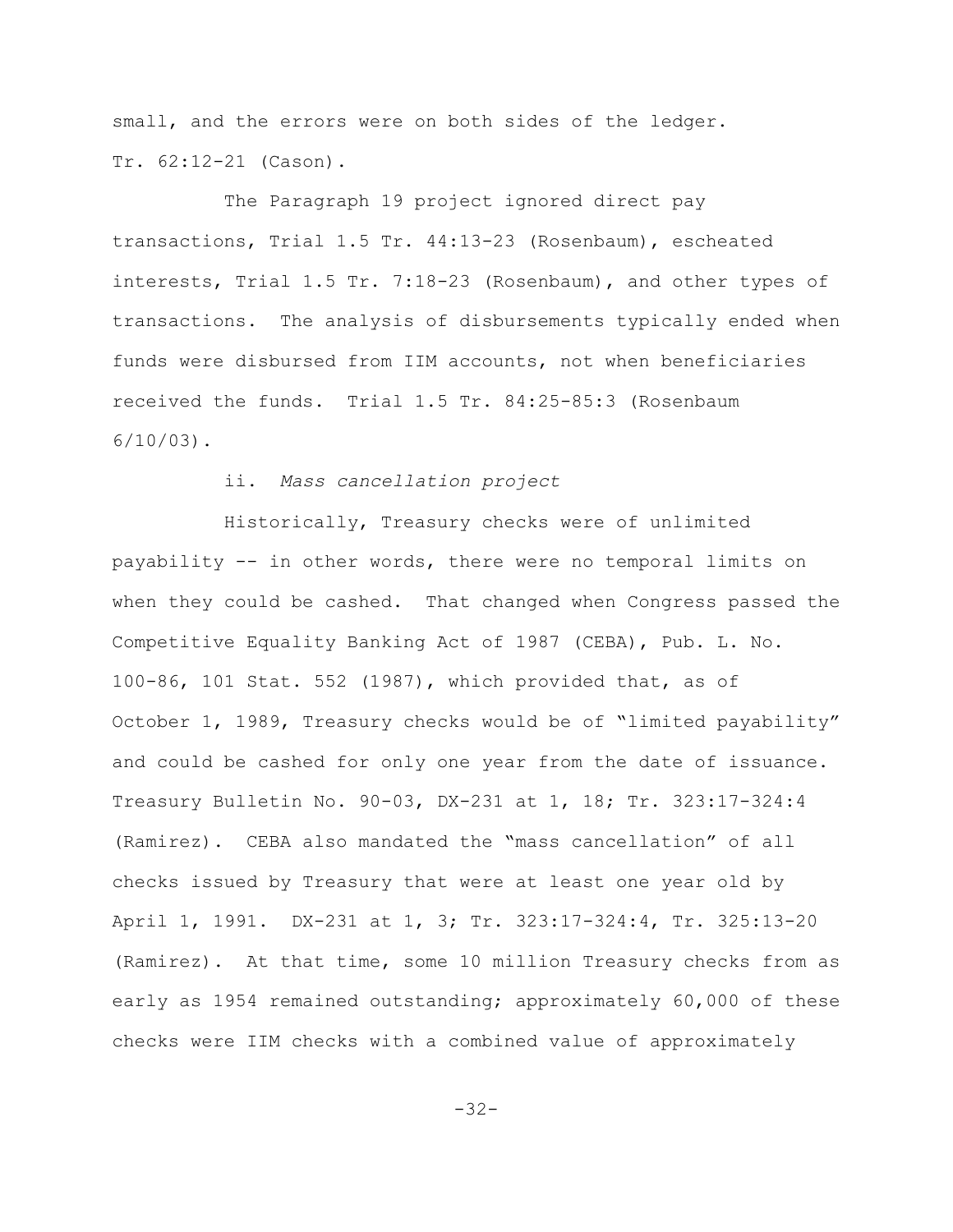small, and the errors were on both sides of the ledger. Tr. 62:12-21 (Cason).

The Paragraph 19 project ignored direct pay transactions, Trial 1.5 Tr. 44:13-23 (Rosenbaum), escheated interests, Trial 1.5 Tr. 7:18-23 (Rosenbaum), and other types of transactions. The analysis of disbursements typically ended when funds were disbursed from IIM accounts, not when beneficiaries received the funds. Trial 1.5 Tr. 84:25-85:3 (Rosenbaum 6/10/03).

ii. *Mass cancellation project*

Historically, Treasury checks were of unlimited payability -- in other words, there were no temporal limits on when they could be cashed. That changed when Congress passed the Competitive Equality Banking Act of 1987 (CEBA), Pub. L. No. 100-86, 101 Stat. 552 (1987), which provided that, as of October 1, 1989, Treasury checks would be of "limited payability" and could be cashed for only one year from the date of issuance. Treasury Bulletin No. 90-03, DX-231 at 1, 18; Tr. 323:17-324:4 (Ramirez). CEBA also mandated the "mass cancellation" of all checks issued by Treasury that were at least one year old by April 1, 1991. DX-231 at 1, 3; Tr. 323:17-324:4, Tr. 325:13-20 (Ramirez). At that time, some 10 million Treasury checks from as early as 1954 remained outstanding; approximately 60,000 of these checks were IIM checks with a combined value of approximately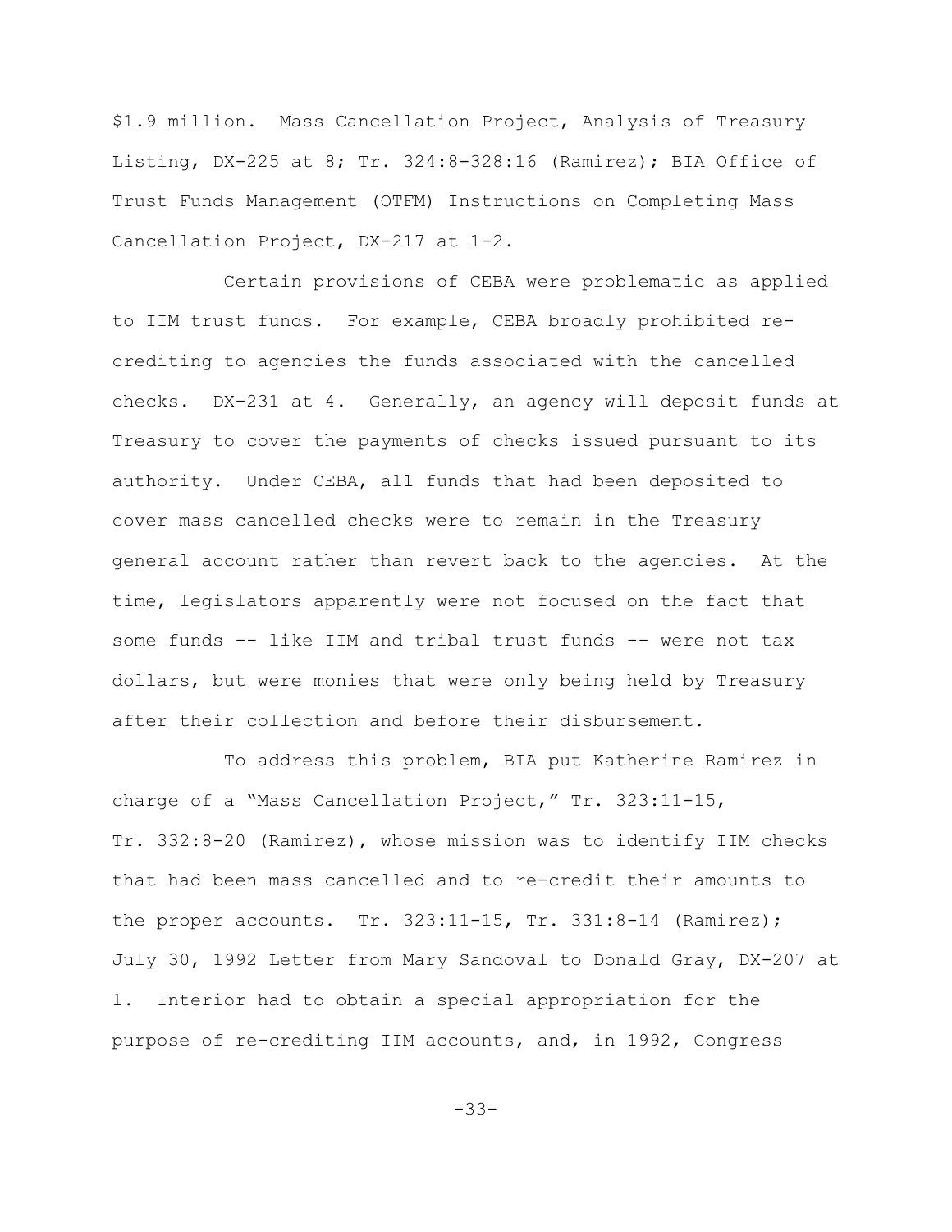$1.9 million. Mass Cancellation Project, Analysis of Treasury Listing, DX-225 at 8; Tr. 324:8-328:16 (Ramirez); BIA Office of Trust Funds Management (OTFM) Instructions on Completing Mass Cancellation Project, DX-217 at 1-2.

Certain provisions of CEBA were problematic as applied to IIM trust funds. For example, CEBA broadly prohibited re-crediting to agencies the funds associated with the cancelled checks. DX-231 at 4. Generally, an agency will deposit funds at Treasury to cover the payments of checks issued pursuant to its authority. Under CEBA, all funds that had been deposited to cover mass cancelled checks were to remain in the Treasury general account rather than revert back to the agencies. At the time, legislators apparently were not focused on the fact that some funds -- like IIM and tribal trust funds -- were not tax dollars, but were monies that were only being held by Treasury after their collection and before their disbursement.

To address this problem, BIA put Katherine Ramirez in charge of a "Mass Cancellation Project," Tr. 323:11-15, Tr. 332:8-20 (Ramirez), whose mission was to identify IIM checks that had been mass cancelled and to re-credit their amounts to the proper accounts. Tr. 323:11-15, Tr. 331:8-14 (Ramirez); July 30, 1992 Letter from Mary Sandoval to Donald Gray, DX-207 at 1. Interior had to obtain a special appropriation for the purpose of re-crediting IIM accounts, and, in 1992, Congress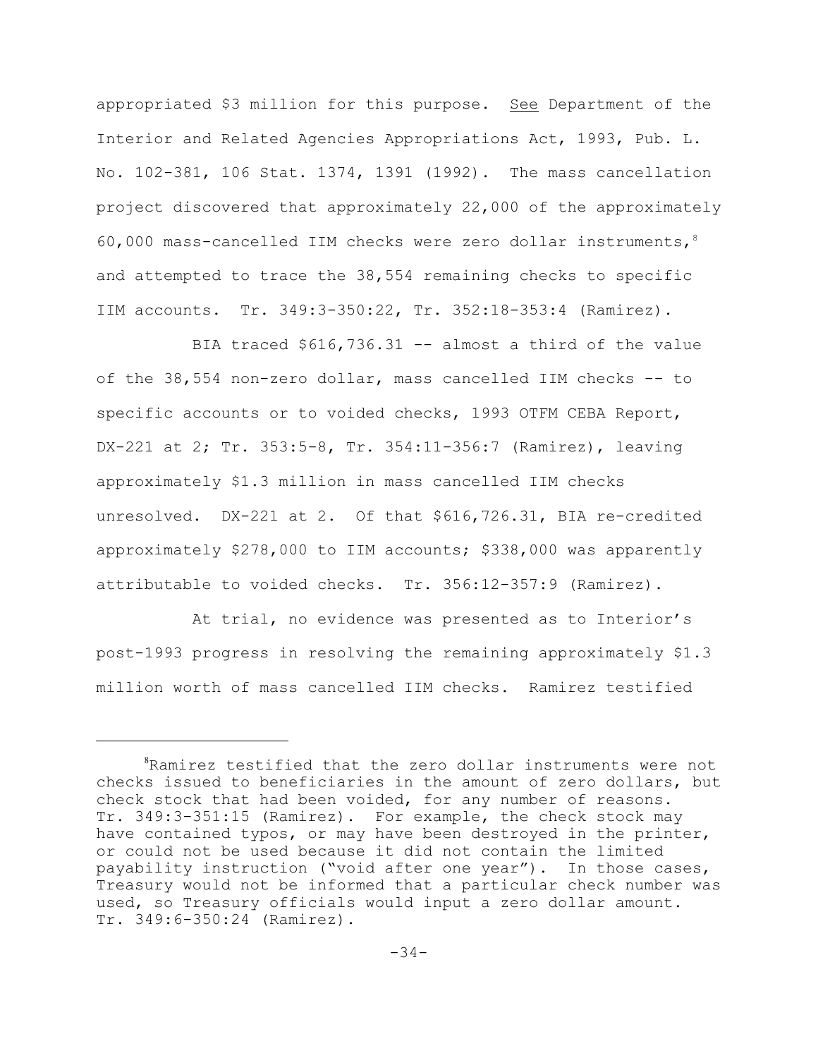appropriated $3 million for this purpose. See Department of the Interior and Related Agencies Appropriations Act, 1993, Pub. L. No. 102-381, 106 Stat. 1374, 1391 (1992). The mass cancellation project discovered that approximately 22,000 of the approximately 60,000 mass-cancelled IIM checks were zero dollar instruments,[8] and attempted to trace the 38,554 remaining checks to specific IIM accounts. Tr. 349:3-350:22, Tr. 352:18-353:4 (Ramirez).

BIA traced $616,736.31 -- almost a third of the value of the 38,554 non-zero dollar, mass cancelled IIM checks -- to specific accounts or to voided checks, 1993 OTFM CEBA Report, DX-221 at 2; Tr. 353:5-8, Tr. 354:11-356:7 (Ramirez), leaving approximately $1.3 million in mass cancelled IIM checks unresolved. DX-221 at 2. Of that $616,726.31, BIA re-credited approximately $278,000 to IIM accounts; $338,000 was apparently attributable to voided checks. Tr. 356:12-357:9 (Ramirez).

At trial, no evidence was presented as to Interior's post-1993 progress in resolving the remaining approximately $1.3 million worth of mass cancelled IIM checks. Ramirez testified

---

[8] Ramirez testified that the zero dollar instruments were not checks issued to beneficiaries in the amount of zero dollars, but check stock that had been voided, for any number of reasons. Tr. 349:3-351:15 (Ramirez). For example, the check stock may have contained typos, or may have been destroyed in the printer, or could not be used because it did not contain the limited payability instruction ("void after one year"). In those cases, Treasury would not be informed that a particular check number was used, so Treasury officials would input a zero dollar amount. Tr. 349:6-350:24 (Ramirez).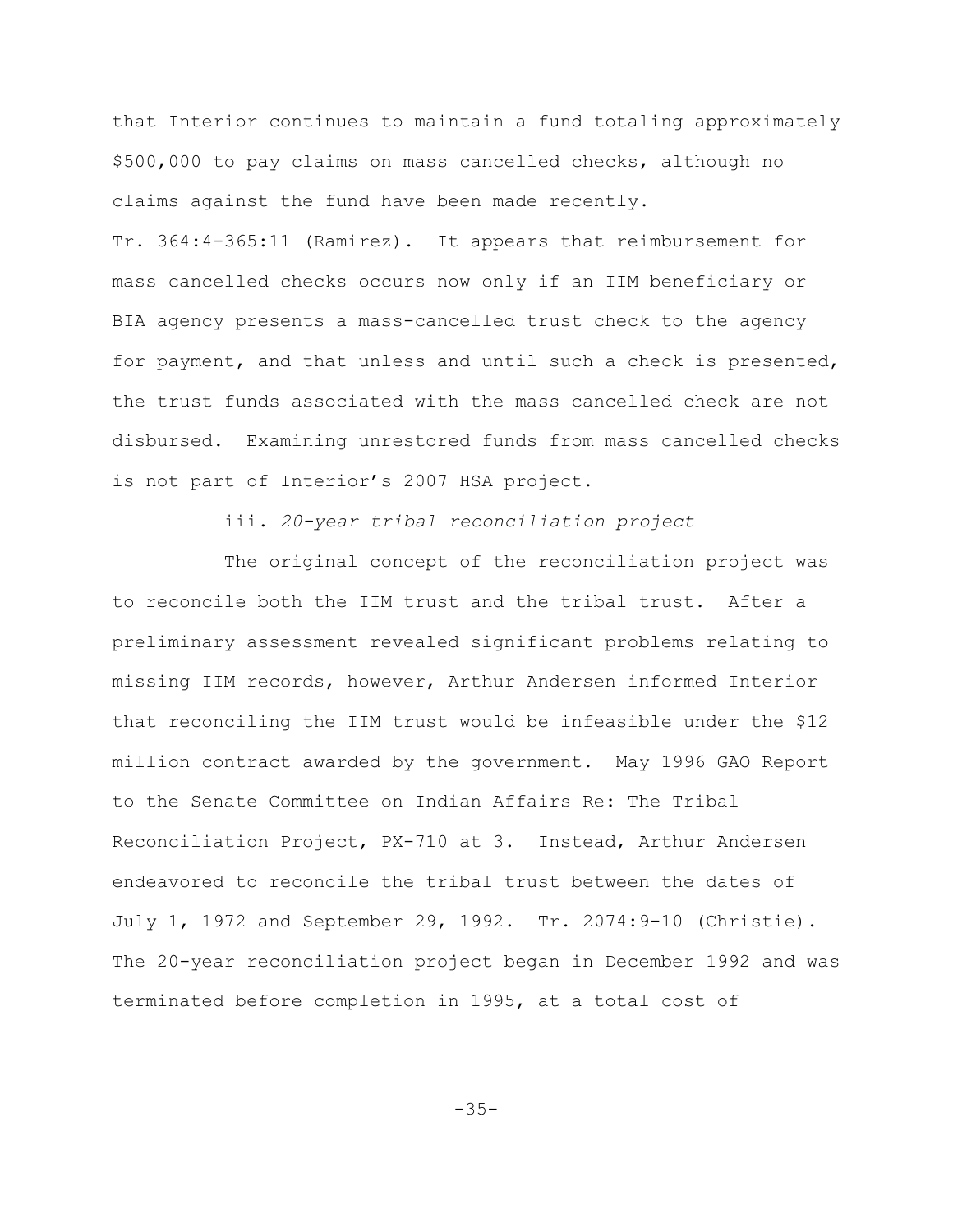that Interior continues to maintain a fund totaling approximately $500,000 to pay claims on mass cancelled checks, although no claims against the fund have been made recently. Tr. 364:4-365:11 (Ramirez). It appears that reimbursement for mass cancelled checks occurs now only if an IIM beneficiary or BIA agency presents a mass-cancelled trust check to the agency for payment, and that unless and until such a check is presented, the trust funds associated with the mass cancelled check are not disbursed. Examining unrestored funds from mass cancelled checks is not part of Interior's 2007 HSA project.

iii. *20-year tribal reconciliation project*

The original concept of the reconciliation project was to reconcile both the IIM trust and the tribal trust. After a preliminary assessment revealed significant problems relating to missing IIM records, however, Arthur Andersen informed Interior that reconciling the IIM trust would be infeasible under the $12 million contract awarded by the government. May 1996 GAO Report to the Senate Committee on Indian Affairs Re: The Tribal Reconciliation Project, PX-710 at 3. Instead, Arthur Andersen endeavored to reconcile the tribal trust between the dates of July 1, 1972 and September 29, 1992. Tr. 2074:9-10 (Christie). The 20-year reconciliation project began in December 1992 and was terminated before completion in 1995, at a total cost of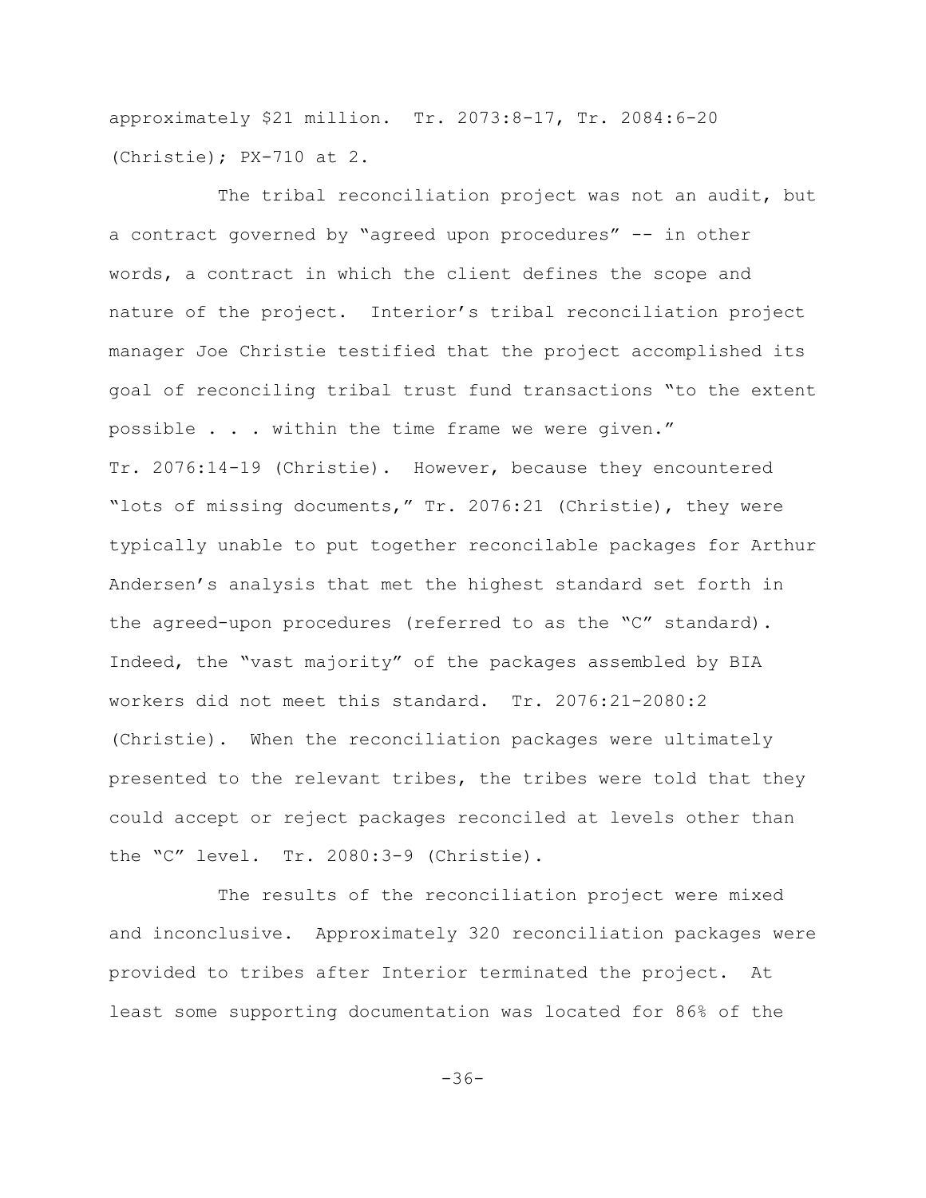approximately $21 million. Tr. 2073:8-17, Tr. 2084:6-20 (Christie); PX-710 at 2.

The tribal reconciliation project was not an audit, but a contract governed by "agreed upon procedures" -- in other words, a contract in which the client defines the scope and nature of the project. Interior's tribal reconciliation project manager Joe Christie testified that the project accomplished its goal of reconciling tribal trust fund transactions "to the extent possible . . . within the time frame we were given." Tr. 2076:14-19 (Christie). However, because they encountered "lots of missing documents," Tr. 2076:21 (Christie), they were typically unable to put together reconcilable packages for Arthur Andersen's analysis that met the highest standard set forth in the agreed-upon procedures (referred to as the "C" standard). Indeed, the "vast majority" of the packages assembled by BIA workers did not meet this standard. Tr. 2076:21-2080:2 (Christie). When the reconciliation packages were ultimately presented to the relevant tribes, the tribes were told that they could accept or reject packages reconciled at levels other than the "C" level. Tr. 2080:3-9 (Christie).

The results of the reconciliation project were mixed and inconclusive. Approximately 320 reconciliation packages were provided to tribes after Interior terminated the project. At least some supporting documentation was located for 86% of the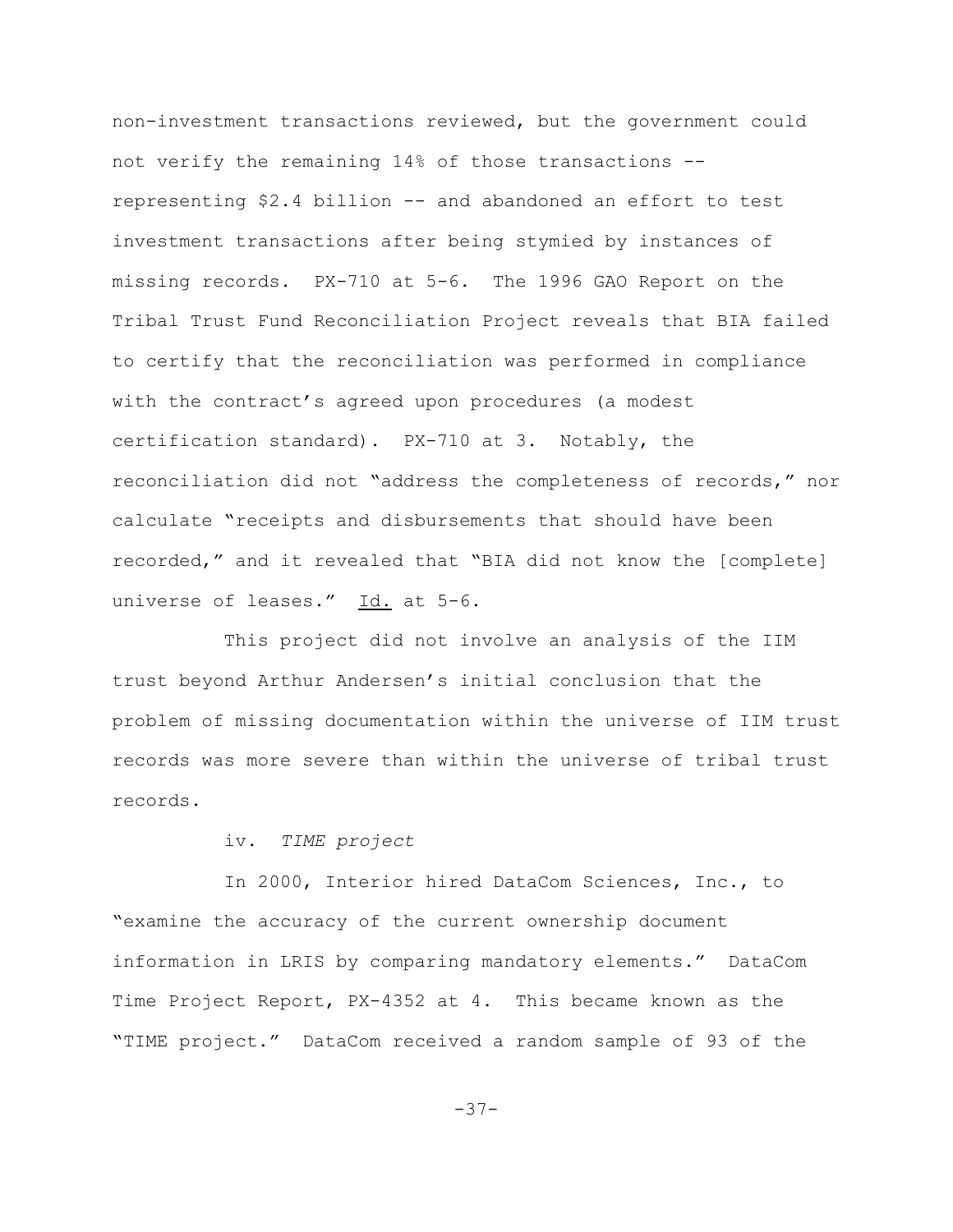non-investment transactions reviewed, but the government could not verify the remaining 14% of those transactions -- representing $2.4 billion -- and abandoned an effort to test investment transactions after being stymied by instances of missing records. PX-710 at 5-6. The 1996 GAO Report on the Tribal Trust Fund Reconciliation Project reveals that BIA failed to certify that the reconciliation was performed in compliance with the contract's agreed upon procedures (a modest certification standard). PX-710 at 3. Notably, the reconciliation did not "address the completeness of records," nor calculate "receipts and disbursements that should have been recorded," and it revealed that "BIA did not know the [complete] universe of leases." Id. at 5-6.

This project did not involve an analysis of the IIM trust beyond Arthur Andersen's initial conclusion that the problem of missing documentation within the universe of IIM trust records was more severe than within the universe of tribal trust records.

iv. *TIME project*

In 2000, Interior hired DataCom Sciences, Inc., to "examine the accuracy of the current ownership document information in LRIS by comparing mandatory elements." DataCom Time Project Report, PX-4352 at 4. This became known as the "TIME project." DataCom received a random sample of 93 of the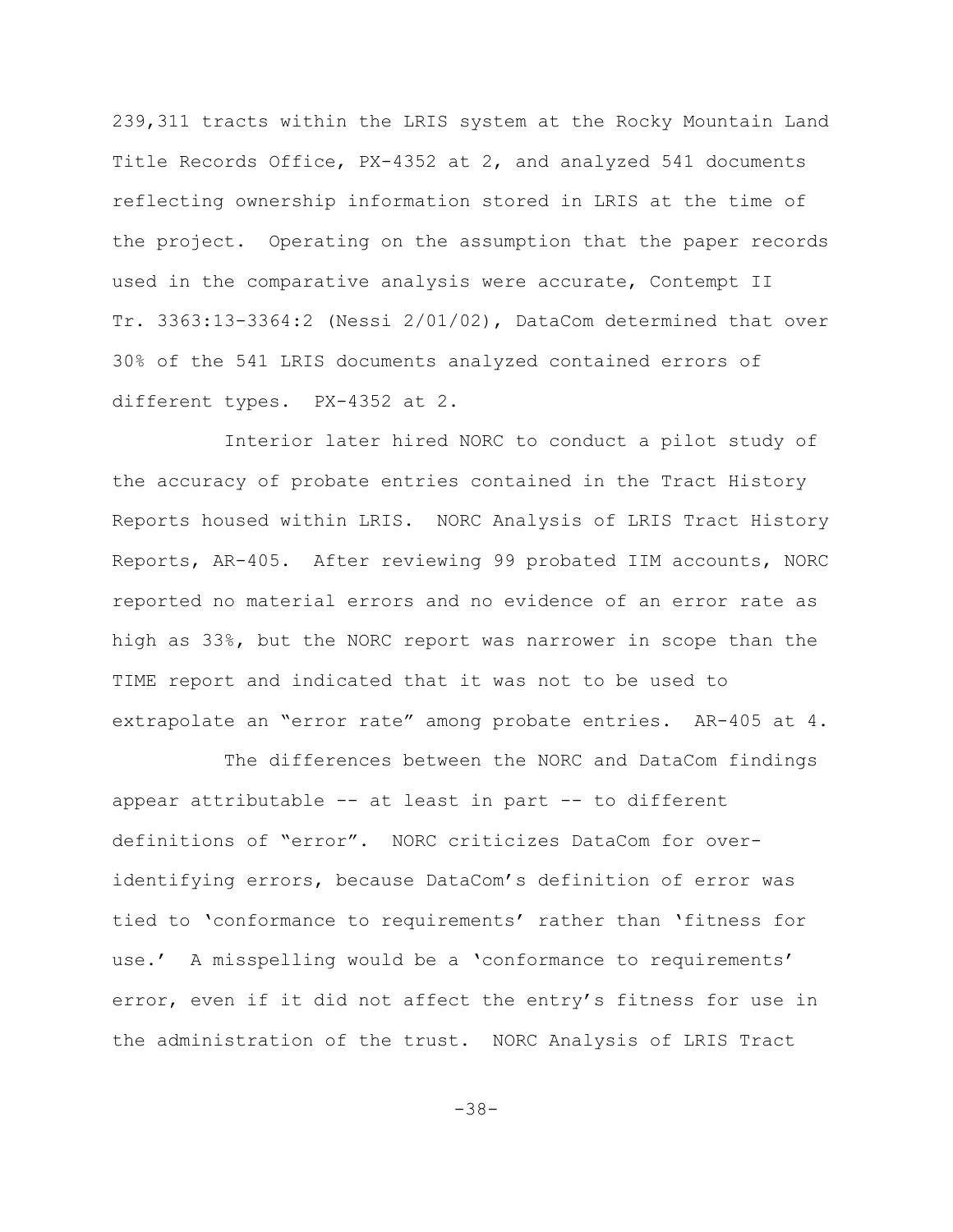239,311 tracts within the LRIS system at the Rocky Mountain Land Title Records Office, PX-4352 at 2, and analyzed 541 documents reflecting ownership information stored in LRIS at the time of the project. Operating on the assumption that the paper records used in the comparative analysis were accurate, Contempt II Tr. 3363:13-3364:2 (Nessi 2/01/02), DataCom determined that over 30% of the 541 LRIS documents analyzed contained errors of different types. PX-4352 at 2.

Interior later hired NORC to conduct a pilot study of the accuracy of probate entries contained in the Tract History Reports housed within LRIS. NORC Analysis of LRIS Tract History Reports, AR-405. After reviewing 99 probated IIM accounts, NORC reported no material errors and no evidence of an error rate as high as 33%, but the NORC report was narrower in scope than the TIME report and indicated that it was not to be used to extrapolate an "error rate" among probate entries. AR-405 at 4.

The differences between the NORC and DataCom findings appear attributable -- at least in part -- to different definitions of "error". NORC criticizes DataCom for over-identifying errors, because DataCom's definition of error was tied to 'conformance to requirements' rather than 'fitness for use.' A misspelling would be a 'conformance to requirements' error, even if it did not affect the entry's fitness for use in the administration of the trust. NORC Analysis of LRIS Tract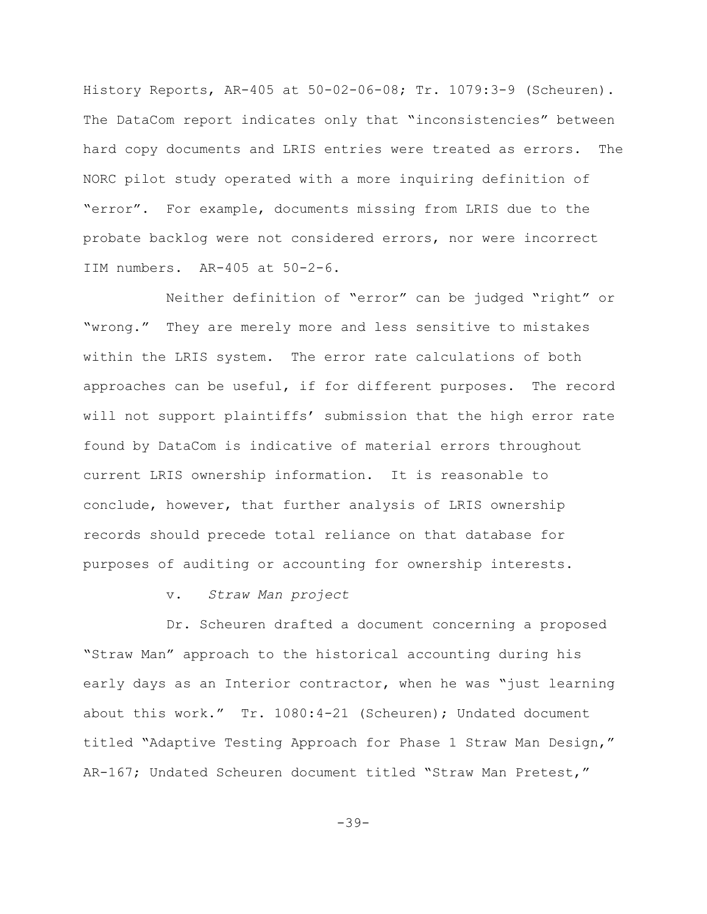History Reports, AR-405 at 50-02-06-08; Tr. 1079:3-9 (Scheuren). The DataCom report indicates only that "inconsistencies" between hard copy documents and LRIS entries were treated as errors. The NORC pilot study operated with a more inquiring definition of "error". For example, documents missing from LRIS due to the probate backlog were not considered errors, nor were incorrect IIM numbers. AR-405 at 50-2-6.

Neither definition of "error" can be judged "right" or "wrong." They are merely more and less sensitive to mistakes within the LRIS system. The error rate calculations of both approaches can be useful, if for different purposes. The record will not support plaintiffs' submission that the high error rate found by DataCom is indicative of material errors throughout current LRIS ownership information. It is reasonable to conclude, however, that further analysis of LRIS ownership records should precede total reliance on that database for purposes of auditing or accounting for ownership interests.

v. *Straw Man project*

Dr. Scheuren drafted a document concerning a proposed "Straw Man" approach to the historical accounting during his early days as an Interior contractor, when he was "just learning about this work." Tr. 1080:4-21 (Scheuren); Undated document titled "Adaptive Testing Approach for Phase 1 Straw Man Design," AR-167; Undated Scheuren document titled "Straw Man Pretest,"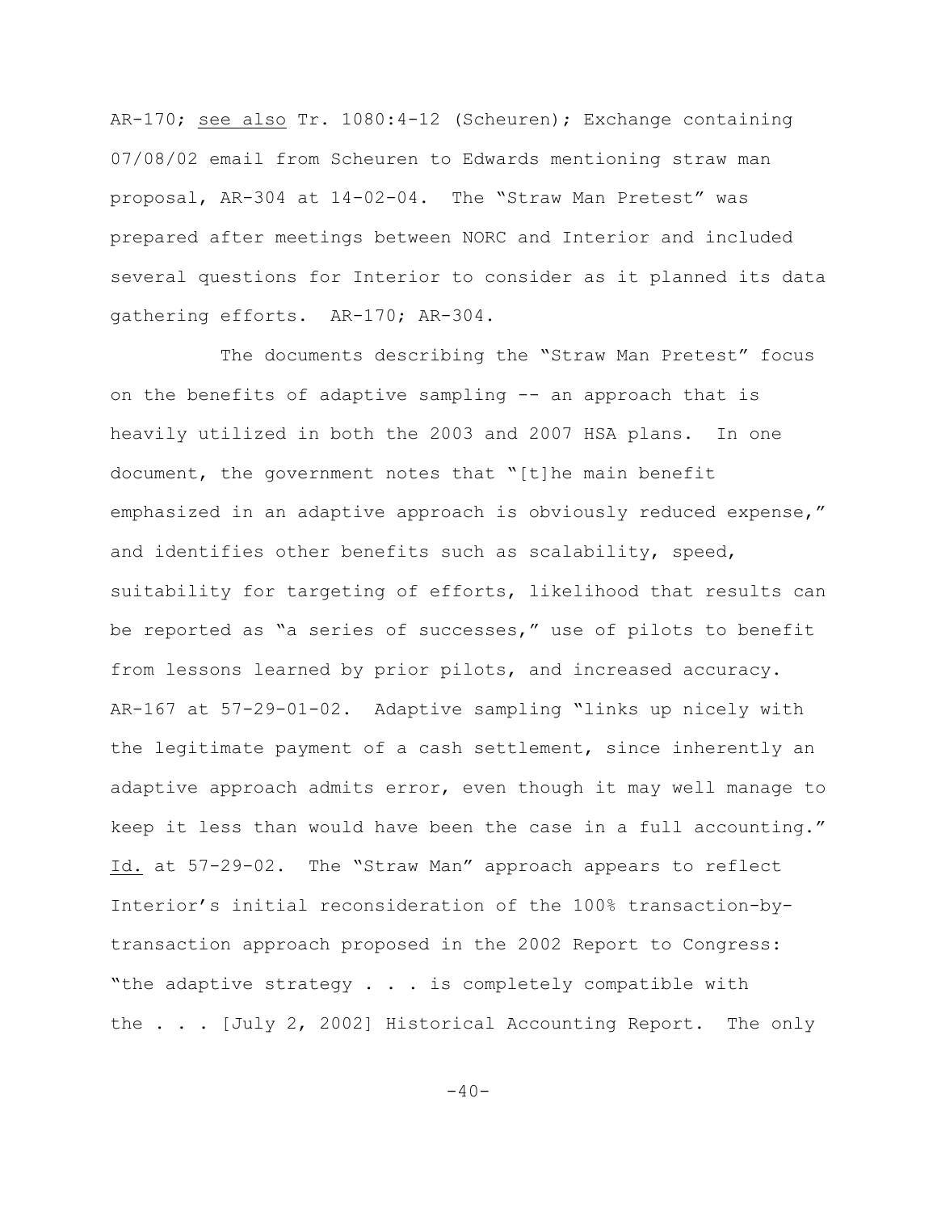AR-170; see also Tr. 1080:4-12 (Scheuren); Exchange containing 07/08/02 email from Scheuren to Edwards mentioning straw man proposal, AR-304 at 14-02-04. The "Straw Man Pretest" was prepared after meetings between NORC and Interior and included several questions for Interior to consider as it planned its data gathering efforts. AR-170; AR-304.

The documents describing the "Straw Man Pretest" focus on the benefits of adaptive sampling -- an approach that is heavily utilized in both the 2003 and 2007 HSA plans. In one document, the government notes that "[t]he main benefit emphasized in an adaptive approach is obviously reduced expense," and identifies other benefits such as scalability, speed, suitability for targeting of efforts, likelihood that results can be reported as "a series of successes," use of pilots to benefit from lessons learned by prior pilots, and increased accuracy. AR-167 at 57-29-01-02. Adaptive sampling "links up nicely with the legitimate payment of a cash settlement, since inherently an adaptive approach admits error, even though it may well manage to keep it less than would have been the case in a full accounting." Id. at 57-29-02. The "Straw Man" approach appears to reflect Interior's initial reconsideration of the 100% transaction-by-transaction approach proposed in the 2002 Report to Congress: "the adaptive strategy . . . is completely compatible with the . . . [July 2, 2002] Historical Accounting Report. The only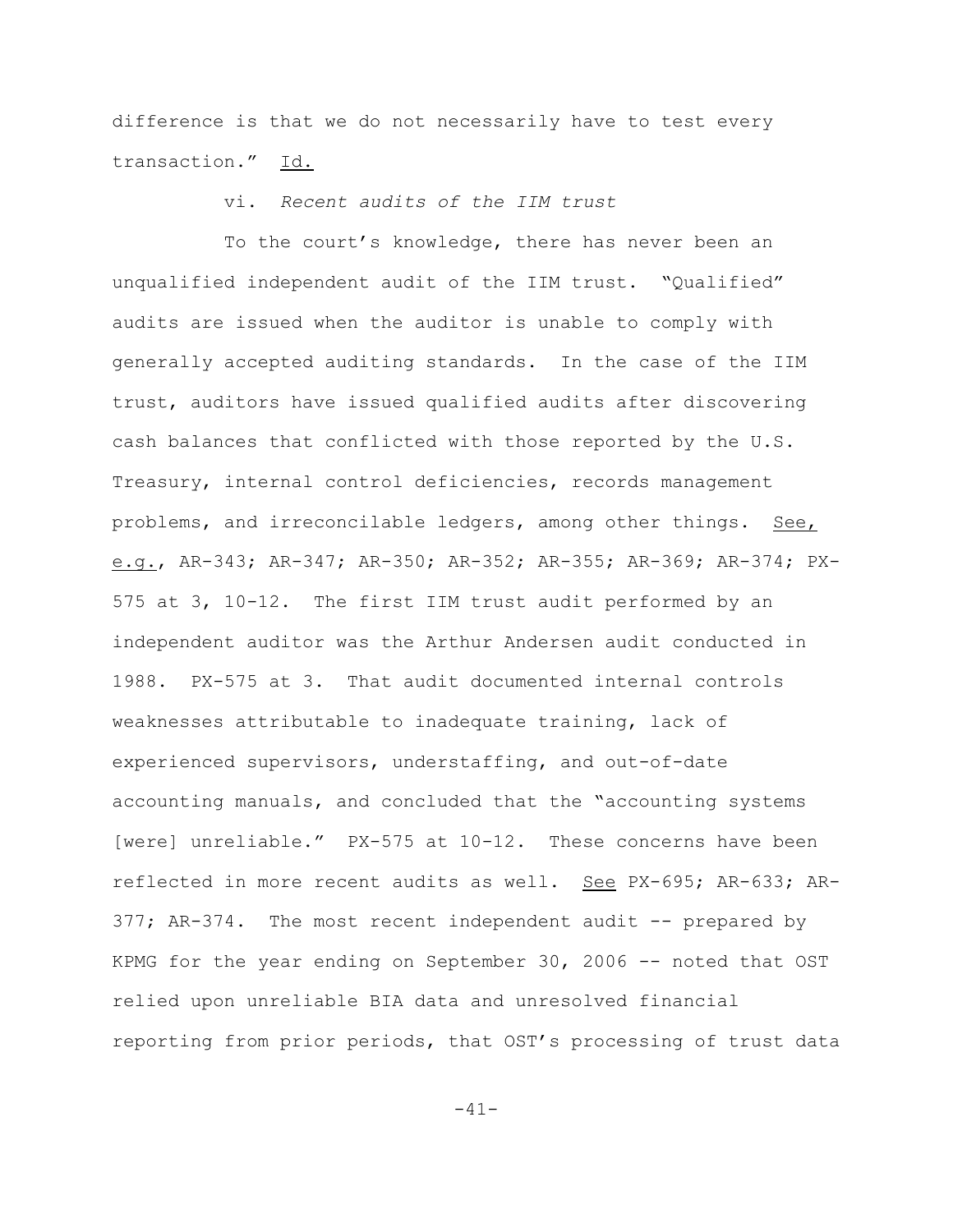difference is that we do not necessarily have to test every transaction." Id.

### vi. *Recent audits of the IIM trust*

To the court's knowledge, there has never been an unqualified independent audit of the IIM trust. "Qualified" audits are issued when the auditor is unable to comply with generally accepted auditing standards. In the case of the IIM trust, auditors have issued qualified audits after discovering cash balances that conflicted with those reported by the U.S. Treasury, internal control deficiencies, records management problems, and irreconcilable ledgers, among other things. See, e.g., AR-343; AR-347; AR-350; AR-352; AR-355; AR-369; AR-374; PX-575 at 3, 10-12. The first IIM trust audit performed by an independent auditor was the Arthur Andersen audit conducted in 1988. PX-575 at 3. That audit documented internal controls weaknesses attributable to inadequate training, lack of experienced supervisors, understaffing, and out-of-date accounting manuals, and concluded that the "accounting systems [were] unreliable." PX-575 at 10-12. These concerns have been reflected in more recent audits as well. See PX-695; AR-633; AR-377; AR-374. The most recent independent audit -- prepared by KPMG for the year ending on September 30, 2006 -- noted that OST relied upon unreliable BIA data and unresolved financial reporting from prior periods, that OST's processing of trust data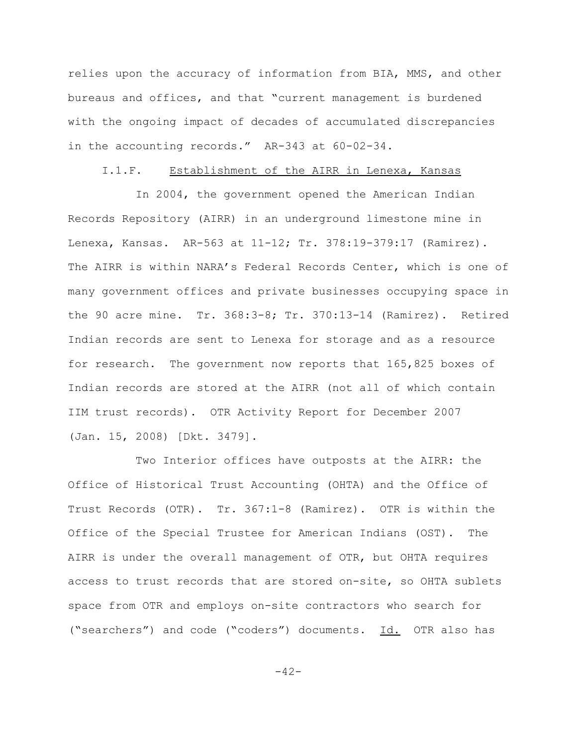relies upon the accuracy of information from BIA, MMS, and other bureaus and offices, and that "current management is burdened with the ongoing impact of decades of accumulated discrepancies in the accounting records." AR-343 at 60-02-34.

I.1.F. Establishment of the AIRR in Lenexa, Kansas

In 2004, the government opened the American Indian Records Repository (AIRR) in an underground limestone mine in Lenexa, Kansas. AR-563 at 11-12; Tr. 378:19-379:17 (Ramirez). The AIRR is within NARA's Federal Records Center, which is one of many government offices and private businesses occupying space in the 90 acre mine. Tr. 368:3-8; Tr. 370:13-14 (Ramirez). Retired Indian records are sent to Lenexa for storage and as a resource for research. The government now reports that 165,825 boxes of Indian records are stored at the AIRR (not all of which contain IIM trust records). OTR Activity Report for December 2007 (Jan. 15, 2008) [Dkt. 3479].

Two Interior offices have outposts at the AIRR: the Office of Historical Trust Accounting (OHTA) and the Office of Trust Records (OTR). Tr. 367:1-8 (Ramirez). OTR is within the Office of the Special Trustee for American Indians (OST). The AIRR is under the overall management of OTR, but OHTA requires access to trust records that are stored on-site, so OHTA sublets space from OTR and employs on-site contractors who search for ("searchers") and code ("coders") documents. Id. OTR also has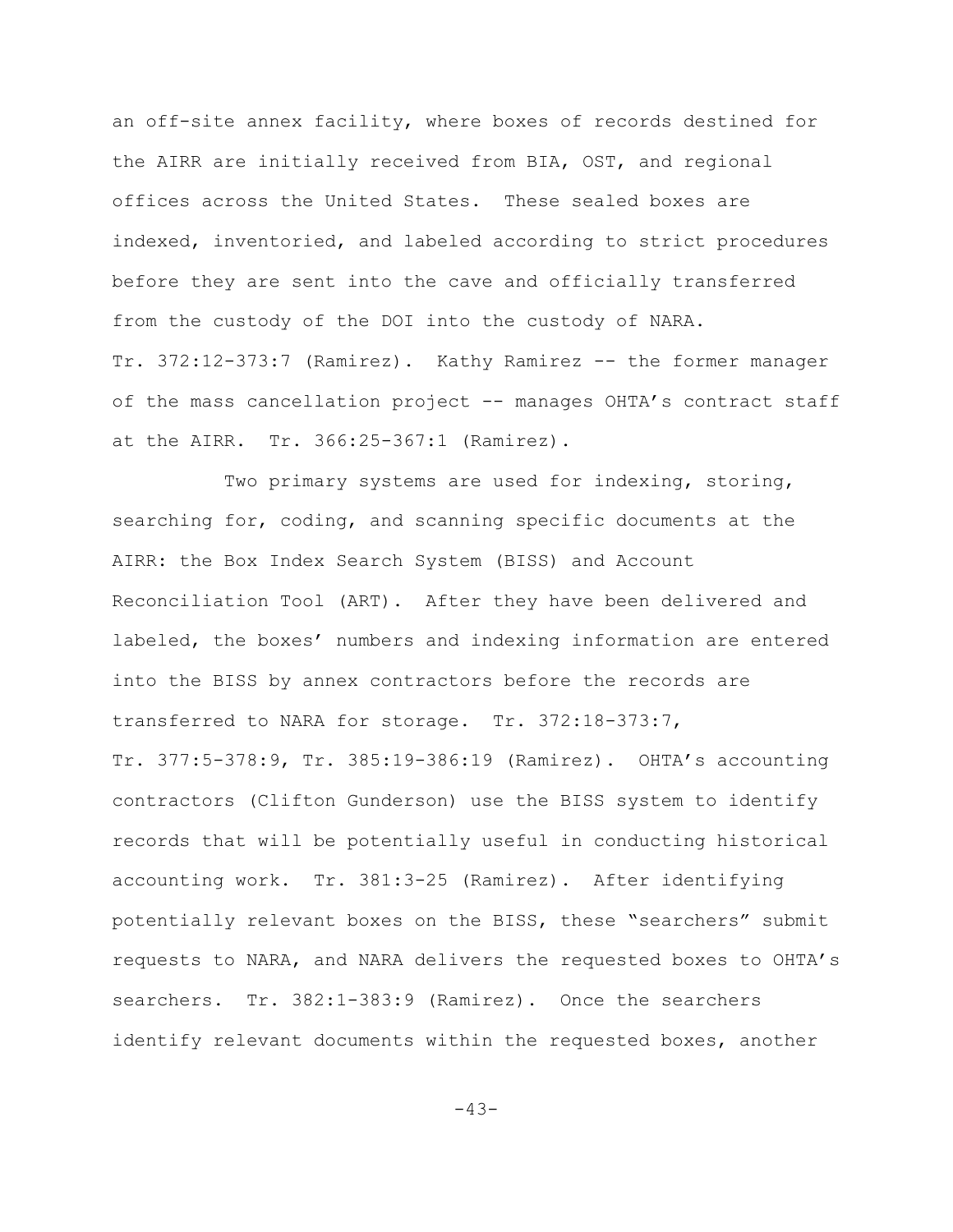an off-site annex facility, where boxes of records destined for the AIRR are initially received from BIA, OST, and regional offices across the United States. These sealed boxes are indexed, inventoried, and labeled according to strict procedures before they are sent into the cave and officially transferred from the custody of the DOI into the custody of NARA. Tr. 372:12-373:7 (Ramirez). Kathy Ramirez -- the former manager of the mass cancellation project -- manages OHTA's contract staff at the AIRR. Tr. 366:25-367:1 (Ramirez).

Two primary systems are used for indexing, storing, searching for, coding, and scanning specific documents at the AIRR: the Box Index Search System (BISS) and Account Reconciliation Tool (ART). After they have been delivered and labeled, the boxes' numbers and indexing information are entered into the BISS by annex contractors before the records are transferred to NARA for storage. Tr. 372:18-373:7, Tr. 377:5-378:9, Tr. 385:19-386:19 (Ramirez). OHTA's accounting contractors (Clifton Gunderson) use the BISS system to identify records that will be potentially useful in conducting historical accounting work. Tr. 381:3-25 (Ramirez). After identifying potentially relevant boxes on the BISS, these "searchers" submit requests to NARA, and NARA delivers the requested boxes to OHTA's searchers. Tr. 382:1-383:9 (Ramirez). Once the searchers identify relevant documents within the requested boxes, another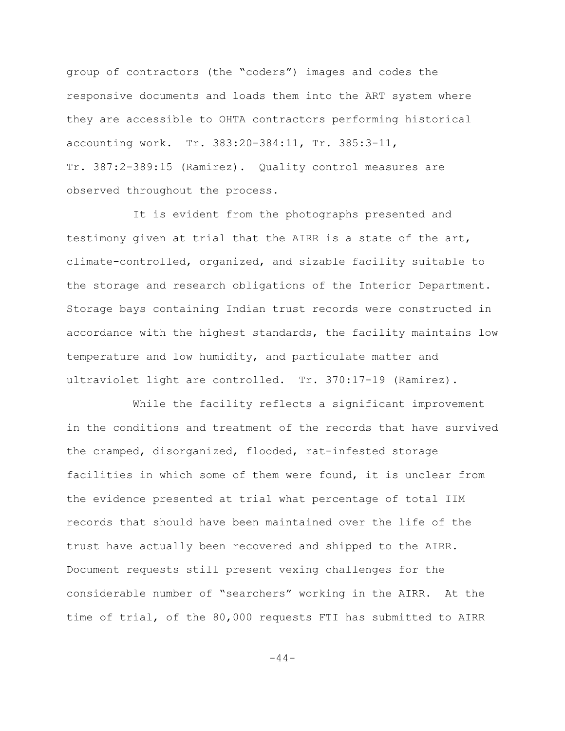group of contractors (the "coders") images and codes the responsive documents and loads them into the ART system where they are accessible to OHTA contractors performing historical accounting work. Tr. 383:20-384:11, Tr. 385:3-11, Tr. 387:2-389:15 (Ramirez). Quality control measures are observed throughout the process.

It is evident from the photographs presented and testimony given at trial that the AIRR is a state of the art, climate-controlled, organized, and sizable facility suitable to the storage and research obligations of the Interior Department. Storage bays containing Indian trust records were constructed in accordance with the highest standards, the facility maintains low temperature and low humidity, and particulate matter and ultraviolet light are controlled. Tr. 370:17-19 (Ramirez).

While the facility reflects a significant improvement in the conditions and treatment of the records that have survived the cramped, disorganized, flooded, rat-infested storage facilities in which some of them were found, it is unclear from the evidence presented at trial what percentage of total IIM records that should have been maintained over the life of the trust have actually been recovered and shipped to the AIRR. Document requests still present vexing challenges for the considerable number of "searchers" working in the AIRR. At the time of trial, of the 80,000 requests FTI has submitted to AIRR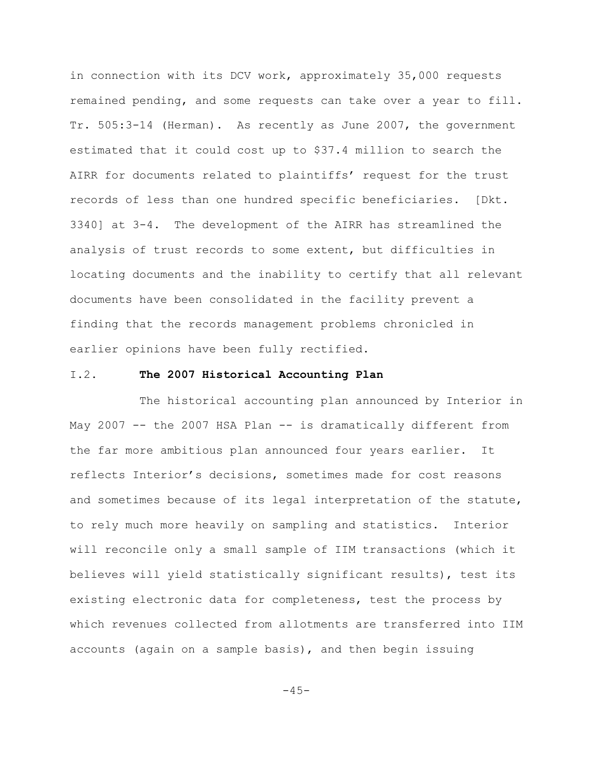in connection with its DCV work, approximately 35,000 requests remained pending, and some requests can take over a year to fill. Tr. 505:3-14 (Herman). As recently as June 2007, the government estimated that it could cost up to $37.4 million to search the AIRR for documents related to plaintiffs' request for the trust records of less than one hundred specific beneficiaries. [Dkt. 3340] at 3-4. The development of the AIRR has streamlined the analysis of trust records to some extent, but difficulties in locating documents and the inability to certify that all relevant documents have been consolidated in the facility prevent a finding that the records management problems chronicled in earlier opinions have been fully rectified.

### I.2. **The 2007 Historical Accounting Plan**

The historical accounting plan announced by Interior in May 2007 -- the 2007 HSA Plan -- is dramatically different from the far more ambitious plan announced four years earlier. It reflects Interior's decisions, sometimes made for cost reasons and sometimes because of its legal interpretation of the statute, to rely much more heavily on sampling and statistics. Interior will reconcile only a small sample of IIM transactions (which it believes will yield statistically significant results), test its existing electronic data for completeness, test the process by which revenues collected from allotments are transferred into IIM accounts (again on a sample basis), and then begin issuing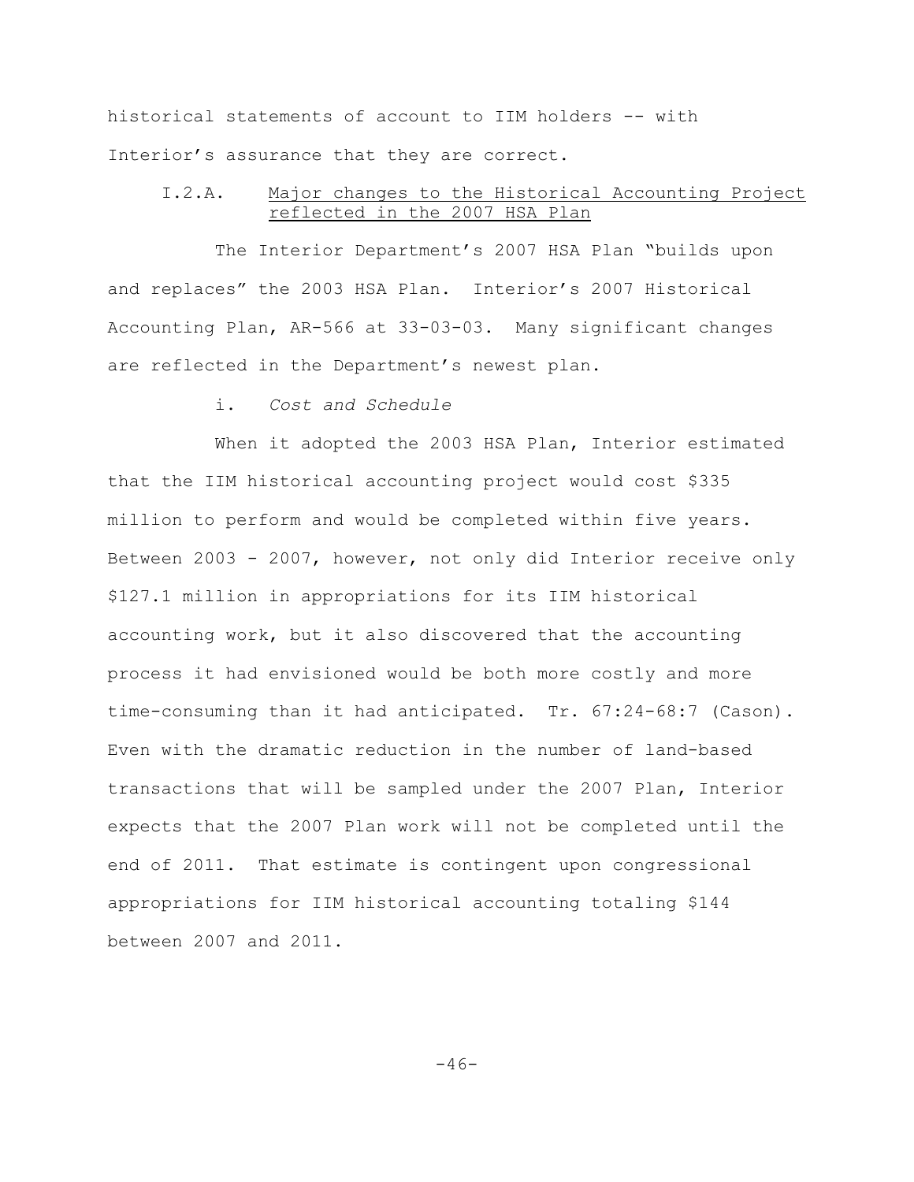historical statements of account to IIM holders -- with Interior's assurance that they are correct.

### I.2.A. Major changes to the Historical Accounting Project reflected in the 2007 HSA Plan

The Interior Department's 2007 HSA Plan "builds upon and replaces" the 2003 HSA Plan. Interior's 2007 Historical Accounting Plan, AR-566 at 33-03-03. Many significant changes are reflected in the Department's newest plan.

i. *Cost and Schedule*

When it adopted the 2003 HSA Plan, Interior estimated that the IIM historical accounting project would cost $335 million to perform and would be completed within five years. Between 2003 - 2007, however, not only did Interior receive only $127.1 million in appropriations for its IIM historical accounting work, but it also discovered that the accounting process it had envisioned would be both more costly and more time-consuming than it had anticipated. Tr. 67:24-68:7 (Cason). Even with the dramatic reduction in the number of land-based transactions that will be sampled under the 2007 Plan, Interior expects that the 2007 Plan work will not be completed until the end of 2011. That estimate is contingent upon congressional appropriations for IIM historical accounting totaling $144 between 2007 and 2011.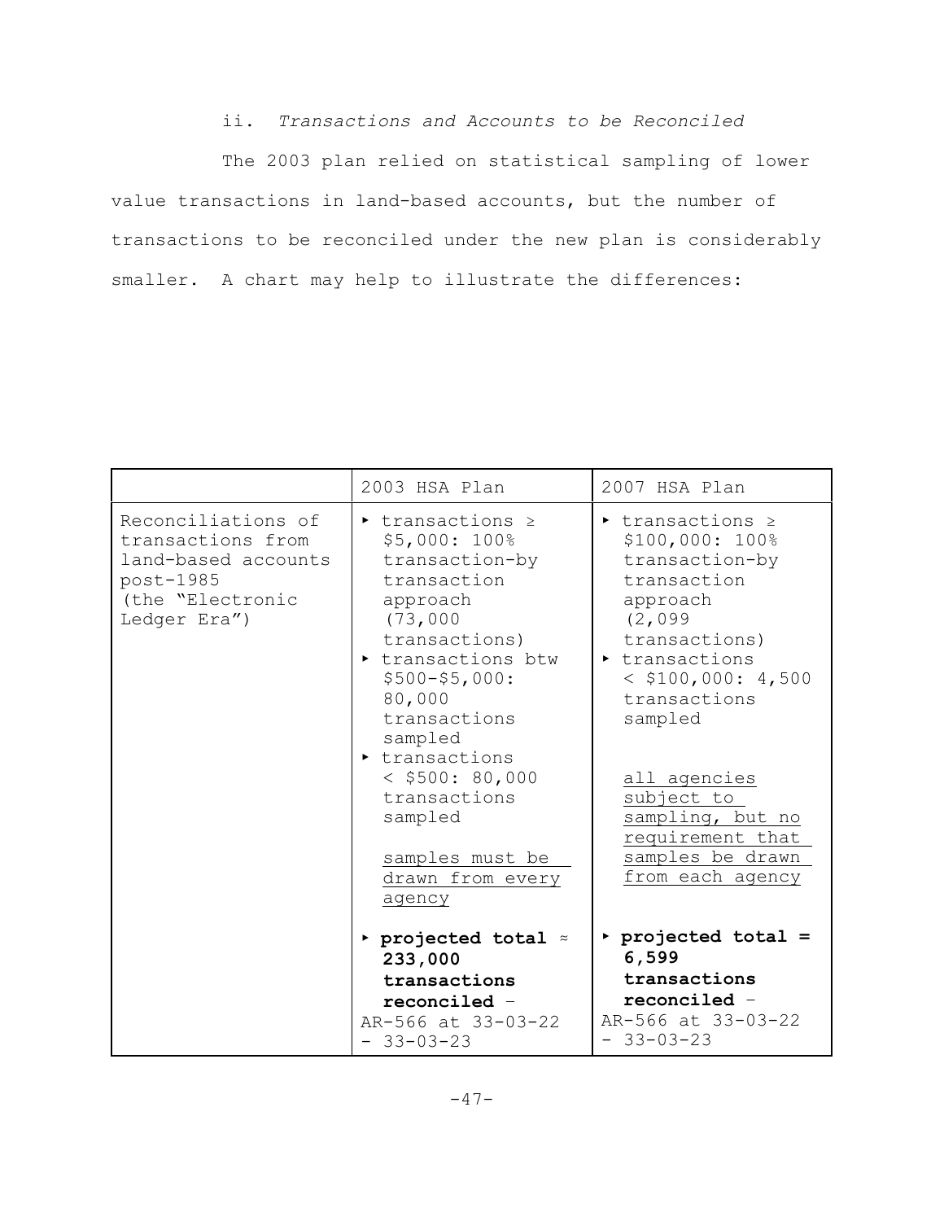ii. *Transactions and Accounts to be Reconciled*

The 2003 plan relied on statistical sampling of lower value transactions in land-based accounts, but the number of transactions to be reconciled under the new plan is considerably smaller. A chart may help to illustrate the differences:

| | 2003 HSA Plan | 2007 HSA Plan |
|---|---|---|
| Reconciliations of transactions from land-based accounts post-1985 (the "Electronic Ledger Era") | ▸ transactions ≥ \$5,000: 100% transaction-by transaction approach (73,000 transactions)<br>▸ transactions btw \$500-\$5,000: 80,000 transactions sampled<br>▸ transactions < \$500: 80,000 transactions sampled<br><br><u>samples must be drawn from every agency</u><br><br>▸ **projected total ≈ 233,000 transactions reconciled** – AR-566 at 33-03-22 - 33-03-23 | ▸ transactions ≥ \$100,000: 100% transaction-by transaction approach (2,099 transactions)<br>▸ transactions < \$100,000: 4,500 transactions sampled<br><br><u>all agencies subject to sampling, but no requirement that samples be drawn from each agency</u><br><br>▸ **projected total = 6,599 transactions reconciled** – AR-566 at 33-03-22 - 33-03-23 |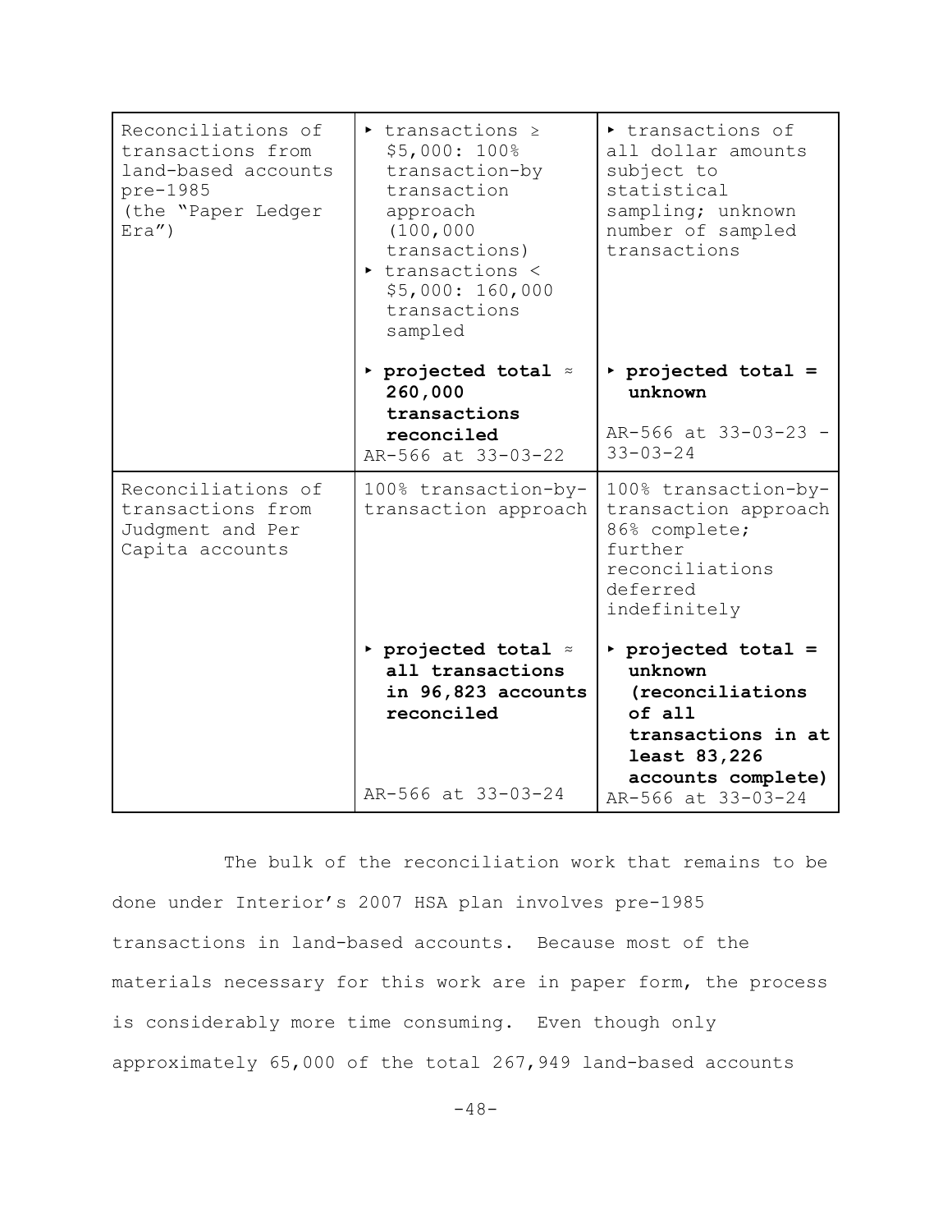| | | |
|---|---|---|
| Reconciliations of transactions from land-based accounts pre-1985 (the "Paper Ledger Era") | ‣ transactions ≥ $5,000: 100% transaction-by transaction approach (100,000 transactions)<br>‣ transactions < $5,000: 160,000 transactions sampled<br><br>‣ **projected total ≈ 260,000 transactions reconciled**<br>AR-566 at 33-03-22 | ‣ transactions of all dollar amounts subject to statistical sampling; unknown number of sampled transactions<br><br>‣ **projected total = unknown**<br>AR-566 at 33-03-23 - 33-03-24 |
| Reconciliations of transactions from Judgment and Per Capita accounts | 100% transaction-by-transaction approach<br><br>‣ **projected total ≈ all transactions in 96,823 accounts reconciled**<br>AR-566 at 33-03-24 | 100% transaction-by-transaction approach 86% complete; further reconciliations deferred indefinitely<br><br>‣ **projected total = unknown (reconciliations of all transactions in at least 83,226 accounts complete)**<br>AR-566 at 33-03-24 |

The bulk of the reconciliation work that remains to be done under Interior's 2007 HSA plan involves pre-1985 transactions in land-based accounts. Because most of the materials necessary for this work are in paper form, the process is considerably more time consuming. Even though only approximately 65,000 of the total 267,949 land-based accounts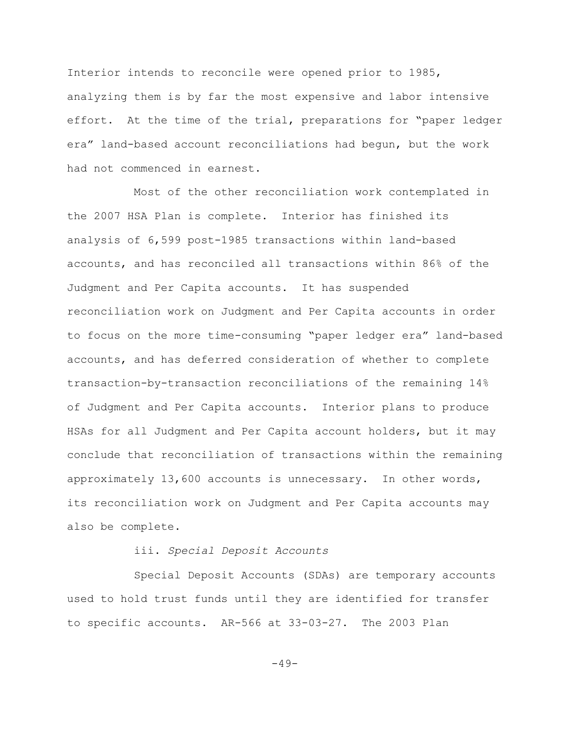Interior intends to reconcile were opened prior to 1985, analyzing them is by far the most expensive and labor intensive effort. At the time of the trial, preparations for "paper ledger era" land-based account reconciliations had begun, but the work had not commenced in earnest.

Most of the other reconciliation work contemplated in the 2007 HSA Plan is complete. Interior has finished its analysis of 6,599 post-1985 transactions within land-based accounts, and has reconciled all transactions within 86% of the Judgment and Per Capita accounts. It has suspended reconciliation work on Judgment and Per Capita accounts in order to focus on the more time-consuming "paper ledger era" land-based accounts, and has deferred consideration of whether to complete transaction-by-transaction reconciliations of the remaining 14% of Judgment and Per Capita accounts. Interior plans to produce HSAs for all Judgment and Per Capita account holders, but it may conclude that reconciliation of transactions within the remaining approximately 13,600 accounts is unnecessary. In other words, its reconciliation work on Judgment and Per Capita accounts may also be complete.

iii. *Special Deposit Accounts*

Special Deposit Accounts (SDAs) are temporary accounts used to hold trust funds until they are identified for transfer to specific accounts. AR-566 at 33-03-27. The 2003 Plan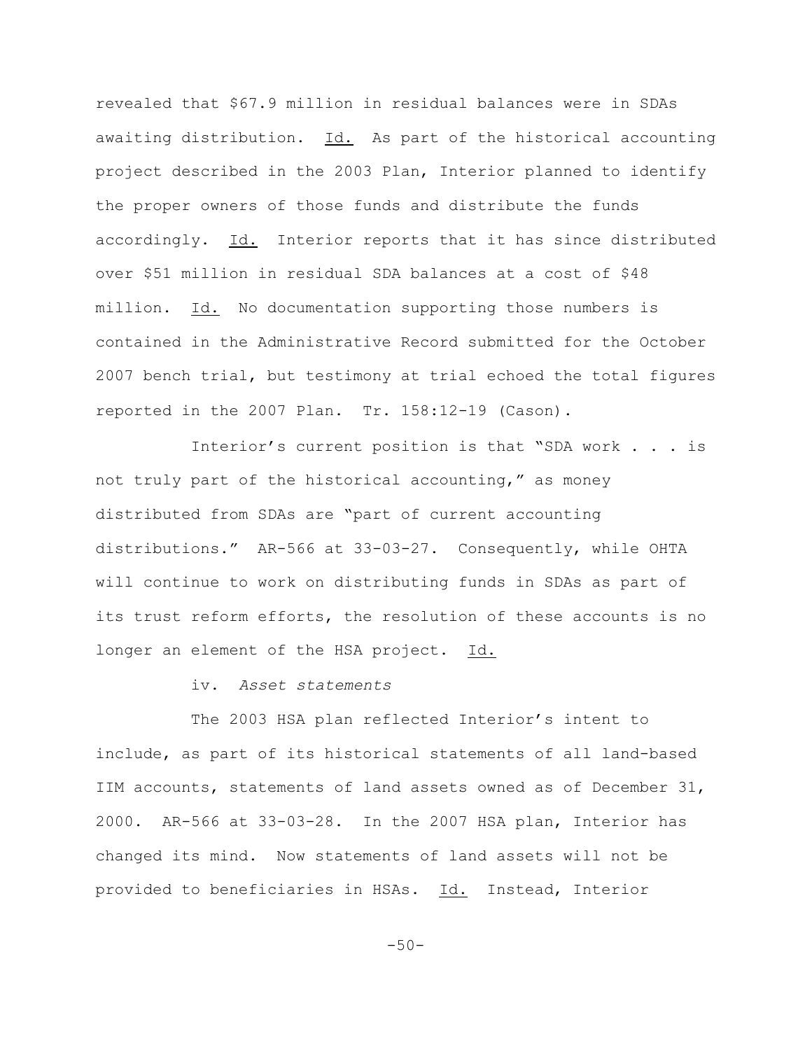revealed that $67.9 million in residual balances were in SDAs awaiting distribution. Id. As part of the historical accounting project described in the 2003 Plan, Interior planned to identify the proper owners of those funds and distribute the funds accordingly. Id. Interior reports that it has since distributed over $51 million in residual SDA balances at a cost of $48 million. Id. No documentation supporting those numbers is contained in the Administrative Record submitted for the October 2007 bench trial, but testimony at trial echoed the total figures reported in the 2007 Plan. Tr. 158:12-19 (Cason).

Interior's current position is that "SDA work . . . is not truly part of the historical accounting," as money distributed from SDAs are "part of current accounting distributions." AR-566 at 33-03-27. Consequently, while OHTA will continue to work on distributing funds in SDAs as part of its trust reform efforts, the resolution of these accounts is no longer an element of the HSA project. Id.

iv. *Asset statements*

The 2003 HSA plan reflected Interior's intent to include, as part of its historical statements of all land-based IIM accounts, statements of land assets owned as of December 31, 2000. AR-566 at 33-03-28. In the 2007 HSA plan, Interior has changed its mind. Now statements of land assets will not be provided to beneficiaries in HSAs. Id. Instead, Interior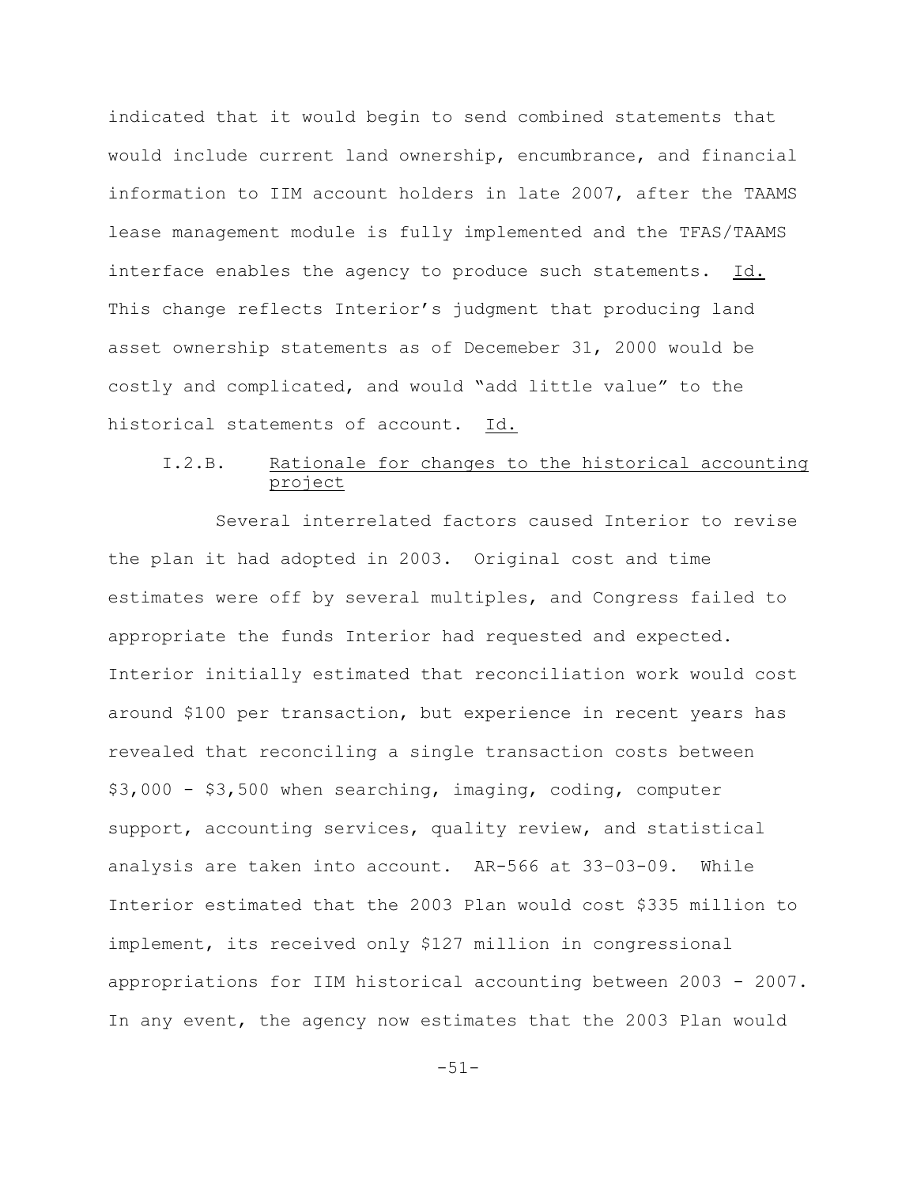indicated that it would begin to send combined statements that would include current land ownership, encumbrance, and financial information to IIM account holders in late 2007, after the TAAMS lease management module is fully implemented and the TFAS/TAAMS interface enables the agency to produce such statements. Id. This change reflects Interior's judgment that producing land asset ownership statements as of Decemeber 31, 2000 would be costly and complicated, and would "add little value" to the historical statements of account. Id.

### I.2.B. Rationale for changes to the historical accounting project

Several interrelated factors caused Interior to revise the plan it had adopted in 2003. Original cost and time estimates were off by several multiples, and Congress failed to appropriate the funds Interior had requested and expected. Interior initially estimated that reconciliation work would cost around \$100 per transaction, but experience in recent years has revealed that reconciling a single transaction costs between \$3,000 - \$3,500 when searching, imaging, coding, computer support, accounting services, quality review, and statistical analysis are taken into account. AR-566 at 33-03-09. While Interior estimated that the 2003 Plan would cost \$335 million to implement, its received only \$127 million in congressional appropriations for IIM historical accounting between 2003 - 2007. In any event, the agency now estimates that the 2003 Plan would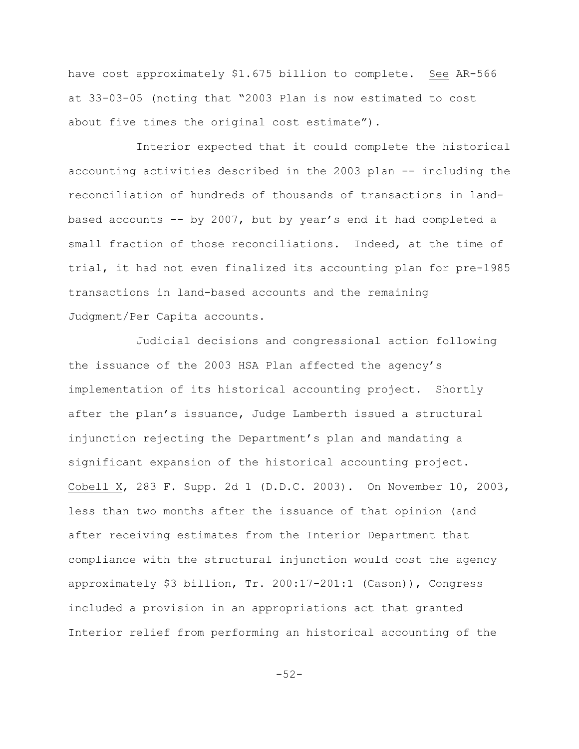have cost approximately $1.675 billion to complete. See AR-566 at 33-03-05 (noting that "2003 Plan is now estimated to cost about five times the original cost estimate").

Interior expected that it could complete the historical accounting activities described in the 2003 plan -- including the reconciliation of hundreds of thousands of transactions in land-based accounts -- by 2007, but by year's end it had completed a small fraction of those reconciliations. Indeed, at the time of trial, it had not even finalized its accounting plan for pre-1985 transactions in land-based accounts and the remaining Judgment/Per Capita accounts.

Judicial decisions and congressional action following the issuance of the 2003 HSA Plan affected the agency's implementation of its historical accounting project. Shortly after the plan's issuance, Judge Lamberth issued a structural injunction rejecting the Department's plan and mandating a significant expansion of the historical accounting project. Cobell X, 283 F. Supp. 2d 1 (D.D.C. 2003). On November 10, 2003, less than two months after the issuance of that opinion (and after receiving estimates from the Interior Department that compliance with the structural injunction would cost the agency approximately $3 billion, Tr. 200:17-201:1 (Cason)), Congress included a provision in an appropriations act that granted Interior relief from performing an historical accounting of the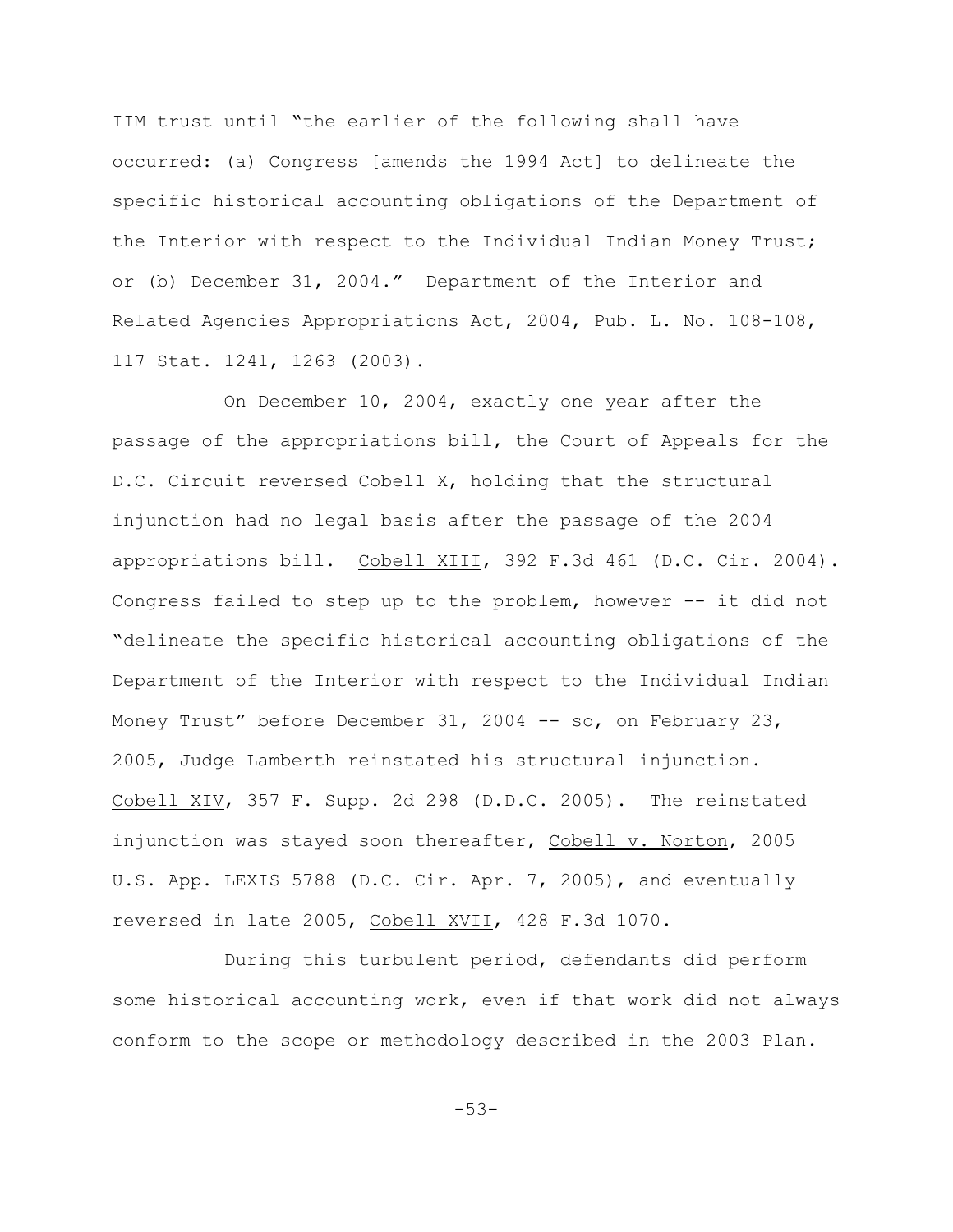IIM trust until "the earlier of the following shall have occurred: (a) Congress [amends the 1994 Act] to delineate the specific historical accounting obligations of the Department of the Interior with respect to the Individual Indian Money Trust; or (b) December 31, 2004." Department of the Interior and Related Agencies Appropriations Act, 2004, Pub. L. No. 108-108, 117 Stat. 1241, 1263 (2003).

On December 10, 2004, exactly one year after the passage of the appropriations bill, the Court of Appeals for the D.C. Circuit reversed Cobell X, holding that the structural injunction had no legal basis after the passage of the 2004 appropriations bill. Cobell XIII, 392 F.3d 461 (D.C. Cir. 2004). Congress failed to step up to the problem, however -- it did not "delineate the specific historical accounting obligations of the Department of the Interior with respect to the Individual Indian Money Trust" before December 31, 2004 -- so, on February 23, 2005, Judge Lamberth reinstated his structural injunction. Cobell XIV, 357 F. Supp. 2d 298 (D.D.C. 2005). The reinstated injunction was stayed soon thereafter, Cobell v. Norton, 2005 U.S. App. LEXIS 5788 (D.C. Cir. Apr. 7, 2005), and eventually reversed in late 2005, Cobell XVII, 428 F.3d 1070.

During this turbulent period, defendants did perform some historical accounting work, even if that work did not always conform to the scope or methodology described in the 2003 Plan.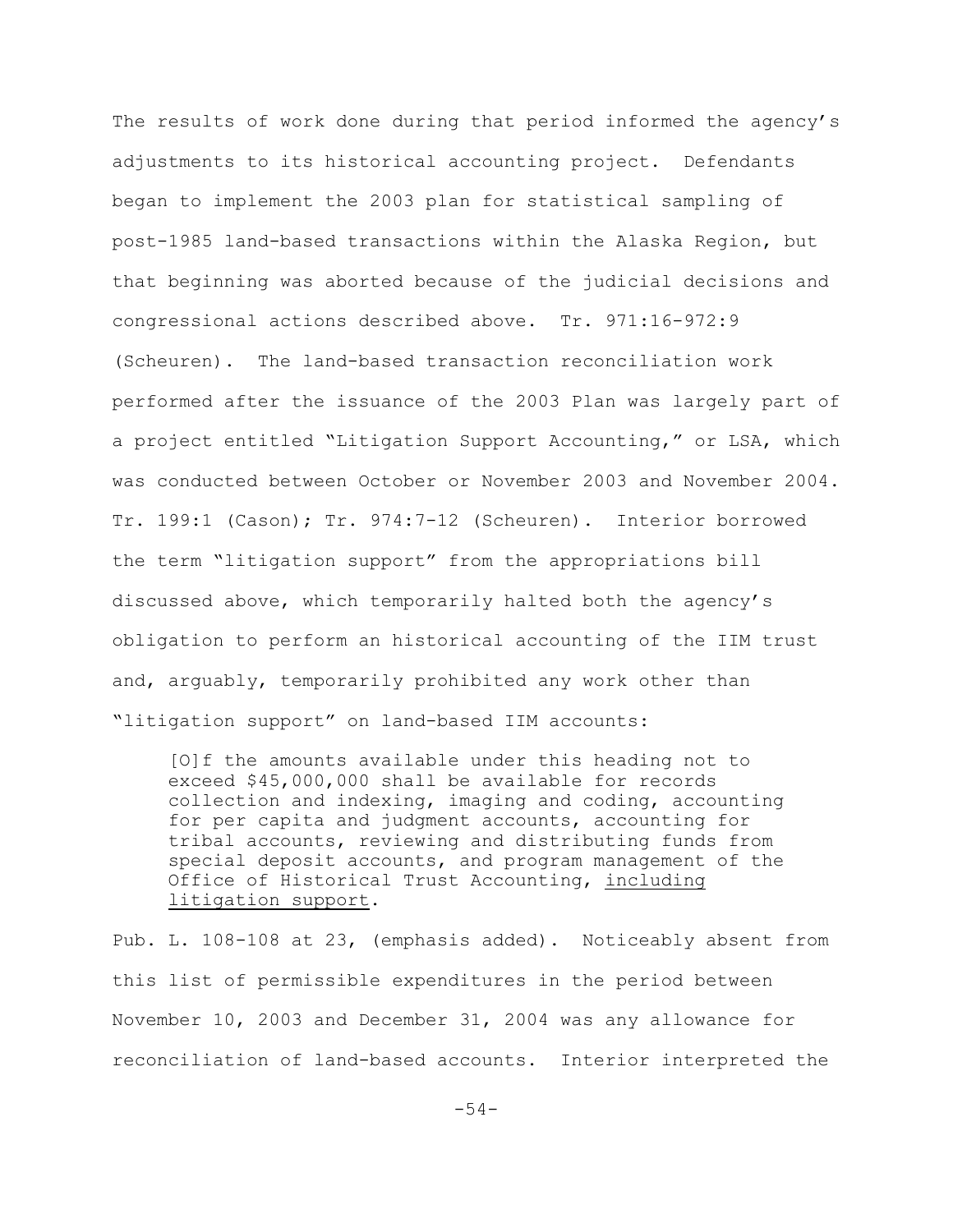The results of work done during that period informed the agency's adjustments to its historical accounting project. Defendants began to implement the 2003 plan for statistical sampling of post-1985 land-based transactions within the Alaska Region, but that beginning was aborted because of the judicial decisions and congressional actions described above. Tr. 971:16-972:9 (Scheuren). The land-based transaction reconciliation work performed after the issuance of the 2003 Plan was largely part of a project entitled "Litigation Support Accounting," or LSA, which was conducted between October or November 2003 and November 2004. Tr. 199:1 (Cason); Tr. 974:7-12 (Scheuren). Interior borrowed the term "litigation support" from the appropriations bill discussed above, which temporarily halted both the agency's obligation to perform an historical accounting of the IIM trust and, arguably, temporarily prohibited any work other than "litigation support" on land-based IIM accounts:

> [O]f the amounts available under this heading not to exceed $45,000,000 shall be available for records collection and indexing, imaging and coding, accounting for per capita and judgment accounts, accounting for tribal accounts, reviewing and distributing funds from special deposit accounts, and program management of the Office of Historical Trust Accounting, <u>including litigation support</u>.

Pub. L. 108-108 at 23, (emphasis added). Noticeably absent from this list of permissible expenditures in the period between November 10, 2003 and December 31, 2004 was any allowance for reconciliation of land-based accounts. Interior interpreted the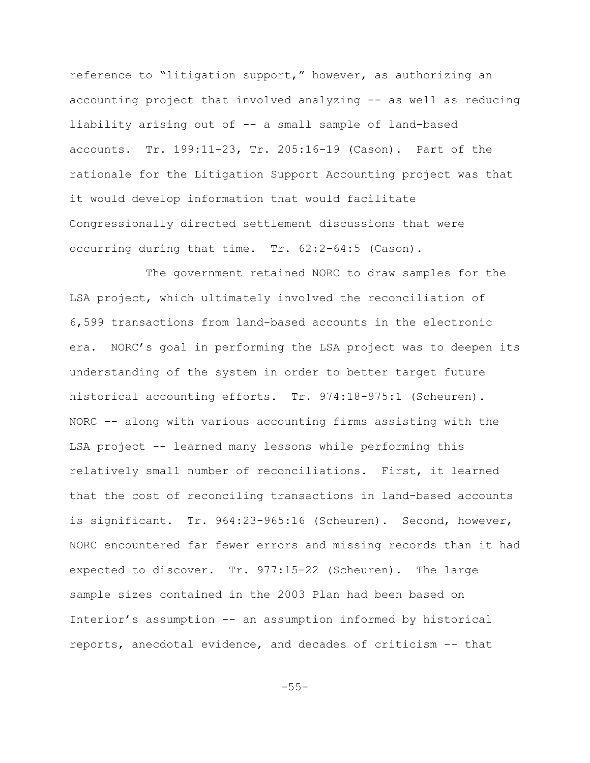reference to "litigation support," however, as authorizing an accounting project that involved analyzing -- as well as reducing liability arising out of -- a small sample of land-based accounts. Tr. 199:11-23, Tr. 205:16-19 (Cason). Part of the rationale for the Litigation Support Accounting project was that it would develop information that would facilitate Congressionally directed settlement discussions that were occurring during that time. Tr. 62:2-64:5 (Cason).

The government retained NORC to draw samples for the LSA project, which ultimately involved the reconciliation of 6,599 transactions from land-based accounts in the electronic era. NORC's goal in performing the LSA project was to deepen its understanding of the system in order to better target future historical accounting efforts. Tr. 974:18-975:1 (Scheuren). NORC -- along with various accounting firms assisting with the LSA project -- learned many lessons while performing this relatively small number of reconciliations. First, it learned that the cost of reconciling transactions in land-based accounts is significant. Tr. 964:23-965:16 (Scheuren). Second, however, NORC encountered far fewer errors and missing records than it had expected to discover. Tr. 977:15-22 (Scheuren). The large sample sizes contained in the 2003 Plan had been based on Interior's assumption -- an assumption informed by historical reports, anecdotal evidence, and decades of criticism -- that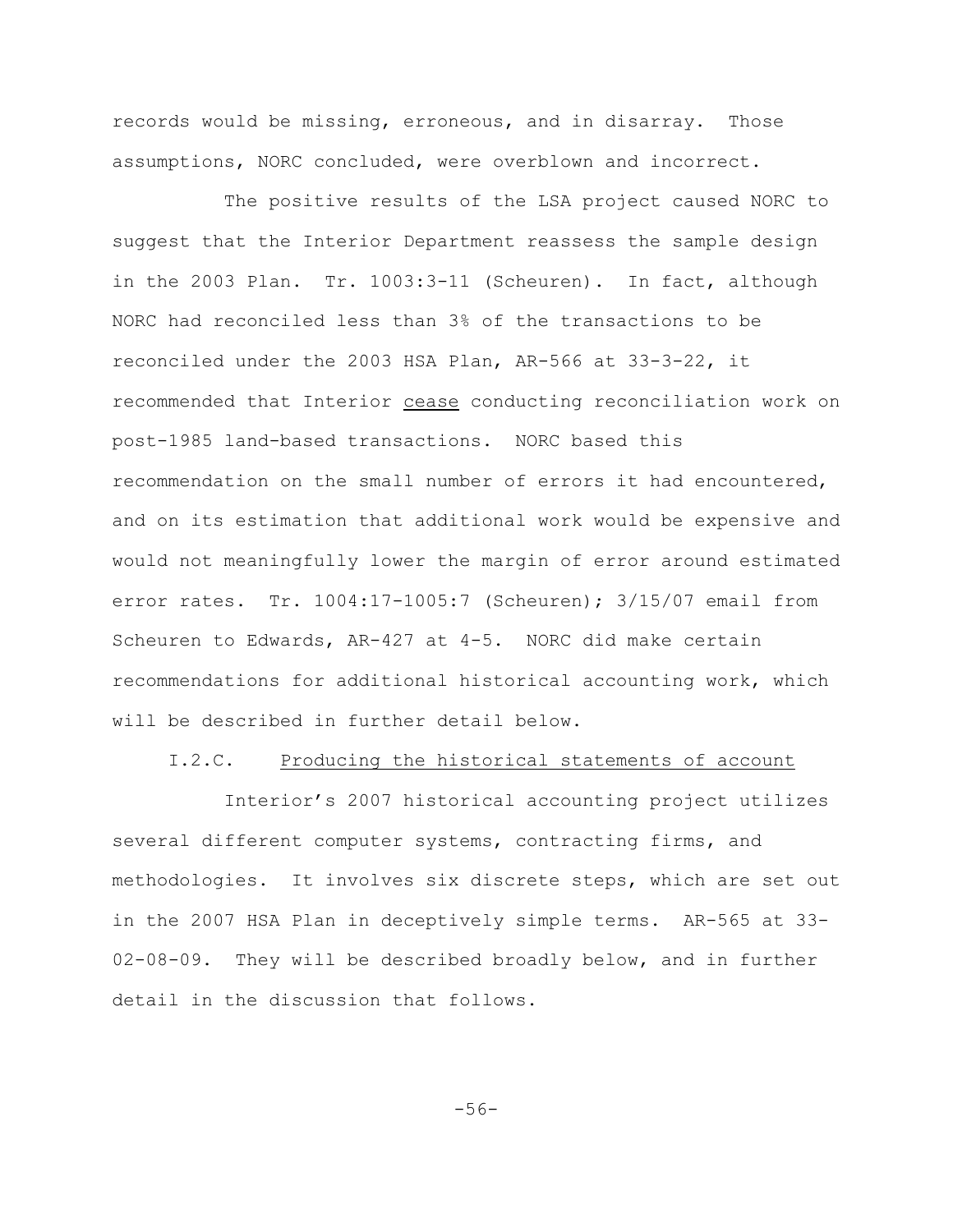records would be missing, erroneous, and in disarray. Those assumptions, NORC concluded, were overblown and incorrect.

The positive results of the LSA project caused NORC to suggest that the Interior Department reassess the sample design in the 2003 Plan. Tr. 1003:3-11 (Scheuren). In fact, although NORC had reconciled less than 3% of the transactions to be reconciled under the 2003 HSA Plan, AR-566 at 33-3-22, it recommended that Interior <u>cease</u> conducting reconciliation work on post-1985 land-based transactions. NORC based this recommendation on the small number of errors it had encountered, and on its estimation that additional work would be expensive and would not meaningfully lower the margin of error around estimated error rates. Tr. 1004:17-1005:7 (Scheuren); 3/15/07 email from Scheuren to Edwards, AR-427 at 4-5. NORC did make certain recommendations for additional historical accounting work, which will be described in further detail below.

### I.2.C. <u>Producing the historical statements of account</u>

Interior's 2007 historical accounting project utilizes several different computer systems, contracting firms, and methodologies. It involves six discrete steps, which are set out in the 2007 HSA Plan in deceptively simple terms. AR-565 at 33-02-08-09. They will be described broadly below, and in further detail in the discussion that follows.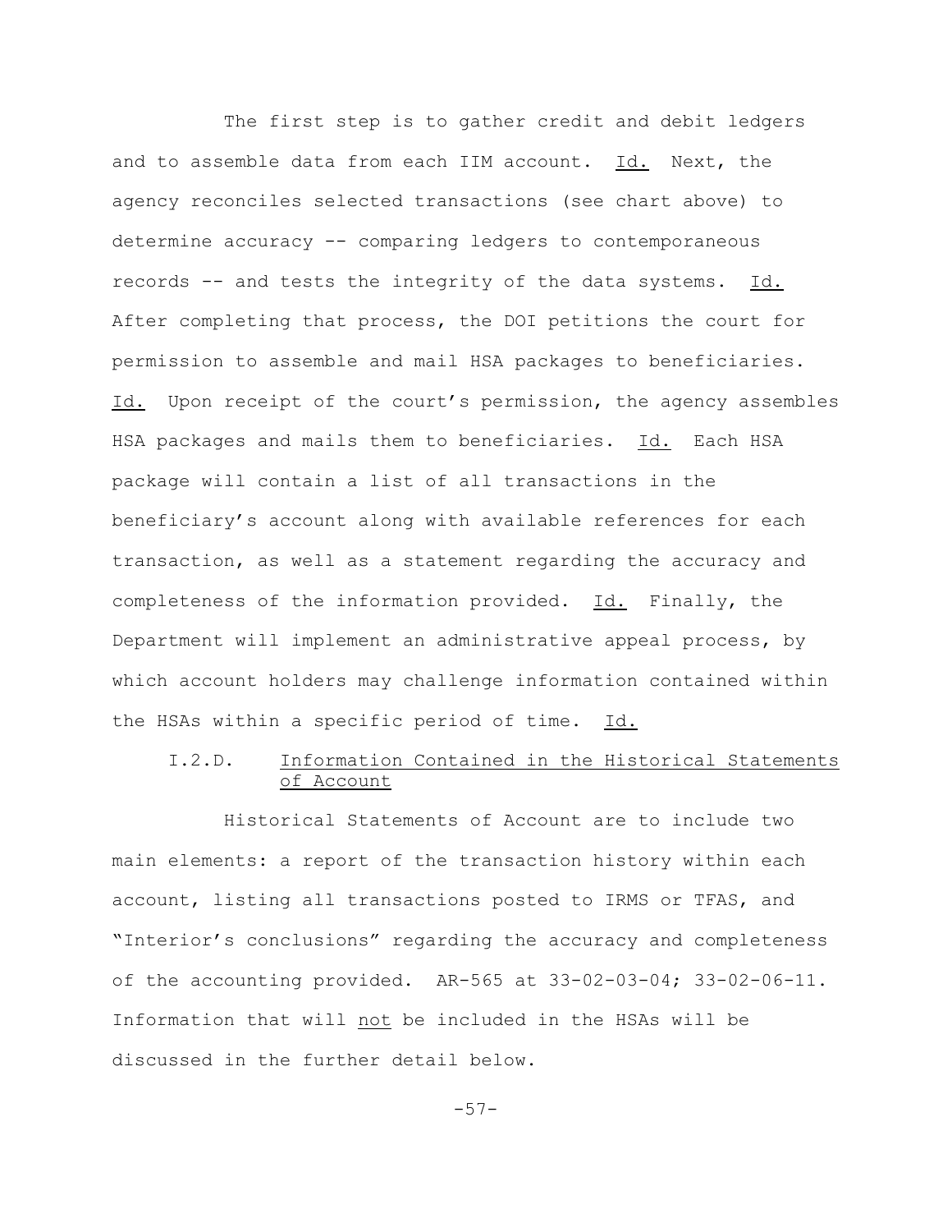The first step is to gather credit and debit ledgers and to assemble data from each IIM account. Id. Next, the agency reconciles selected transactions (see chart above) to determine accuracy -- comparing ledgers to contemporaneous records -- and tests the integrity of the data systems. Id. After completing that process, the DOI petitions the court for permission to assemble and mail HSA packages to beneficiaries. Id. Upon receipt of the court's permission, the agency assembles HSA packages and mails them to beneficiaries. Id. Each HSA package will contain a list of all transactions in the beneficiary's account along with available references for each transaction, as well as a statement regarding the accuracy and completeness of the information provided. Id. Finally, the Department will implement an administrative appeal process, by which account holders may challenge information contained within the HSAs within a specific period of time. Id.

### I.2.D. Information Contained in the Historical Statements of Account

Historical Statements of Account are to include two main elements: a report of the transaction history within each account, listing all transactions posted to IRMS or TFAS, and "Interior's conclusions" regarding the accuracy and completeness of the accounting provided. AR-565 at 33-02-03-04; 33-02-06-11. Information that will not be included in the HSAs will be discussed in the further detail below.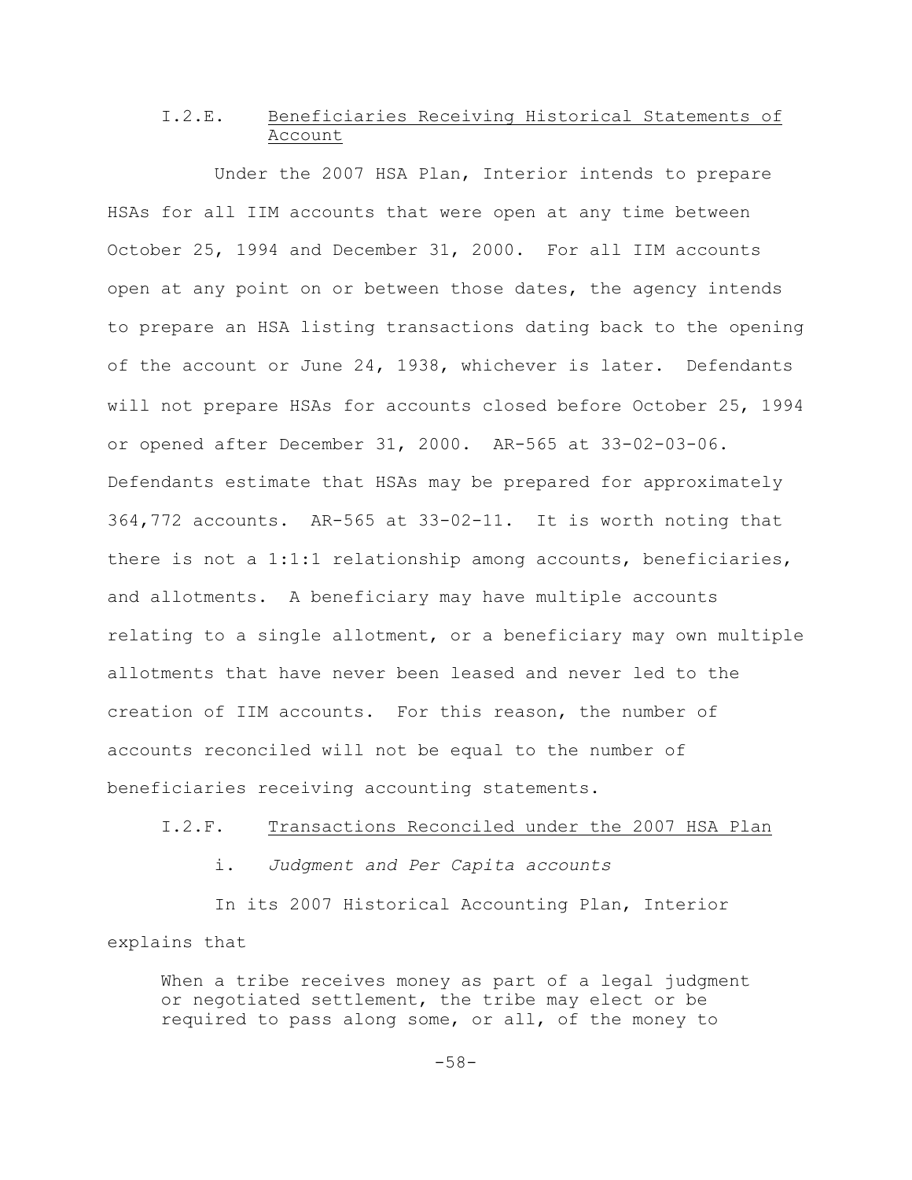### I.2.E. Beneficiaries Receiving Historical Statements of Account

Under the 2007 HSA Plan, Interior intends to prepare HSAs for all IIM accounts that were open at any time between October 25, 1994 and December 31, 2000. For all IIM accounts open at any point on or between those dates, the agency intends to prepare an HSA listing transactions dating back to the opening of the account or June 24, 1938, whichever is later. Defendants will not prepare HSAs for accounts closed before October 25, 1994 or opened after December 31, 2000. AR-565 at 33-02-03-06. Defendants estimate that HSAs may be prepared for approximately 364,772 accounts. AR-565 at 33-02-11. It is worth noting that there is not a 1:1:1 relationship among accounts, beneficiaries, and allotments. A beneficiary may have multiple accounts relating to a single allotment, or a beneficiary may own multiple allotments that have never been leased and never led to the creation of IIM accounts. For this reason, the number of accounts reconciled will not be equal to the number of beneficiaries receiving accounting statements.

### I.2.F. Transactions Reconciled under the 2007 HSA Plan

#### i. *Judgment and Per Capita accounts*

In its 2007 Historical Accounting Plan, Interior explains that

> When a tribe receives money as part of a legal judgment or negotiated settlement, the tribe may elect or be required to pass along some, or all, of the money to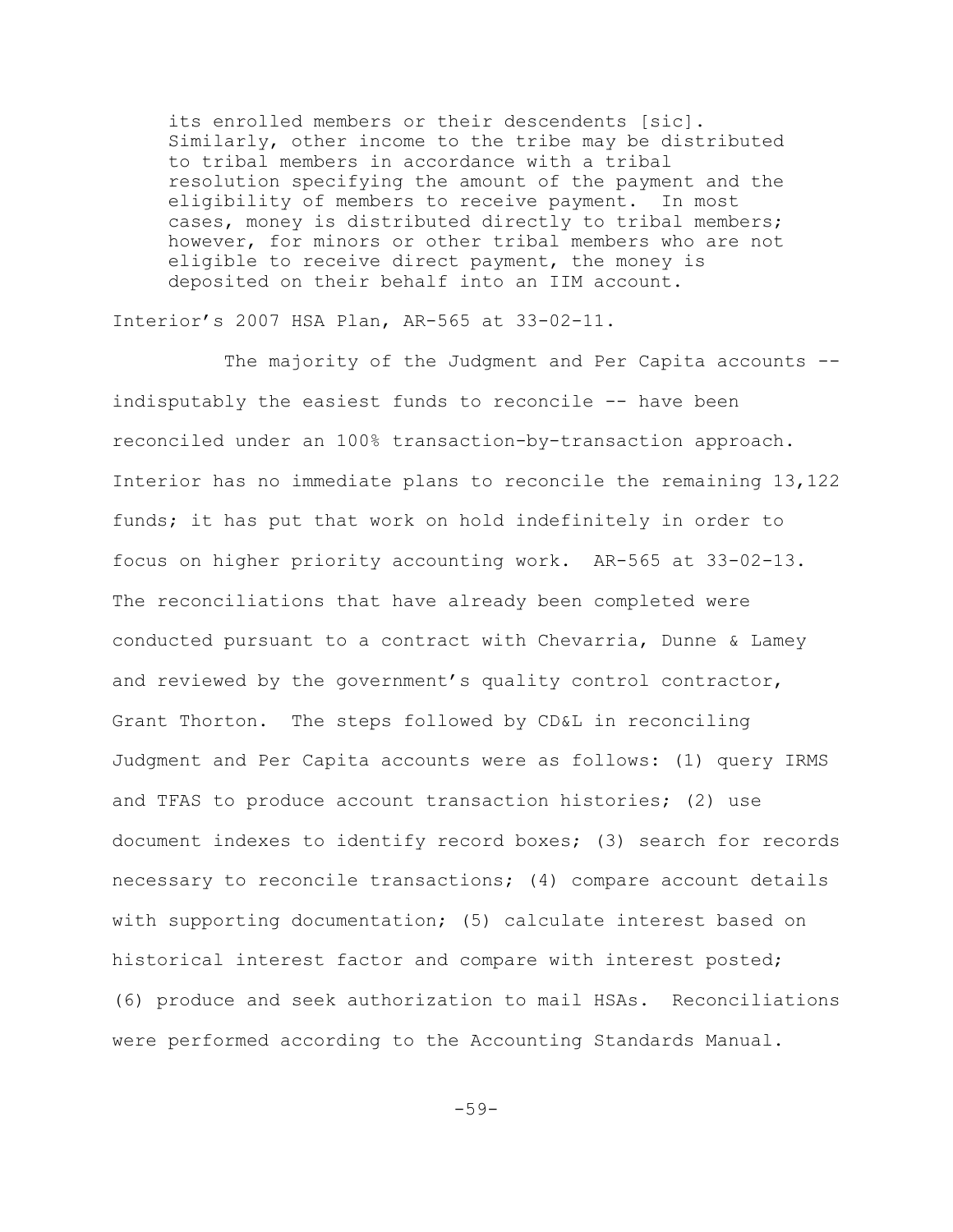> its enrolled members or their descendents [sic]. Similarly, other income to the tribe may be distributed to tribal members in accordance with a tribal resolution specifying the amount of the payment and the eligibility of members to receive payment. In most cases, money is distributed directly to tribal members; however, for minors or other tribal members who are not eligible to receive direct payment, the money is deposited on their behalf into an IIM account.

Interior's 2007 HSA Plan, AR-565 at 33-02-11.

The majority of the Judgment and Per Capita accounts -- indisputably the easiest funds to reconcile -- have been reconciled under an 100% transaction-by-transaction approach. Interior has no immediate plans to reconcile the remaining 13,122 funds; it has put that work on hold indefinitely in order to focus on higher priority accounting work. AR-565 at 33-02-13. The reconciliations that have already been completed were conducted pursuant to a contract with Chevarria, Dunne & Lamey and reviewed by the government's quality control contractor, Grant Thorton. The steps followed by CD&L in reconciling Judgment and Per Capita accounts were as follows: (1) query IRMS and TFAS to produce account transaction histories; (2) use document indexes to identify record boxes; (3) search for records necessary to reconcile transactions; (4) compare account details with supporting documentation; (5) calculate interest based on historical interest factor and compare with interest posted; (6) produce and seek authorization to mail HSAs. Reconciliations were performed according to the Accounting Standards Manual.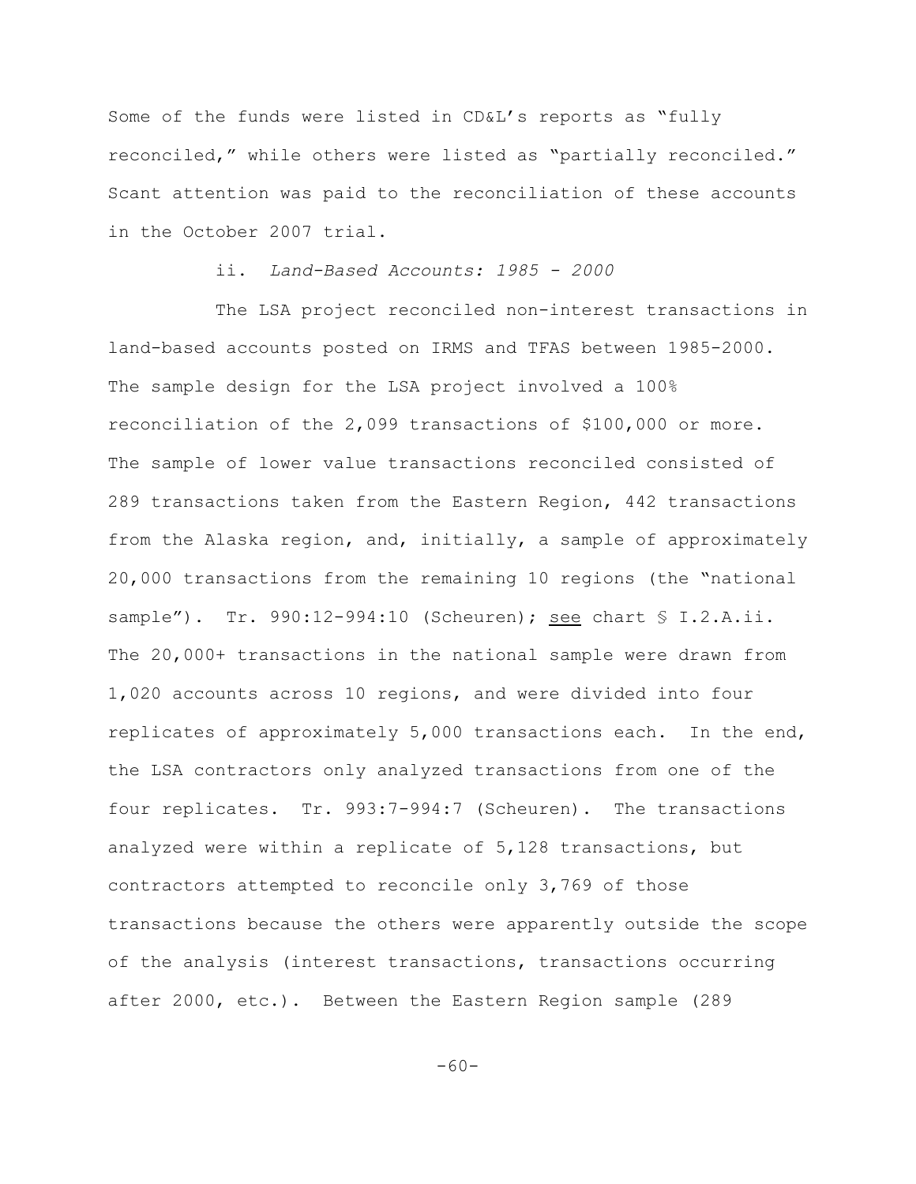Some of the funds were listed in CD&L's reports as "fully reconciled," while others were listed as "partially reconciled." Scant attention was paid to the reconciliation of these accounts in the October 2007 trial.

ii. *Land-Based Accounts: 1985 - 2000*

The LSA project reconciled non-interest transactions in land-based accounts posted on IRMS and TFAS between 1985-2000. The sample design for the LSA project involved a 100% reconciliation of the 2,099 transactions of $100,000 or more. The sample of lower value transactions reconciled consisted of 289 transactions taken from the Eastern Region, 442 transactions from the Alaska region, and, initially, a sample of approximately 20,000 transactions from the remaining 10 regions (the "national sample"). Tr. 990:12-994:10 (Scheuren); see chart § I.2.A.ii. The 20,000+ transactions in the national sample were drawn from 1,020 accounts across 10 regions, and were divided into four replicates of approximately 5,000 transactions each. In the end, the LSA contractors only analyzed transactions from one of the four replicates. Tr. 993:7-994:7 (Scheuren). The transactions analyzed were within a replicate of 5,128 transactions, but contractors attempted to reconcile only 3,769 of those transactions because the others were apparently outside the scope of the analysis (interest transactions, transactions occurring after 2000, etc.). Between the Eastern Region sample (289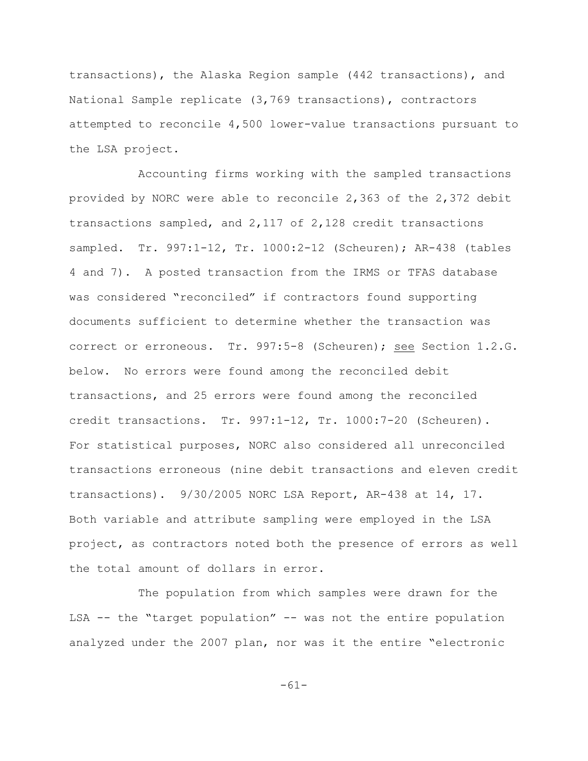transactions), the Alaska Region sample (442 transactions), and National Sample replicate (3,769 transactions), contractors attempted to reconcile 4,500 lower-value transactions pursuant to the LSA project.

Accounting firms working with the sampled transactions provided by NORC were able to reconcile 2,363 of the 2,372 debit transactions sampled, and 2,117 of 2,128 credit transactions sampled. Tr. 997:1-12, Tr. 1000:2-12 (Scheuren); AR-438 (tables 4 and 7). A posted transaction from the IRMS or TFAS database was considered "reconciled" if contractors found supporting documents sufficient to determine whether the transaction was correct or erroneous. Tr. 997:5-8 (Scheuren); see Section 1.2.G. below. No errors were found among the reconciled debit transactions, and 25 errors were found among the reconciled credit transactions. Tr. 997:1-12, Tr. 1000:7-20 (Scheuren). For statistical purposes, NORC also considered all unreconciled transactions erroneous (nine debit transactions and eleven credit transactions). 9/30/2005 NORC LSA Report, AR-438 at 14, 17. Both variable and attribute sampling were employed in the LSA project, as contractors noted both the presence of errors as well the total amount of dollars in error.

The population from which samples were drawn for the LSA -- the "target population" -- was not the entire population analyzed under the 2007 plan, nor was it the entire "electronic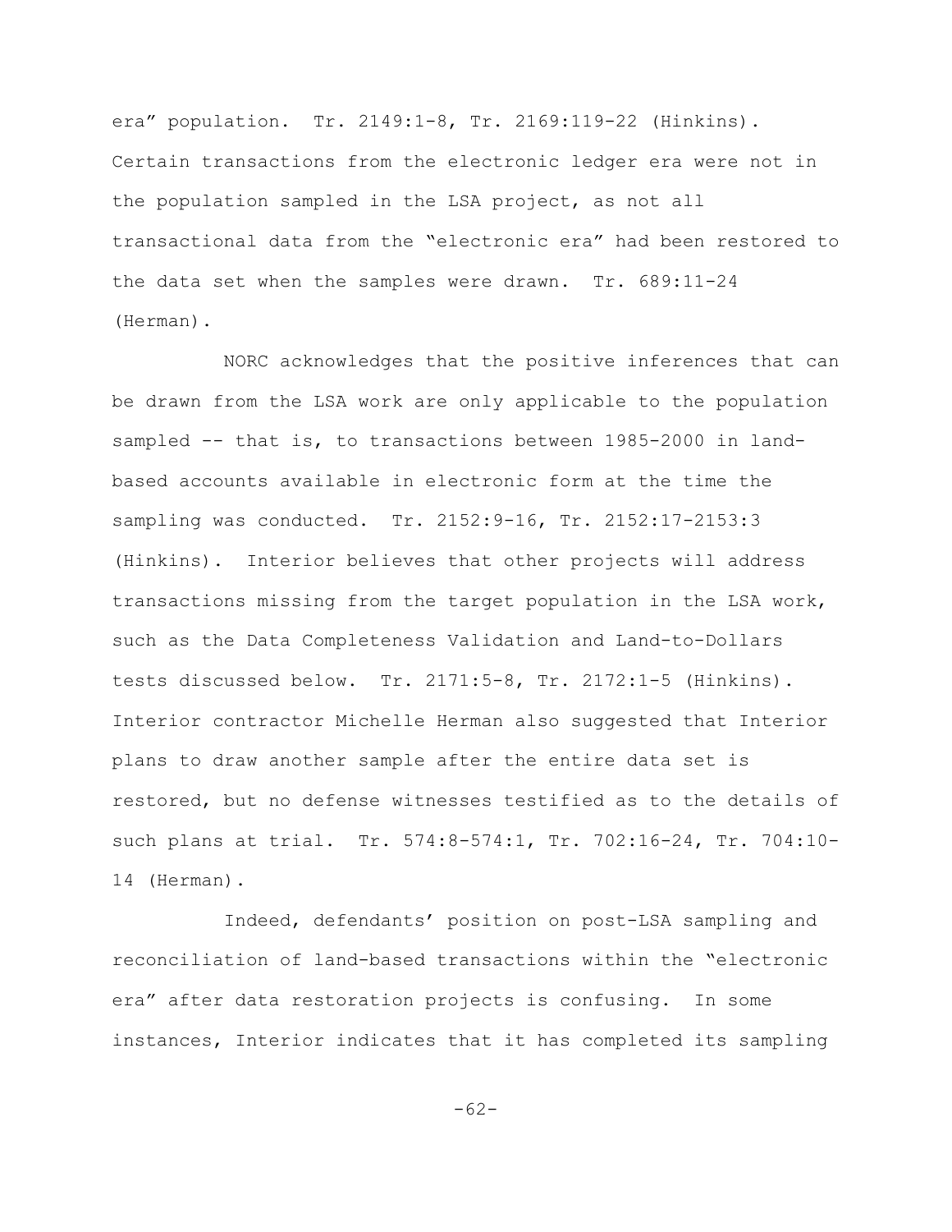era" population. Tr. 2149:1-8, Tr. 2169:119-22 (Hinkins). Certain transactions from the electronic ledger era were not in the population sampled in the LSA project, as not all transactional data from the "electronic era" had been restored to the data set when the samples were drawn. Tr. 689:11-24 (Herman).

NORC acknowledges that the positive inferences that can be drawn from the LSA work are only applicable to the population sampled -- that is, to transactions between 1985-2000 in land-based accounts available in electronic form at the time the sampling was conducted. Tr. 2152:9-16, Tr. 2152:17-2153:3 (Hinkins). Interior believes that other projects will address transactions missing from the target population in the LSA work, such as the Data Completeness Validation and Land-to-Dollars tests discussed below. Tr. 2171:5-8, Tr. 2172:1-5 (Hinkins). Interior contractor Michelle Herman also suggested that Interior plans to draw another sample after the entire data set is restored, but no defense witnesses testified as to the details of such plans at trial. Tr. 574:8-574:1, Tr. 702:16-24, Tr. 704:10-14 (Herman).

Indeed, defendants' position on post-LSA sampling and reconciliation of land-based transactions within the "electronic era" after data restoration projects is confusing. In some instances, Interior indicates that it has completed its sampling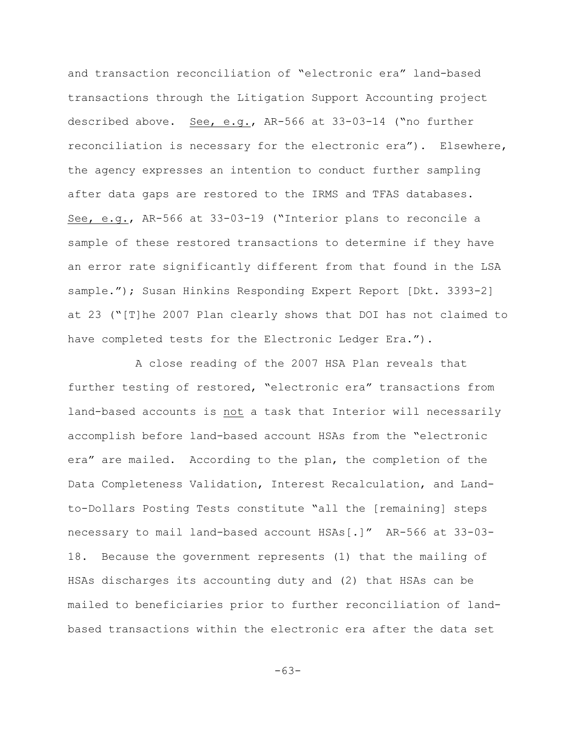and transaction reconciliation of "electronic era" land-based transactions through the Litigation Support Accounting project described above. See, e.g., AR-566 at 33-03-14 ("no further reconciliation is necessary for the electronic era"). Elsewhere, the agency expresses an intention to conduct further sampling after data gaps are restored to the IRMS and TFAS databases. See, e.g., AR-566 at 33-03-19 ("Interior plans to reconcile a sample of these restored transactions to determine if they have an error rate significantly different from that found in the LSA sample."); Susan Hinkins Responding Expert Report [Dkt. 3393-2] at 23 ("[T]he 2007 Plan clearly shows that DOI has not claimed to have completed tests for the Electronic Ledger Era.").

A close reading of the 2007 HSA Plan reveals that further testing of restored, "electronic era" transactions from land-based accounts is not a task that Interior will necessarily accomplish before land-based account HSAs from the "electronic era" are mailed. According to the plan, the completion of the Data Completeness Validation, Interest Recalculation, and Land-to-Dollars Posting Tests constitute "all the [remaining] steps necessary to mail land-based account HSAs[.]" AR-566 at 33-03-18. Because the government represents (1) that the mailing of HSAs discharges its accounting duty and (2) that HSAs can be mailed to beneficiaries prior to further reconciliation of land-based transactions within the electronic era after the data set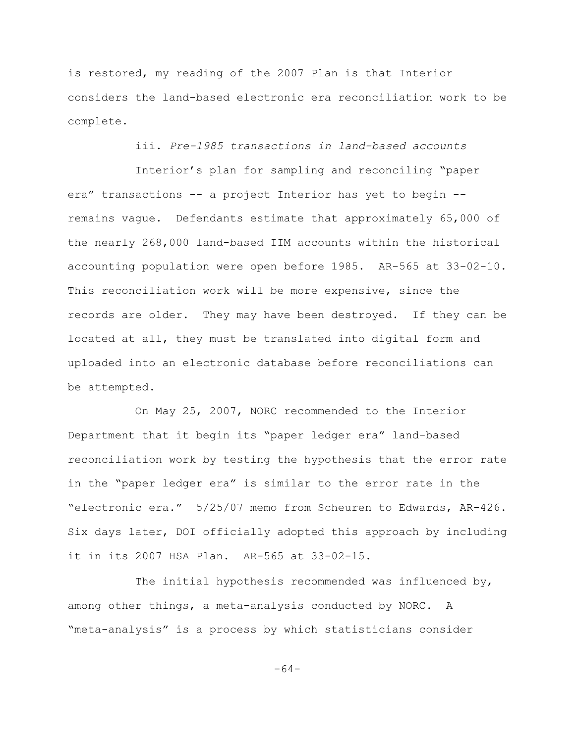is restored, my reading of the 2007 Plan is that Interior considers the land-based electronic era reconciliation work to be complete.

iii. *Pre-1985 transactions in land-based accounts*

Interior's plan for sampling and reconciling "paper era" transactions -- a project Interior has yet to begin -- remains vague. Defendants estimate that approximately 65,000 of the nearly 268,000 land-based IIM accounts within the historical accounting population were open before 1985. AR-565 at 33-02-10. This reconciliation work will be more expensive, since the records are older. They may have been destroyed. If they can be located at all, they must be translated into digital form and uploaded into an electronic database before reconciliations can be attempted.

On May 25, 2007, NORC recommended to the Interior Department that it begin its "paper ledger era" land-based reconciliation work by testing the hypothesis that the error rate in the "paper ledger era" is similar to the error rate in the "electronic era." 5/25/07 memo from Scheuren to Edwards, AR-426. Six days later, DOI officially adopted this approach by including it in its 2007 HSA Plan. AR-565 at 33-02-15.

The initial hypothesis recommended was influenced by, among other things, a meta-analysis conducted by NORC. A "meta-analysis" is a process by which statisticians consider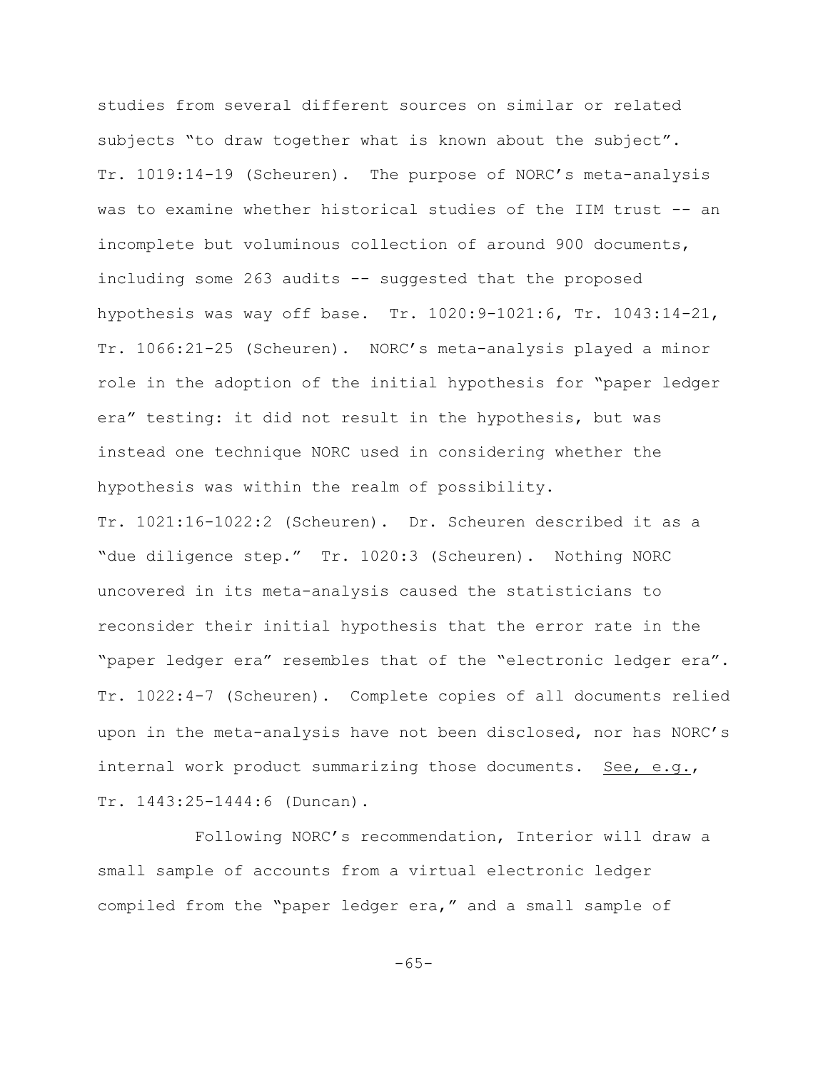studies from several different sources on similar or related subjects "to draw together what is known about the subject". Tr. 1019:14-19 (Scheuren). The purpose of NORC's meta-analysis was to examine whether historical studies of the IIM trust -- an incomplete but voluminous collection of around 900 documents, including some 263 audits -- suggested that the proposed hypothesis was way off base. Tr. 1020:9-1021:6, Tr. 1043:14-21, Tr. 1066:21-25 (Scheuren). NORC's meta-analysis played a minor role in the adoption of the initial hypothesis for "paper ledger era" testing: it did not result in the hypothesis, but was instead one technique NORC used in considering whether the hypothesis was within the realm of possibility. Tr. 1021:16-1022:2 (Scheuren). Dr. Scheuren described it as a "due diligence step." Tr. 1020:3 (Scheuren). Nothing NORC uncovered in its meta-analysis caused the statisticians to reconsider their initial hypothesis that the error rate in the "paper ledger era" resembles that of the "electronic ledger era". Tr. 1022:4-7 (Scheuren). Complete copies of all documents relied upon in the meta-analysis have not been disclosed, nor has NORC's internal work product summarizing those documents. See, e.g., Tr. 1443:25-1444:6 (Duncan).

Following NORC's recommendation, Interior will draw a small sample of accounts from a virtual electronic ledger compiled from the "paper ledger era," and a small sample of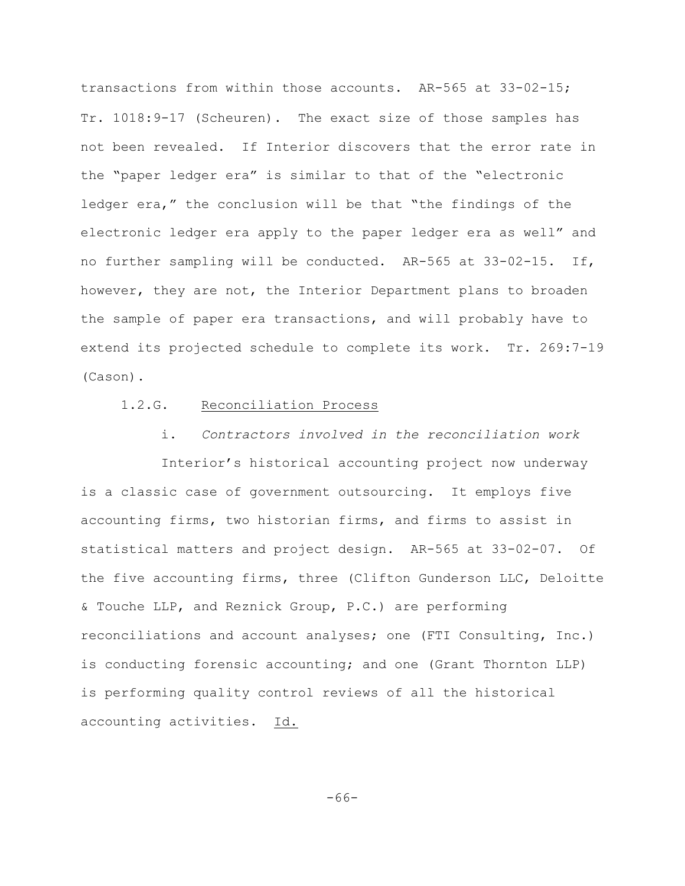transactions from within those accounts. AR-565 at 33-02-15; Tr. 1018:9-17 (Scheuren). The exact size of those samples has not been revealed. If Interior discovers that the error rate in the "paper ledger era" is similar to that of the "electronic ledger era," the conclusion will be that "the findings of the electronic ledger era apply to the paper ledger era as well" and no further sampling will be conducted. AR-565 at 33-02-15. If, however, they are not, the Interior Department plans to broaden the sample of paper era transactions, and will probably have to extend its projected schedule to complete its work. Tr. 269:7-19 (Cason).

### 1.2.G. Reconciliation Process

#### i. *Contractors involved in the reconciliation work*

Interior's historical accounting project now underway is a classic case of government outsourcing. It employs five accounting firms, two historian firms, and firms to assist in statistical matters and project design. AR-565 at 33-02-07. Of the five accounting firms, three (Clifton Gunderson LLC, Deloitte & Touche LLP, and Reznick Group, P.C.) are performing reconciliations and account analyses; one (FTI Consulting, Inc.) is conducting forensic accounting; and one (Grant Thornton LLP) is performing quality control reviews of all the historical accounting activities. Id.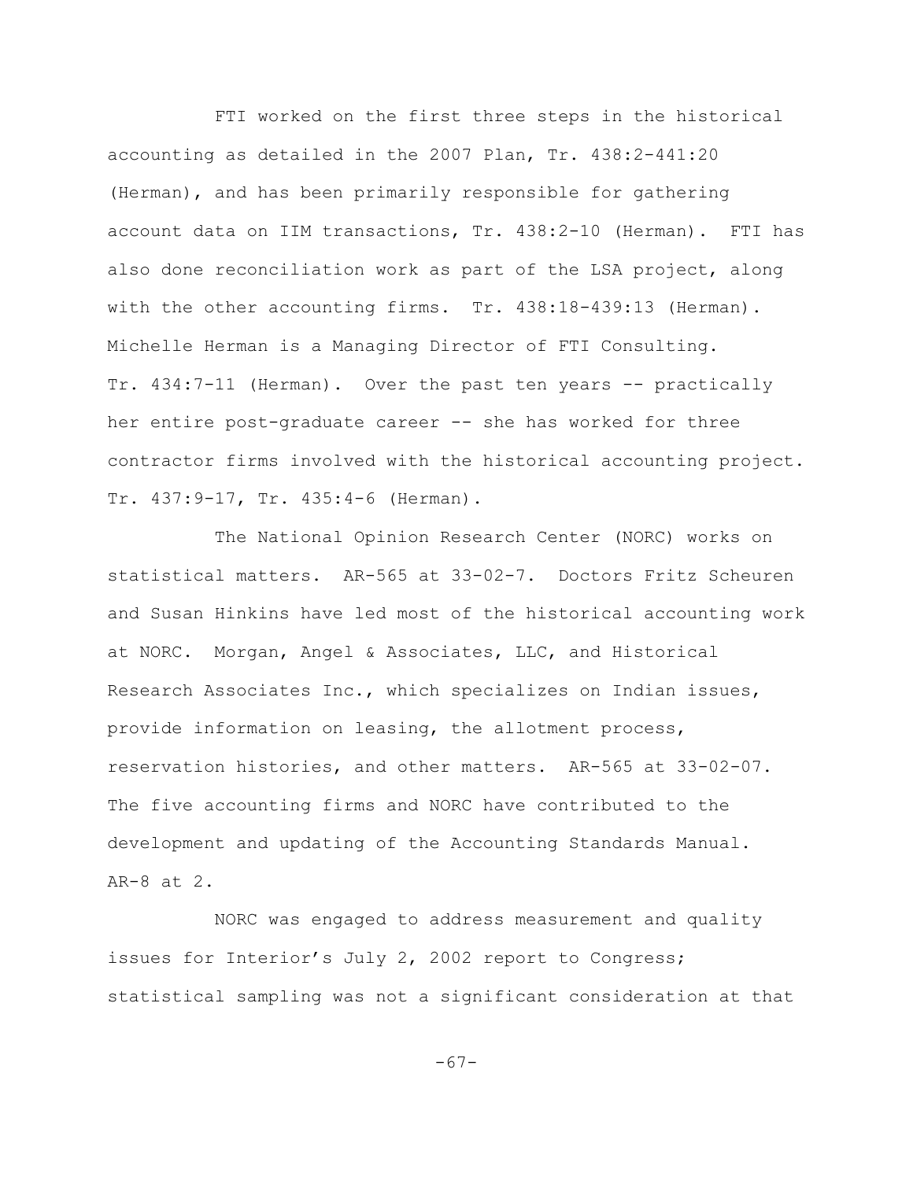FTI worked on the first three steps in the historical accounting as detailed in the 2007 Plan, Tr. 438:2-441:20 (Herman), and has been primarily responsible for gathering account data on IIM transactions, Tr. 438:2-10 (Herman). FTI has also done reconciliation work as part of the LSA project, along with the other accounting firms. Tr. 438:18-439:13 (Herman). Michelle Herman is a Managing Director of FTI Consulting. Tr. 434:7-11 (Herman). Over the past ten years -- practically her entire post-graduate career -- she has worked for three contractor firms involved with the historical accounting project. Tr. 437:9-17, Tr. 435:4-6 (Herman).

The National Opinion Research Center (NORC) works on statistical matters. AR-565 at 33-02-7. Doctors Fritz Scheuren and Susan Hinkins have led most of the historical accounting work at NORC. Morgan, Angel & Associates, LLC, and Historical Research Associates Inc., which specializes on Indian issues, provide information on leasing, the allotment process, reservation histories, and other matters. AR-565 at 33-02-07. The five accounting firms and NORC have contributed to the development and updating of the Accounting Standards Manual. AR-8 at 2.

NORC was engaged to address measurement and quality issues for Interior's July 2, 2002 report to Congress; statistical sampling was not a significant consideration at that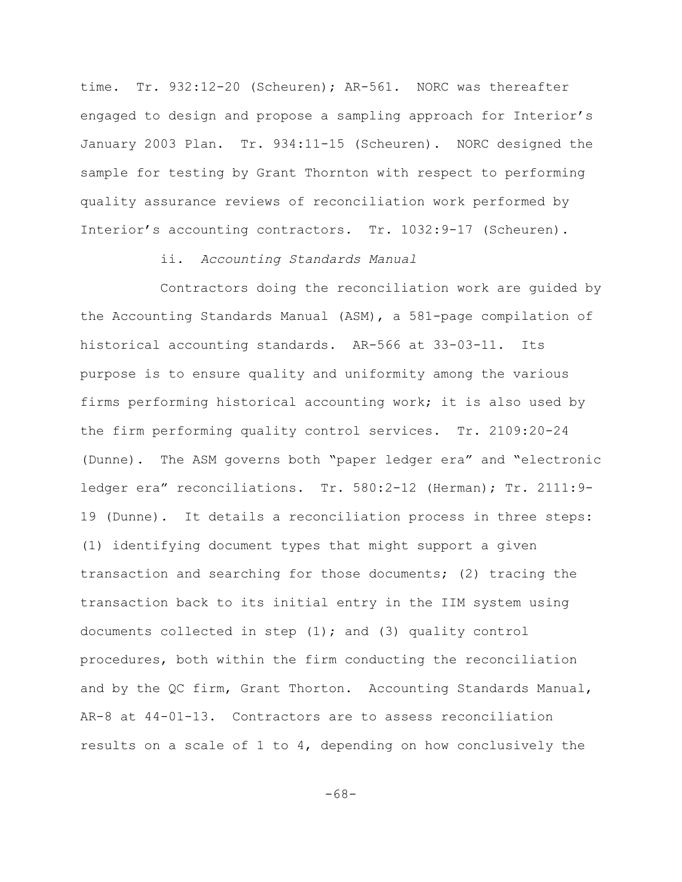time. Tr. 932:12-20 (Scheuren); AR-561. NORC was thereafter engaged to design and propose a sampling approach for Interior's January 2003 Plan. Tr. 934:11-15 (Scheuren). NORC designed the sample for testing by Grant Thornton with respect to performing quality assurance reviews of reconciliation work performed by Interior's accounting contractors. Tr. 1032:9-17 (Scheuren).

ii. *Accounting Standards Manual*

Contractors doing the reconciliation work are guided by the Accounting Standards Manual (ASM), a 581-page compilation of historical accounting standards. AR-566 at 33-03-11. Its purpose is to ensure quality and uniformity among the various firms performing historical accounting work; it is also used by the firm performing quality control services. Tr. 2109:20-24 (Dunne). The ASM governs both "paper ledger era" and "electronic ledger era" reconciliations. Tr. 580:2-12 (Herman); Tr. 2111:9-19 (Dunne). It details a reconciliation process in three steps: (1) identifying document types that might support a given transaction and searching for those documents; (2) tracing the transaction back to its initial entry in the IIM system using documents collected in step (1); and (3) quality control procedures, both within the firm conducting the reconciliation and by the QC firm, Grant Thorton. Accounting Standards Manual, AR-8 at 44-01-13. Contractors are to assess reconciliation results on a scale of 1 to 4, depending on how conclusively the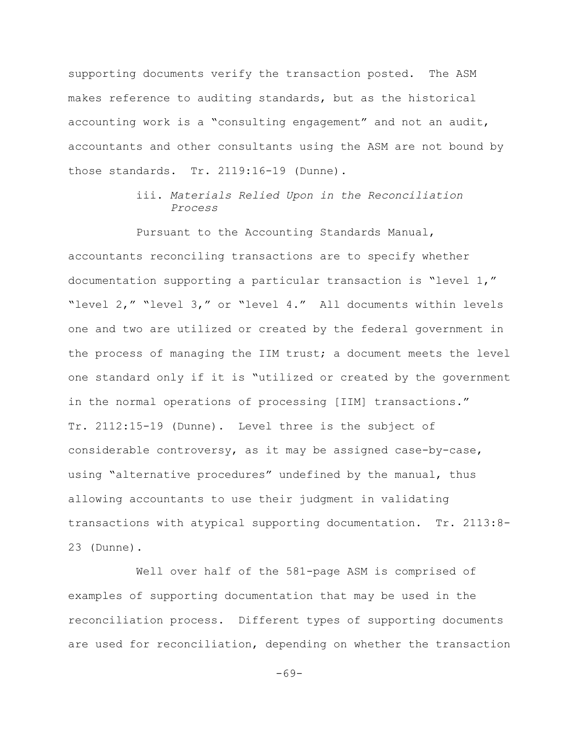supporting documents verify the transaction posted. The ASM makes reference to auditing standards, but as the historical accounting work is a "consulting engagement" and not an audit, accountants and other consultants using the ASM are not bound by those standards. Tr. 2119:16-19 (Dunne).

#### iii. *Materials Relied Upon in the Reconciliation Process*

Pursuant to the Accounting Standards Manual, accountants reconciling transactions are to specify whether documentation supporting a particular transaction is "level 1," "level 2," "level 3," or "level 4." All documents within levels one and two are utilized or created by the federal government in the process of managing the IIM trust; a document meets the level one standard only if it is "utilized or created by the government in the normal operations of processing [IIM] transactions." Tr. 2112:15-19 (Dunne). Level three is the subject of considerable controversy, as it may be assigned case-by-case, using "alternative procedures" undefined by the manual, thus allowing accountants to use their judgment in validating transactions with atypical supporting documentation. Tr. 2113:8-23 (Dunne).

Well over half of the 581-page ASM is comprised of examples of supporting documentation that may be used in the reconciliation process. Different types of supporting documents are used for reconciliation, depending on whether the transaction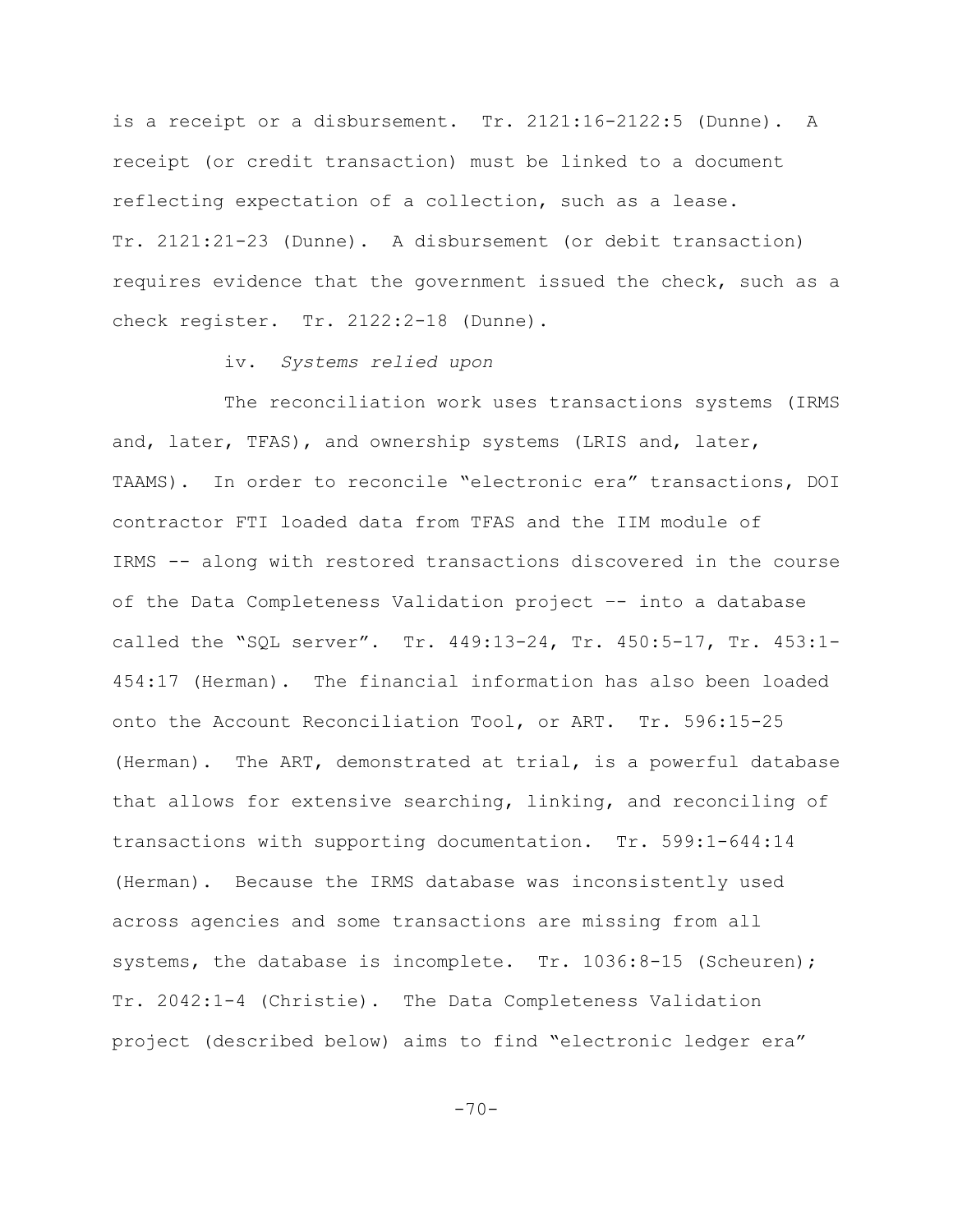is a receipt or a disbursement. Tr. 2121:16-2122:5 (Dunne). A receipt (or credit transaction) must be linked to a document reflecting expectation of a collection, such as a lease. Tr. 2121:21-23 (Dunne). A disbursement (or debit transaction) requires evidence that the government issued the check, such as a check register. Tr. 2122:2-18 (Dunne).

iv. *Systems relied upon*

The reconciliation work uses transactions systems (IRMS and, later, TFAS), and ownership systems (LRIS and, later, TAAMS). In order to reconcile "electronic era" transactions, DOI contractor FTI loaded data from TFAS and the IIM module of IRMS -- along with restored transactions discovered in the course of the Data Completeness Validation project -- into a database called the "SQL server". Tr. 449:13-24, Tr. 450:5-17, Tr. 453:1-454:17 (Herman). The financial information has also been loaded onto the Account Reconciliation Tool, or ART. Tr. 596:15-25 (Herman). The ART, demonstrated at trial, is a powerful database that allows for extensive searching, linking, and reconciling of transactions with supporting documentation. Tr. 599:1-644:14 (Herman). Because the IRMS database was inconsistently used across agencies and some transactions are missing from all systems, the database is incomplete. Tr. 1036:8-15 (Scheuren); Tr. 2042:1-4 (Christie). The Data Completeness Validation project (described below) aims to find "electronic ledger era"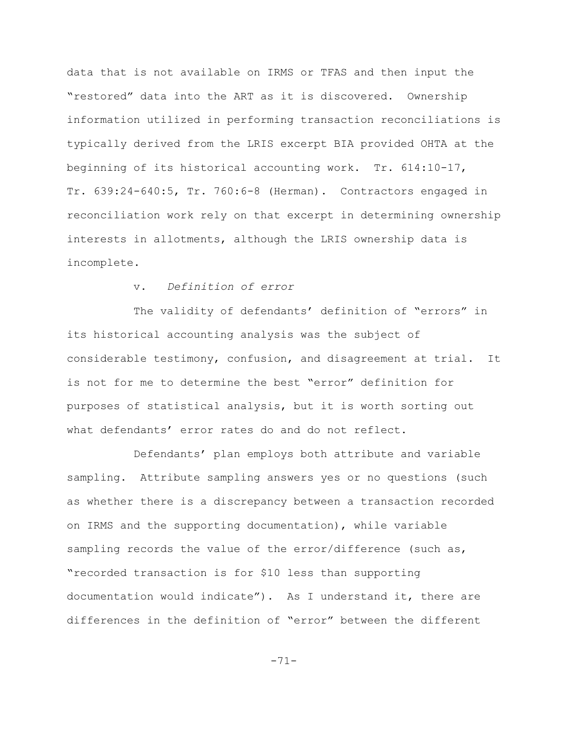data that is not available on IRMS or TFAS and then input the "restored" data into the ART as it is discovered. Ownership information utilized in performing transaction reconciliations is typically derived from the LRIS excerpt BIA provided OHTA at the beginning of its historical accounting work. Tr. 614:10-17, Tr. 639:24-640:5, Tr. 760:6-8 (Herman). Contractors engaged in reconciliation work rely on that excerpt in determining ownership interests in allotments, although the LRIS ownership data is incomplete.

v. *Definition of error*

The validity of defendants' definition of "errors" in its historical accounting analysis was the subject of considerable testimony, confusion, and disagreement at trial. It is not for me to determine the best "error" definition for purposes of statistical analysis, but it is worth sorting out what defendants' error rates do and do not reflect.

Defendants' plan employs both attribute and variable sampling. Attribute sampling answers yes or no questions (such as whether there is a discrepancy between a transaction recorded on IRMS and the supporting documentation), while variable sampling records the value of the error/difference (such as, "recorded transaction is for $10 less than supporting documentation would indicate"). As I understand it, there are differences in the definition of "error" between the different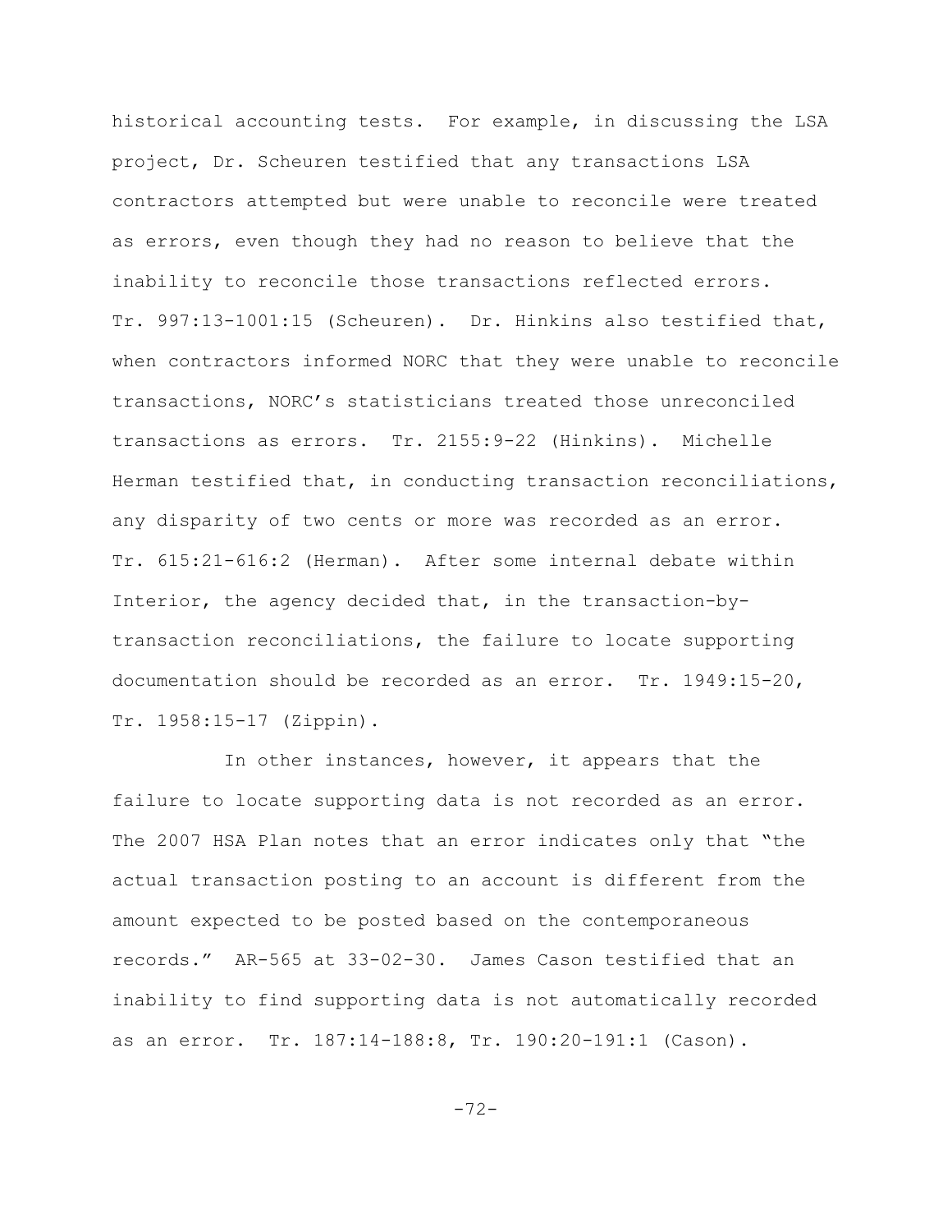historical accounting tests. For example, in discussing the LSA project, Dr. Scheuren testified that any transactions LSA contractors attempted but were unable to reconcile were treated as errors, even though they had no reason to believe that the inability to reconcile those transactions reflected errors. Tr. 997:13-1001:15 (Scheuren). Dr. Hinkins also testified that, when contractors informed NORC that they were unable to reconcile transactions, NORC's statisticians treated those unreconciled transactions as errors. Tr. 2155:9-22 (Hinkins). Michelle Herman testified that, in conducting transaction reconciliations, any disparity of two cents or more was recorded as an error. Tr. 615:21-616:2 (Herman). After some internal debate within Interior, the agency decided that, in the transaction-by-transaction reconciliations, the failure to locate supporting documentation should be recorded as an error. Tr. 1949:15-20, Tr. 1958:15-17 (Zippin).

In other instances, however, it appears that the failure to locate supporting data is not recorded as an error. The 2007 HSA Plan notes that an error indicates only that "the actual transaction posting to an account is different from the amount expected to be posted based on the contemporaneous records." AR-565 at 33-02-30. James Cason testified that an inability to find supporting data is not automatically recorded as an error. Tr. 187:14-188:8, Tr. 190:20-191:1 (Cason).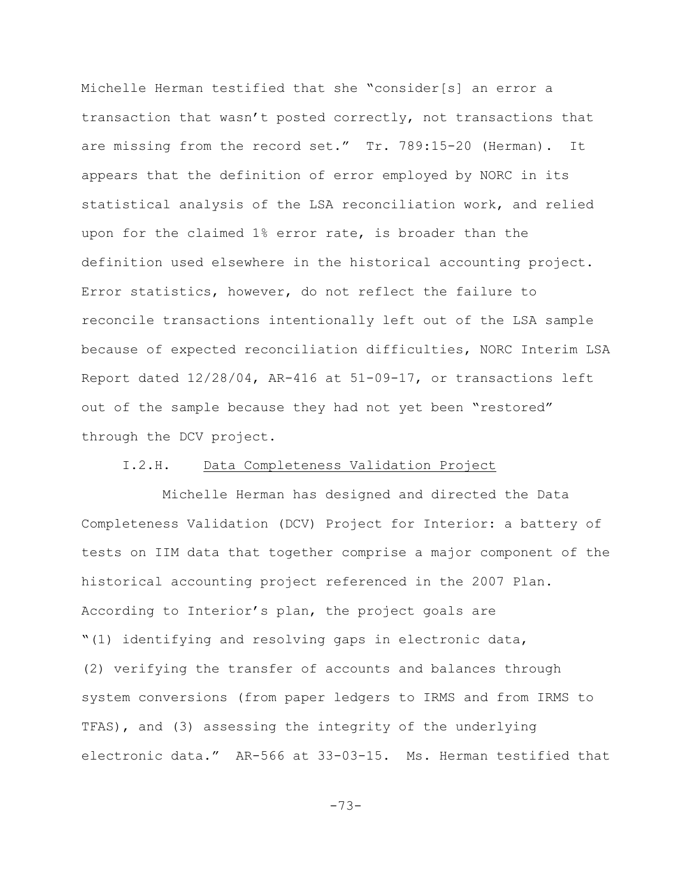Michelle Herman testified that she "consider[s] an error a transaction that wasn't posted correctly, not transactions that are missing from the record set." Tr. 789:15-20 (Herman). It appears that the definition of error employed by NORC in its statistical analysis of the LSA reconciliation work, and relied upon for the claimed 1% error rate, is broader than the definition used elsewhere in the historical accounting project. Error statistics, however, do not reflect the failure to reconcile transactions intentionally left out of the LSA sample because of expected reconciliation difficulties, NORC Interim LSA Report dated 12/28/04, AR-416 at 51-09-17, or transactions left out of the sample because they had not yet been "restored" through the DCV project.

### I.2.H. Data Completeness Validation Project

Michelle Herman has designed and directed the Data Completeness Validation (DCV) Project for Interior: a battery of tests on IIM data that together comprise a major component of the historical accounting project referenced in the 2007 Plan. According to Interior's plan, the project goals are "(1) identifying and resolving gaps in electronic data, (2) verifying the transfer of accounts and balances through system conversions (from paper ledgers to IRMS and from IRMS to TFAS), and (3) assessing the integrity of the underlying electronic data." AR-566 at 33-03-15. Ms. Herman testified that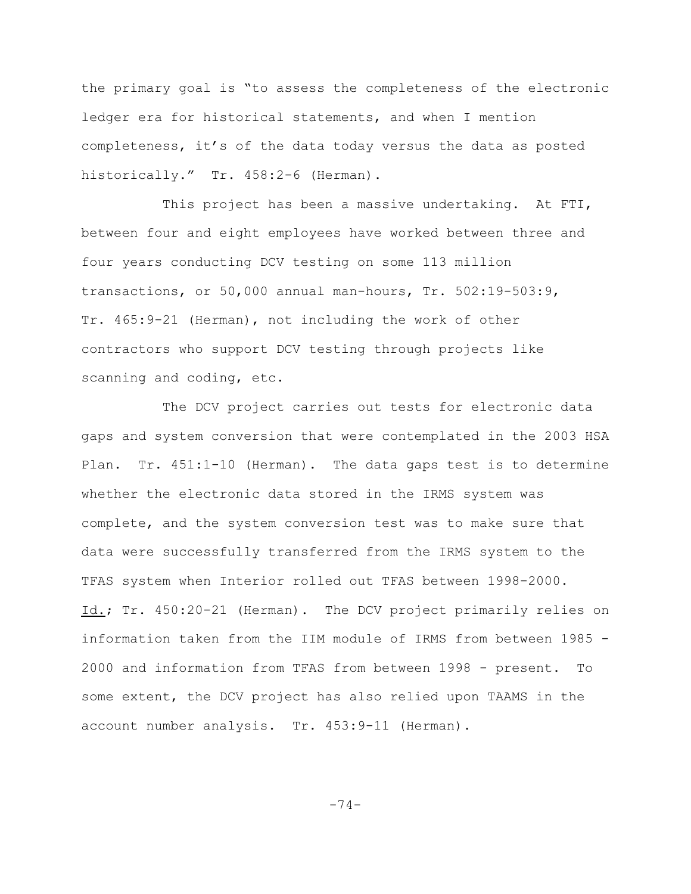the primary goal is "to assess the completeness of the electronic ledger era for historical statements, and when I mention completeness, it's of the data today versus the data as posted historically." Tr. 458:2-6 (Herman).

This project has been a massive undertaking. At FTI, between four and eight employees have worked between three and four years conducting DCV testing on some 113 million transactions, or 50,000 annual man-hours, Tr. 502:19-503:9, Tr. 465:9-21 (Herman), not including the work of other contractors who support DCV testing through projects like scanning and coding, etc.

The DCV project carries out tests for electronic data gaps and system conversion that were contemplated in the 2003 HSA Plan. Tr. 451:1-10 (Herman). The data gaps test is to determine whether the electronic data stored in the IRMS system was complete, and the system conversion test was to make sure that data were successfully transferred from the IRMS system to the TFAS system when Interior rolled out TFAS between 1998-2000. Id.; Tr. 450:20-21 (Herman). The DCV project primarily relies on information taken from the IIM module of IRMS from between 1985 - 2000 and information from TFAS from between 1998 - present. To some extent, the DCV project has also relied upon TAAMS in the account number analysis. Tr. 453:9-11 (Herman).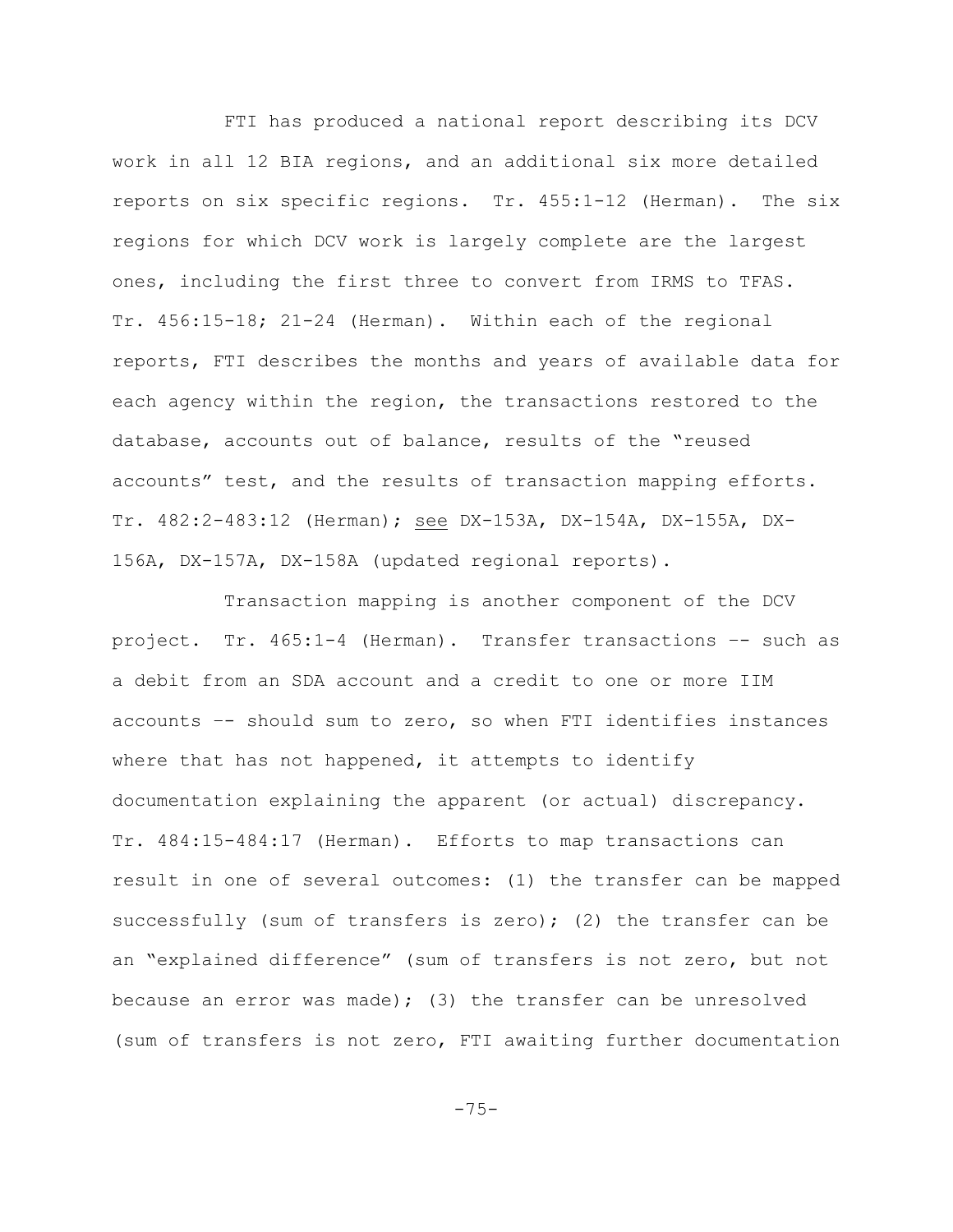FTI has produced a national report describing its DCV work in all 12 BIA regions, and an additional six more detailed reports on six specific regions. Tr. 455:1-12 (Herman). The six regions for which DCV work is largely complete are the largest ones, including the first three to convert from IRMS to TFAS. Tr. 456:15-18; 21-24 (Herman). Within each of the regional reports, FTI describes the months and years of available data for each agency within the region, the transactions restored to the database, accounts out of balance, results of the "reused accounts" test, and the results of transaction mapping efforts. Tr. 482:2-483:12 (Herman); see DX-153A, DX-154A, DX-155A, DX-156A, DX-157A, DX-158A (updated regional reports).

Transaction mapping is another component of the DCV project. Tr. 465:1-4 (Herman). Transfer transactions -- such as a debit from an SDA account and a credit to one or more IIM accounts -- should sum to zero, so when FTI identifies instances where that has not happened, it attempts to identify documentation explaining the apparent (or actual) discrepancy. Tr. 484:15-484:17 (Herman). Efforts to map transactions can result in one of several outcomes: (1) the transfer can be mapped successfully (sum of transfers is zero); (2) the transfer can be an "explained difference" (sum of transfers is not zero, but not because an error was made); (3) the transfer can be unresolved (sum of transfers is not zero, FTI awaiting further documentation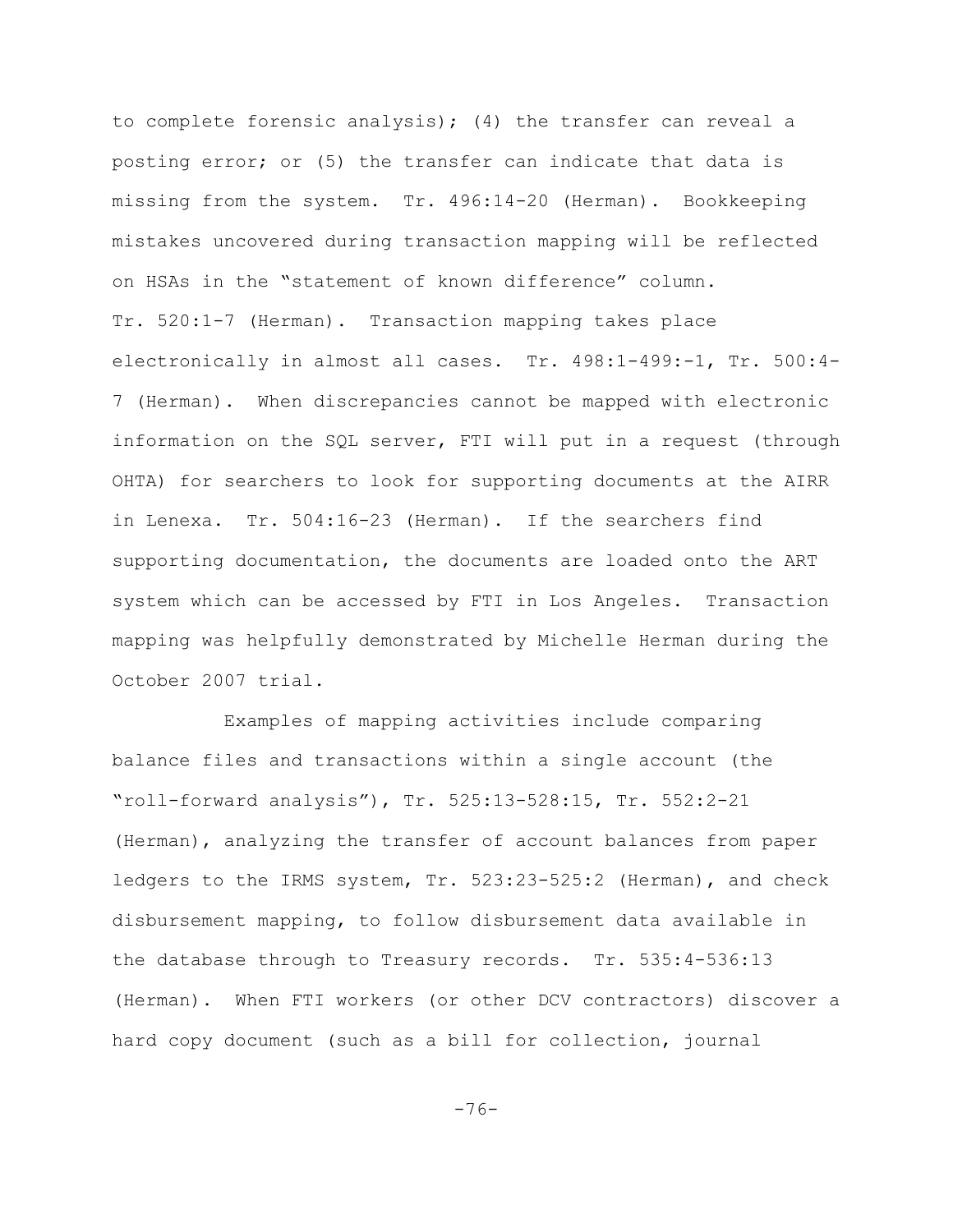to complete forensic analysis); (4) the transfer can reveal a posting error; or (5) the transfer can indicate that data is missing from the system. Tr. 496:14-20 (Herman). Bookkeeping mistakes uncovered during transaction mapping will be reflected on HSAs in the "statement of known difference" column. Tr. 520:1-7 (Herman). Transaction mapping takes place electronically in almost all cases. Tr. 498:1-499:-1, Tr. 500:4-7 (Herman). When discrepancies cannot be mapped with electronic information on the SQL server, FTI will put in a request (through OHTA) for searchers to look for supporting documents at the AIRR in Lenexa. Tr. 504:16-23 (Herman). If the searchers find supporting documentation, the documents are loaded onto the ART system which can be accessed by FTI in Los Angeles. Transaction mapping was helpfully demonstrated by Michelle Herman during the October 2007 trial.

Examples of mapping activities include comparing balance files and transactions within a single account (the "roll-forward analysis"), Tr. 525:13-528:15, Tr. 552:2-21 (Herman), analyzing the transfer of account balances from paper ledgers to the IRMS system, Tr. 523:23-525:2 (Herman), and check disbursement mapping, to follow disbursement data available in the database through to Treasury records. Tr. 535:4-536:13 (Herman). When FTI workers (or other DCV contractors) discover a hard copy document (such as a bill for collection, journal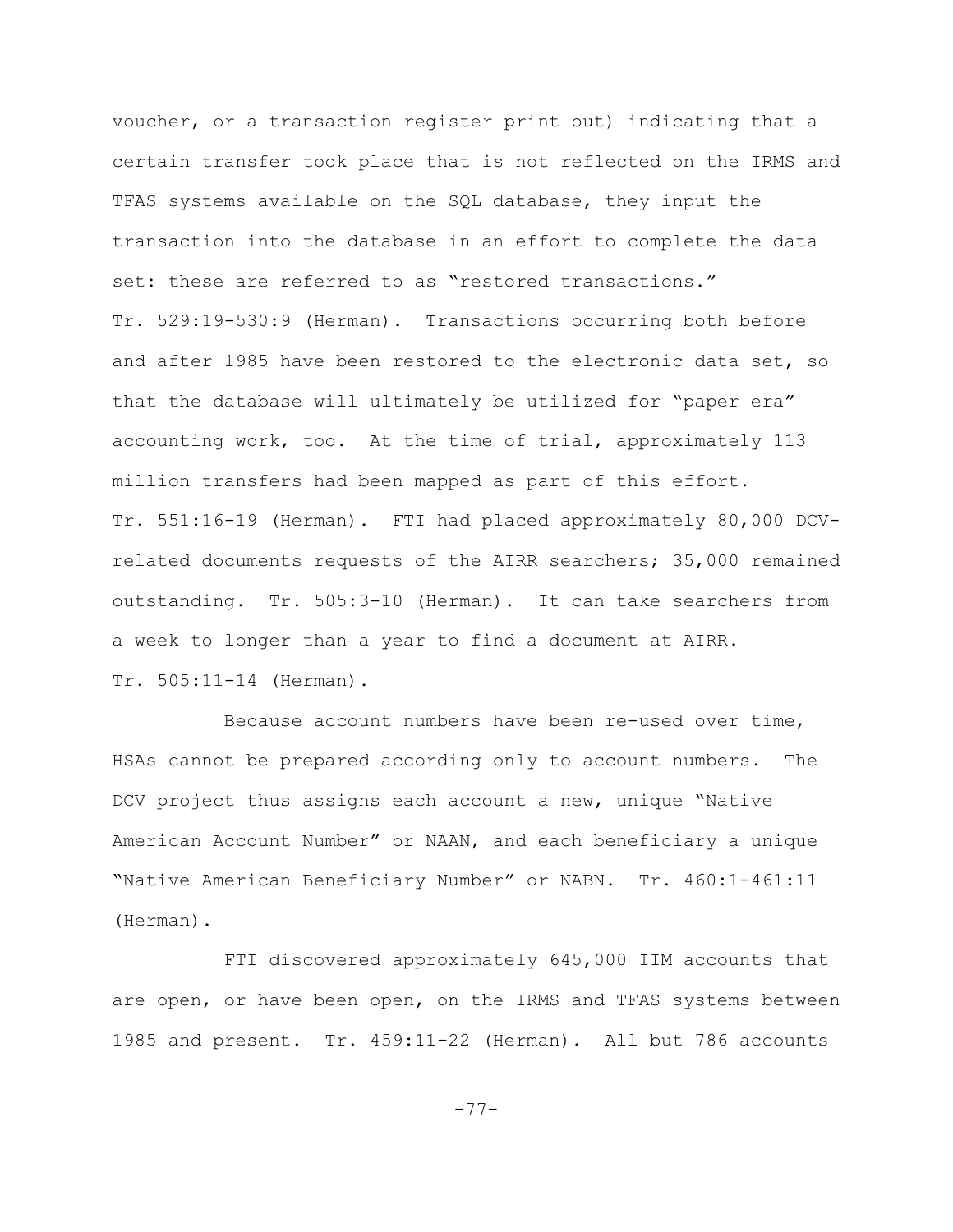voucher, or a transaction register print out) indicating that a certain transfer took place that is not reflected on the IRMS and TFAS systems available on the SQL database, they input the transaction into the database in an effort to complete the data set: these are referred to as "restored transactions." Tr. 529:19-530:9 (Herman). Transactions occurring both before and after 1985 have been restored to the electronic data set, so that the database will ultimately be utilized for "paper era" accounting work, too. At the time of trial, approximately 113 million transfers had been mapped as part of this effort. Tr. 551:16-19 (Herman). FTI had placed approximately 80,000 DCV-related documents requests of the AIRR searchers; 35,000 remained outstanding. Tr. 505:3-10 (Herman). It can take searchers from a week to longer than a year to find a document at AIRR. Tr. 505:11-14 (Herman).

Because account numbers have been re-used over time, HSAs cannot be prepared according only to account numbers. The DCV project thus assigns each account a new, unique "Native American Account Number" or NAAN, and each beneficiary a unique "Native American Beneficiary Number" or NABN. Tr. 460:1-461:11 (Herman).

FTI discovered approximately 645,000 IIM accounts that are open, or have been open, on the IRMS and TFAS systems between 1985 and present. Tr. 459:11-22 (Herman). All but 786 accounts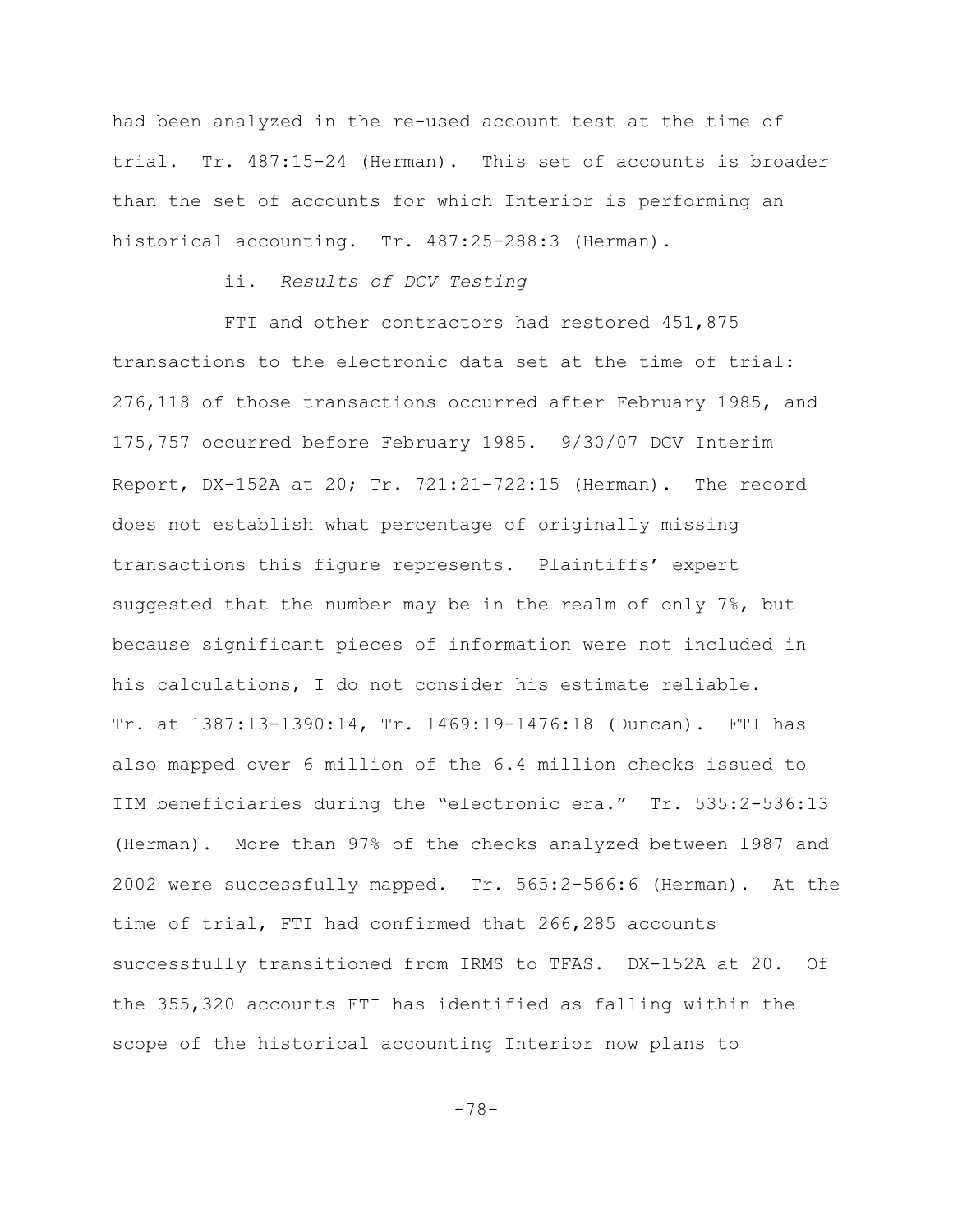had been analyzed in the re-used account test at the time of trial. Tr. 487:15-24 (Herman). This set of accounts is broader than the set of accounts for which Interior is performing an historical accounting. Tr. 487:25-288:3 (Herman).

ii. *Results of DCV Testing*

FTI and other contractors had restored 451,875 transactions to the electronic data set at the time of trial: 276,118 of those transactions occurred after February 1985, and 175,757 occurred before February 1985. 9/30/07 DCV Interim Report, DX-152A at 20; Tr. 721:21-722:15 (Herman). The record does not establish what percentage of originally missing transactions this figure represents. Plaintiffs' expert suggested that the number may be in the realm of only 7%, but because significant pieces of information were not included in his calculations, I do not consider his estimate reliable. Tr. at 1387:13-1390:14, Tr. 1469:19-1476:18 (Duncan). FTI has also mapped over 6 million of the 6.4 million checks issued to IIM beneficiaries during the "electronic era." Tr. 535:2-536:13 (Herman). More than 97% of the checks analyzed between 1987 and 2002 were successfully mapped. Tr. 565:2-566:6 (Herman). At the time of trial, FTI had confirmed that 266,285 accounts successfully transitioned from IRMS to TFAS. DX-152A at 20. Of the 355,320 accounts FTI has identified as falling within the scope of the historical accounting Interior now plans to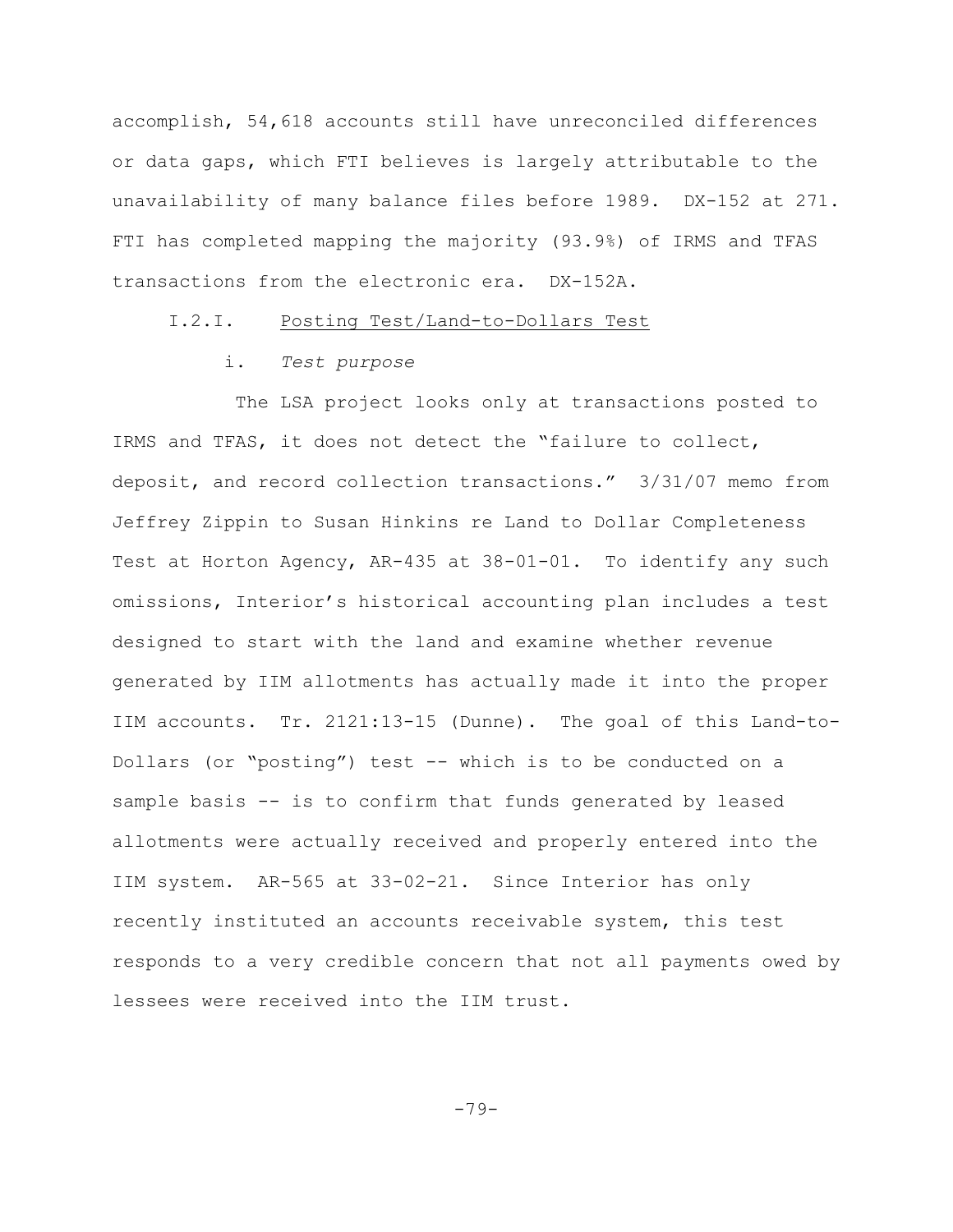accomplish, 54,618 accounts still have unreconciled differences or data gaps, which FTI believes is largely attributable to the unavailability of many balance files before 1989. DX-152 at 271. FTI has completed mapping the majority (93.9%) of IRMS and TFAS transactions from the electronic era. DX-152A.

I.2.I. Posting Test/Land-to-Dollars Test

i. *Test purpose*

The LSA project looks only at transactions posted to IRMS and TFAS, it does not detect the "failure to collect, deposit, and record collection transactions." 3/31/07 memo from Jeffrey Zippin to Susan Hinkins re Land to Dollar Completeness Test at Horton Agency, AR-435 at 38-01-01. To identify any such omissions, Interior's historical accounting plan includes a test designed to start with the land and examine whether revenue generated by IIM allotments has actually made it into the proper IIM accounts. Tr. 2121:13-15 (Dunne). The goal of this Land-to-Dollars (or "posting") test -- which is to be conducted on a sample basis -- is to confirm that funds generated by leased allotments were actually received and properly entered into the IIM system. AR-565 at 33-02-21. Since Interior has only recently instituted an accounts receivable system, this test responds to a very credible concern that not all payments owed by lessees were received into the IIM trust.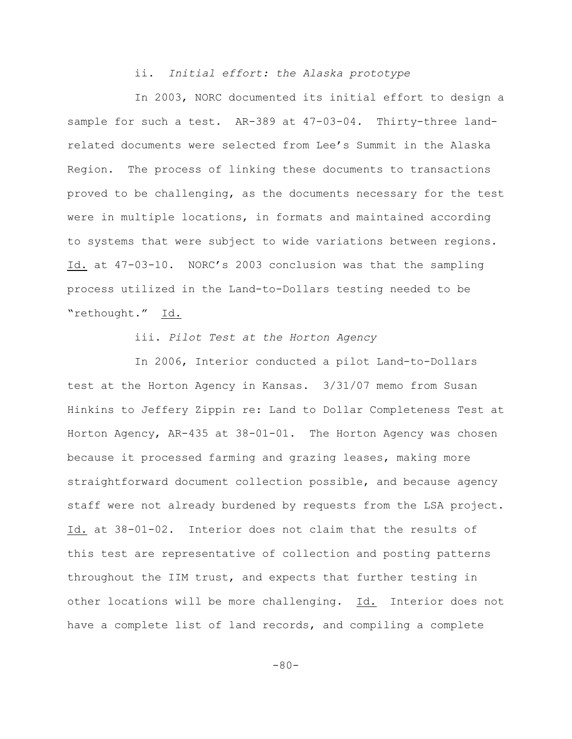ii. *Initial effort: the Alaska prototype*

In 2003, NORC documented its initial effort to design a sample for such a test. AR-389 at 47-03-04. Thirty-three land-related documents were selected from Lee's Summit in the Alaska Region. The process of linking these documents to transactions proved to be challenging, as the documents necessary for the test were in multiple locations, in formats and maintained according to systems that were subject to wide variations between regions. Id. at 47-03-10. NORC's 2003 conclusion was that the sampling process utilized in the Land-to-Dollars testing needed to be "rethought." Id.

iii. *Pilot Test at the Horton Agency*

In 2006, Interior conducted a pilot Land-to-Dollars test at the Horton Agency in Kansas. 3/31/07 memo from Susan Hinkins to Jeffery Zippin re: Land to Dollar Completeness Test at Horton Agency, AR-435 at 38-01-01. The Horton Agency was chosen because it processed farming and grazing leases, making more straightforward document collection possible, and because agency staff were not already burdened by requests from the LSA project. Id. at 38-01-02. Interior does not claim that the results of this test are representative of collection and posting patterns throughout the IIM trust, and expects that further testing in other locations will be more challenging. Id. Interior does not have a complete list of land records, and compiling a complete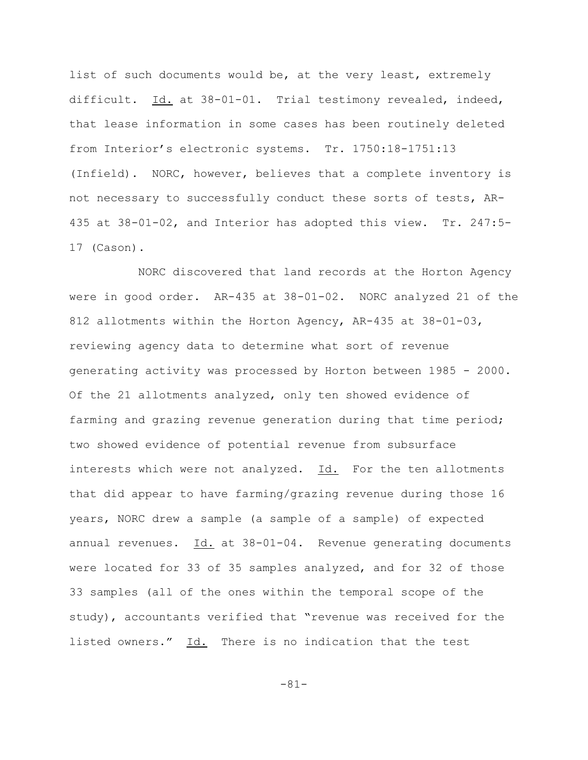list of such documents would be, at the very least, extremely difficult. Id. at 38-01-01. Trial testimony revealed, indeed, that lease information in some cases has been routinely deleted from Interior's electronic systems. Tr. 1750:18-1751:13 (Infield). NORC, however, believes that a complete inventory is not necessary to successfully conduct these sorts of tests, AR-435 at 38-01-02, and Interior has adopted this view. Tr. 247:5-17 (Cason).

NORC discovered that land records at the Horton Agency were in good order. AR-435 at 38-01-02. NORC analyzed 21 of the 812 allotments within the Horton Agency, AR-435 at 38-01-03, reviewing agency data to determine what sort of revenue generating activity was processed by Horton between 1985 - 2000. Of the 21 allotments analyzed, only ten showed evidence of farming and grazing revenue generation during that time period; two showed evidence of potential revenue from subsurface interests which were not analyzed. Id. For the ten allotments that did appear to have farming/grazing revenue during those 16 years, NORC drew a sample (a sample of a sample) of expected annual revenues. Id. at 38-01-04. Revenue generating documents were located for 33 of 35 samples analyzed, and for 32 of those 33 samples (all of the ones within the temporal scope of the study), accountants verified that "revenue was received for the listed owners." Id. There is no indication that the test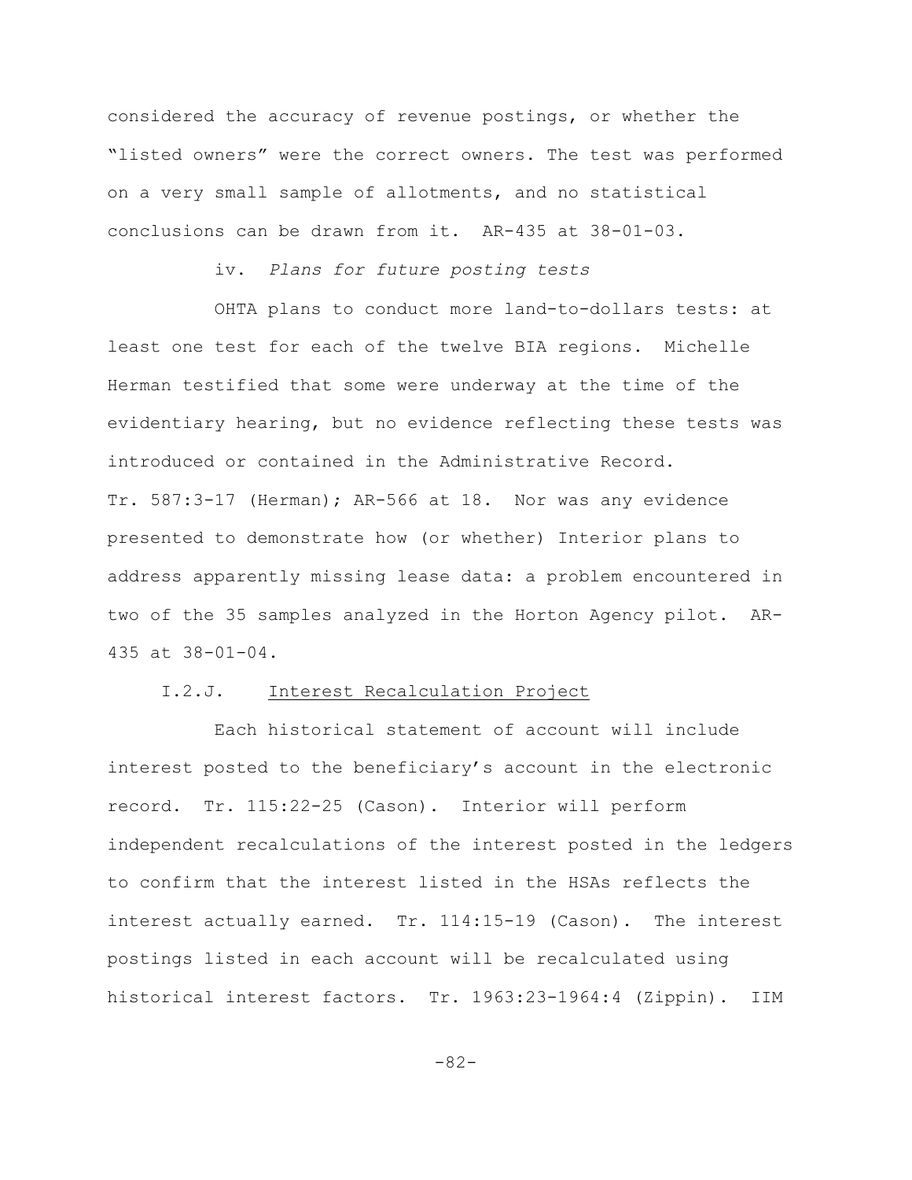considered the accuracy of revenue postings, or whether the "listed owners" were the correct owners. The test was performed on a very small sample of allotments, and no statistical conclusions can be drawn from it. AR-435 at 38-01-03.

iv. *Plans for future posting tests*

OHTA plans to conduct more land-to-dollars tests: at least one test for each of the twelve BIA regions. Michelle Herman testified that some were underway at the time of the evidentiary hearing, but no evidence reflecting these tests was introduced or contained in the Administrative Record. Tr. 587:3-17 (Herman); AR-566 at 18. Nor was any evidence presented to demonstrate how (or whether) Interior plans to address apparently missing lease data: a problem encountered in two of the 35 samples analyzed in the Horton Agency pilot. AR-435 at 38-01-04.

I.2.J. Interest Recalculation Project

Each historical statement of account will include interest posted to the beneficiary's account in the electronic record. Tr. 115:22-25 (Cason). Interior will perform independent recalculations of the interest posted in the ledgers to confirm that the interest listed in the HSAs reflects the interest actually earned. Tr. 114:15-19 (Cason). The interest postings listed in each account will be recalculated using historical interest factors. Tr. 1963:23-1964:4 (Zippin). IIM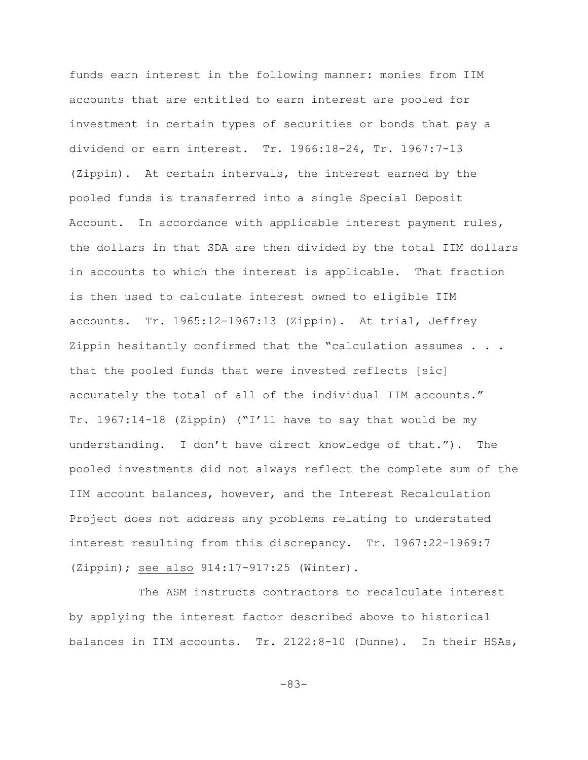funds earn interest in the following manner: monies from IIM accounts that are entitled to earn interest are pooled for investment in certain types of securities or bonds that pay a dividend or earn interest. Tr. 1966:18-24, Tr. 1967:7-13 (Zippin). At certain intervals, the interest earned by the pooled funds is transferred into a single Special Deposit Account. In accordance with applicable interest payment rules, the dollars in that SDA are then divided by the total IIM dollars in accounts to which the interest is applicable. That fraction is then used to calculate interest owned to eligible IIM accounts. Tr. 1965:12-1967:13 (Zippin). At trial, Jeffrey Zippin hesitantly confirmed that the "calculation assumes . . . that the pooled funds that were invested reflects [sic] accurately the total of all of the individual IIM accounts." Tr. 1967:14-18 (Zippin) ("I'll have to say that would be my understanding. I don't have direct knowledge of that."). The pooled investments did not always reflect the complete sum of the IIM account balances, however, and the Interest Recalculation Project does not address any problems relating to understated interest resulting from this discrepancy. Tr. 1967:22-1969:7 (Zippin); <u>see also</u> 914:17-917:25 (Winter).

The ASM instructs contractors to recalculate interest by applying the interest factor described above to historical balances in IIM accounts. Tr. 2122:8-10 (Dunne). In their HSAs,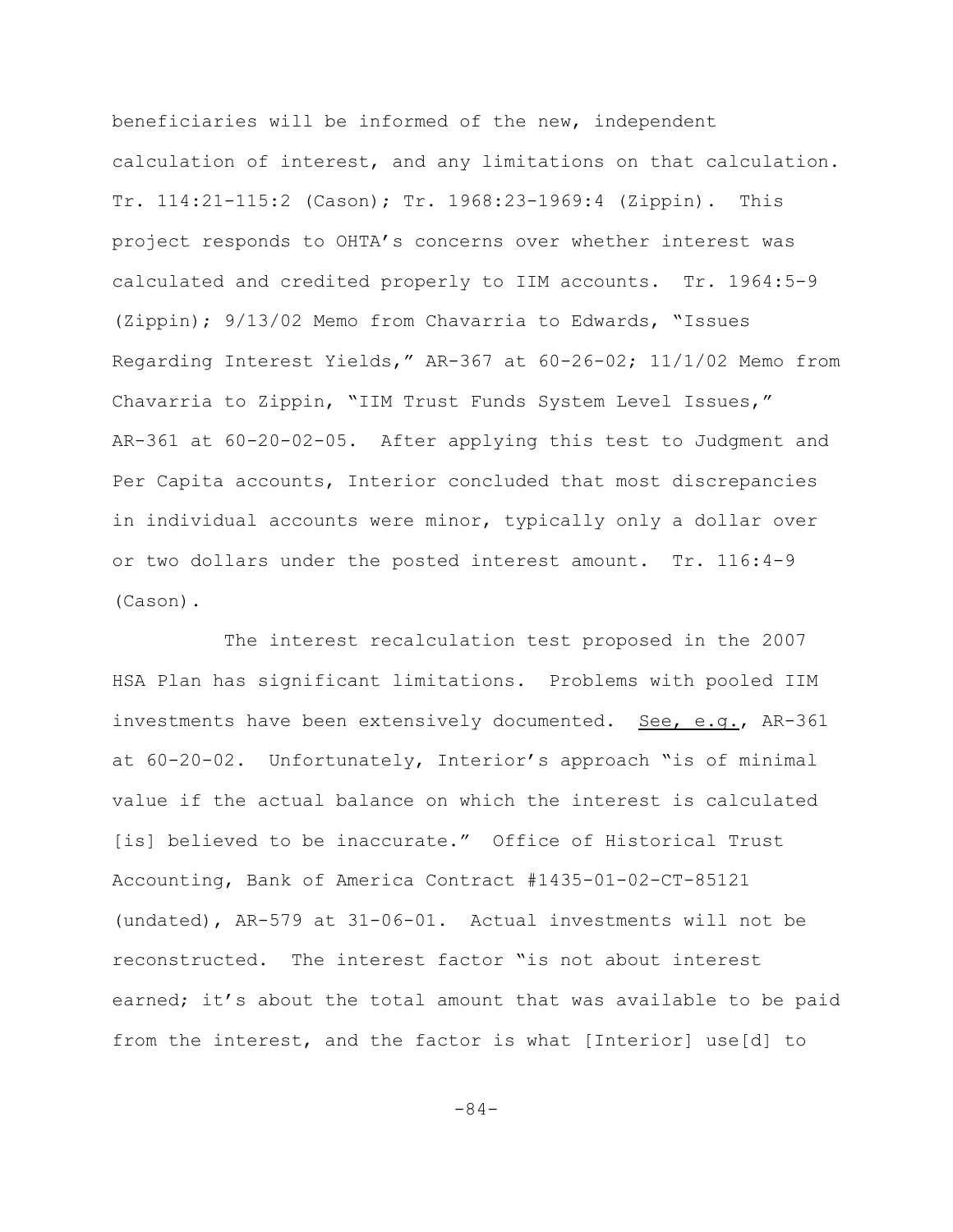beneficiaries will be informed of the new, independent calculation of interest, and any limitations on that calculation. Tr. 114:21-115:2 (Cason); Tr. 1968:23-1969:4 (Zippin). This project responds to OHTA's concerns over whether interest was calculated and credited properly to IIM accounts. Tr. 1964:5-9 (Zippin); 9/13/02 Memo from Chavarria to Edwards, "Issues Regarding Interest Yields," AR-367 at 60-26-02; 11/1/02 Memo from Chavarria to Zippin, "IIM Trust Funds System Level Issues," AR-361 at 60-20-02-05. After applying this test to Judgment and Per Capita accounts, Interior concluded that most discrepancies in individual accounts were minor, typically only a dollar over or two dollars under the posted interest amount. Tr. 116:4-9 (Cason).

The interest recalculation test proposed in the 2007 HSA Plan has significant limitations. Problems with pooled IIM investments have been extensively documented. See, e.g., AR-361 at 60-20-02. Unfortunately, Interior's approach "is of minimal value if the actual balance on which the interest is calculated [is] believed to be inaccurate." Office of Historical Trust Accounting, Bank of America Contract #1435-01-02-CT-85121 (undated), AR-579 at 31-06-01. Actual investments will not be reconstructed. The interest factor "is not about interest earned; it's about the total amount that was available to be paid from the interest, and the factor is what [Interior] use[d] to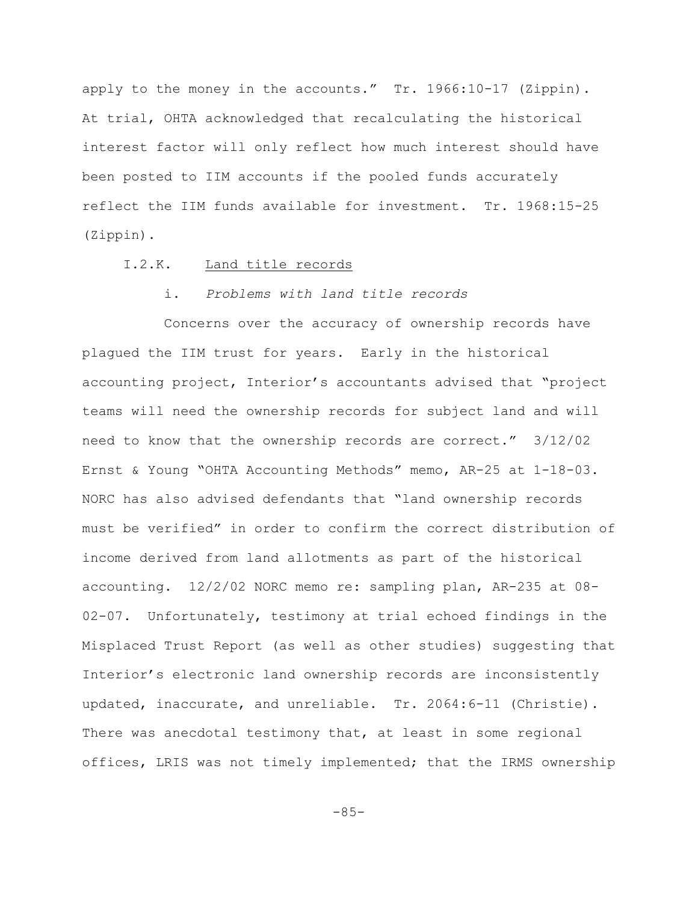apply to the money in the accounts." Tr. 1966:10-17 (Zippin). At trial, OHTA acknowledged that recalculating the historical interest factor will only reflect how much interest should have been posted to IIM accounts if the pooled funds accurately reflect the IIM funds available for investment. Tr. 1968:15-25 (Zippin).

I.2.K. Land title records

i. *Problems with land title records*

Concerns over the accuracy of ownership records have plagued the IIM trust for years. Early in the historical accounting project, Interior's accountants advised that "project teams will need the ownership records for subject land and will need to know that the ownership records are correct." 3/12/02 Ernst & Young "OHTA Accounting Methods" memo, AR-25 at 1-18-03. NORC has also advised defendants that "land ownership records must be verified" in order to confirm the correct distribution of income derived from land allotments as part of the historical accounting. 12/2/02 NORC memo re: sampling plan, AR-235 at 08-02-07. Unfortunately, testimony at trial echoed findings in the Misplaced Trust Report (as well as other studies) suggesting that Interior's electronic land ownership records are inconsistently updated, inaccurate, and unreliable. Tr. 2064:6-11 (Christie). There was anecdotal testimony that, at least in some regional offices, LRIS was not timely implemented; that the IRMS ownership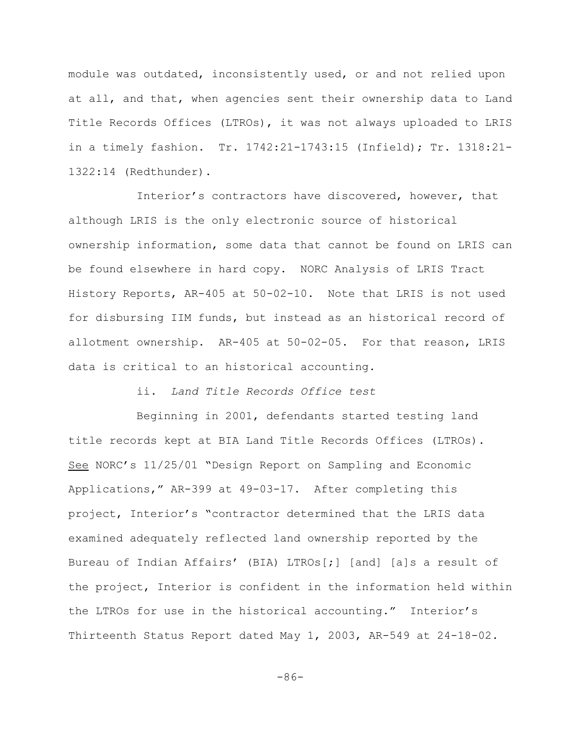module was outdated, inconsistently used, or and not relied upon at all, and that, when agencies sent their ownership data to Land Title Records Offices (LTROs), it was not always uploaded to LRIS in a timely fashion. Tr. 1742:21-1743:15 (Infield); Tr. 1318:21-1322:14 (Redthunder).

Interior's contractors have discovered, however, that although LRIS is the only electronic source of historical ownership information, some data that cannot be found on LRIS can be found elsewhere in hard copy. NORC Analysis of LRIS Tract History Reports, AR-405 at 50-02-10. Note that LRIS is not used for disbursing IIM funds, but instead as an historical record of allotment ownership. AR-405 at 50-02-05. For that reason, LRIS data is critical to an historical accounting.

ii. *Land Title Records Office test*

Beginning in 2001, defendants started testing land title records kept at BIA Land Title Records Offices (LTROs). See NORC's 11/25/01 "Design Report on Sampling and Economic Applications," AR-399 at 49-03-17. After completing this project, Interior's "contractor determined that the LRIS data examined adequately reflected land ownership reported by the Bureau of Indian Affairs' (BIA) LTROs[;] [and] [a]s a result of the project, Interior is confident in the information held within the LTROs for use in the historical accounting." Interior's Thirteenth Status Report dated May 1, 2003, AR-549 at 24-18-02.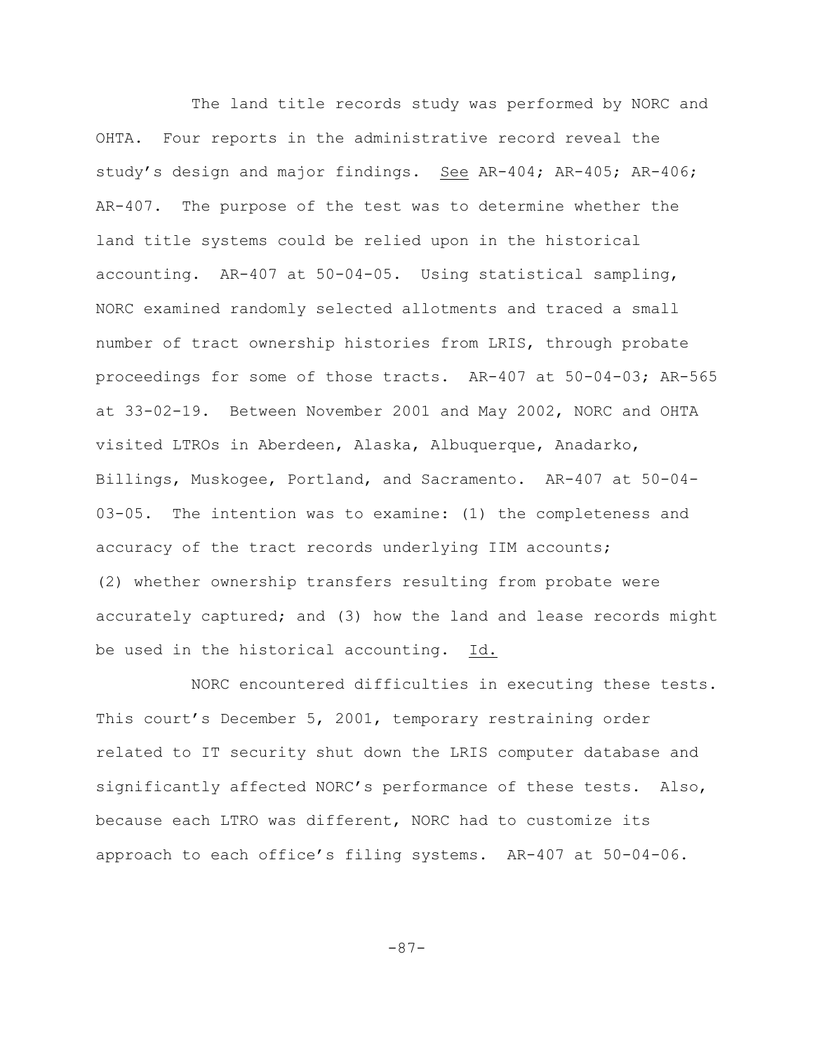The land title records study was performed by NORC and OHTA. Four reports in the administrative record reveal the study's design and major findings. See AR-404; AR-405; AR-406; AR-407. The purpose of the test was to determine whether the land title systems could be relied upon in the historical accounting. AR-407 at 50-04-05. Using statistical sampling, NORC examined randomly selected allotments and traced a small number of tract ownership histories from LRIS, through probate proceedings for some of those tracts. AR-407 at 50-04-03; AR-565 at 33-02-19. Between November 2001 and May 2002, NORC and OHTA visited LTROs in Aberdeen, Alaska, Albuquerque, Anadarko, Billings, Muskogee, Portland, and Sacramento. AR-407 at 50-04-03-05. The intention was to examine: (1) the completeness and accuracy of the tract records underlying IIM accounts; (2) whether ownership transfers resulting from probate were accurately captured; and (3) how the land and lease records might be used in the historical accounting. Id.

NORC encountered difficulties in executing these tests. This court's December 5, 2001, temporary restraining order related to IT security shut down the LRIS computer database and significantly affected NORC's performance of these tests. Also, because each LTRO was different, NORC had to customize its approach to each office's filing systems. AR-407 at 50-04-06.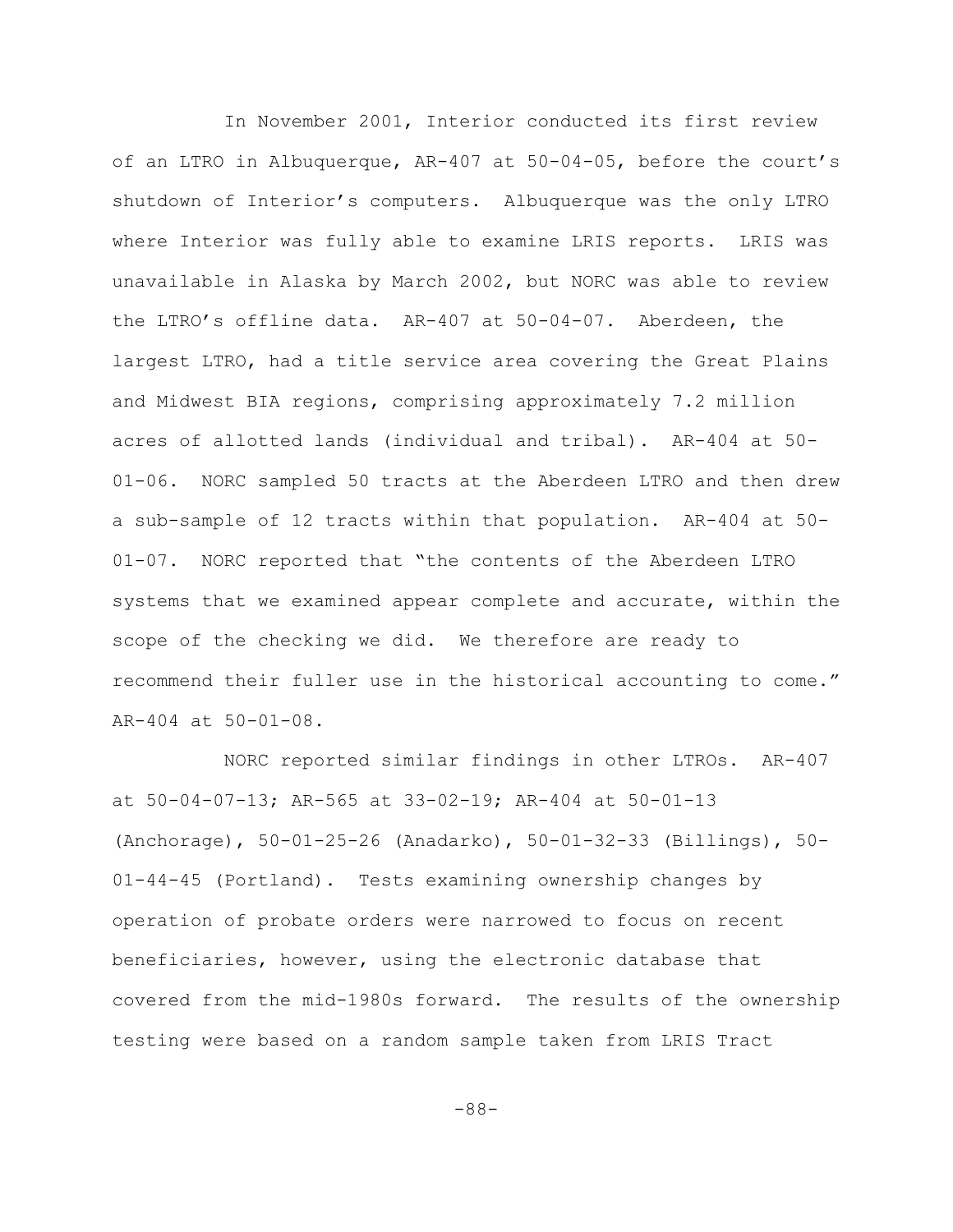In November 2001, Interior conducted its first review of an LTRO in Albuquerque, AR-407 at 50-04-05, before the court's shutdown of Interior's computers. Albuquerque was the only LTRO where Interior was fully able to examine LRIS reports. LRIS was unavailable in Alaska by March 2002, but NORC was able to review the LTRO's offline data. AR-407 at 50-04-07. Aberdeen, the largest LTRO, had a title service area covering the Great Plains and Midwest BIA regions, comprising approximately 7.2 million acres of allotted lands (individual and tribal). AR-404 at 50-01-06. NORC sampled 50 tracts at the Aberdeen LTRO and then drew a sub-sample of 12 tracts within that population. AR-404 at 50-01-07. NORC reported that "the contents of the Aberdeen LTRO systems that we examined appear complete and accurate, within the scope of the checking we did. We therefore are ready to recommend their fuller use in the historical accounting to come." AR-404 at 50-01-08.

NORC reported similar findings in other LTROs. AR-407 at 50-04-07-13; AR-565 at 33-02-19; AR-404 at 50-01-13 (Anchorage), 50-01-25-26 (Anadarko), 50-01-32-33 (Billings), 50-01-44-45 (Portland). Tests examining ownership changes by operation of probate orders were narrowed to focus on recent beneficiaries, however, using the electronic database that covered from the mid-1980s forward. The results of the ownership testing were based on a random sample taken from LRIS Tract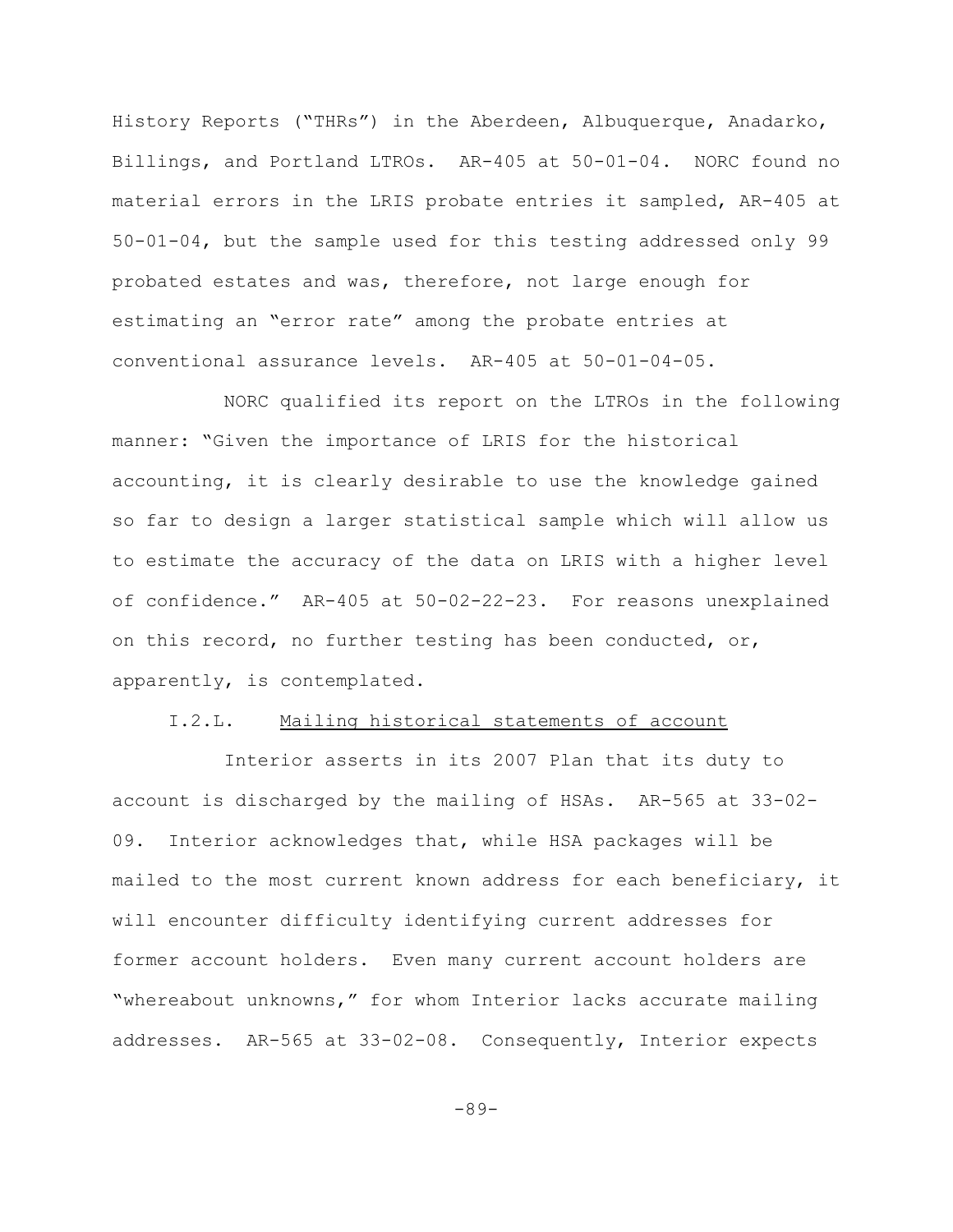History Reports ("THRs") in the Aberdeen, Albuquerque, Anadarko, Billings, and Portland LTROs. AR-405 at 50-01-04. NORC found no material errors in the LRIS probate entries it sampled, AR-405 at 50-01-04, but the sample used for this testing addressed only 99 probated estates and was, therefore, not large enough for estimating an "error rate" among the probate entries at conventional assurance levels. AR-405 at 50-01-04-05.

NORC qualified its report on the LTROs in the following manner: "Given the importance of LRIS for the historical accounting, it is clearly desirable to use the knowledge gained so far to design a larger statistical sample which will allow us to estimate the accuracy of the data on LRIS with a higher level of confidence." AR-405 at 50-02-22-23. For reasons unexplained on this record, no further testing has been conducted, or, apparently, is contemplated.

I.2.L. Mailing historical statements of account

Interior asserts in its 2007 Plan that its duty to account is discharged by the mailing of HSAs. AR-565 at 33-02-09. Interior acknowledges that, while HSA packages will be mailed to the most current known address for each beneficiary, it will encounter difficulty identifying current addresses for former account holders. Even many current account holders are "whereabout unknowns," for whom Interior lacks accurate mailing addresses. AR-565 at 33-02-08. Consequently, Interior expects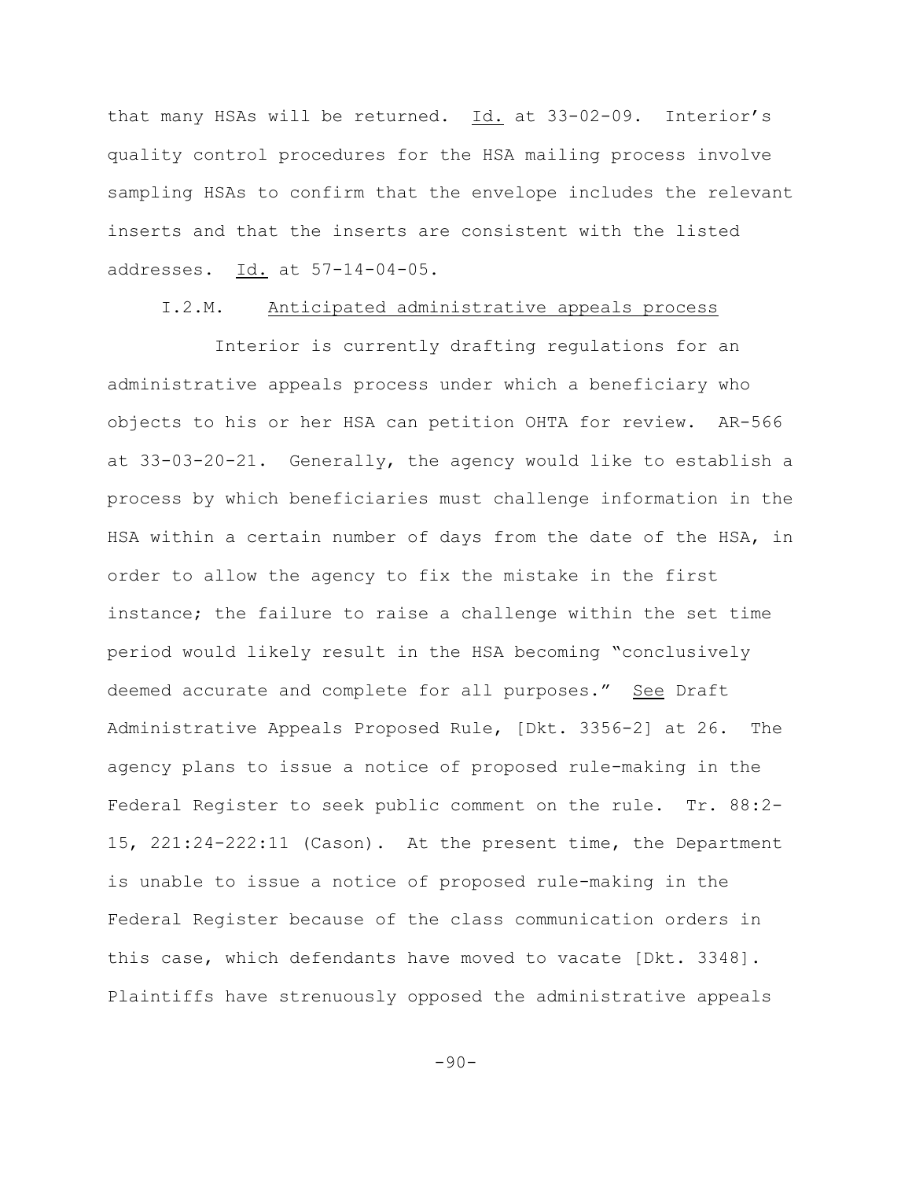that many HSAs will be returned. Id. at 33-02-09. Interior's quality control procedures for the HSA mailing process involve sampling HSAs to confirm that the envelope includes the relevant inserts and that the inserts are consistent with the listed addresses. Id. at 57-14-04-05.

### I.2.M. Anticipated administrative appeals process

Interior is currently drafting regulations for an administrative appeals process under which a beneficiary who objects to his or her HSA can petition OHTA for review. AR-566 at 33-03-20-21. Generally, the agency would like to establish a process by which beneficiaries must challenge information in the HSA within a certain number of days from the date of the HSA, in order to allow the agency to fix the mistake in the first instance; the failure to raise a challenge within the set time period would likely result in the HSA becoming "conclusively deemed accurate and complete for all purposes." See Draft Administrative Appeals Proposed Rule, [Dkt. 3356-2] at 26. The agency plans to issue a notice of proposed rule-making in the Federal Register to seek public comment on the rule. Tr. 88:2-15, 221:24-222:11 (Cason). At the present time, the Department is unable to issue a notice of proposed rule-making in the Federal Register because of the class communication orders in this case, which defendants have moved to vacate [Dkt. 3348]. Plaintiffs have strenuously opposed the administrative appeals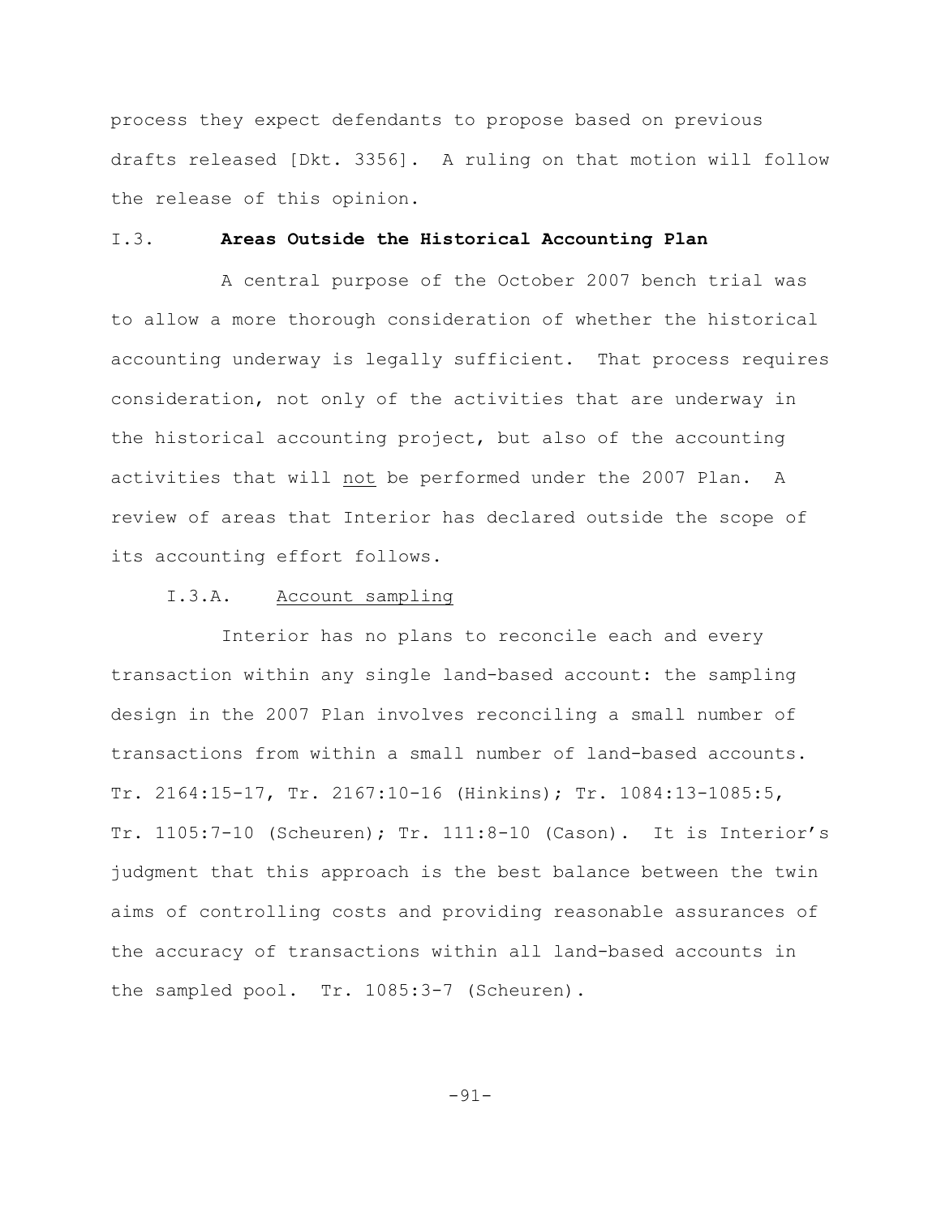process they expect defendants to propose based on previous drafts released [Dkt. 3356]. A ruling on that motion will follow the release of this opinion.

## I.3. **Areas Outside the Historical Accounting Plan**

A central purpose of the October 2007 bench trial was to allow a more thorough consideration of whether the historical accounting underway is legally sufficient. That process requires consideration, not only of the activities that are underway in the historical accounting project, but also of the accounting activities that will <u>not</u> be performed under the 2007 Plan. A review of areas that Interior has declared outside the scope of its accounting effort follows.

### I.3.A. <u>Account sampling</u>

Interior has no plans to reconcile each and every transaction within any single land-based account: the sampling design in the 2007 Plan involves reconciling a small number of transactions from within a small number of land-based accounts. Tr. 2164:15-17, Tr. 2167:10-16 (Hinkins); Tr. 1084:13-1085:5, Tr. 1105:7-10 (Scheuren); Tr. 111:8-10 (Cason). It is Interior's judgment that this approach is the best balance between the twin aims of controlling costs and providing reasonable assurances of the accuracy of transactions within all land-based accounts in the sampled pool. Tr. 1085:3-7 (Scheuren).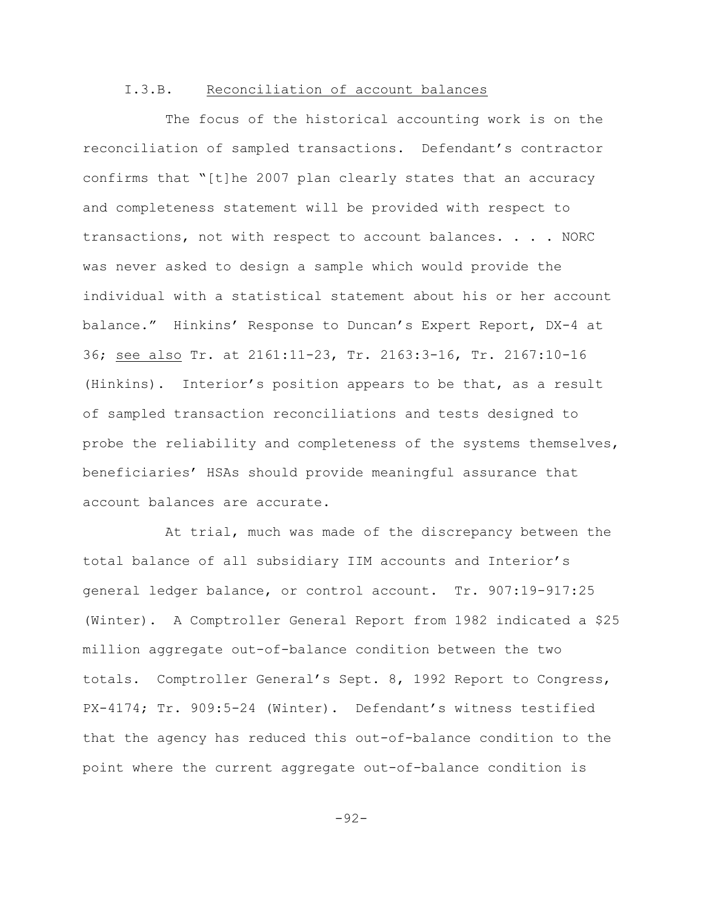### I.3.B. Reconciliation of account balances

The focus of the historical accounting work is on the reconciliation of sampled transactions. Defendant's contractor confirms that "[t]he 2007 plan clearly states that an accuracy and completeness statement will be provided with respect to transactions, not with respect to account balances. . . . NORC was never asked to design a sample which would provide the individual with a statistical statement about his or her account balance." Hinkins' Response to Duncan's Expert Report, DX-4 at 36; see also Tr. at 2161:11-23, Tr. 2163:3-16, Tr. 2167:10-16 (Hinkins). Interior's position appears to be that, as a result of sampled transaction reconciliations and tests designed to probe the reliability and completeness of the systems themselves, beneficiaries' HSAs should provide meaningful assurance that account balances are accurate.

At trial, much was made of the discrepancy between the total balance of all subsidiary IIM accounts and Interior's general ledger balance, or control account. Tr. 907:19-917:25 (Winter). A Comptroller General Report from 1982 indicated a $25 million aggregate out-of-balance condition between the two totals. Comptroller General's Sept. 8, 1992 Report to Congress, PX-4174; Tr. 909:5-24 (Winter). Defendant's witness testified that the agency has reduced this out-of-balance condition to the point where the current aggregate out-of-balance condition is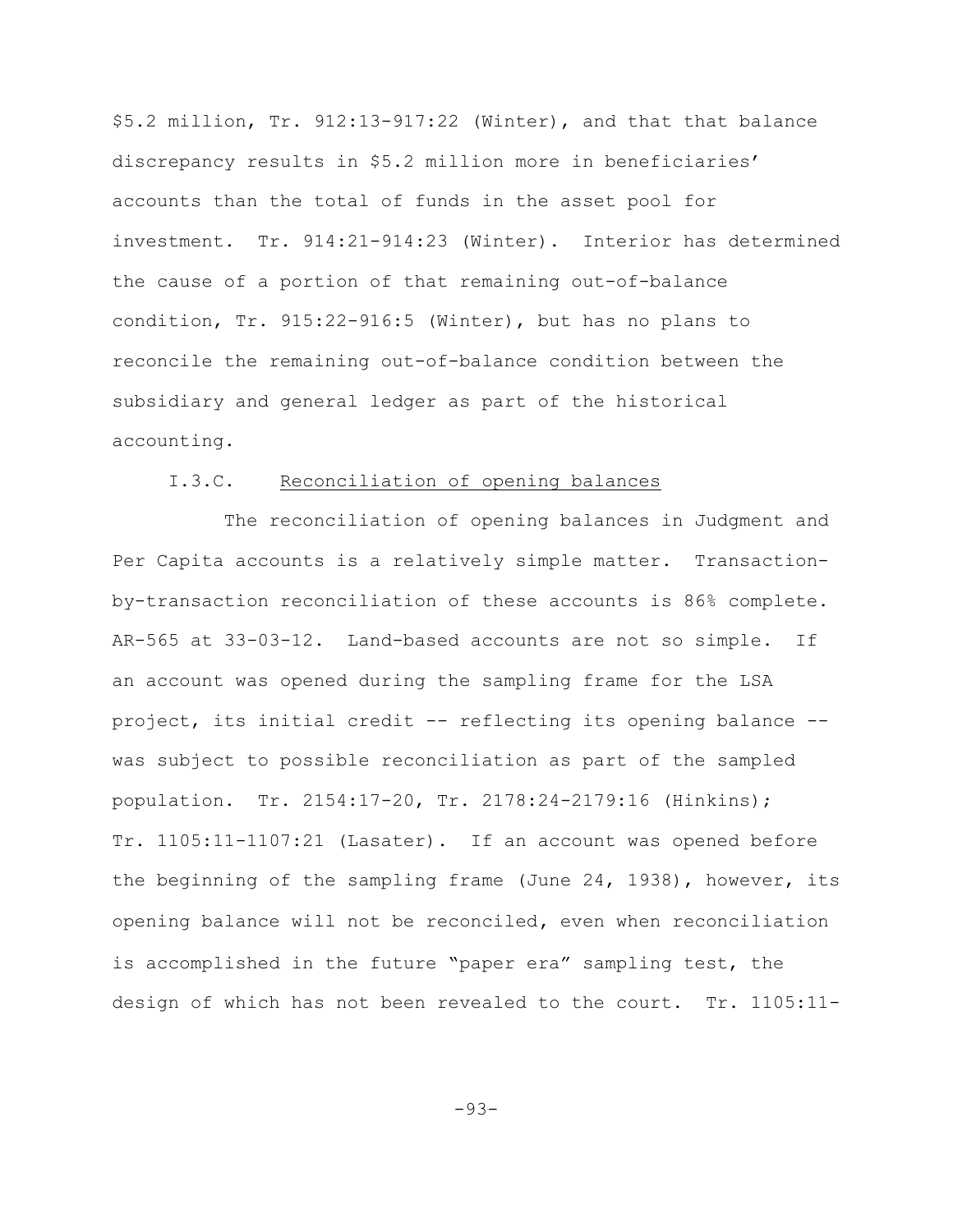$5.2 million, Tr. 912:13-917:22 (Winter), and that that balance discrepancy results in $5.2 million more in beneficiaries' accounts than the total of funds in the asset pool for investment. Tr. 914:21-914:23 (Winter). Interior has determined the cause of a portion of that remaining out-of-balance condition, Tr. 915:22-916:5 (Winter), but has no plans to reconcile the remaining out-of-balance condition between the subsidiary and general ledger as part of the historical accounting.

I.3.C. <u>Reconciliation of opening balances</u>

The reconciliation of opening balances in Judgment and Per Capita accounts is a relatively simple matter. Transaction-by-transaction reconciliation of these accounts is 86% complete. AR-565 at 33-03-12. Land-based accounts are not so simple. If an account was opened during the sampling frame for the LSA project, its initial credit -- reflecting its opening balance -- was subject to possible reconciliation as part of the sampled population. Tr. 2154:17-20, Tr. 2178:24-2179:16 (Hinkins); Tr. 1105:11-1107:21 (Lasater). If an account was opened before the beginning of the sampling frame (June 24, 1938), however, its opening balance will not be reconciled, even when reconciliation is accomplished in the future "paper era" sampling test, the design of which has not been revealed to the court. Tr. 1105:11-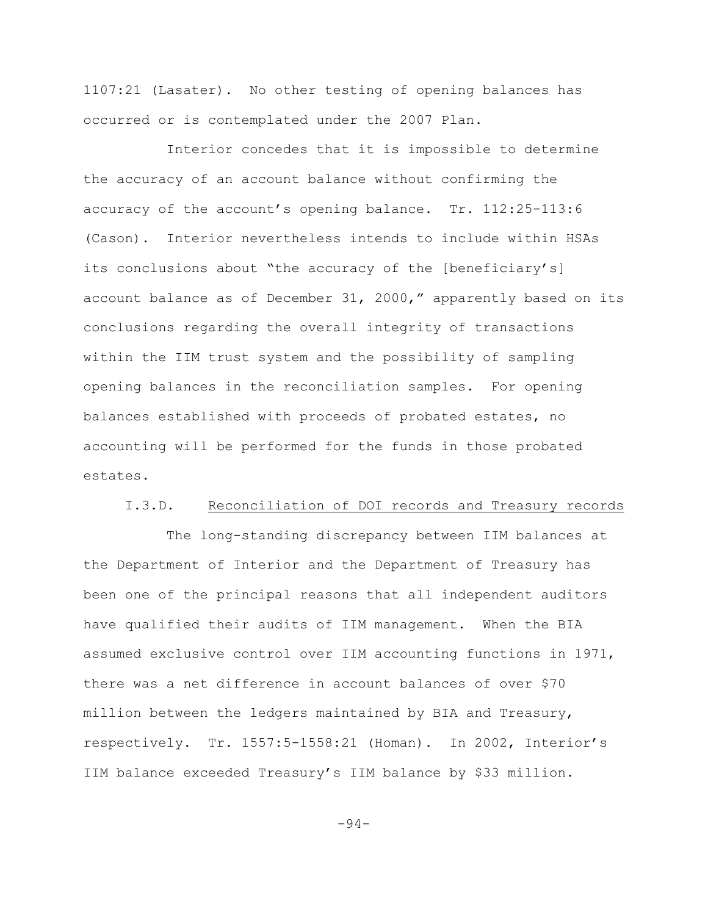1107:21 (Lasater). No other testing of opening balances has occurred or is contemplated under the 2007 Plan.

Interior concedes that it is impossible to determine the accuracy of an account balance without confirming the accuracy of the account's opening balance. Tr. 112:25-113:6 (Cason). Interior nevertheless intends to include within HSAs its conclusions about "the accuracy of the [beneficiary's] account balance as of December 31, 2000," apparently based on its conclusions regarding the overall integrity of transactions within the IIM trust system and the possibility of sampling opening balances in the reconciliation samples. For opening balances established with proceeds of probated estates, no accounting will be performed for the funds in those probated estates.

### I.3.D. Reconciliation of DOI records and Treasury records

The long-standing discrepancy between IIM balances at the Department of Interior and the Department of Treasury has been one of the principal reasons that all independent auditors have qualified their audits of IIM management. When the BIA assumed exclusive control over IIM accounting functions in 1971, there was a net difference in account balances of over $70 million between the ledgers maintained by BIA and Treasury, respectively. Tr. 1557:5-1558:21 (Homan). In 2002, Interior's IIM balance exceeded Treasury's IIM balance by $33 million.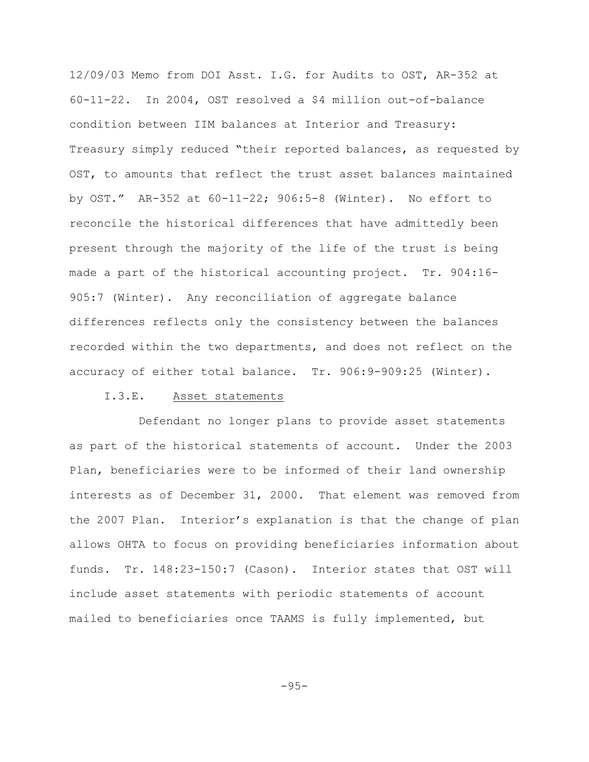12/09/03 Memo from DOI Asst. I.G. for Audits to OST, AR-352 at 60-11-22. In 2004, OST resolved a $4 million out-of-balance condition between IIM balances at Interior and Treasury: Treasury simply reduced "their reported balances, as requested by OST, to amounts that reflect the trust asset balances maintained by OST." AR-352 at 60-11-22; 906:5-8 (Winter). No effort to reconcile the historical differences that have admittedly been present through the majority of the life of the trust is being made a part of the historical accounting project. Tr. 904:16-905:7 (Winter). Any reconciliation of aggregate balance differences reflects only the consistency between the balances recorded within the two departments, and does not reflect on the accuracy of either total balance. Tr. 906:9-909:25 (Winter).

I.3.E. <u>Asset statements</u>

Defendant no longer plans to provide asset statements as part of the historical statements of account. Under the 2003 Plan, beneficiaries were to be informed of their land ownership interests as of December 31, 2000. That element was removed from the 2007 Plan. Interior's explanation is that the change of plan allows OHTA to focus on providing beneficiaries information about funds. Tr. 148:23-150:7 (Cason). Interior states that OST will include asset statements with periodic statements of account mailed to beneficiaries once TAAMS is fully implemented, but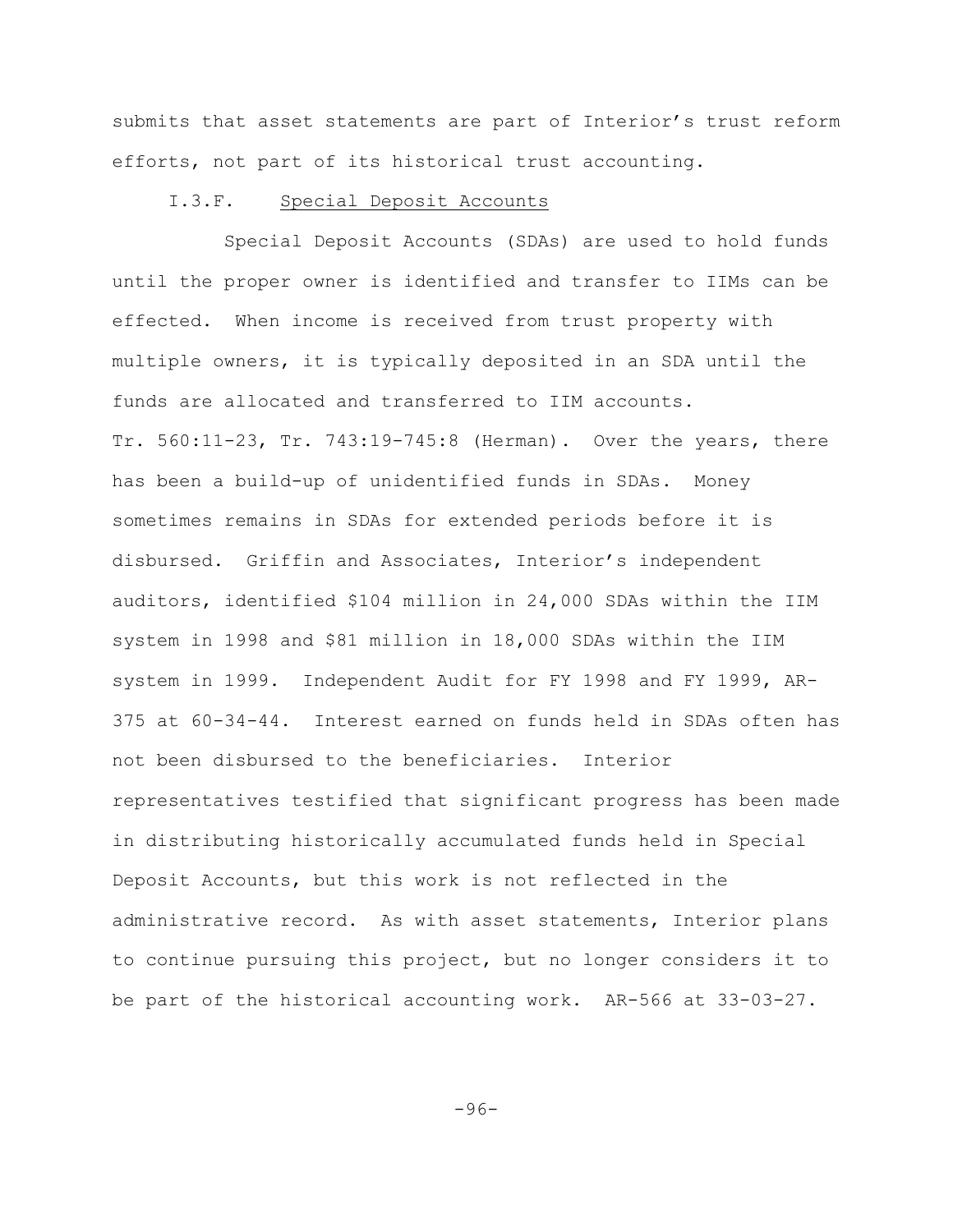submits that asset statements are part of Interior's trust reform efforts, not part of its historical trust accounting.

### I.3.F. Special Deposit Accounts

Special Deposit Accounts (SDAs) are used to hold funds until the proper owner is identified and transfer to IIMs can be effected. When income is received from trust property with multiple owners, it is typically deposited in an SDA until the funds are allocated and transferred to IIM accounts. Tr. 560:11-23, Tr. 743:19-745:8 (Herman). Over the years, there has been a build-up of unidentified funds in SDAs. Money sometimes remains in SDAs for extended periods before it is disbursed. Griffin and Associates, Interior's independent auditors, identified $104 million in 24,000 SDAs within the IIM system in 1998 and $81 million in 18,000 SDAs within the IIM system in 1999. Independent Audit for FY 1998 and FY 1999, AR-375 at 60-34-44. Interest earned on funds held in SDAs often has not been disbursed to the beneficiaries. Interior representatives testified that significant progress has been made in distributing historically accumulated funds held in Special Deposit Accounts, but this work is not reflected in the administrative record. As with asset statements, Interior plans to continue pursuing this project, but no longer considers it to be part of the historical accounting work. AR-566 at 33-03-27.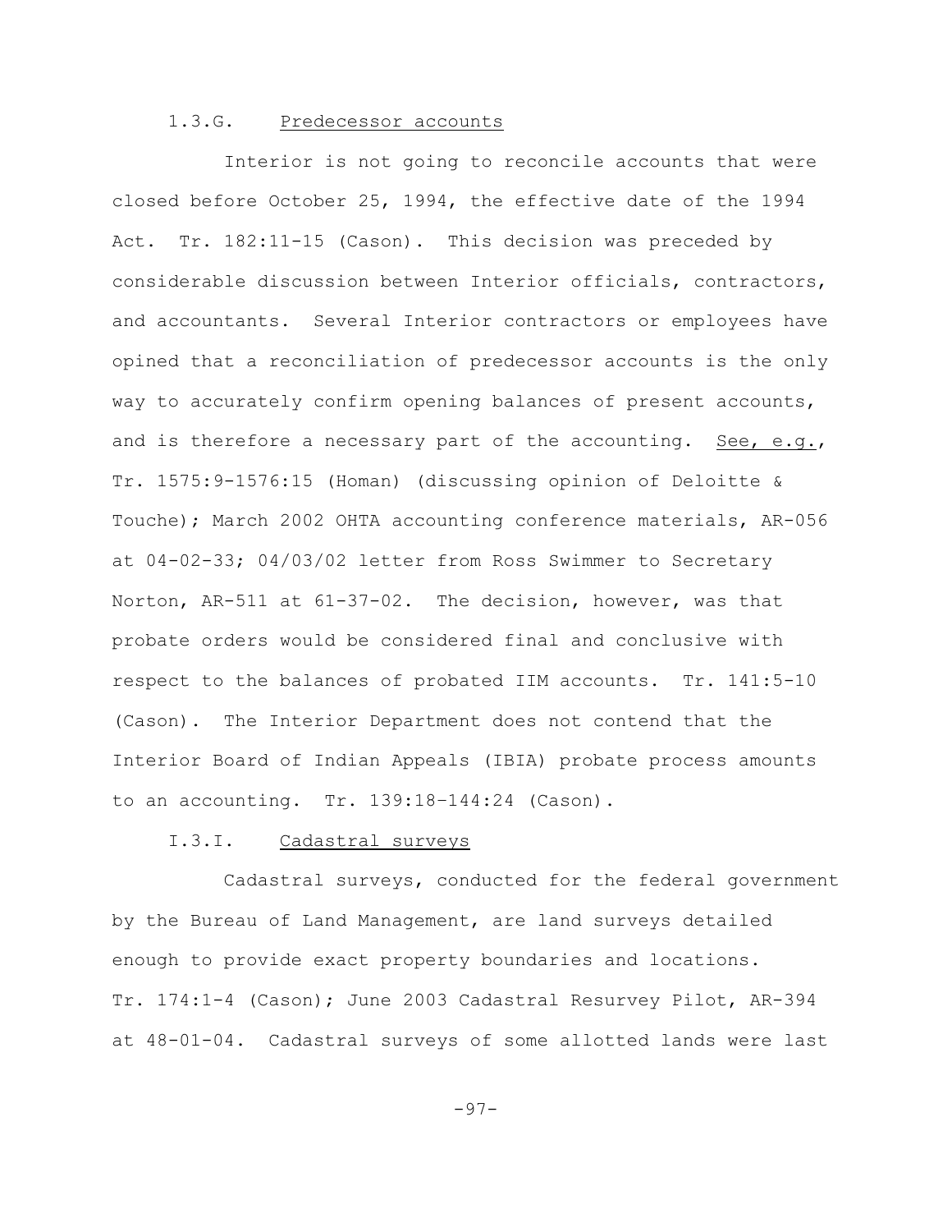#### 1.3.G. Predecessor accounts

Interior is not going to reconcile accounts that were closed before October 25, 1994, the effective date of the 1994 Act. Tr. 182:11-15 (Cason). This decision was preceded by considerable discussion between Interior officials, contractors, and accountants. Several Interior contractors or employees have opined that a reconciliation of predecessor accounts is the only way to accurately confirm opening balances of present accounts, and is therefore a necessary part of the accounting. See, e.g., Tr. 1575:9-1576:15 (Homan) (discussing opinion of Deloitte & Touche); March 2002 OHTA accounting conference materials, AR-056 at 04-02-33; 04/03/02 letter from Ross Swimmer to Secretary Norton, AR-511 at 61-37-02. The decision, however, was that probate orders would be considered final and conclusive with respect to the balances of probated IIM accounts. Tr. 141:5-10 (Cason). The Interior Department does not contend that the Interior Board of Indian Appeals (IBIA) probate process amounts to an accounting. Tr. 139:18–144:24 (Cason).

#### I.3.I. Cadastral surveys

Cadastral surveys, conducted for the federal government by the Bureau of Land Management, are land surveys detailed enough to provide exact property boundaries and locations. Tr. 174:1-4 (Cason); June 2003 Cadastral Resurvey Pilot, AR-394 at 48-01-04. Cadastral surveys of some allotted lands were last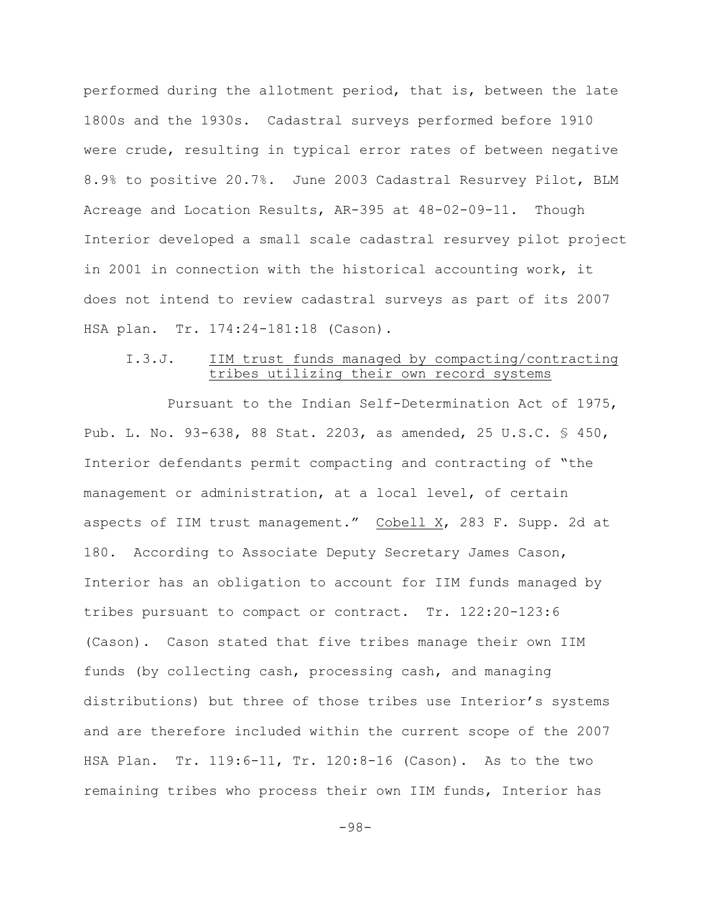performed during the allotment period, that is, between the late 1800s and the 1930s. Cadastral surveys performed before 1910 were crude, resulting in typical error rates of between negative 8.9% to positive 20.7%. June 2003 Cadastral Resurvey Pilot, BLM Acreage and Location Results, AR-395 at 48-02-09-11. Though Interior developed a small scale cadastral resurvey pilot project in 2001 in connection with the historical accounting work, it does not intend to review cadastral surveys as part of its 2007 HSA plan. Tr. 174:24-181:18 (Cason).

#### I.3.J. IIM trust funds managed by compacting/contracting tribes utilizing their own record systems

Pursuant to the Indian Self-Determination Act of 1975, Pub. L. No. 93-638, 88 Stat. 2203, as amended, 25 U.S.C. § 450, Interior defendants permit compacting and contracting of "the management or administration, at a local level, of certain aspects of IIM trust management." Cobell X, 283 F. Supp. 2d at 180. According to Associate Deputy Secretary James Cason, Interior has an obligation to account for IIM funds managed by tribes pursuant to compact or contract. Tr. 122:20-123:6 (Cason). Cason stated that five tribes manage their own IIM funds (by collecting cash, processing cash, and managing distributions) but three of those tribes use Interior's systems and are therefore included within the current scope of the 2007 HSA Plan. Tr. 119:6-11, Tr. 120:8-16 (Cason). As to the two remaining tribes who process their own IIM funds, Interior has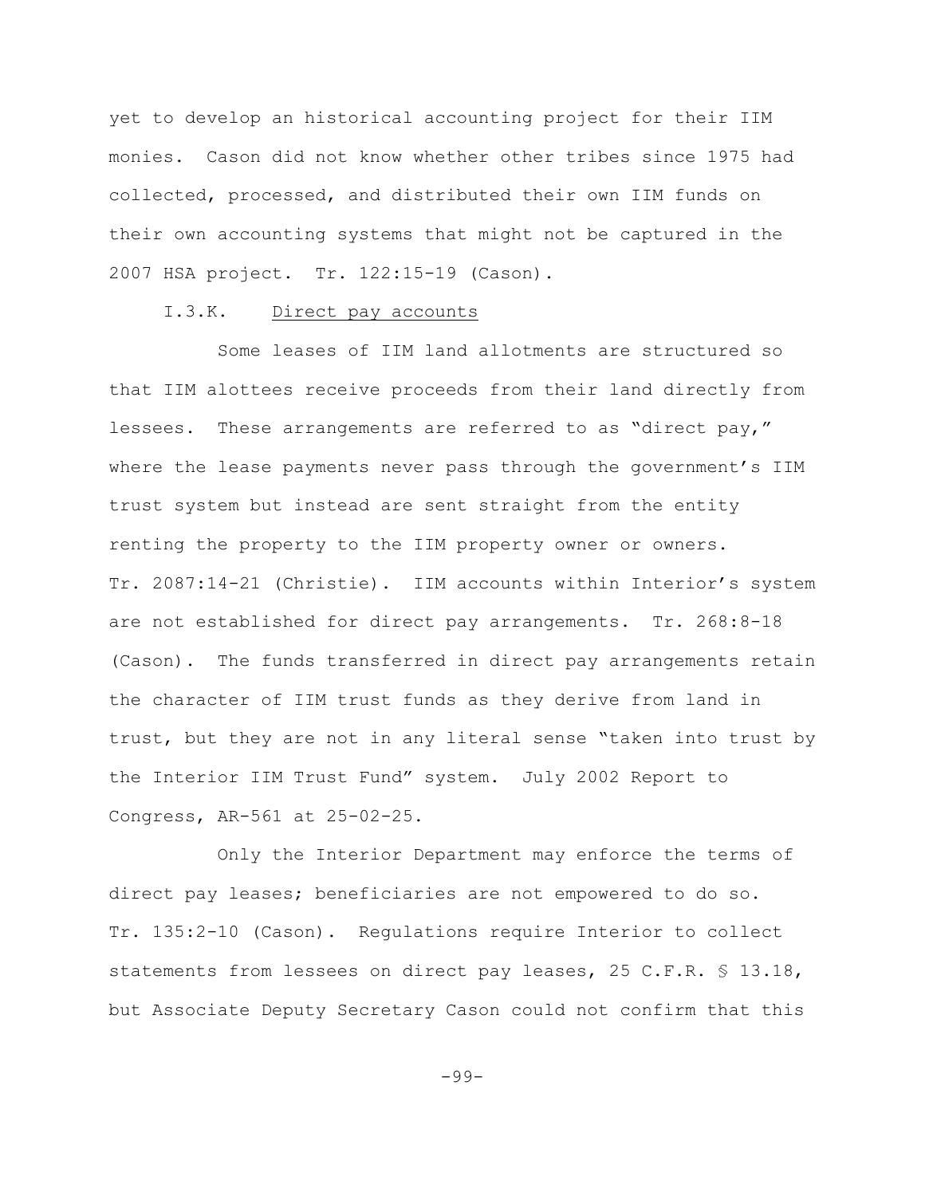yet to develop an historical accounting project for their IIM monies. Cason did not know whether other tribes since 1975 had collected, processed, and distributed their own IIM funds on their own accounting systems that might not be captured in the 2007 HSA project. Tr. 122:15-19 (Cason).

I.3.K. Direct pay accounts

Some leases of IIM land allotments are structured so that IIM alottees receive proceeds from their land directly from lessees. These arrangements are referred to as "direct pay," where the lease payments never pass through the government's IIM trust system but instead are sent straight from the entity renting the property to the IIM property owner or owners. Tr. 2087:14-21 (Christie). IIM accounts within Interior's system are not established for direct pay arrangements. Tr. 268:8-18 (Cason). The funds transferred in direct pay arrangements retain the character of IIM trust funds as they derive from land in trust, but they are not in any literal sense "taken into trust by the Interior IIM Trust Fund" system. July 2002 Report to Congress, AR-561 at 25-02-25.

Only the Interior Department may enforce the terms of direct pay leases; beneficiaries are not empowered to do so. Tr. 135:2-10 (Cason). Regulations require Interior to collect statements from lessees on direct pay leases, 25 C.F.R. § 13.18, but Associate Deputy Secretary Cason could not confirm that this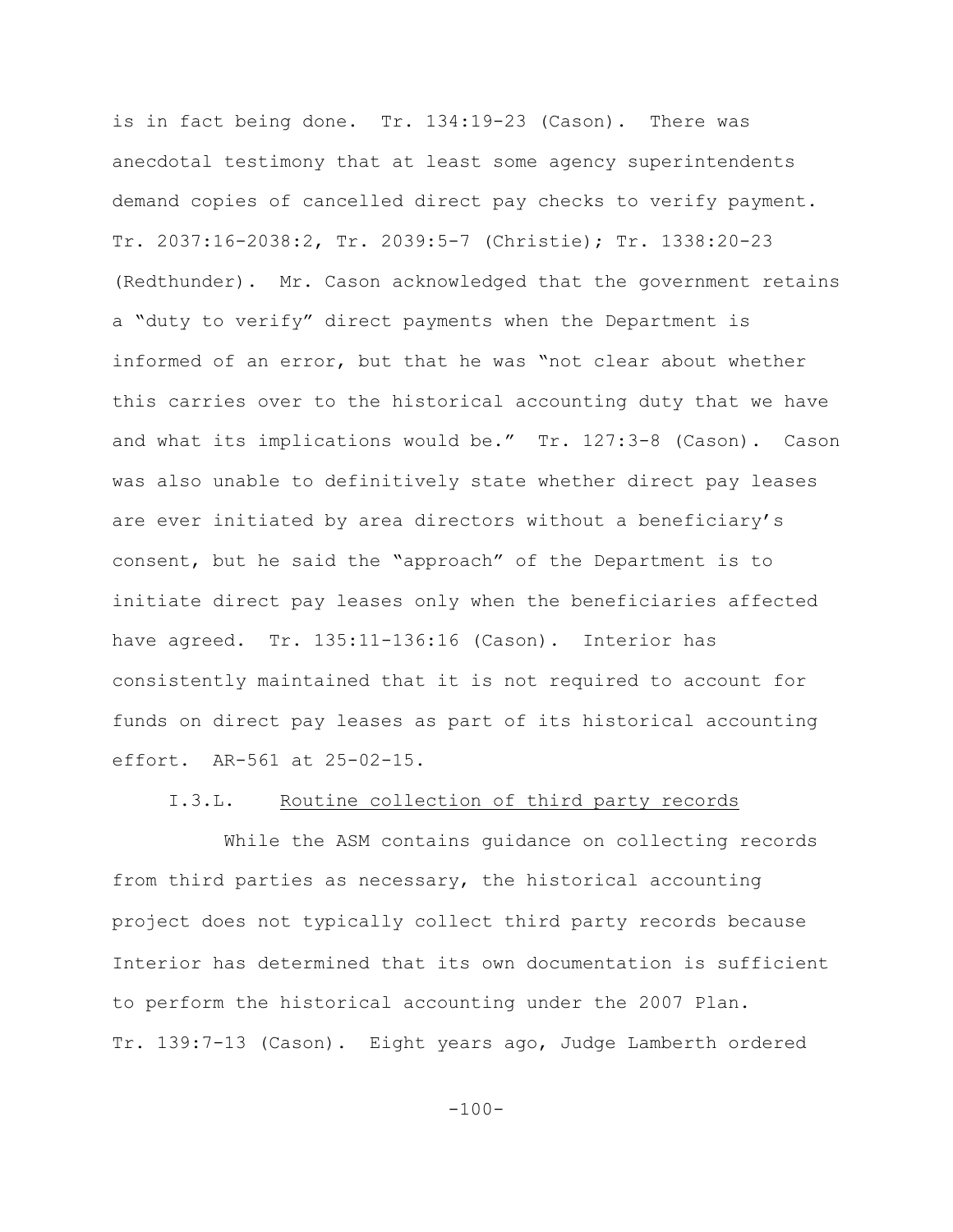is in fact being done. Tr. 134:19-23 (Cason). There was anecdotal testimony that at least some agency superintendents demand copies of cancelled direct pay checks to verify payment. Tr. 2037:16-2038:2, Tr. 2039:5-7 (Christie); Tr. 1338:20-23 (Redthunder). Mr. Cason acknowledged that the government retains a "duty to verify" direct payments when the Department is informed of an error, but that he was "not clear about whether this carries over to the historical accounting duty that we have and what its implications would be." Tr. 127:3-8 (Cason). Cason was also unable to definitively state whether direct pay leases are ever initiated by area directors without a beneficiary's consent, but he said the "approach" of the Department is to initiate direct pay leases only when the beneficiaries affected have agreed. Tr. 135:11-136:16 (Cason). Interior has consistently maintained that it is not required to account for funds on direct pay leases as part of its historical accounting effort. AR-561 at 25-02-15.

I.3.L. Routine collection of third party records

While the ASM contains guidance on collecting records from third parties as necessary, the historical accounting project does not typically collect third party records because Interior has determined that its own documentation is sufficient to perform the historical accounting under the 2007 Plan. Tr. 139:7-13 (Cason). Eight years ago, Judge Lamberth ordered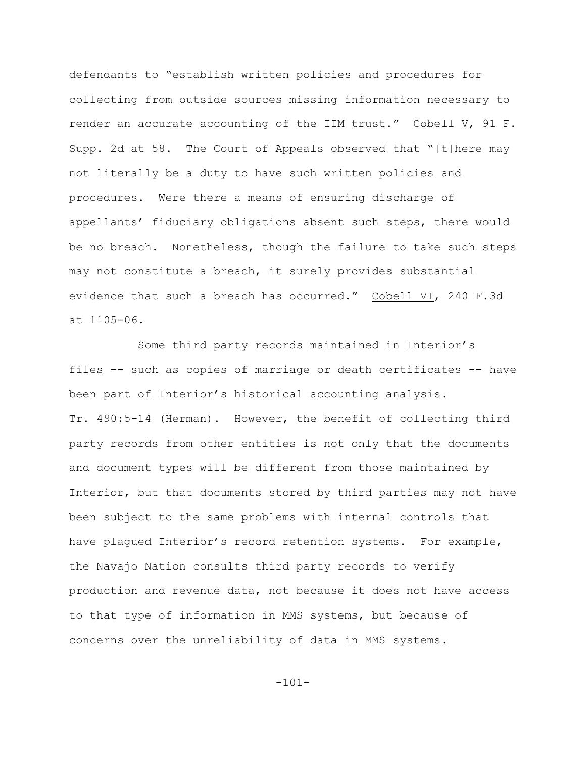defendants to "establish written policies and procedures for collecting from outside sources missing information necessary to render an accurate accounting of the IIM trust." Cobell V, 91 F. Supp. 2d at 58. The Court of Appeals observed that "[t]here may not literally be a duty to have such written policies and procedures. Were there a means of ensuring discharge of appellants' fiduciary obligations absent such steps, there would be no breach. Nonetheless, though the failure to take such steps may not constitute a breach, it surely provides substantial evidence that such a breach has occurred." Cobell VI, 240 F.3d at 1105-06.

Some third party records maintained in Interior's files -- such as copies of marriage or death certificates -- have been part of Interior's historical accounting analysis. Tr. 490:5-14 (Herman). However, the benefit of collecting third party records from other entities is not only that the documents and document types will be different from those maintained by Interior, but that documents stored by third parties may not have been subject to the same problems with internal controls that have plagued Interior's record retention systems. For example, the Navajo Nation consults third party records to verify production and revenue data, not because it does not have access to that type of information in MMS systems, but because of concerns over the unreliability of data in MMS systems.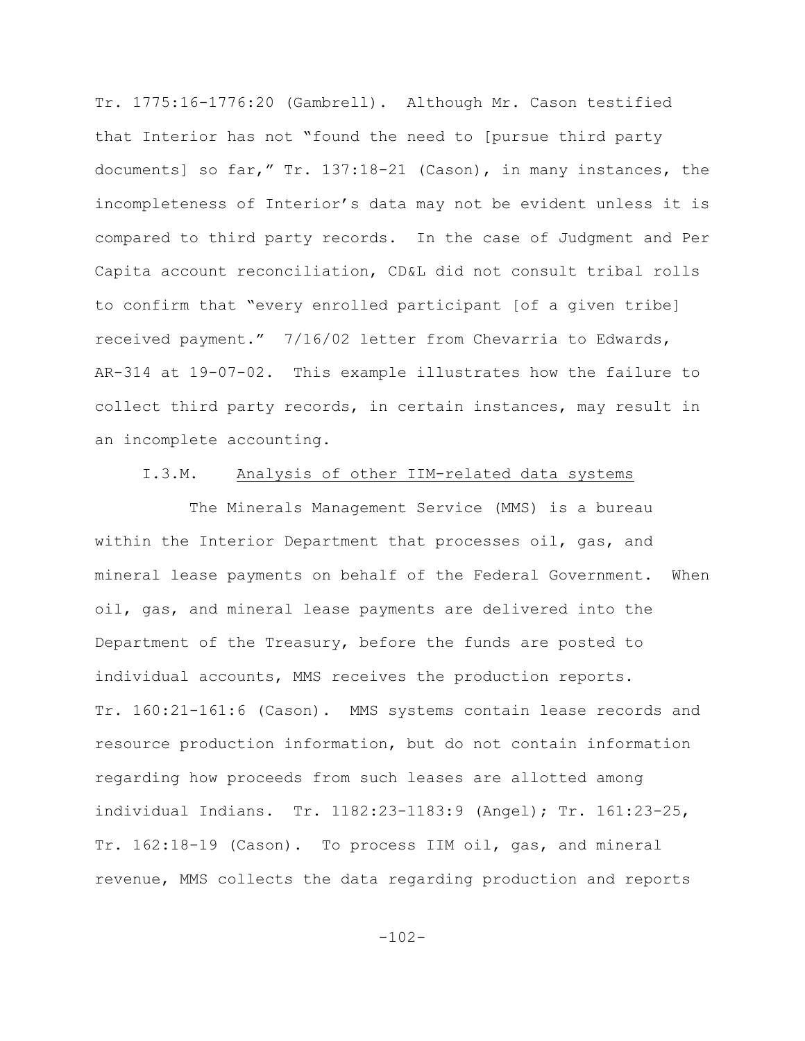Tr. 1775:16-1776:20 (Gambrell). Although Mr. Cason testified that Interior has not "found the need to [pursue third party documents] so far," Tr. 137:18-21 (Cason), in many instances, the incompleteness of Interior's data may not be evident unless it is compared to third party records. In the case of Judgment and Per Capita account reconciliation, CD&L did not consult tribal rolls to confirm that "every enrolled participant [of a given tribe] received payment." 7/16/02 letter from Chevarria to Edwards, AR-314 at 19-07-02. This example illustrates how the failure to collect third party records, in certain instances, may result in an incomplete accounting.

I.3.M. <u>Analysis of other IIM-related data systems</u>

The Minerals Management Service (MMS) is a bureau within the Interior Department that processes oil, gas, and mineral lease payments on behalf of the Federal Government. When oil, gas, and mineral lease payments are delivered into the Department of the Treasury, before the funds are posted to individual accounts, MMS receives the production reports. Tr. 160:21-161:6 (Cason). MMS systems contain lease records and resource production information, but do not contain information regarding how proceeds from such leases are allotted among individual Indians. Tr. 1182:23-1183:9 (Angel); Tr. 161:23-25, Tr. 162:18-19 (Cason). To process IIM oil, gas, and mineral revenue, MMS collects the data regarding production and reports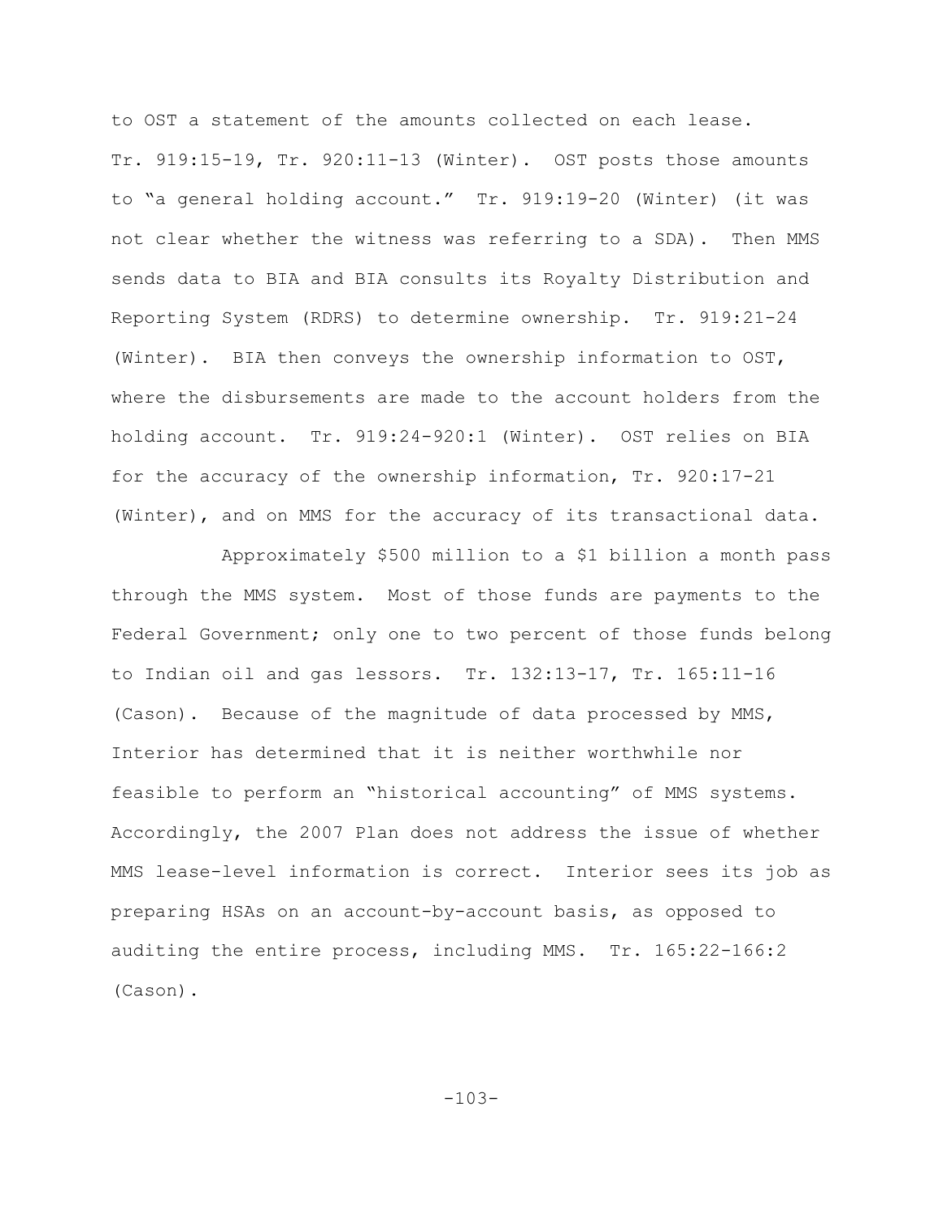to OST a statement of the amounts collected on each lease. Tr. 919:15-19, Tr. 920:11-13 (Winter). OST posts those amounts to "a general holding account." Tr. 919:19-20 (Winter) (it was not clear whether the witness was referring to a SDA). Then MMS sends data to BIA and BIA consults its Royalty Distribution and Reporting System (RDRS) to determine ownership. Tr. 919:21-24 (Winter). BIA then conveys the ownership information to OST, where the disbursements are made to the account holders from the holding account. Tr. 919:24-920:1 (Winter). OST relies on BIA for the accuracy of the ownership information, Tr. 920:17-21 (Winter), and on MMS for the accuracy of its transactional data.

Approximately $500 million to a $1 billion a month pass through the MMS system. Most of those funds are payments to the Federal Government; only one to two percent of those funds belong to Indian oil and gas lessors. Tr. 132:13-17, Tr. 165:11-16 (Cason). Because of the magnitude of data processed by MMS, Interior has determined that it is neither worthwhile nor feasible to perform an "historical accounting" of MMS systems. Accordingly, the 2007 Plan does not address the issue of whether MMS lease-level information is correct. Interior sees its job as preparing HSAs on an account-by-account basis, as opposed to auditing the entire process, including MMS. Tr. 165:22-166:2 (Cason).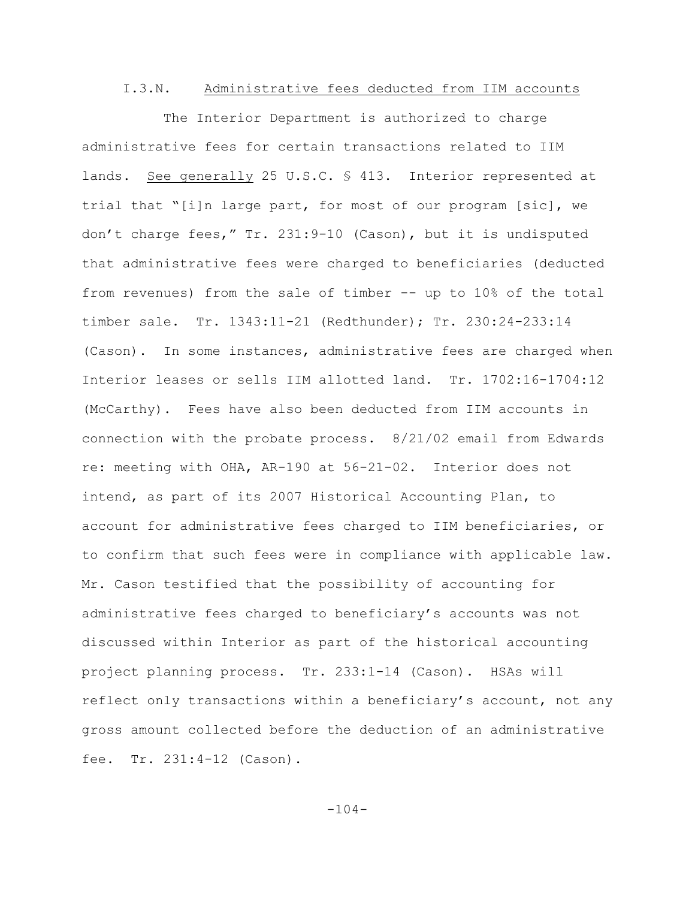### I.3.N. Administrative fees deducted from IIM accounts

The Interior Department is authorized to charge administrative fees for certain transactions related to IIM lands. See generally 25 U.S.C. § 413. Interior represented at trial that "[i]n large part, for most of our program [sic], we don't charge fees," Tr. 231:9-10 (Cason), but it is undisputed that administrative fees were charged to beneficiaries (deducted from revenues) from the sale of timber -- up to 10% of the total timber sale. Tr. 1343:11-21 (Redthunder); Tr. 230:24-233:14 (Cason). In some instances, administrative fees are charged when Interior leases or sells IIM allotted land. Tr. 1702:16-1704:12 (McCarthy). Fees have also been deducted from IIM accounts in connection with the probate process. 8/21/02 email from Edwards re: meeting with OHA, AR-190 at 56-21-02. Interior does not intend, as part of its 2007 Historical Accounting Plan, to account for administrative fees charged to IIM beneficiaries, or to confirm that such fees were in compliance with applicable law. Mr. Cason testified that the possibility of accounting for administrative fees charged to beneficiary's accounts was not discussed within Interior as part of the historical accounting project planning process. Tr. 233:1-14 (Cason). HSAs will reflect only transactions within a beneficiary's account, not any gross amount collected before the deduction of an administrative fee. Tr. 231:4-12 (Cason).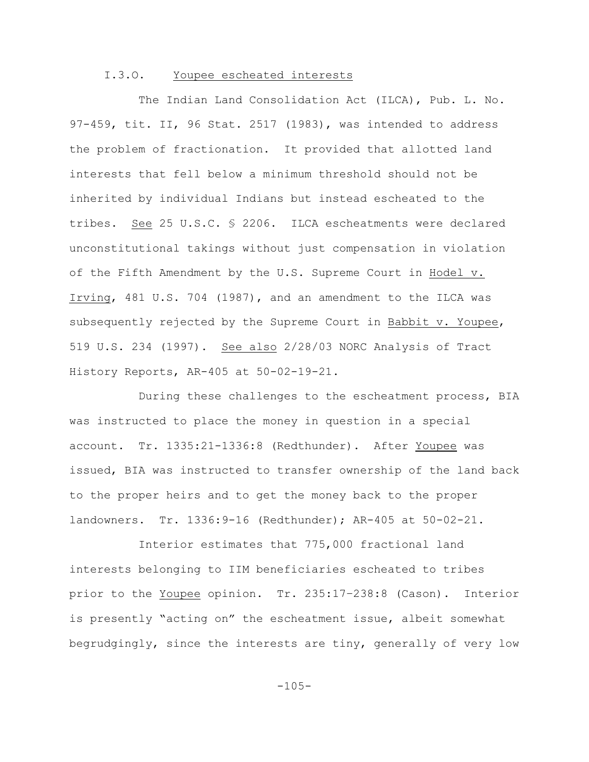### I.3.O. Youpee escheated interests

The Indian Land Consolidation Act (ILCA), Pub. L. No. 97-459, tit. II, 96 Stat. 2517 (1983), was intended to address the problem of fractionation. It provided that allotted land interests that fell below a minimum threshold should not be inherited by individual Indians but instead escheated to the tribes. See 25 U.S.C. § 2206. ILCA escheatments were declared unconstitutional takings without just compensation in violation of the Fifth Amendment by the U.S. Supreme Court in Hodel v. Irving, 481 U.S. 704 (1987), and an amendment to the ILCA was subsequently rejected by the Supreme Court in Babbit v. Youpee, 519 U.S. 234 (1997). See also 2/28/03 NORC Analysis of Tract History Reports, AR-405 at 50-02-19-21.

During these challenges to the escheatment process, BIA was instructed to place the money in question in a special account. Tr. 1335:21-1336:8 (Redthunder). After Youpee was issued, BIA was instructed to transfer ownership of the land back to the proper heirs and to get the money back to the proper landowners. Tr. 1336:9-16 (Redthunder); AR-405 at 50-02-21.

Interior estimates that 775,000 fractional land interests belonging to IIM beneficiaries escheated to tribes prior to the Youpee opinion. Tr. 235:17–238:8 (Cason). Interior is presently "acting on" the escheatment issue, albeit somewhat begrudgingly, since the interests are tiny, generally of very low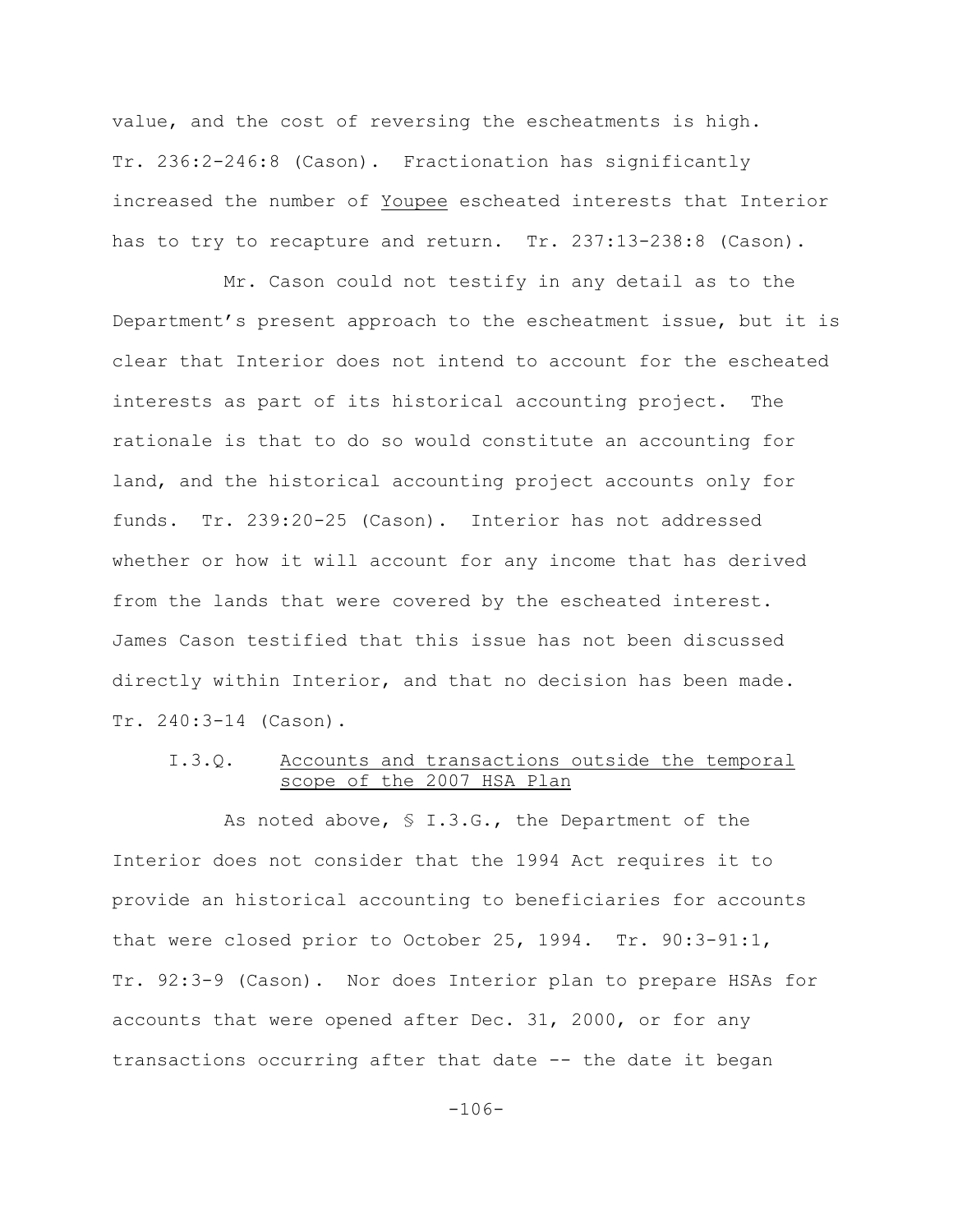value, and the cost of reversing the escheatments is high. Tr. 236:2-246:8 (Cason). Fractionation has significantly increased the number of Youpee escheated interests that Interior has to try to recapture and return. Tr. 237:13-238:8 (Cason).

Mr. Cason could not testify in any detail as to the Department's present approach to the escheatment issue, but it is clear that Interior does not intend to account for the escheated interests as part of its historical accounting project. The rationale is that to do so would constitute an accounting for land, and the historical accounting project accounts only for funds. Tr. 239:20-25 (Cason). Interior has not addressed whether or how it will account for any income that has derived from the lands that were covered by the escheated interest. James Cason testified that this issue has not been discussed directly within Interior, and that no decision has been made. Tr. 240:3-14 (Cason).

### I.3.Q. Accounts and transactions outside the temporal scope of the 2007 HSA Plan

As noted above, § I.3.G., the Department of the Interior does not consider that the 1994 Act requires it to provide an historical accounting to beneficiaries for accounts that were closed prior to October 25, 1994. Tr. 90:3-91:1, Tr. 92:3-9 (Cason). Nor does Interior plan to prepare HSAs for accounts that were opened after Dec. 31, 2000, or for any transactions occurring after that date -- the date it began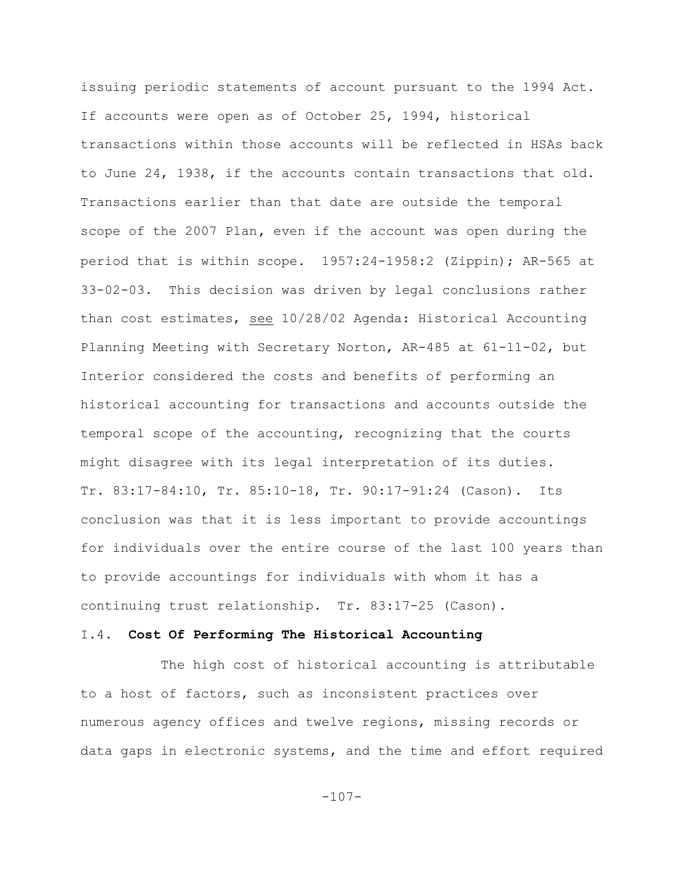issuing periodic statements of account pursuant to the 1994 Act. If accounts were open as of October 25, 1994, historical transactions within those accounts will be reflected in HSAs back to June 24, 1938, if the accounts contain transactions that old. Transactions earlier than that date are outside the temporal scope of the 2007 Plan, even if the account was open during the period that is within scope. 1957:24-1958:2 (Zippin); AR-565 at 33-02-03. This decision was driven by legal conclusions rather than cost estimates, see 10/28/02 Agenda: Historical Accounting Planning Meeting with Secretary Norton, AR-485 at 61-11-02, but Interior considered the costs and benefits of performing an historical accounting for transactions and accounts outside the temporal scope of the accounting, recognizing that the courts might disagree with its legal interpretation of its duties. Tr. 83:17-84:10, Tr. 85:10-18, Tr. 90:17-91:24 (Cason). Its conclusion was that it is less important to provide accountings for individuals over the entire course of the last 100 years than to provide accountings for individuals with whom it has a continuing trust relationship. Tr. 83:17-25 (Cason).

### I.4. **Cost Of Performing The Historical Accounting**

The high cost of historical accounting is attributable to a host of factors, such as inconsistent practices over numerous agency offices and twelve regions, missing records or data gaps in electronic systems, and the time and effort required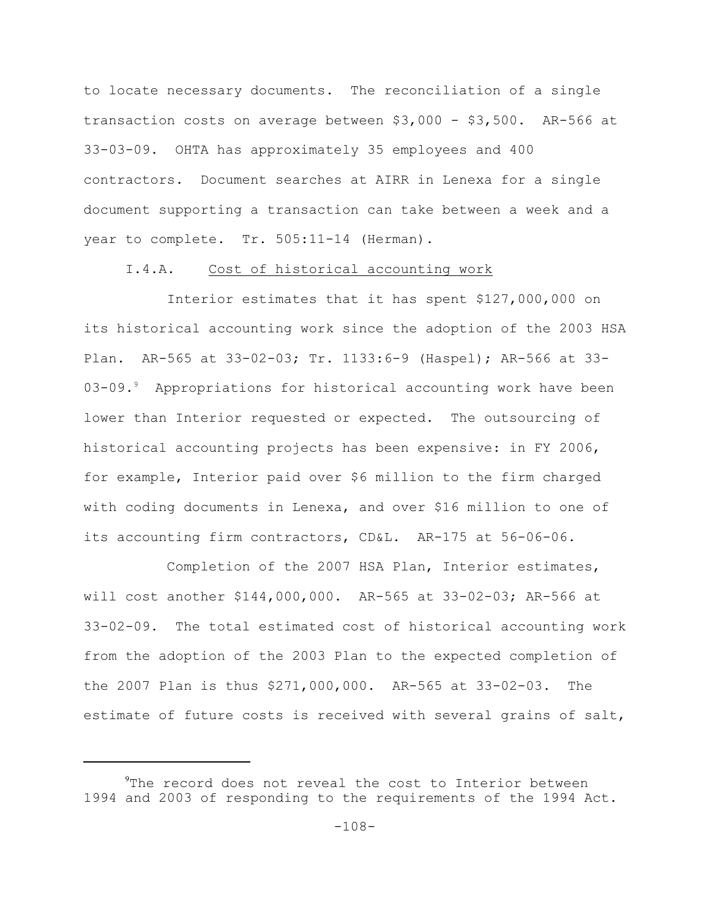to locate necessary documents. The reconciliation of a single transaction costs on average between $3,000 - $3,500. AR-566 at 33-03-09. OHTA has approximately 35 employees and 400 contractors. Document searches at AIRR in Lenexa for a single document supporting a transaction can take between a week and a year to complete. Tr. 505:11-14 (Herman).

I.4.A. Cost of historical accounting work

Interior estimates that it has spent $127,000,000 on its historical accounting work since the adoption of the 2003 HSA Plan. AR-565 at 33-02-03; Tr. 1133:6-9 (Haspel); AR-566 at 33-03-09.[9] Appropriations for historical accounting work have been lower than Interior requested or expected. The outsourcing of historical accounting projects has been expensive: in FY 2006, for example, Interior paid over $6 million to the firm charged with coding documents in Lenexa, and over $16 million to one of its accounting firm contractors, CD&L. AR-175 at 56-06-06.

Completion of the 2007 HSA Plan, Interior estimates, will cost another $144,000,000. AR-565 at 33-02-03; AR-566 at 33-02-09. The total estimated cost of historical accounting work from the adoption of the 2003 Plan to the expected completion of the 2007 Plan is thus $271,000,000. AR-565 at 33-02-03. The estimate of future costs is received with several grains of salt,

[9] The record does not reveal the cost to Interior between 1994 and 2003 of responding to the requirements of the 1994 Act.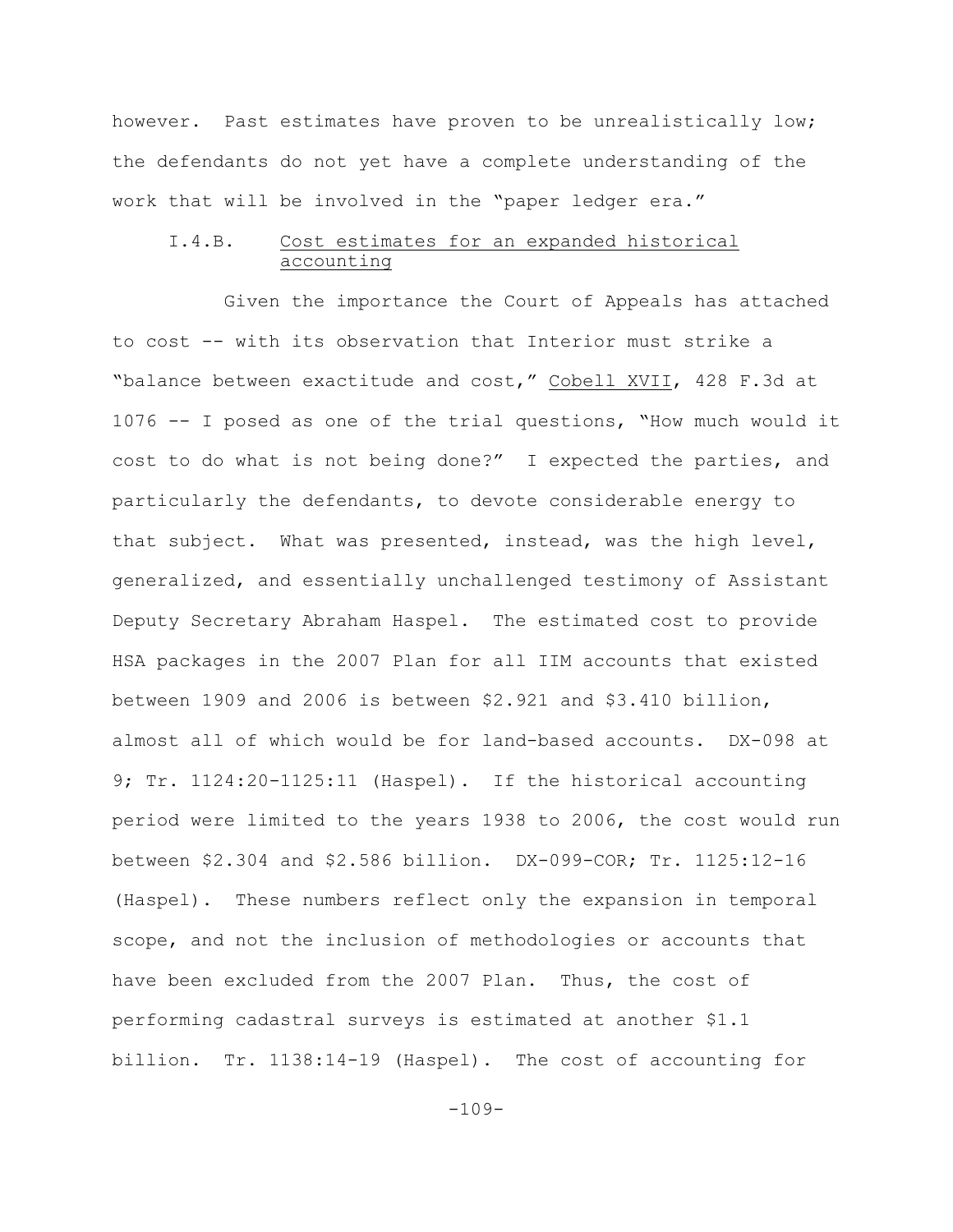however. Past estimates have proven to be unrealistically low; the defendants do not yet have a complete understanding of the work that will be involved in the "paper ledger era."

### I.4.B. Cost estimates for an expanded historical accounting

Given the importance the Court of Appeals has attached to cost -- with its observation that Interior must strike a "balance between exactitude and cost," Cobell XVII, 428 F.3d at 1076 -- I posed as one of the trial questions, "How much would it cost to do what is not being done?" I expected the parties, and particularly the defendants, to devote considerable energy to that subject. What was presented, instead, was the high level, generalized, and essentially unchallenged testimony of Assistant Deputy Secretary Abraham Haspel. The estimated cost to provide HSA packages in the 2007 Plan for all IIM accounts that existed between 1909 and 2006 is between $2.921 and $3.410 billion, almost all of which would be for land-based accounts. DX-098 at 9; Tr. 1124:20-1125:11 (Haspel). If the historical accounting period were limited to the years 1938 to 2006, the cost would run between $2.304 and $2.586 billion. DX-099-COR; Tr. 1125:12-16 (Haspel). These numbers reflect only the expansion in temporal scope, and not the inclusion of methodologies or accounts that have been excluded from the 2007 Plan. Thus, the cost of performing cadastral surveys is estimated at another $1.1 billion. Tr. 1138:14-19 (Haspel). The cost of accounting for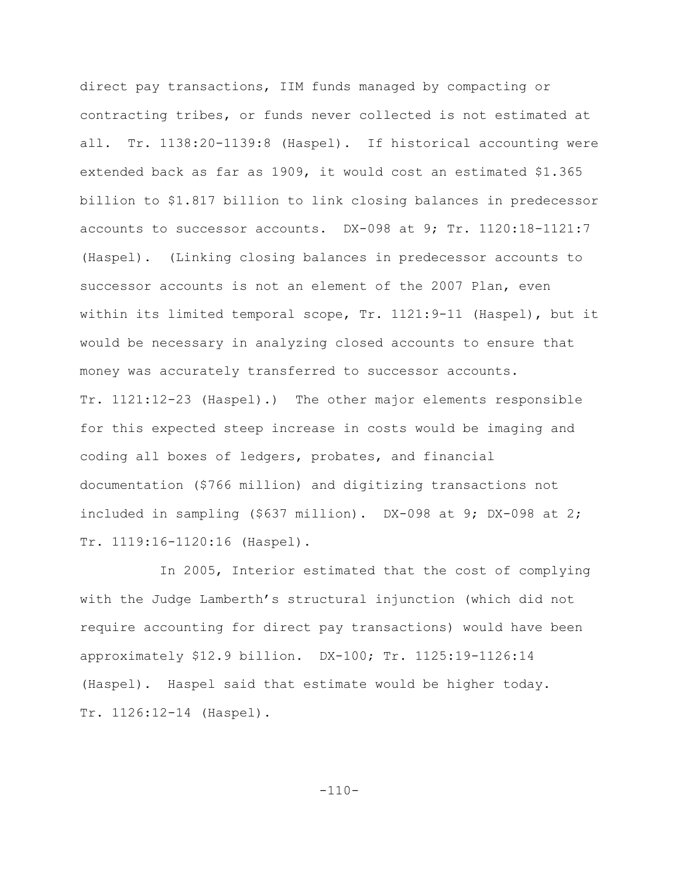direct pay transactions, IIM funds managed by compacting or contracting tribes, or funds never collected is not estimated at all. Tr. 1138:20-1139:8 (Haspel). If historical accounting were extended back as far as 1909, it would cost an estimated $1.365 billion to $1.817 billion to link closing balances in predecessor accounts to successor accounts. DX-098 at 9; Tr. 1120:18-1121:7 (Haspel). (Linking closing balances in predecessor accounts to successor accounts is not an element of the 2007 Plan, even within its limited temporal scope, Tr. 1121:9-11 (Haspel), but it would be necessary in analyzing closed accounts to ensure that money was accurately transferred to successor accounts. Tr. 1121:12-23 (Haspel).) The other major elements responsible for this expected steep increase in costs would be imaging and coding all boxes of ledgers, probates, and financial documentation ($766 million) and digitizing transactions not included in sampling ($637 million). DX-098 at 9; DX-098 at 2; Tr. 1119:16-1120:16 (Haspel).

In 2005, Interior estimated that the cost of complying with the Judge Lamberth's structural injunction (which did not require accounting for direct pay transactions) would have been approximately $12.9 billion. DX-100; Tr. 1125:19-1126:14 (Haspel). Haspel said that estimate would be higher today. Tr. 1126:12-14 (Haspel).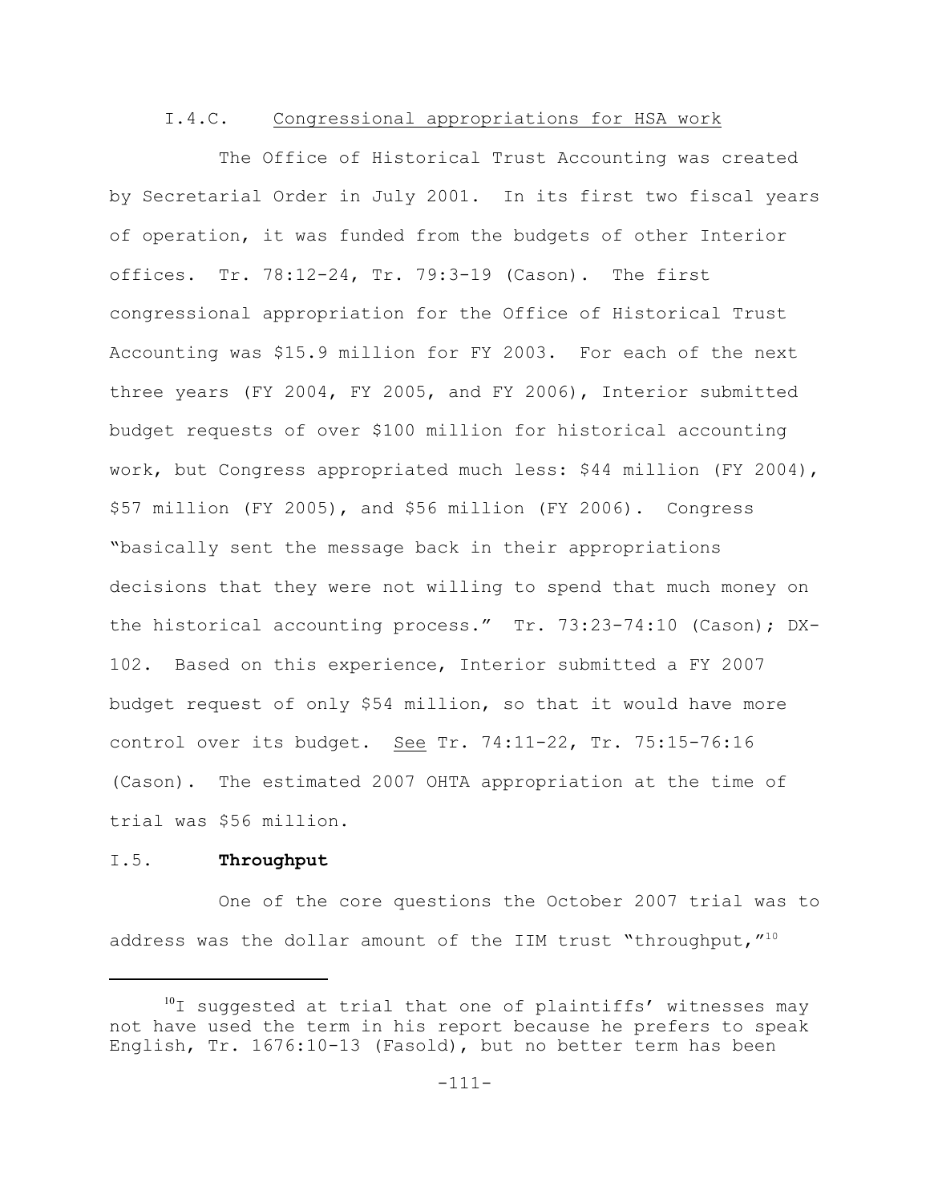### I.4.C. Congressional appropriations for HSA work

The Office of Historical Trust Accounting was created by Secretarial Order in July 2001. In its first two fiscal years of operation, it was funded from the budgets of other Interior offices. Tr. 78:12-24, Tr. 79:3-19 (Cason). The first congressional appropriation for the Office of Historical Trust Accounting was $15.9 million for FY 2003. For each of the next three years (FY 2004, FY 2005, and FY 2006), Interior submitted budget requests of over $100 million for historical accounting work, but Congress appropriated much less: $44 million (FY 2004), $57 million (FY 2005), and $56 million (FY 2006). Congress "basically sent the message back in their appropriations decisions that they were not willing to spend that much money on the historical accounting process." Tr. 73:23-74:10 (Cason); DX-102. Based on this experience, Interior submitted a FY 2007 budget request of only $54 million, so that it would have more control over its budget. See Tr. 74:11-22, Tr. 75:15-76:16 (Cason). The estimated 2007 OHTA appropriation at the time of trial was $56 million.

## I.5. **Throughput**

One of the core questions the October 2007 trial was to address was the dollar amount of the IIM trust "throughput,"[10]

---

[10] I suggested at trial that one of plaintiffs' witnesses may not have used the term in his report because he prefers to speak English, Tr. 1676:10-13 (Fasold), but no better term has been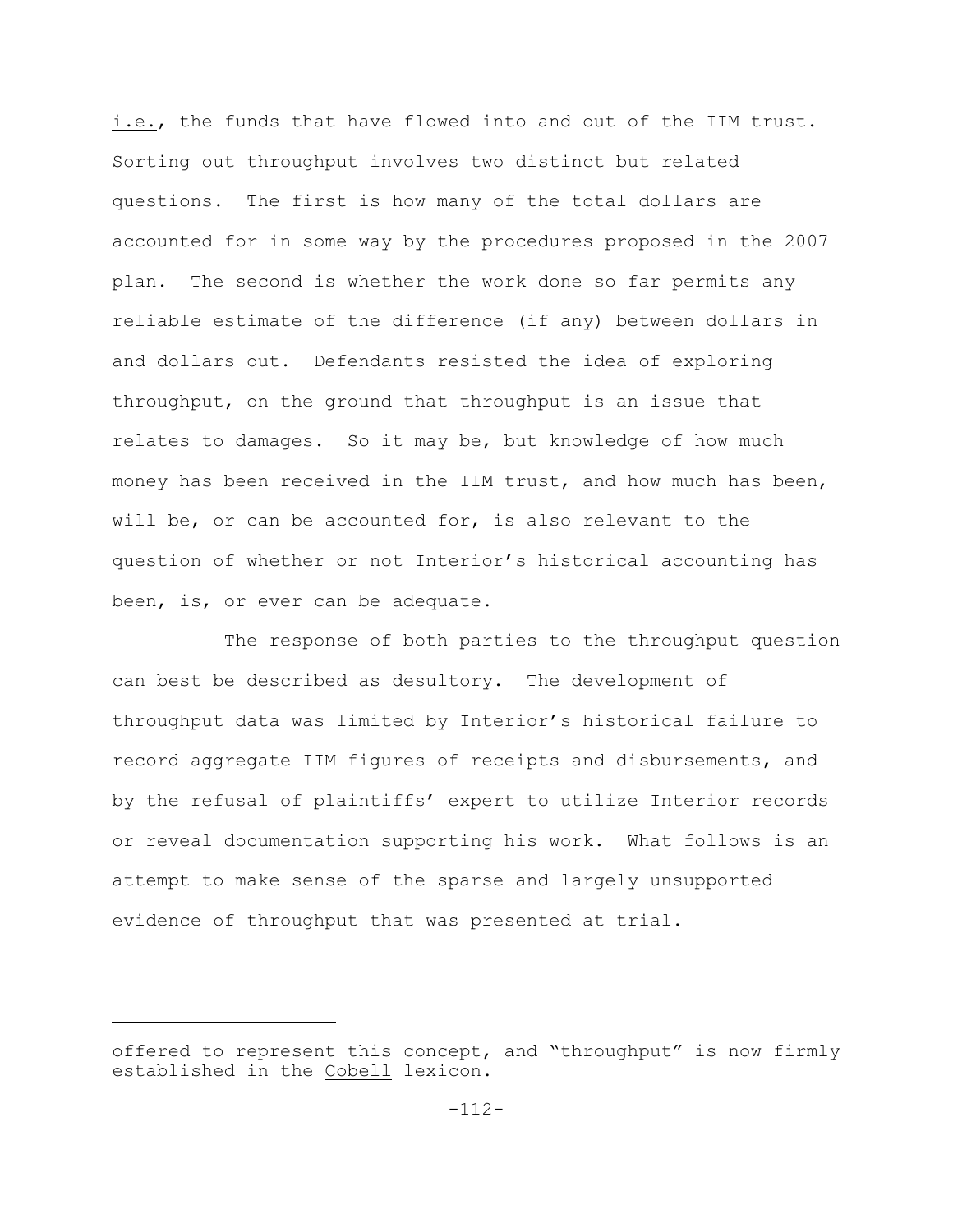i.e., the funds that have flowed into and out of the IIM trust. Sorting out throughput involves two distinct but related questions. The first is how many of the total dollars are accounted for in some way by the procedures proposed in the 2007 plan. The second is whether the work done so far permits any reliable estimate of the difference (if any) between dollars in and dollars out. Defendants resisted the idea of exploring throughput, on the ground that throughput is an issue that relates to damages. So it may be, but knowledge of how much money has been received in the IIM trust, and how much has been, will be, or can be accounted for, is also relevant to the question of whether or not Interior's historical accounting has been, is, or ever can be adequate.

The response of both parties to the throughput question can best be described as desultory. The development of throughput data was limited by Interior's historical failure to record aggregate IIM figures of receipts and disbursements, and by the refusal of plaintiffs' expert to utilize Interior records or reveal documentation supporting his work. What follows is an attempt to make sense of the sparse and largely unsupported evidence of throughput that was presented at trial.

---

offered to represent this concept, and "throughput" is now firmly established in the Cobell lexicon.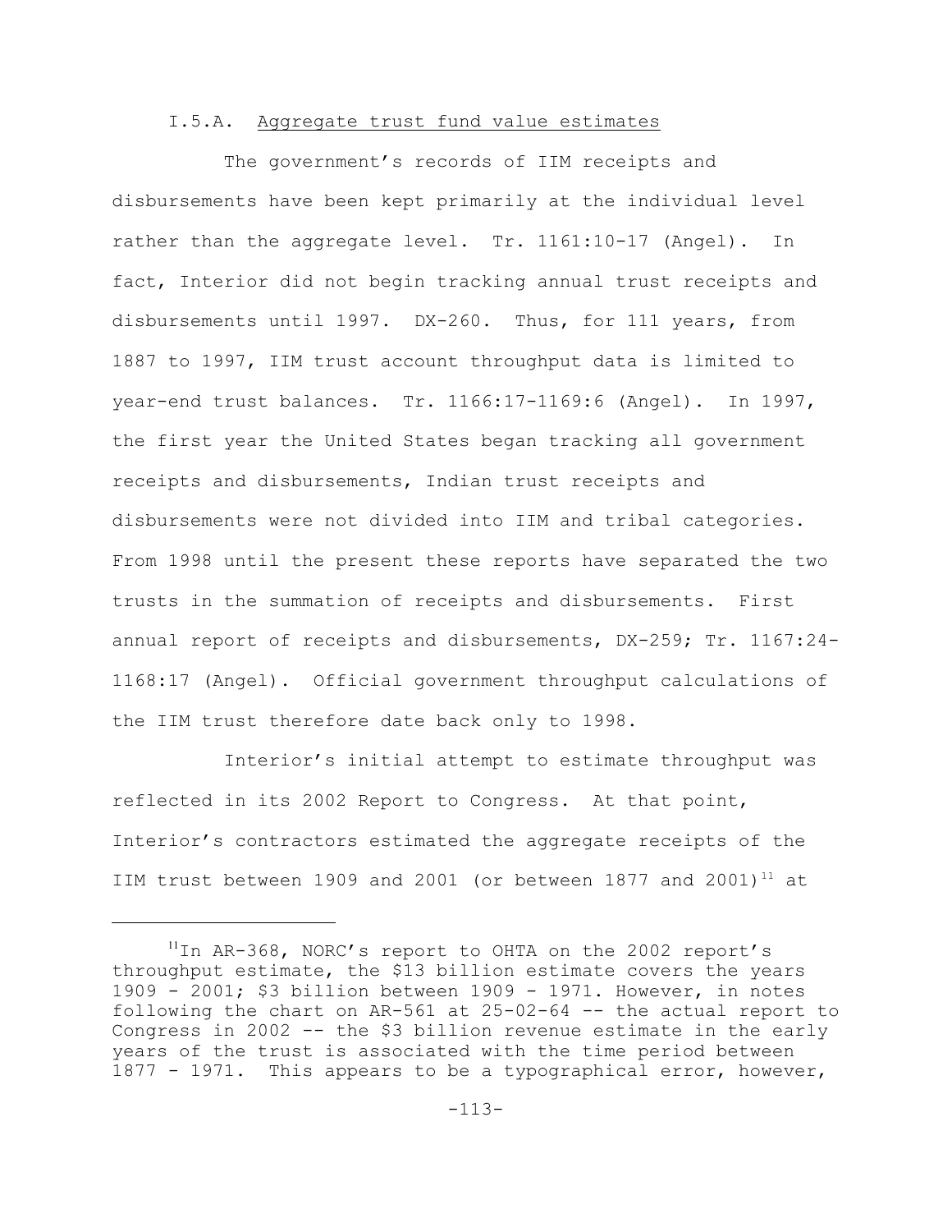I.5.A. Aggregate trust fund value estimates

The government's records of IIM receipts and disbursements have been kept primarily at the individual level rather than the aggregate level. Tr. 1161:10-17 (Angel). In fact, Interior did not begin tracking annual trust receipts and disbursements until 1997. DX-260. Thus, for 111 years, from 1887 to 1997, IIM trust account throughput data is limited to year-end trust balances. Tr. 1166:17-1169:6 (Angel). In 1997, the first year the United States began tracking all government receipts and disbursements, Indian trust receipts and disbursements were not divided into IIM and tribal categories. From 1998 until the present these reports have separated the two trusts in the summation of receipts and disbursements. First annual report of receipts and disbursements, DX-259; Tr. 1167:24-1168:17 (Angel). Official government throughput calculations of the IIM trust therefore date back only to 1998.

Interior's initial attempt to estimate throughput was reflected in its 2002 Report to Congress. At that point, Interior's contractors estimated the aggregate receipts of the IIM trust between 1909 and 2001 (or between 1877 and 2001)[11] at

[11] In AR-368, NORC's report to OHTA on the 2002 report's throughput estimate, the $13 billion estimate covers the years 1909 - 2001; $3 billion between 1909 - 1971. However, in notes following the chart on AR-561 at 25-02-64 -- the actual report to Congress in 2002 -- the $3 billion revenue estimate in the early years of the trust is associated with the time period between 1877 - 1971. This appears to be a typographical error, however,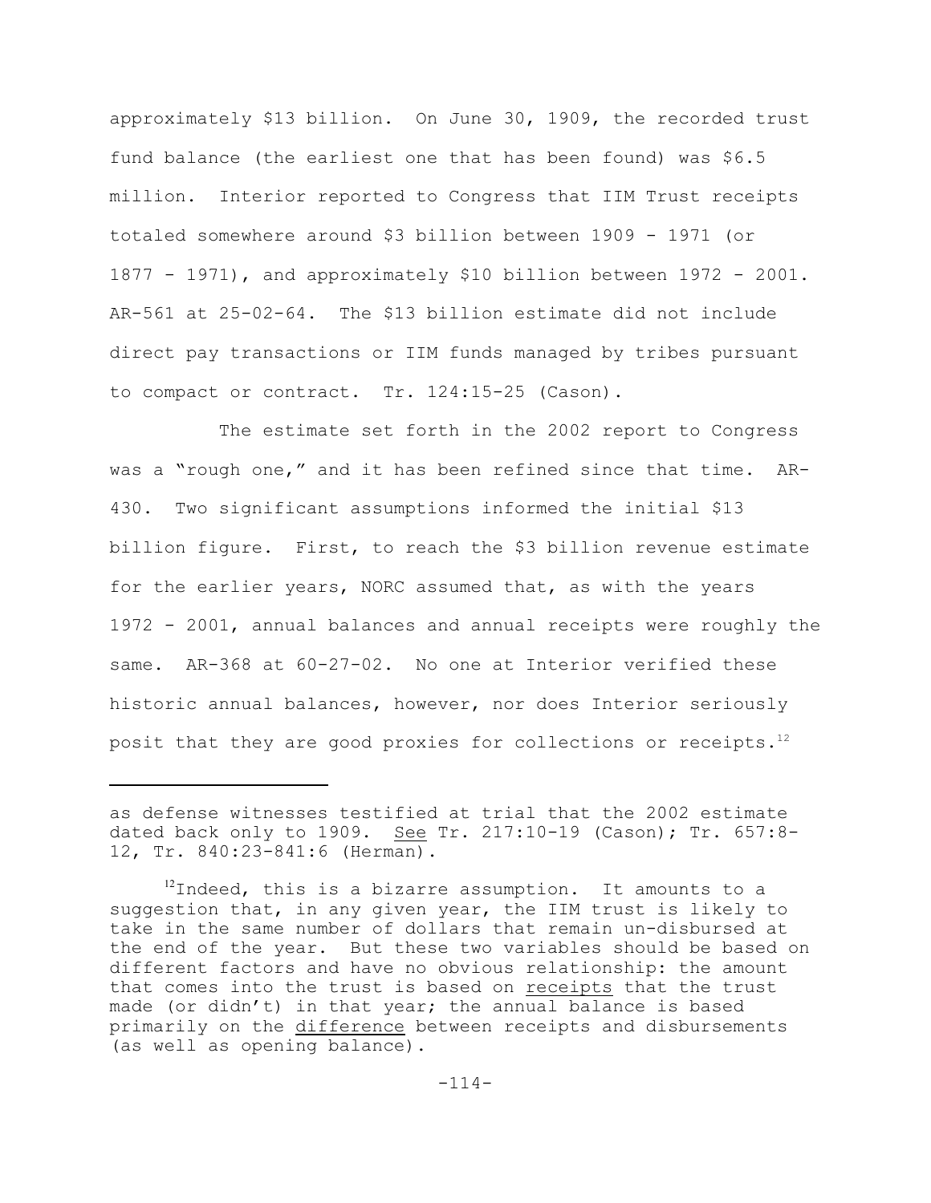approximately $13 billion. On June 30, 1909, the recorded trust fund balance (the earliest one that has been found) was $6.5 million. Interior reported to Congress that IIM Trust receipts totaled somewhere around $3 billion between 1909 - 1971 (or 1877 - 1971), and approximately $10 billion between 1972 - 2001. AR-561 at 25-02-64. The $13 billion estimate did not include direct pay transactions or IIM funds managed by tribes pursuant to compact or contract. Tr. 124:15-25 (Cason).

The estimate set forth in the 2002 report to Congress was a "rough one," and it has been refined since that time. AR-430. Two significant assumptions informed the initial $13 billion figure. First, to reach the $3 billion revenue estimate for the earlier years, NORC assumed that, as with the years 1972 - 2001, annual balances and annual receipts were roughly the same. AR-368 at 60-27-02. No one at Interior verified these historic annual balances, however, nor does Interior seriously posit that they are good proxies for collections or receipts.[12]

---

as defense witnesses testified at trial that the 2002 estimate dated back only to 1909. See Tr. 217:10-19 (Cason); Tr. 657:8-12, Tr. 840:23-841:6 (Herman).

[12] Indeed, this is a bizarre assumption. It amounts to a suggestion that, in any given year, the IIM trust is likely to take in the same number of dollars that remain un-disbursed at the end of the year. But these two variables should be based on different factors and have no obvious relationship: the amount that comes into the trust is based on receipts that the trust made (or didn't) in that year; the annual balance is based primarily on the difference between receipts and disbursements (as well as opening balance).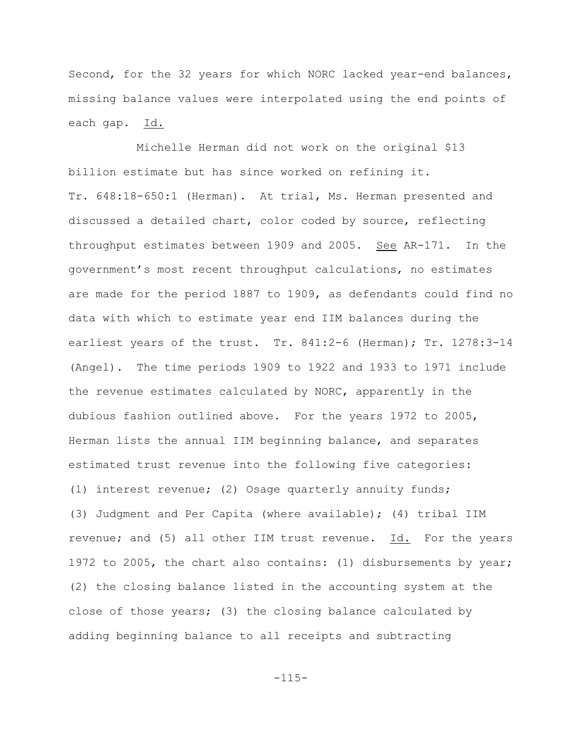Second, for the 32 years for which NORC lacked year-end balances, missing balance values were interpolated using the end points of each gap. Id.

Michelle Herman did not work on the original $13 billion estimate but has since worked on refining it. Tr. 648:18-650:1 (Herman). At trial, Ms. Herman presented and discussed a detailed chart, color coded by source, reflecting throughput estimates between 1909 and 2005. See AR-171. In the government's most recent throughput calculations, no estimates are made for the period 1887 to 1909, as defendants could find no data with which to estimate year end IIM balances during the earliest years of the trust. Tr. 841:2-6 (Herman); Tr. 1278:3-14 (Angel). The time periods 1909 to 1922 and 1933 to 1971 include the revenue estimates calculated by NORC, apparently in the dubious fashion outlined above. For the years 1972 to 2005, Herman lists the annual IIM beginning balance, and separates estimated trust revenue into the following five categories: (1) interest revenue; (2) Osage quarterly annuity funds; (3) Judgment and Per Capita (where available); (4) tribal IIM revenue; and (5) all other IIM trust revenue. Id. For the years 1972 to 2005, the chart also contains: (1) disbursements by year; (2) the closing balance listed in the accounting system at the close of those years; (3) the closing balance calculated by adding beginning balance to all receipts and subtracting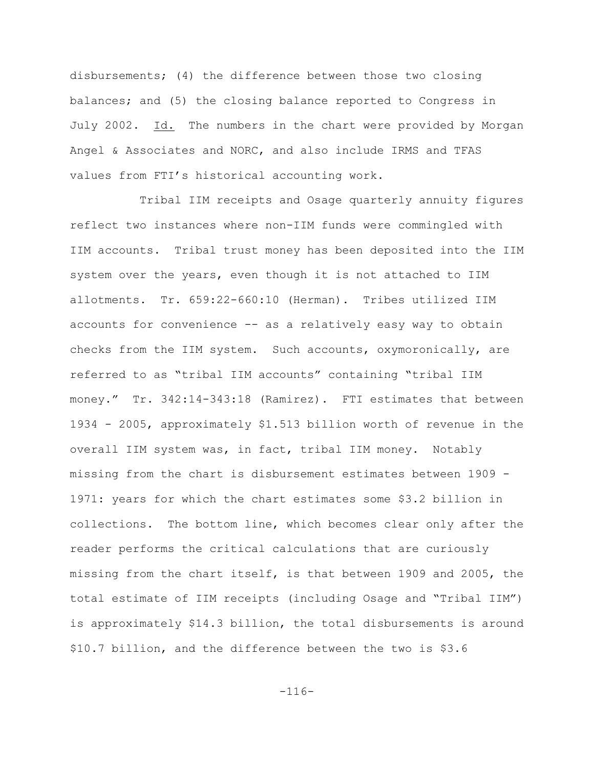disbursements; (4) the difference between those two closing balances; and (5) the closing balance reported to Congress in July 2002. Id. The numbers in the chart were provided by Morgan Angel & Associates and NORC, and also include IRMS and TFAS values from FTI's historical accounting work.

Tribal IIM receipts and Osage quarterly annuity figures reflect two instances where non-IIM funds were commingled with IIM accounts. Tribal trust money has been deposited into the IIM system over the years, even though it is not attached to IIM allotments. Tr. 659:22-660:10 (Herman). Tribes utilized IIM accounts for convenience -- as a relatively easy way to obtain checks from the IIM system. Such accounts, oxymoronically, are referred to as "tribal IIM accounts" containing "tribal IIM money." Tr. 342:14-343:18 (Ramirez). FTI estimates that between 1934 - 2005, approximately $1.513 billion worth of revenue in the overall IIM system was, in fact, tribal IIM money. Notably missing from the chart is disbursement estimates between 1909 - 1971: years for which the chart estimates some $3.2 billion in collections. The bottom line, which becomes clear only after the reader performs the critical calculations that are curiously missing from the chart itself, is that between 1909 and 2005, the total estimate of IIM receipts (including Osage and "Tribal IIM") is approximately $14.3 billion, the total disbursements is around $10.7 billion, and the difference between the two is $3.6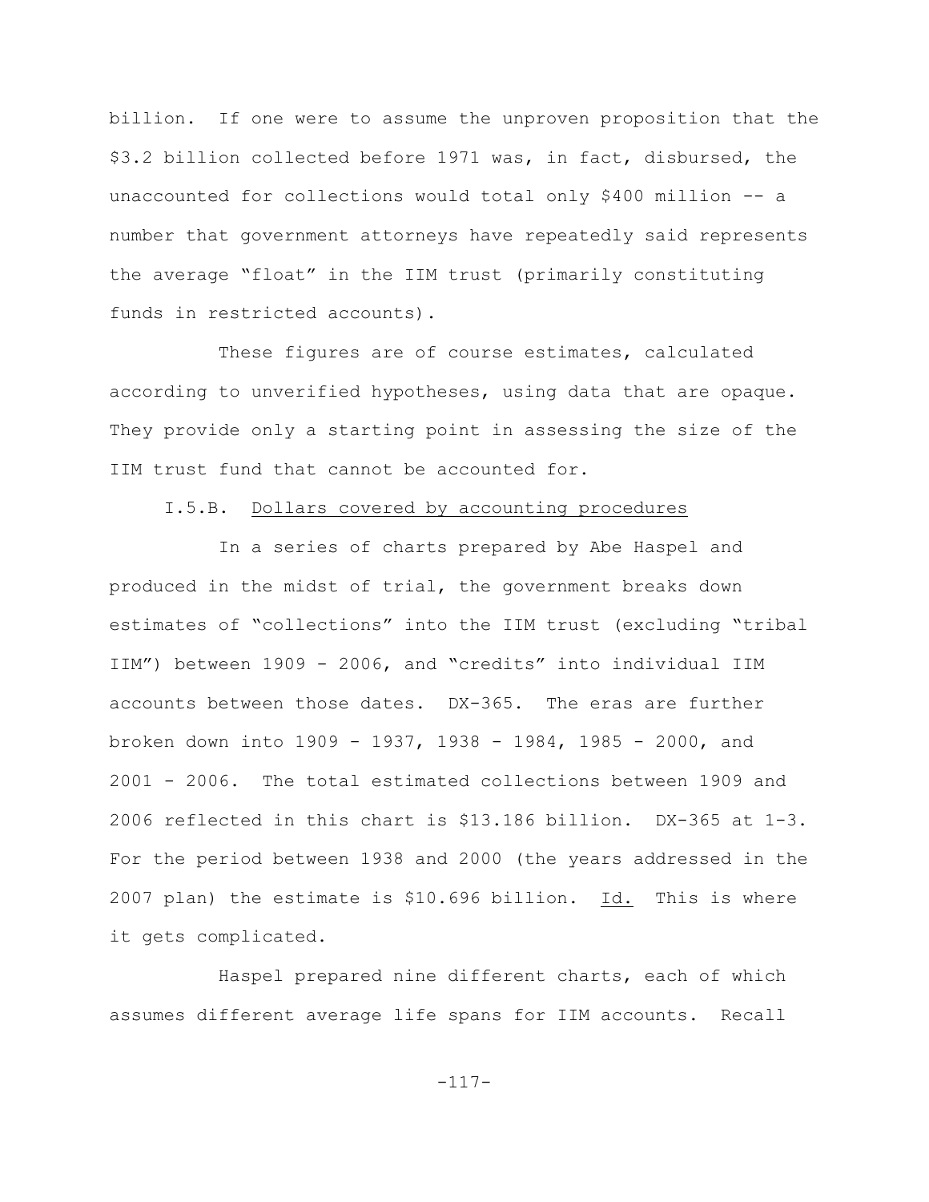billion. If one were to assume the unproven proposition that the $3.2 billion collected before 1971 was, in fact, disbursed, the unaccounted for collections would total only $400 million -- a number that government attorneys have repeatedly said represents the average "float" in the IIM trust (primarily constituting funds in restricted accounts).

These figures are of course estimates, calculated according to unverified hypotheses, using data that are opaque. They provide only a starting point in assessing the size of the IIM trust fund that cannot be accounted for.

I.5.B. Dollars covered by accounting procedures

In a series of charts prepared by Abe Haspel and produced in the midst of trial, the government breaks down estimates of "collections" into the IIM trust (excluding "tribal IIM") between 1909 - 2006, and "credits" into individual IIM accounts between those dates. DX-365. The eras are further broken down into 1909 - 1937, 1938 - 1984, 1985 - 2000, and 2001 - 2006. The total estimated collections between 1909 and 2006 reflected in this chart is $13.186 billion. DX-365 at 1-3. For the period between 1938 and 2000 (the years addressed in the 2007 plan) the estimate is $10.696 billion. Id. This is where it gets complicated.

Haspel prepared nine different charts, each of which assumes different average life spans for IIM accounts. Recall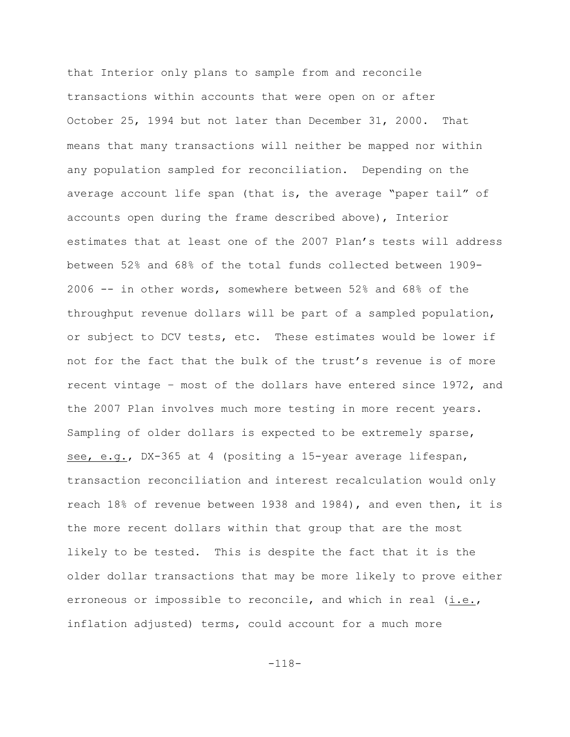that Interior only plans to sample from and reconcile transactions within accounts that were open on or after October 25, 1994 but not later than December 31, 2000. That means that many transactions will neither be mapped nor within any population sampled for reconciliation. Depending on the average account life span (that is, the average "paper tail" of accounts open during the frame described above), Interior estimates that at least one of the 2007 Plan's tests will address between 52% and 68% of the total funds collected between 1909-2006 -- in other words, somewhere between 52% and 68% of the throughput revenue dollars will be part of a sampled population, or subject to DCV tests, etc. These estimates would be lower if not for the fact that the bulk of the trust's revenue is of more recent vintage – most of the dollars have entered since 1972, and the 2007 Plan involves much more testing in more recent years. Sampling of older dollars is expected to be extremely sparse, see, e.g., DX-365 at 4 (positing a 15-year average lifespan, transaction reconciliation and interest recalculation would only reach 18% of revenue between 1938 and 1984), and even then, it is the more recent dollars within that group that are the most likely to be tested. This is despite the fact that it is the older dollar transactions that may be more likely to prove either erroneous or impossible to reconcile, and which in real (i.e., inflation adjusted) terms, could account for a much more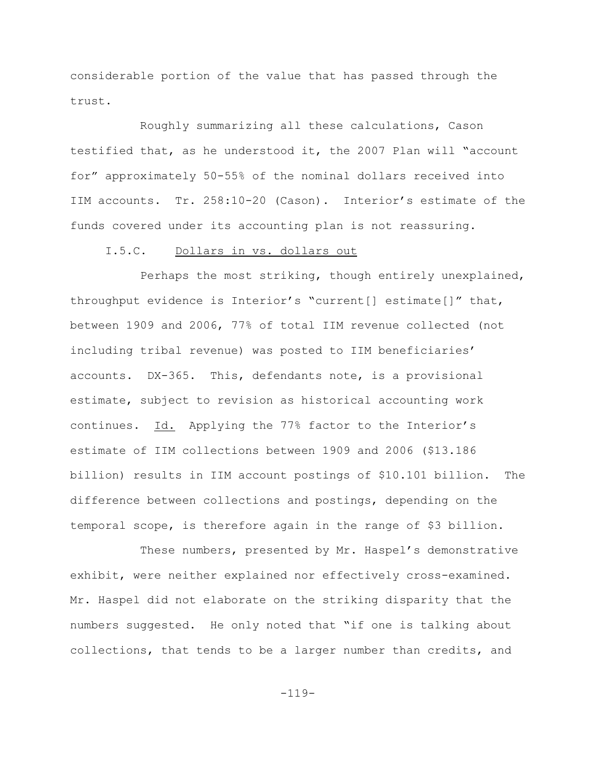considerable portion of the value that has passed through the trust.

Roughly summarizing all these calculations, Cason testified that, as he understood it, the 2007 Plan will "account for" approximately 50-55% of the nominal dollars received into IIM accounts. Tr. 258:10-20 (Cason). Interior's estimate of the funds covered under its accounting plan is not reassuring.

I.5.C. Dollars in vs. dollars out

Perhaps the most striking, though entirely unexplained, throughput evidence is Interior's "current[] estimate[]" that, between 1909 and 2006, 77% of total IIM revenue collected (not including tribal revenue) was posted to IIM beneficiaries' accounts. DX-365. This, defendants note, is a provisional estimate, subject to revision as historical accounting work continues. Id. Applying the 77% factor to the Interior's estimate of IIM collections between 1909 and 2006 ($13.186 billion) results in IIM account postings of $10.101 billion. The difference between collections and postings, depending on the temporal scope, is therefore again in the range of $3 billion.

These numbers, presented by Mr. Haspel's demonstrative exhibit, were neither explained nor effectively cross-examined. Mr. Haspel did not elaborate on the striking disparity that the numbers suggested. He only noted that "if one is talking about collections, that tends to be a larger number than credits, and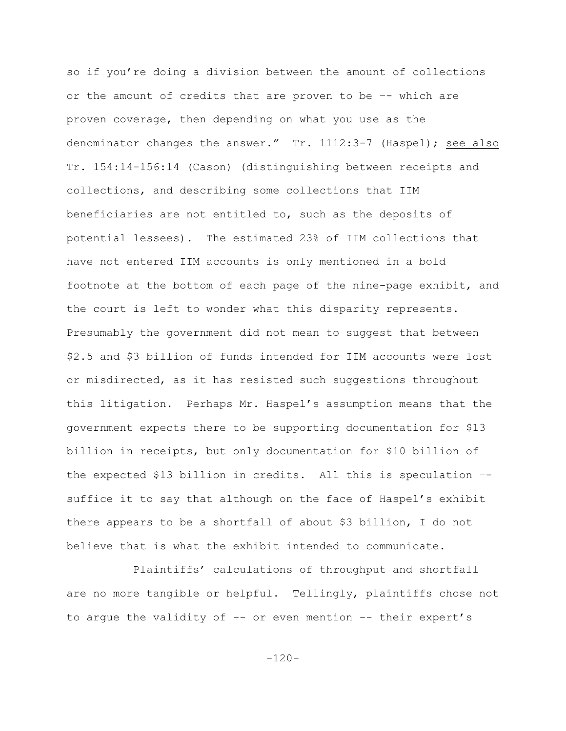so if you're doing a division between the amount of collections or the amount of credits that are proven to be –- which are proven coverage, then depending on what you use as the denominator changes the answer." Tr. 1112:3-7 (Haspel); see also Tr. 154:14-156:14 (Cason) (distinguishing between receipts and collections, and describing some collections that IIM beneficiaries are not entitled to, such as the deposits of potential lessees). The estimated 23% of IIM collections that have not entered IIM accounts is only mentioned in a bold footnote at the bottom of each page of the nine-page exhibit, and the court is left to wonder what this disparity represents. Presumably the government did not mean to suggest that between \$2.5 and \$3 billion of funds intended for IIM accounts were lost or misdirected, as it has resisted such suggestions throughout this litigation. Perhaps Mr. Haspel's assumption means that the government expects there to be supporting documentation for \$13 billion in receipts, but only documentation for \$10 billion of the expected \$13 billion in credits. All this is speculation –- suffice it to say that although on the face of Haspel's exhibit there appears to be a shortfall of about \$3 billion, I do not believe that is what the exhibit intended to communicate.

Plaintiffs' calculations of throughput and shortfall are no more tangible or helpful. Tellingly, plaintiffs chose not to argue the validity of -- or even mention -- their expert's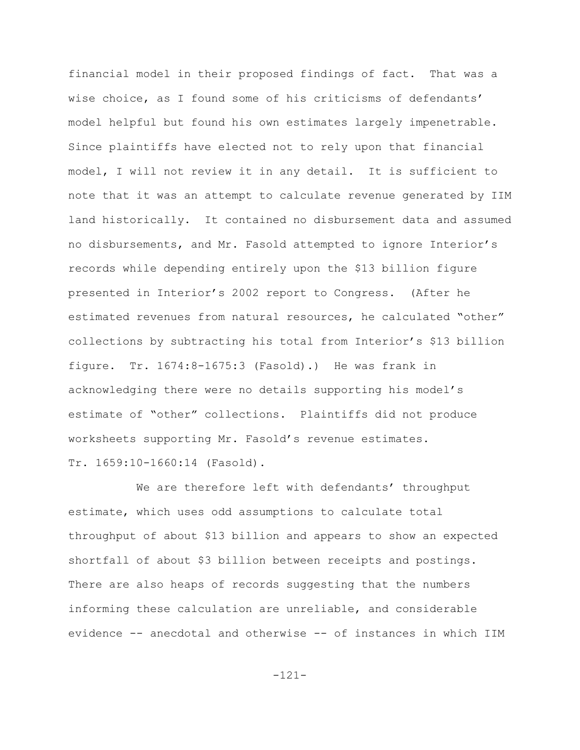financial model in their proposed findings of fact. That was a wise choice, as I found some of his criticisms of defendants' model helpful but found his own estimates largely impenetrable. Since plaintiffs have elected not to rely upon that financial model, I will not review it in any detail. It is sufficient to note that it was an attempt to calculate revenue generated by IIM land historically. It contained no disbursement data and assumed no disbursements, and Mr. Fasold attempted to ignore Interior's records while depending entirely upon the $13 billion figure presented in Interior's 2002 report to Congress. (After he estimated revenues from natural resources, he calculated "other" collections by subtracting his total from Interior's $13 billion figure. Tr. 1674:8-1675:3 (Fasold).) He was frank in acknowledging there were no details supporting his model's estimate of "other" collections. Plaintiffs did not produce worksheets supporting Mr. Fasold's revenue estimates. Tr. 1659:10-1660:14 (Fasold).

We are therefore left with defendants' throughput estimate, which uses odd assumptions to calculate total throughput of about $13 billion and appears to show an expected shortfall of about $3 billion between receipts and postings. There are also heaps of records suggesting that the numbers informing these calculation are unreliable, and considerable evidence -- anecdotal and otherwise -- of instances in which IIM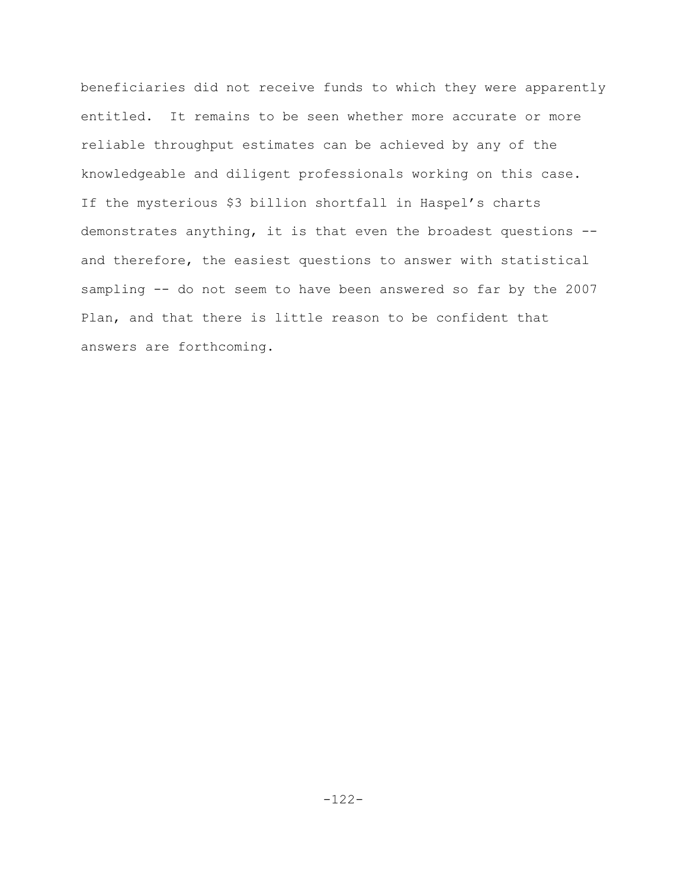beneficiaries did not receive funds to which they were apparently entitled. It remains to be seen whether more accurate or more reliable throughput estimates can be achieved by any of the knowledgeable and diligent professionals working on this case. If the mysterious $3 billion shortfall in Haspel's charts demonstrates anything, it is that even the broadest questions -- and therefore, the easiest questions to answer with statistical sampling -- do not seem to have been answered so far by the 2007 Plan, and that there is little reason to be confident that answers are forthcoming.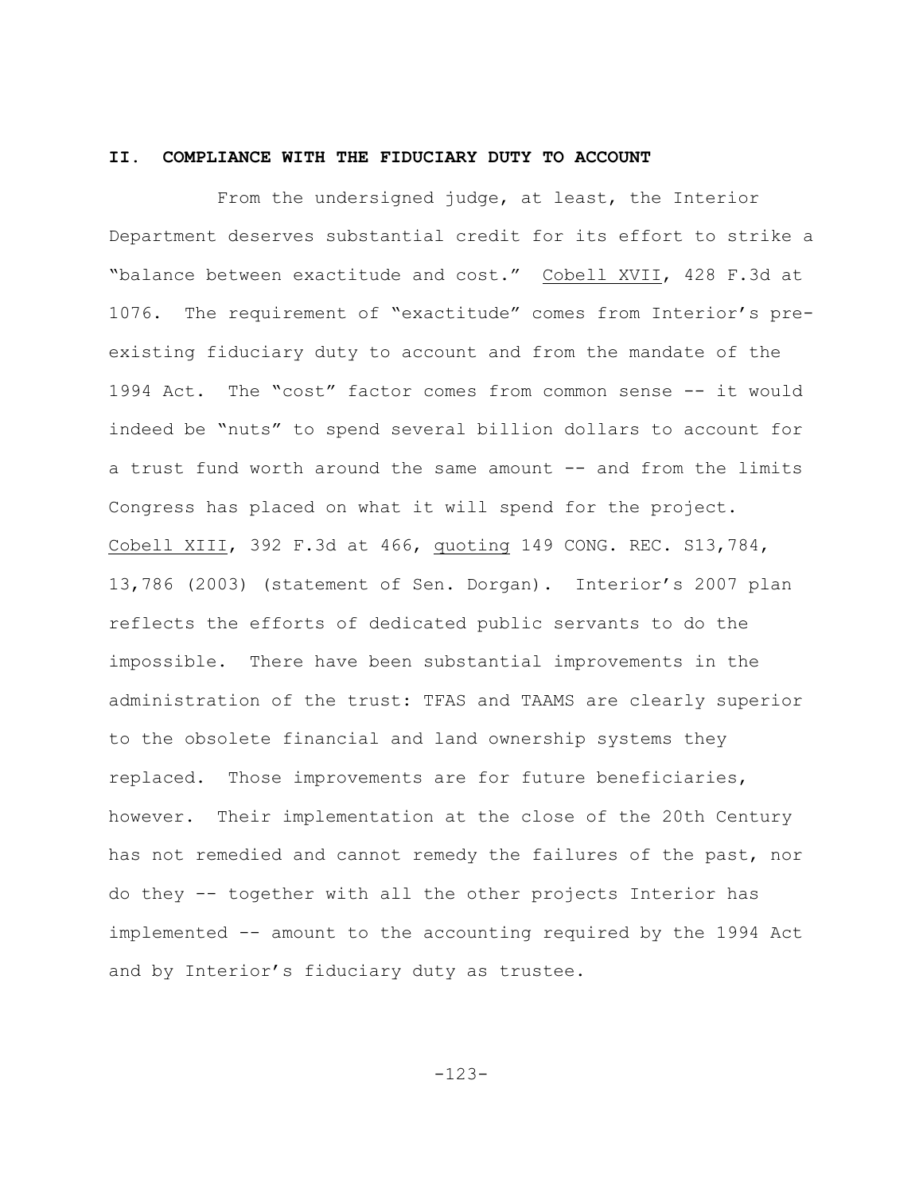## II. COMPLIANCE WITH THE FIDUCIARY DUTY TO ACCOUNT

From the undersigned judge, at least, the Interior Department deserves substantial credit for its effort to strike a "balance between exactitude and cost." Cobell XVII, 428 F.3d at 1076. The requirement of "exactitude" comes from Interior's pre-existing fiduciary duty to account and from the mandate of the 1994 Act. The "cost" factor comes from common sense -- it would indeed be "nuts" to spend several billion dollars to account for a trust fund worth around the same amount -- and from the limits Congress has placed on what it will spend for the project. Cobell XIII, 392 F.3d at 466, quoting 149 CONG. REC. S13,784, 13,786 (2003) (statement of Sen. Dorgan). Interior's 2007 plan reflects the efforts of dedicated public servants to do the impossible. There have been substantial improvements in the administration of the trust: TFAS and TAAMS are clearly superior to the obsolete financial and land ownership systems they replaced. Those improvements are for future beneficiaries, however. Their implementation at the close of the 20th Century has not remedied and cannot remedy the failures of the past, nor do they -- together with all the other projects Interior has implemented -- amount to the accounting required by the 1994 Act and by Interior's fiduciary duty as trustee.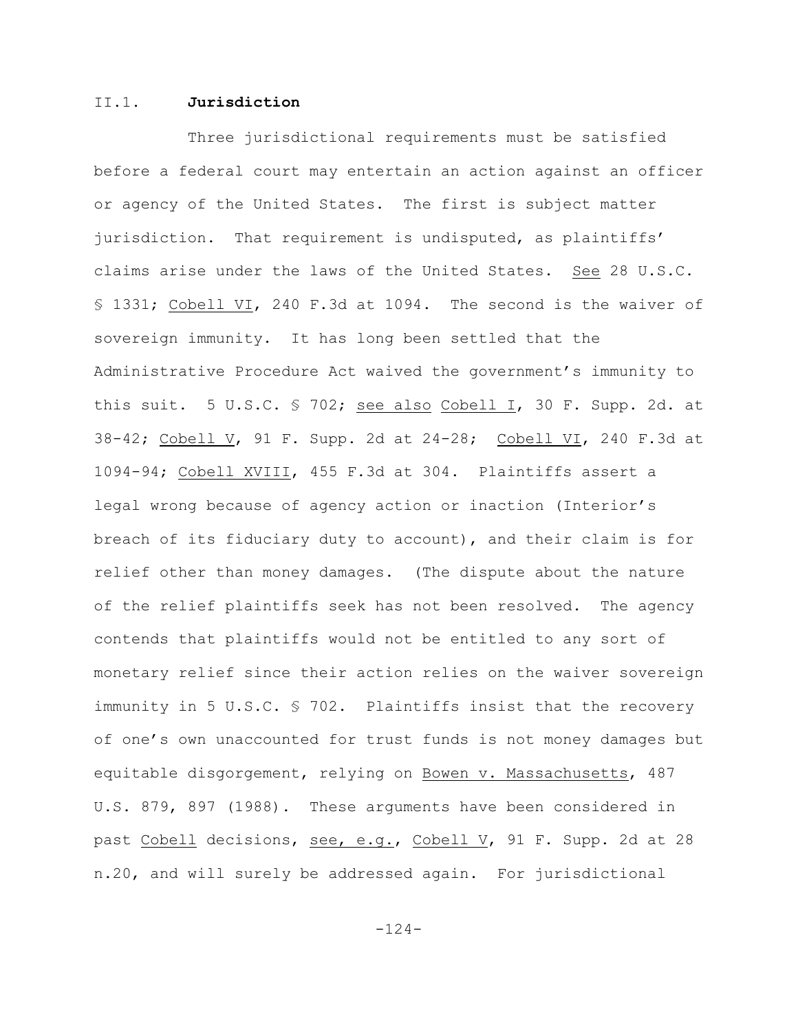II.1. **Jurisdiction**

Three jurisdictional requirements must be satisfied before a federal court may entertain an action against an officer or agency of the United States. The first is subject matter jurisdiction. That requirement is undisputed, as plaintiffs' claims arise under the laws of the United States. See 28 U.S.C. § 1331; Cobell VI, 240 F.3d at 1094. The second is the waiver of sovereign immunity. It has long been settled that the Administrative Procedure Act waived the government's immunity to this suit. 5 U.S.C. § 702; see also Cobell I, 30 F. Supp. 2d. at 38-42; Cobell V, 91 F. Supp. 2d at 24-28; Cobell VI, 240 F.3d at 1094-94; Cobell XVIII, 455 F.3d at 304. Plaintiffs assert a legal wrong because of agency action or inaction (Interior's breach of its fiduciary duty to account), and their claim is for relief other than money damages. (The dispute about the nature of the relief plaintiffs seek has not been resolved. The agency contends that plaintiffs would not be entitled to any sort of monetary relief since their action relies on the waiver sovereign immunity in 5 U.S.C. § 702. Plaintiffs insist that the recovery of one's own unaccounted for trust funds is not money damages but equitable disgorgement, relying on Bowen v. Massachusetts, 487 U.S. 879, 897 (1988). These arguments have been considered in past Cobell decisions, see, e.g., Cobell V, 91 F. Supp. 2d at 28 n.20, and will surely be addressed again. For jurisdictional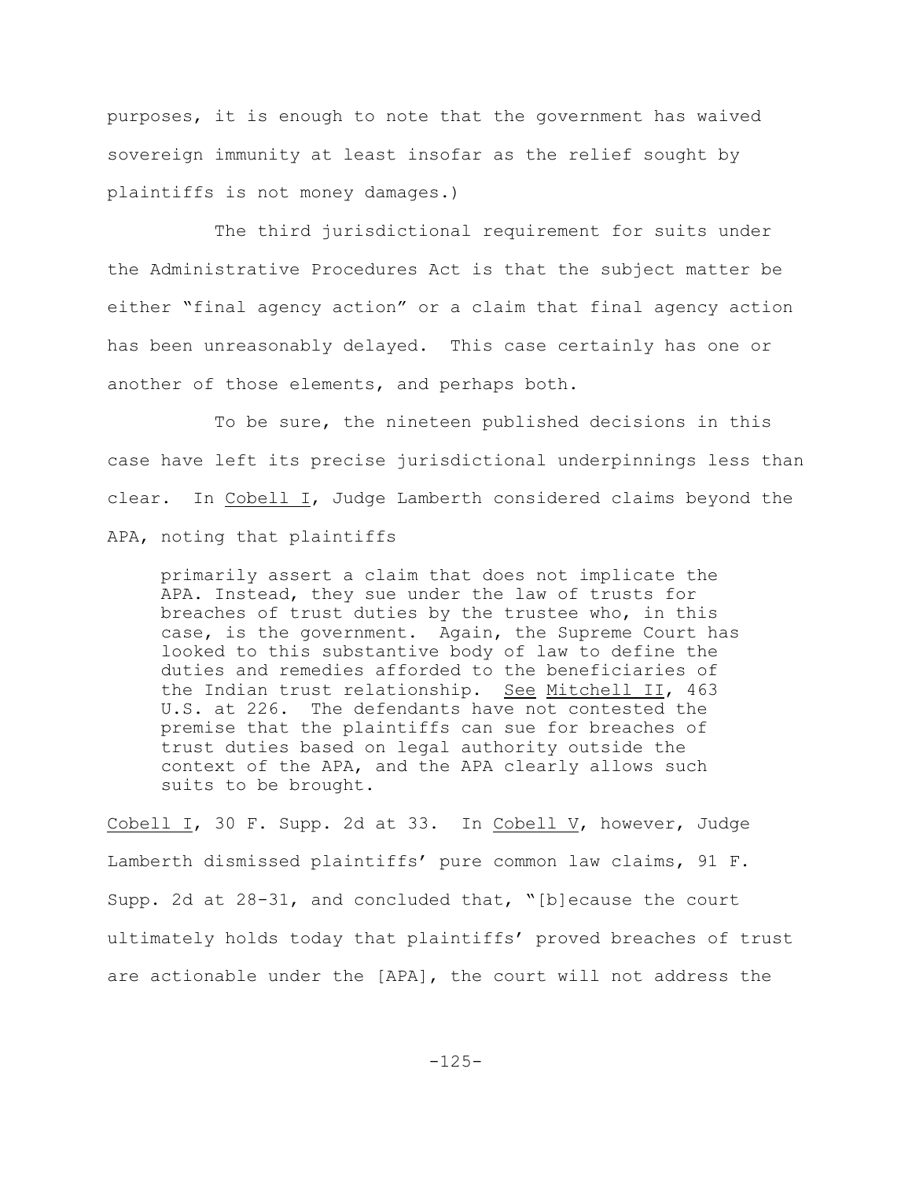purposes, it is enough to note that the government has waived sovereign immunity at least insofar as the relief sought by plaintiffs is not money damages.)

The third jurisdictional requirement for suits under the Administrative Procedures Act is that the subject matter be either "final agency action" or a claim that final agency action has been unreasonably delayed. This case certainly has one or another of those elements, and perhaps both.

To be sure, the nineteen published decisions in this case have left its precise jurisdictional underpinnings less than clear. In Cobell I, Judge Lamberth considered claims beyond the APA, noting that plaintiffs

> primarily assert a claim that does not implicate the APA. Instead, they sue under the law of trusts for breaches of trust duties by the trustee who, in this case, is the government. Again, the Supreme Court has looked to this substantive body of law to define the duties and remedies afforded to the beneficiaries of the Indian trust relationship. See Mitchell II, 463 U.S. at 226. The defendants have not contested the premise that the plaintiffs can sue for breaches of trust duties based on legal authority outside the context of the APA, and the APA clearly allows such suits to be brought.

Cobell I, 30 F. Supp. 2d at 33. In Cobell V, however, Judge Lamberth dismissed plaintiffs' pure common law claims, 91 F. Supp. 2d at 28-31, and concluded that, "[b]ecause the court ultimately holds today that plaintiffs' proved breaches of trust are actionable under the [APA], the court will not address the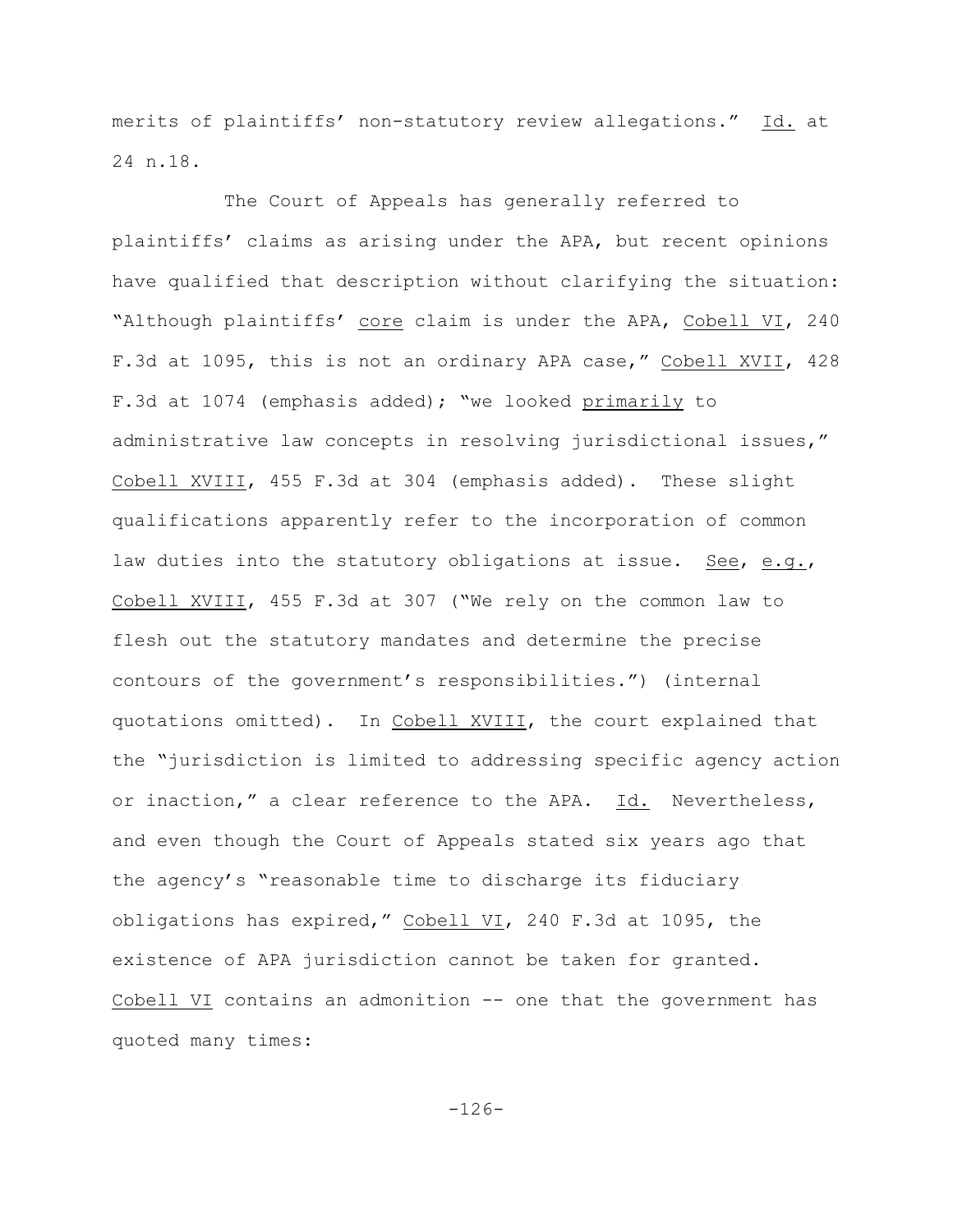merits of plaintiffs' non-statutory review allegations." Id. at 24 n.18.

The Court of Appeals has generally referred to plaintiffs' claims as arising under the APA, but recent opinions have qualified that description without clarifying the situation: "Although plaintiffs' core claim is under the APA, Cobell VI, 240 F.3d at 1095, this is not an ordinary APA case," Cobell XVII, 428 F.3d at 1074 (emphasis added); "we looked primarily to administrative law concepts in resolving jurisdictional issues," Cobell XVIII, 455 F.3d at 304 (emphasis added). These slight qualifications apparently refer to the incorporation of common law duties into the statutory obligations at issue. See, e.g., Cobell XVIII, 455 F.3d at 307 ("We rely on the common law to flesh out the statutory mandates and determine the precise contours of the government's responsibilities.") (internal quotations omitted). In Cobell XVIII, the court explained that the "jurisdiction is limited to addressing specific agency action or inaction," a clear reference to the APA. Id. Nevertheless, and even though the Court of Appeals stated six years ago that the agency's "reasonable time to discharge its fiduciary obligations has expired," Cobell VI, 240 F.3d at 1095, the existence of APA jurisdiction cannot be taken for granted. Cobell VI contains an admonition -- one that the government has quoted many times: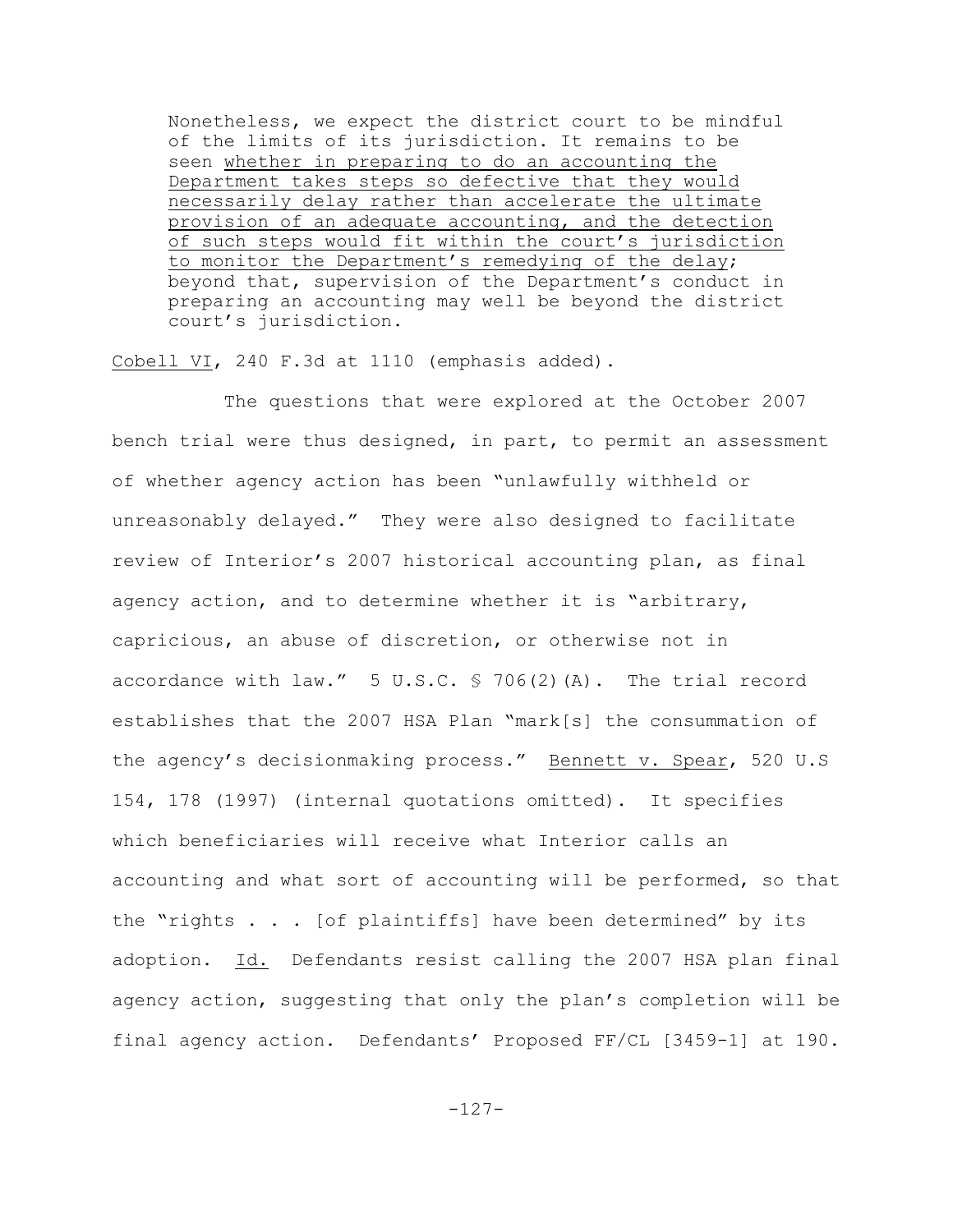> Nonetheless, we expect the district court to be mindful of the limits of its jurisdiction. It remains to be seen <u>whether in preparing to do an accounting the Department takes steps so defective that they would necessarily delay rather than accelerate the ultimate provision of an adequate accounting, and the detection of such steps would fit within the court's jurisdiction to monitor the Department's remedying of the delay</u>; beyond that, supervision of the Department's conduct in preparing an accounting may well be beyond the district court's jurisdiction.

<u>Cobell VI</u>, 240 F.3d at 1110 (emphasis added).

The questions that were explored at the October 2007 bench trial were thus designed, in part, to permit an assessment of whether agency action has been "unlawfully withheld or unreasonably delayed." They were also designed to facilitate review of Interior's 2007 historical accounting plan, as final agency action, and to determine whether it is "arbitrary, capricious, an abuse of discretion, or otherwise not in accordance with law." 5 U.S.C. § 706(2)(A). The trial record establishes that the 2007 HSA Plan "mark[s] the consummation of the agency's decisionmaking process." <u>Bennett v. Spear</u>, 520 U.S 154, 178 (1997) (internal quotations omitted). It specifies which beneficiaries will receive what Interior calls an accounting and what sort of accounting will be performed, so that the "rights . . . [of plaintiffs] have been determined" by its adoption. <u>Id.</u> Defendants resist calling the 2007 HSA plan final agency action, suggesting that only the plan's completion will be final agency action. Defendants' Proposed FF/CL [3459-1] at 190.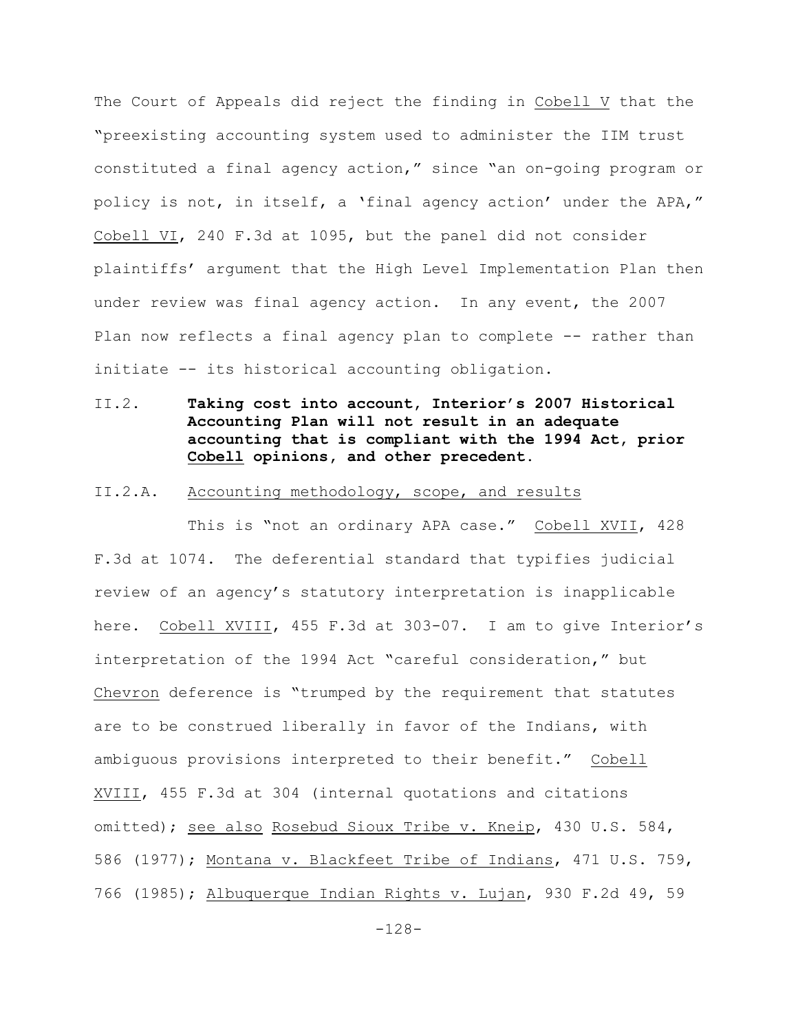The Court of Appeals did reject the finding in Cobell V that the "preexisting accounting system used to administer the IIM trust constituted a final agency action," since "an on-going program or policy is not, in itself, a 'final agency action' under the APA," Cobell VI, 240 F.3d at 1095, but the panel did not consider plaintiffs' argument that the High Level Implementation Plan then under review was final agency action. In any event, the 2007 Plan now reflects a final agency plan to complete -- rather than initiate -- its historical accounting obligation.

### II.2. Taking cost into account, Interior's 2007 Historical Accounting Plan will not result in an adequate accounting that is compliant with the 1994 Act, prior Cobell opinions, and other precedent.

#### II.2.A. Accounting methodology, scope, and results

This is "not an ordinary APA case." Cobell XVII, 428 F.3d at 1074. The deferential standard that typifies judicial review of an agency's statutory interpretation is inapplicable here. Cobell XVIII, 455 F.3d at 303-07. I am to give Interior's interpretation of the 1994 Act "careful consideration," but Chevron deference is "trumped by the requirement that statutes are to be construed liberally in favor of the Indians, with ambiguous provisions interpreted to their benefit." Cobell XVIII, 455 F.3d at 304 (internal quotations and citations omitted); see also Rosebud Sioux Tribe v. Kneip, 430 U.S. 584, 586 (1977); Montana v. Blackfeet Tribe of Indians, 471 U.S. 759, 766 (1985); Albuquerque Indian Rights v. Lujan, 930 F.2d 49, 59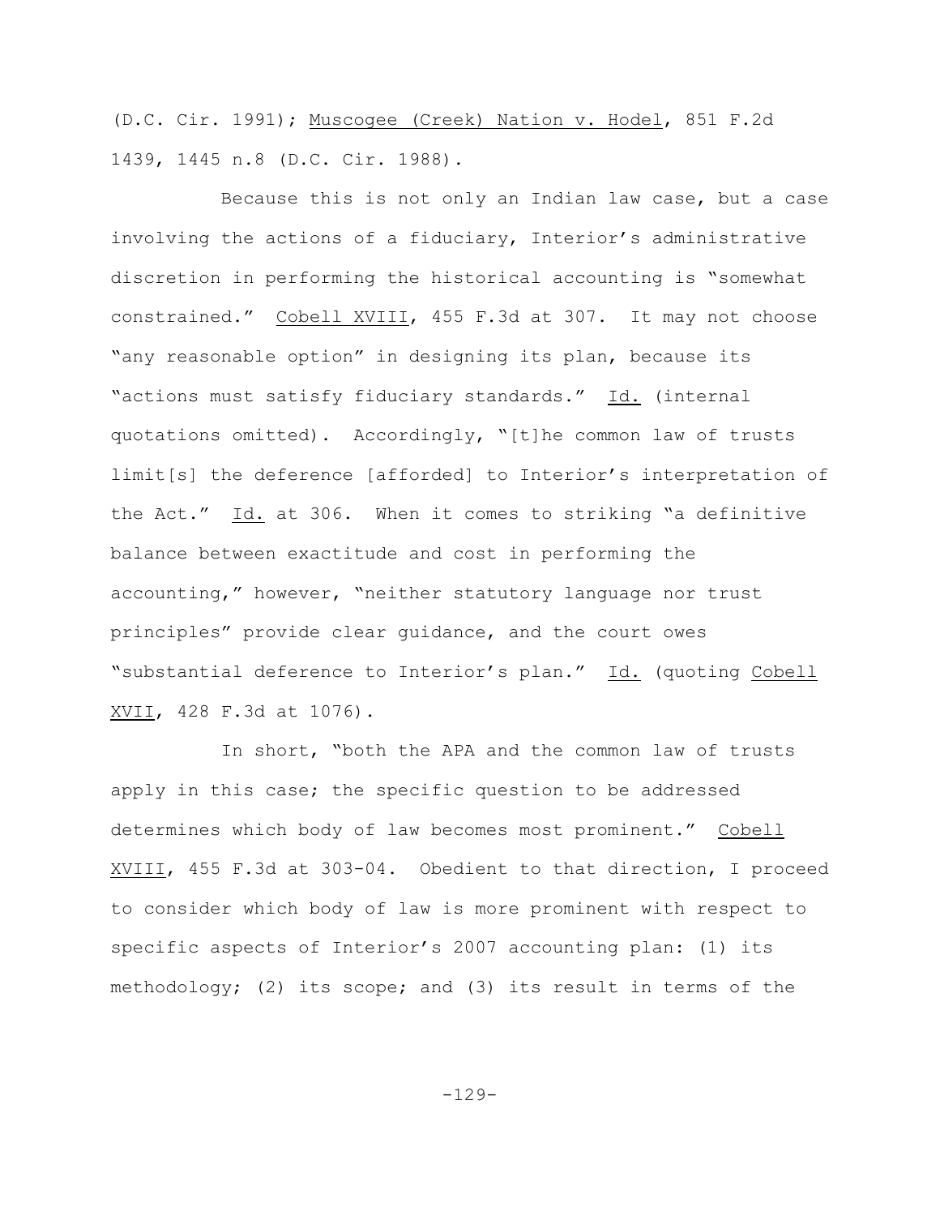(D.C. Cir. 1991); Muscogee (Creek) Nation v. Hodel, 851 F.2d 1439, 1445 n.8 (D.C. Cir. 1988).

Because this is not only an Indian law case, but a case involving the actions of a fiduciary, Interior's administrative discretion in performing the historical accounting is "somewhat constrained." Cobell XVIII, 455 F.3d at 307. It may not choose "any reasonable option" in designing its plan, because its "actions must satisfy fiduciary standards." Id. (internal quotations omitted). Accordingly, "[t]he common law of trusts limit[s] the deference [afforded] to Interior's interpretation of the Act." Id. at 306. When it comes to striking "a definitive balance between exactitude and cost in performing the accounting," however, "neither statutory language nor trust principles" provide clear guidance, and the court owes "substantial deference to Interior's plan." Id. (quoting Cobell XVII, 428 F.3d at 1076).

In short, "both the APA and the common law of trusts apply in this case; the specific question to be addressed determines which body of law becomes most prominent." Cobell XVIII, 455 F.3d at 303-04. Obedient to that direction, I proceed to consider which body of law is more prominent with respect to specific aspects of Interior's 2007 accounting plan: (1) its methodology; (2) its scope; and (3) its result in terms of the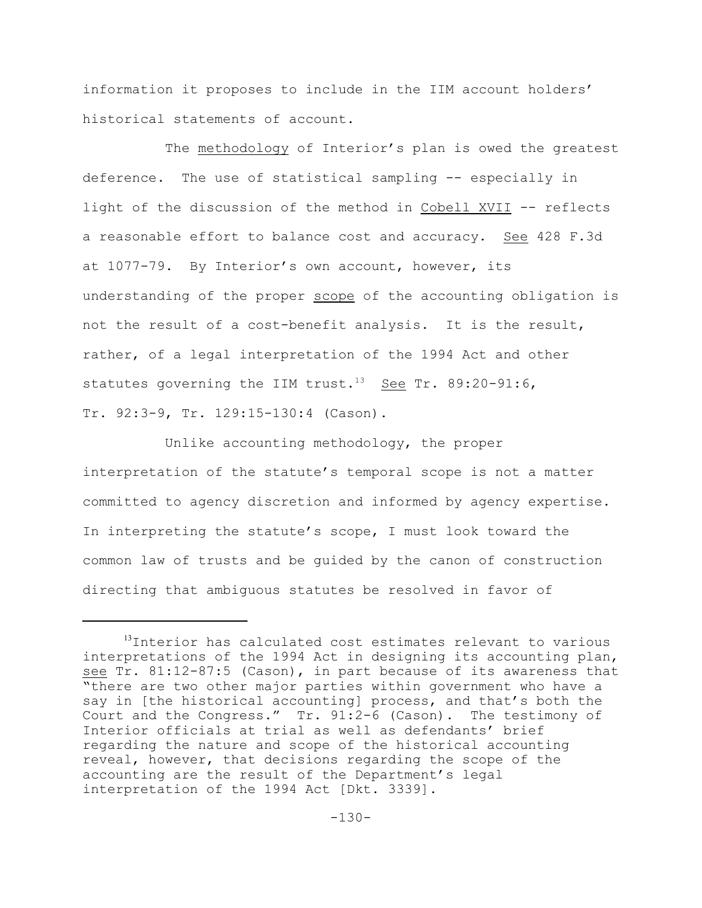information it proposes to include in the IIM account holders' historical statements of account.

The methodology of Interior's plan is owed the greatest deference. The use of statistical sampling -- especially in light of the discussion of the method in Cobell XVII -- reflects a reasonable effort to balance cost and accuracy. See 428 F.3d at 1077-79. By Interior's own account, however, its understanding of the proper scope of the accounting obligation is not the result of a cost-benefit analysis. It is the result, rather, of a legal interpretation of the 1994 Act and other statutes governing the IIM trust.[13] See Tr. 89:20-91:6, Tr. 92:3-9, Tr. 129:15-130:4 (Cason).

Unlike accounting methodology, the proper interpretation of the statute's temporal scope is not a matter committed to agency discretion and informed by agency expertise. In interpreting the statute's scope, I must look toward the common law of trusts and be guided by the canon of construction directing that ambiguous statutes be resolved in favor of

---

[13]Interior has calculated cost estimates relevant to various interpretations of the 1994 Act in designing its accounting plan, see Tr. 81:12-87:5 (Cason), in part because of its awareness that "there are two other major parties within government who have a say in [the historical accounting] process, and that's both the Court and the Congress." Tr. 91:2-6 (Cason). The testimony of Interior officials at trial as well as defendants' brief regarding the nature and scope of the historical accounting reveal, however, that decisions regarding the scope of the accounting are the result of the Department's legal interpretation of the 1994 Act [Dkt. 3339].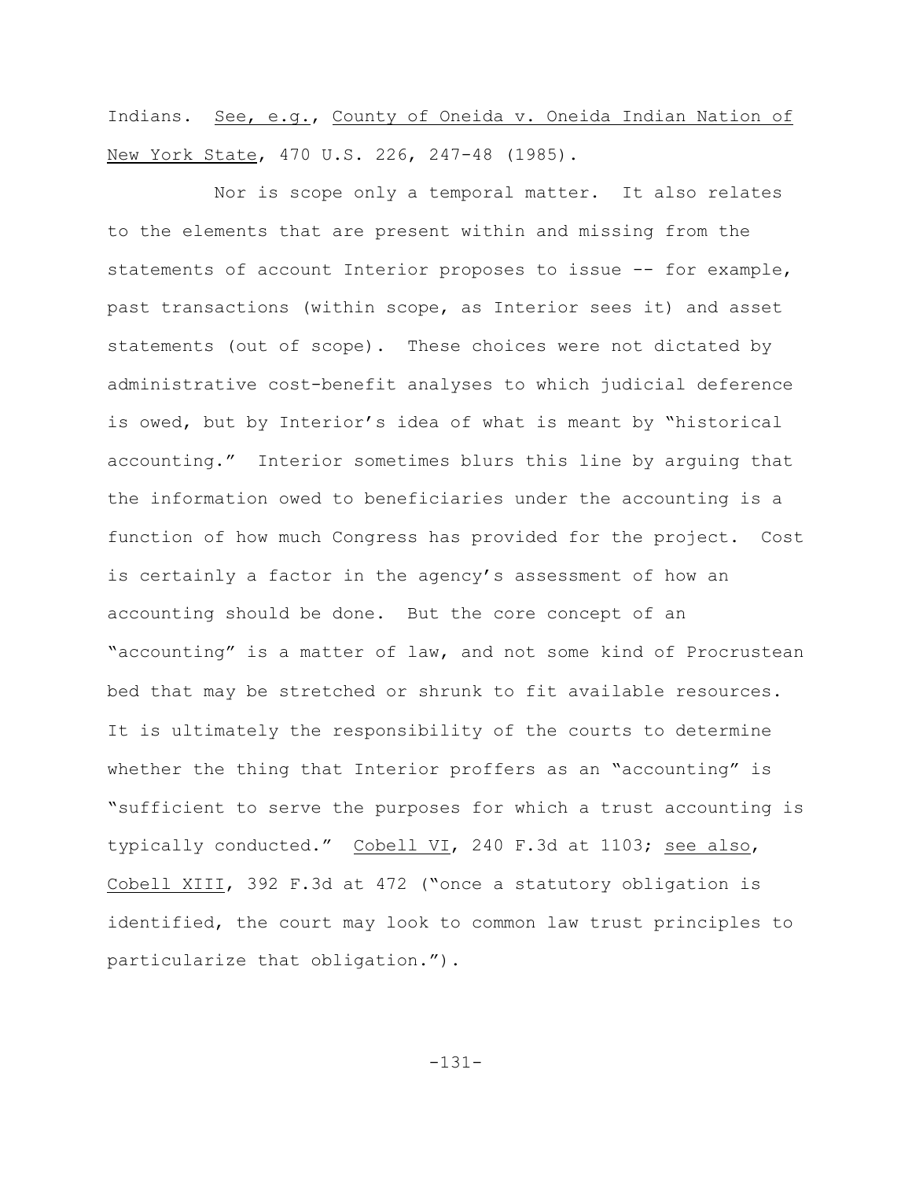Indians. See, e.g., County of Oneida v. Oneida Indian Nation of New York State, 470 U.S. 226, 247-48 (1985).

Nor is scope only a temporal matter. It also relates to the elements that are present within and missing from the statements of account Interior proposes to issue -- for example, past transactions (within scope, as Interior sees it) and asset statements (out of scope). These choices were not dictated by administrative cost-benefit analyses to which judicial deference is owed, but by Interior's idea of what is meant by "historical accounting." Interior sometimes blurs this line by arguing that the information owed to beneficiaries under the accounting is a function of how much Congress has provided for the project. Cost is certainly a factor in the agency's assessment of how an accounting should be done. But the core concept of an "accounting" is a matter of law, and not some kind of Procrustean bed that may be stretched or shrunk to fit available resources. It is ultimately the responsibility of the courts to determine whether the thing that Interior proffers as an "accounting" is "sufficient to serve the purposes for which a trust accounting is typically conducted." Cobell VI, 240 F.3d at 1103; see also, Cobell XIII, 392 F.3d at 472 ("once a statutory obligation is identified, the court may look to common law trust principles to particularize that obligation.").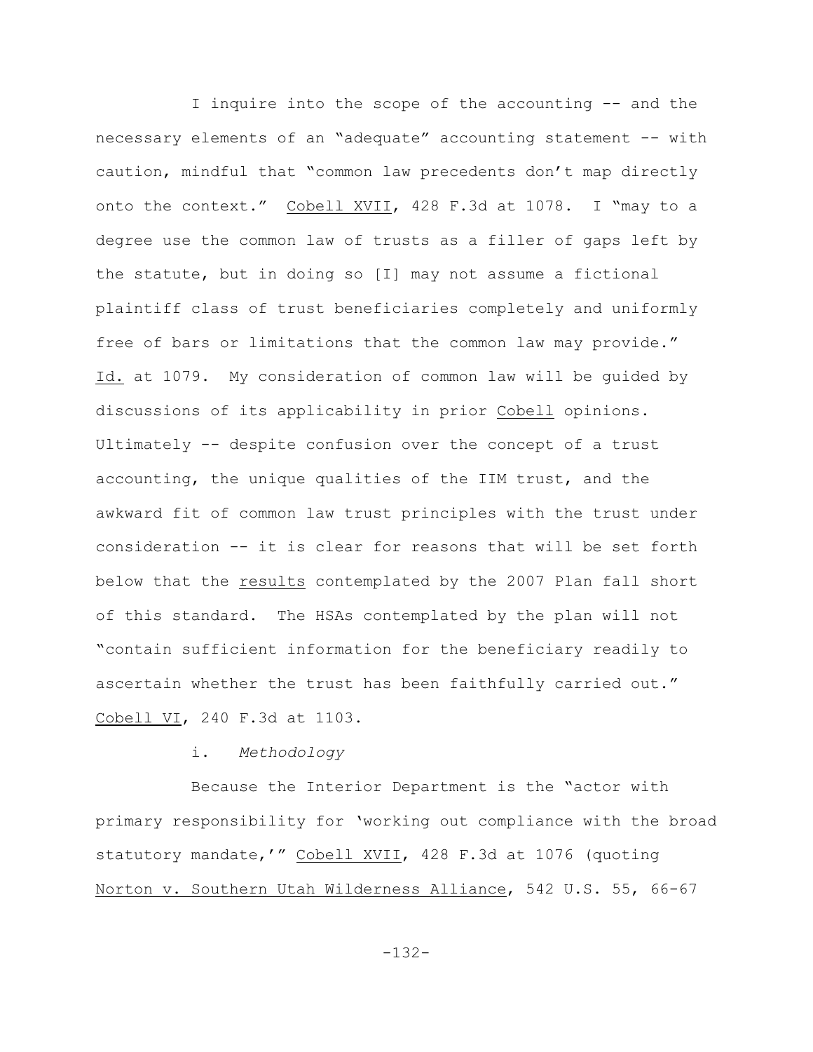I inquire into the scope of the accounting -- and the necessary elements of an "adequate" accounting statement -- with caution, mindful that "common law precedents don't map directly onto the context." Cobell XVII, 428 F.3d at 1078. I "may to a degree use the common law of trusts as a filler of gaps left by the statute, but in doing so [I] may not assume a fictional plaintiff class of trust beneficiaries completely and uniformly free of bars or limitations that the common law may provide." Id. at 1079. My consideration of common law will be guided by discussions of its applicability in prior Cobell opinions. Ultimately -- despite confusion over the concept of a trust accounting, the unique qualities of the IIM trust, and the awkward fit of common law trust principles with the trust under consideration -- it is clear for reasons that will be set forth below that the results contemplated by the 2007 Plan fall short of this standard. The HSAs contemplated by the plan will not "contain sufficient information for the beneficiary readily to ascertain whether the trust has been faithfully carried out." Cobell VI, 240 F.3d at 1103.

i. *Methodology*

Because the Interior Department is the "actor with primary responsibility for 'working out compliance with the broad statutory mandate,'" Cobell XVII, 428 F.3d at 1076 (quoting Norton v. Southern Utah Wilderness Alliance, 542 U.S. 55, 66-67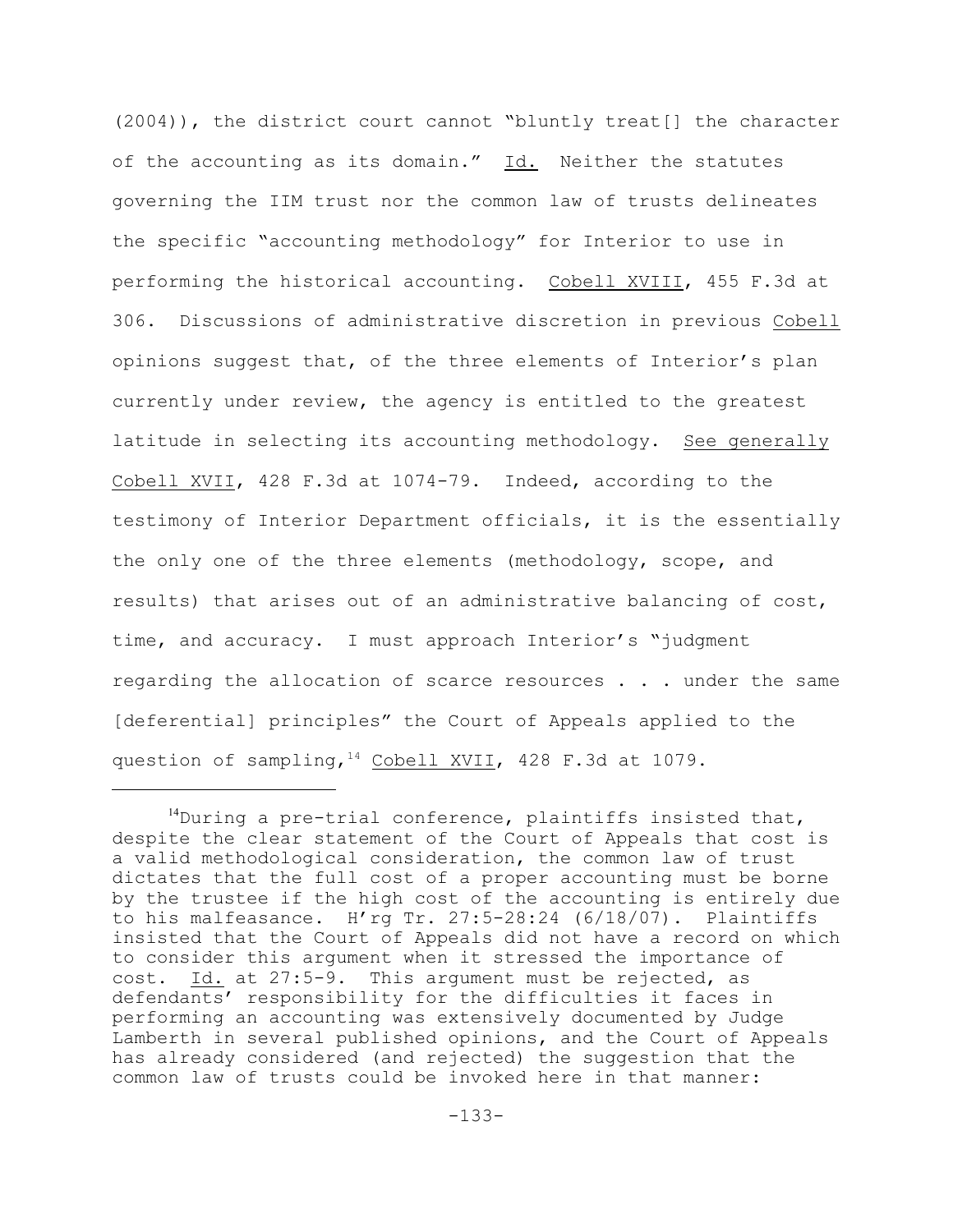(2004)), the district court cannot "bluntly treat[] the character of the accounting as its domain." Id. Neither the statutes governing the IIM trust nor the common law of trusts delineates the specific "accounting methodology" for Interior to use in performing the historical accounting. Cobell XVIII, 455 F.3d at 306. Discussions of administrative discretion in previous Cobell opinions suggest that, of the three elements of Interior's plan currently under review, the agency is entitled to the greatest latitude in selecting its accounting methodology. See generally Cobell XVII, 428 F.3d at 1074-79. Indeed, according to the testimony of Interior Department officials, it is the essentially the only one of the three elements (methodology, scope, and results) that arises out of an administrative balancing of cost, time, and accuracy. I must approach Interior's "judgment regarding the allocation of scarce resources . . . under the same [deferential] principles" the Court of Appeals applied to the question of sampling,[14] Cobell XVII, 428 F.3d at 1079.

[14]During a pre-trial conference, plaintiffs insisted that, despite the clear statement of the Court of Appeals that cost is a valid methodological consideration, the common law of trust dictates that the full cost of a proper accounting must be borne by the trustee if the high cost of the accounting is entirely due to his malfeasance. H'rg Tr. 27:5-28:24 (6/18/07). Plaintiffs insisted that the Court of Appeals did not have a record on which to consider this argument when it stressed the importance of cost. Id. at 27:5-9. This argument must be rejected, as defendants' responsibility for the difficulties it faces in performing an accounting was extensively documented by Judge Lamberth in several published opinions, and the Court of Appeals has already considered (and rejected) the suggestion that the common law of trusts could be invoked here in that manner: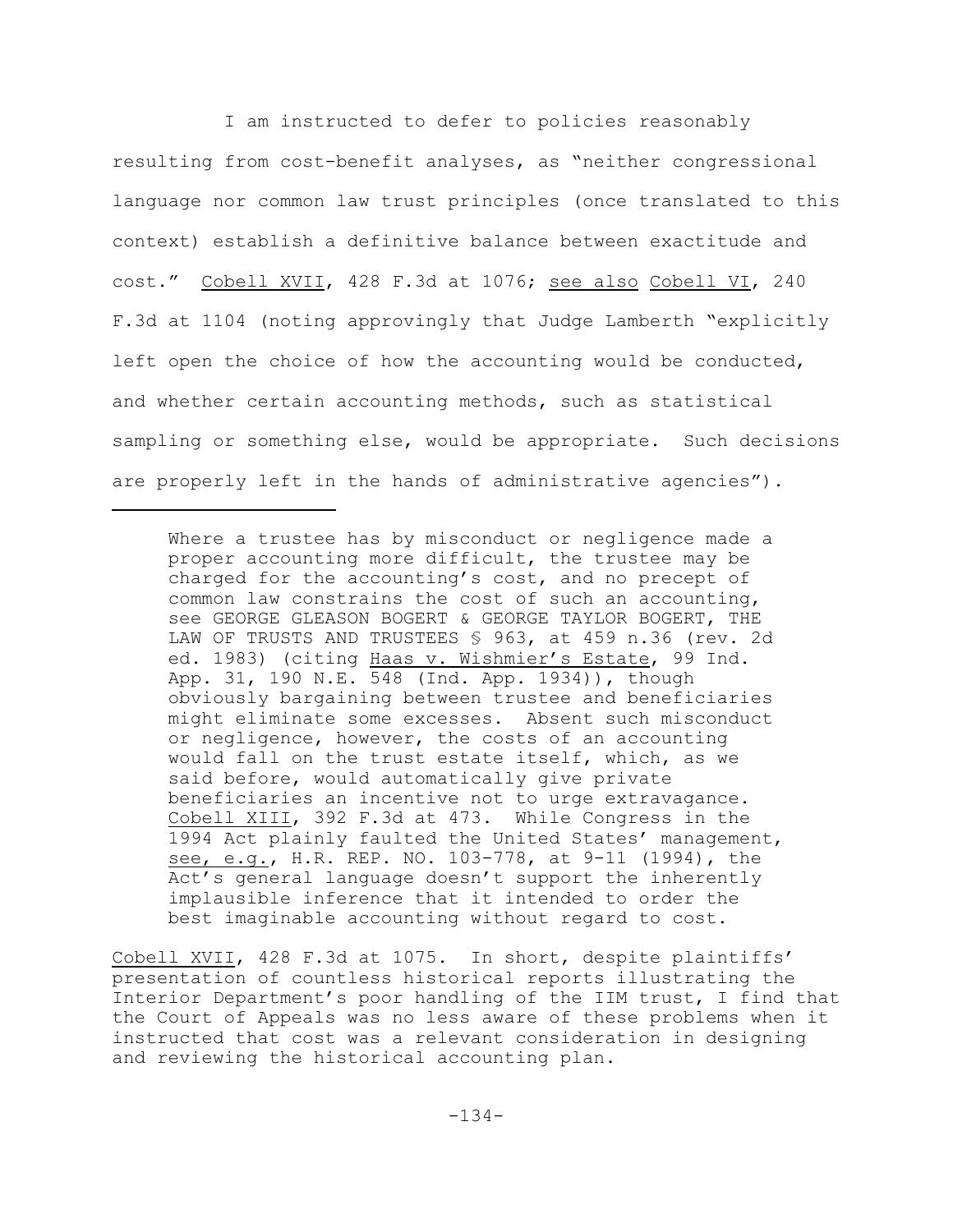I am instructed to defer to policies reasonably resulting from cost-benefit analyses, as "neither congressional language nor common law trust principles (once translated to this context) establish a definitive balance between exactitude and cost." Cobell XVII, 428 F.3d at 1076; see also Cobell VI, 240 F.3d at 1104 (noting approvingly that Judge Lamberth "explicitly left open the choice of how the accounting would be conducted, and whether certain accounting methods, such as statistical sampling or something else, would be appropriate. Such decisions are properly left in the hands of administrative agencies").

> Where a trustee has by misconduct or negligence made a proper accounting more difficult, the trustee may be charged for the accounting's cost, and no precept of common law constrains the cost of such an accounting, see GEORGE GLEASON BOGERT & GEORGE TAYLOR BOGERT, THE LAW OF TRUSTS AND TRUSTEES § 963, at 459 n.36 (rev. 2d ed. 1983) (citing Haas v. Wishmier's Estate, 99 Ind. App. 31, 190 N.E. 548 (Ind. App. 1934)), though obviously bargaining between trustee and beneficiaries might eliminate some excesses. Absent such misconduct or negligence, however, the costs of an accounting would fall on the trust estate itself, which, as we said before, would automatically give private beneficiaries an incentive not to urge extravagance. Cobell XIII, 392 F.3d at 473. While Congress in the 1994 Act plainly faulted the United States' management, see, e.g., H.R. REP. NO. 103-778, at 9-11 (1994), the Act's general language doesn't support the inherently implausible inference that it intended to order the best imaginable accounting without regard to cost.

Cobell XVII, 428 F.3d at 1075. In short, despite plaintiffs' presentation of countless historical reports illustrating the Interior Department's poor handling of the IIM trust, I find that the Court of Appeals was no less aware of these problems when it instructed that cost was a relevant consideration in designing and reviewing the historical accounting plan.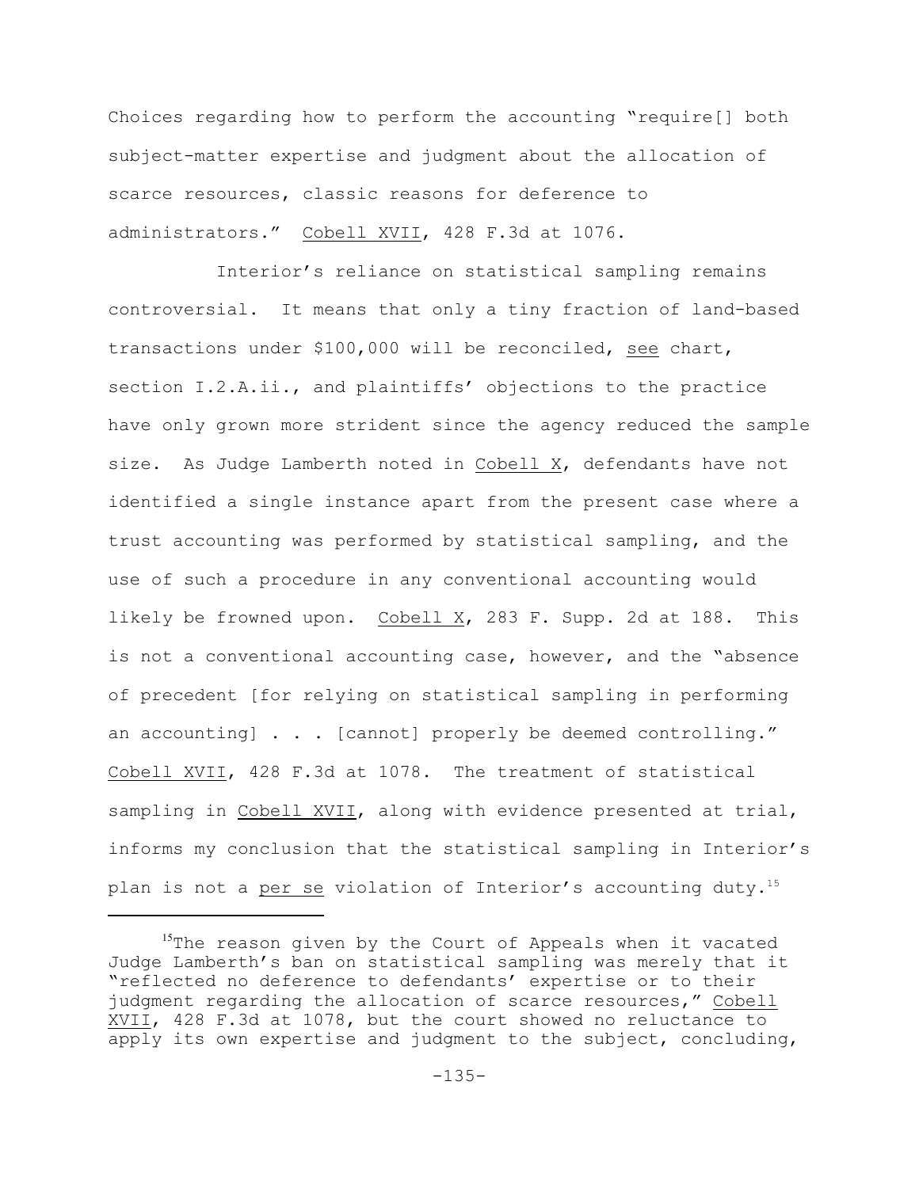Choices regarding how to perform the accounting "require[] both subject-matter expertise and judgment about the allocation of scarce resources, classic reasons for deference to administrators." Cobell XVII, 428 F.3d at 1076.

Interior's reliance on statistical sampling remains controversial. It means that only a tiny fraction of land-based transactions under $100,000 will be reconciled, see chart, section I.2.A.ii., and plaintiffs' objections to the practice have only grown more strident since the agency reduced the sample size. As Judge Lamberth noted in Cobell X, defendants have not identified a single instance apart from the present case where a trust accounting was performed by statistical sampling, and the use of such a procedure in any conventional accounting would likely be frowned upon. Cobell X, 283 F. Supp. 2d at 188. This is not a conventional accounting case, however, and the "absence of precedent [for relying on statistical sampling in performing an accounting] . . . [cannot] properly be deemed controlling." Cobell XVII, 428 F.3d at 1078. The treatment of statistical sampling in Cobell XVII, along with evidence presented at trial, informs my conclusion that the statistical sampling in Interior's plan is not a per se violation of Interior's accounting duty.[15]

---

[15]The reason given by the Court of Appeals when it vacated Judge Lamberth's ban on statistical sampling was merely that it "reflected no deference to defendants' expertise or to their judgment regarding the allocation of scarce resources," Cobell XVII, 428 F.3d at 1078, but the court showed no reluctance to apply its own expertise and judgment to the subject, concluding,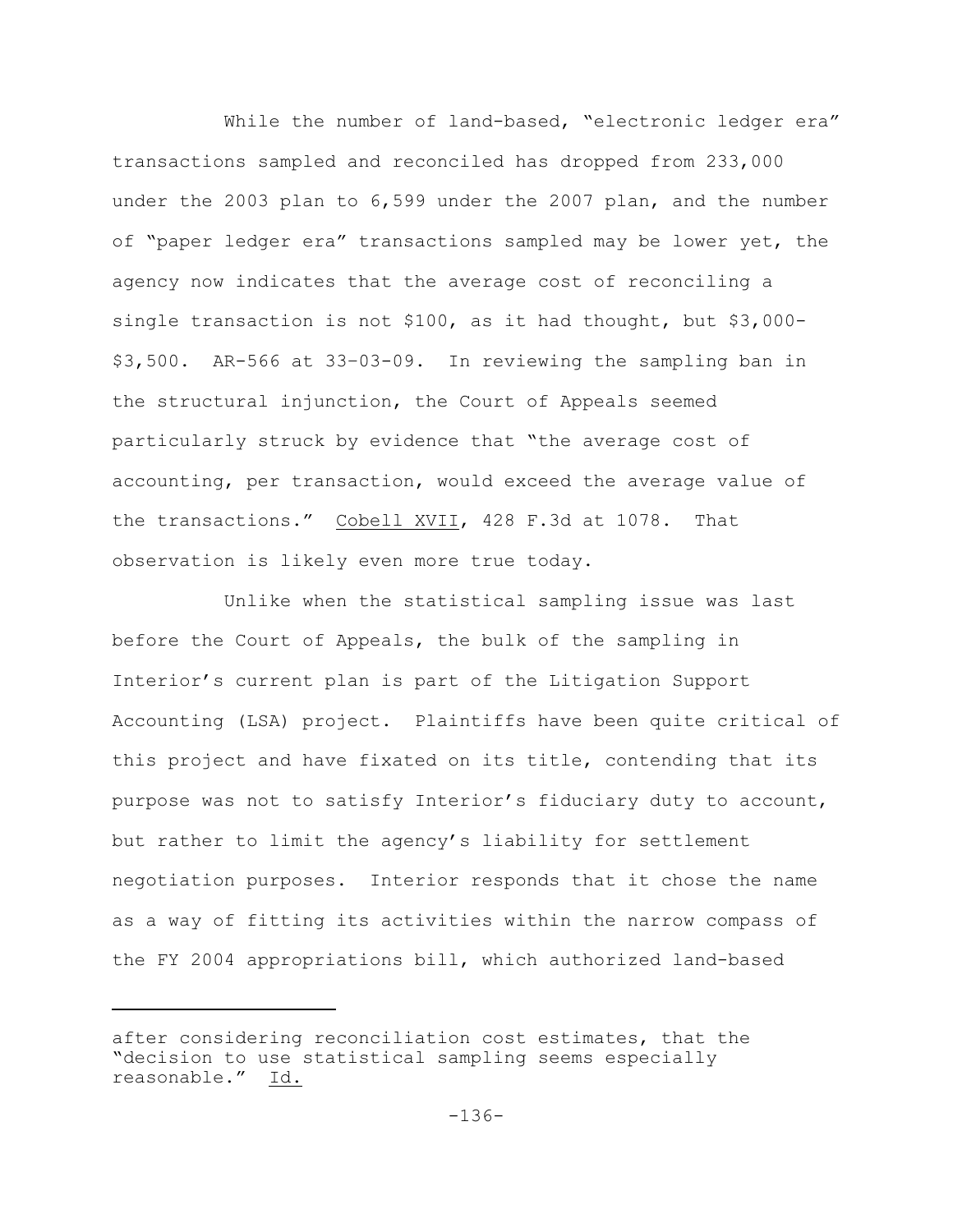While the number of land-based, "electronic ledger era" transactions sampled and reconciled has dropped from 233,000 under the 2003 plan to 6,599 under the 2007 plan, and the number of "paper ledger era" transactions sampled may be lower yet, the agency now indicates that the average cost of reconciling a single transaction is not $100, as it had thought, but $3,000-$3,500. AR-566 at 33-03-09. In reviewing the sampling ban in the structural injunction, the Court of Appeals seemed particularly struck by evidence that "the average cost of accounting, per transaction, would exceed the average value of the transactions." Cobell XVII, 428 F.3d at 1078. That observation is likely even more true today.

Unlike when the statistical sampling issue was last before the Court of Appeals, the bulk of the sampling in Interior's current plan is part of the Litigation Support Accounting (LSA) project. Plaintiffs have been quite critical of this project and have fixated on its title, contending that its purpose was not to satisfy Interior's fiduciary duty to account, but rather to limit the agency's liability for settlement negotiation purposes. Interior responds that it chose the name as a way of fitting its activities within the narrow compass of the FY 2004 appropriations bill, which authorized land-based

---

after considering reconciliation cost estimates, that the "decision to use statistical sampling seems especially reasonable." Id.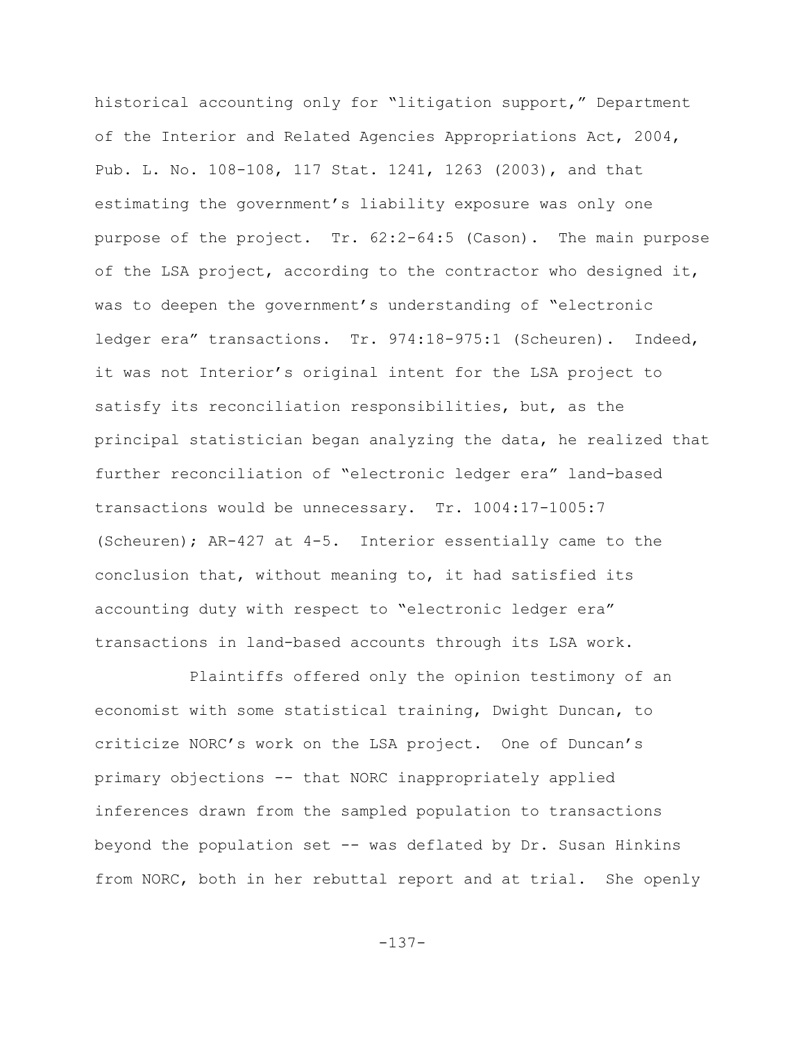historical accounting only for "litigation support," Department of the Interior and Related Agencies Appropriations Act, 2004, Pub. L. No. 108-108, 117 Stat. 1241, 1263 (2003), and that estimating the government's liability exposure was only one purpose of the project. Tr. 62:2-64:5 (Cason). The main purpose of the LSA project, according to the contractor who designed it, was to deepen the government's understanding of "electronic ledger era" transactions. Tr. 974:18-975:1 (Scheuren). Indeed, it was not Interior's original intent for the LSA project to satisfy its reconciliation responsibilities, but, as the principal statistician began analyzing the data, he realized that further reconciliation of "electronic ledger era" land-based transactions would be unnecessary. Tr. 1004:17-1005:7 (Scheuren); AR-427 at 4-5. Interior essentially came to the conclusion that, without meaning to, it had satisfied its accounting duty with respect to "electronic ledger era" transactions in land-based accounts through its LSA work.

Plaintiffs offered only the opinion testimony of an economist with some statistical training, Dwight Duncan, to criticize NORC's work on the LSA project. One of Duncan's primary objections -- that NORC inappropriately applied inferences drawn from the sampled population to transactions beyond the population set -- was deflated by Dr. Susan Hinkins from NORC, both in her rebuttal report and at trial. She openly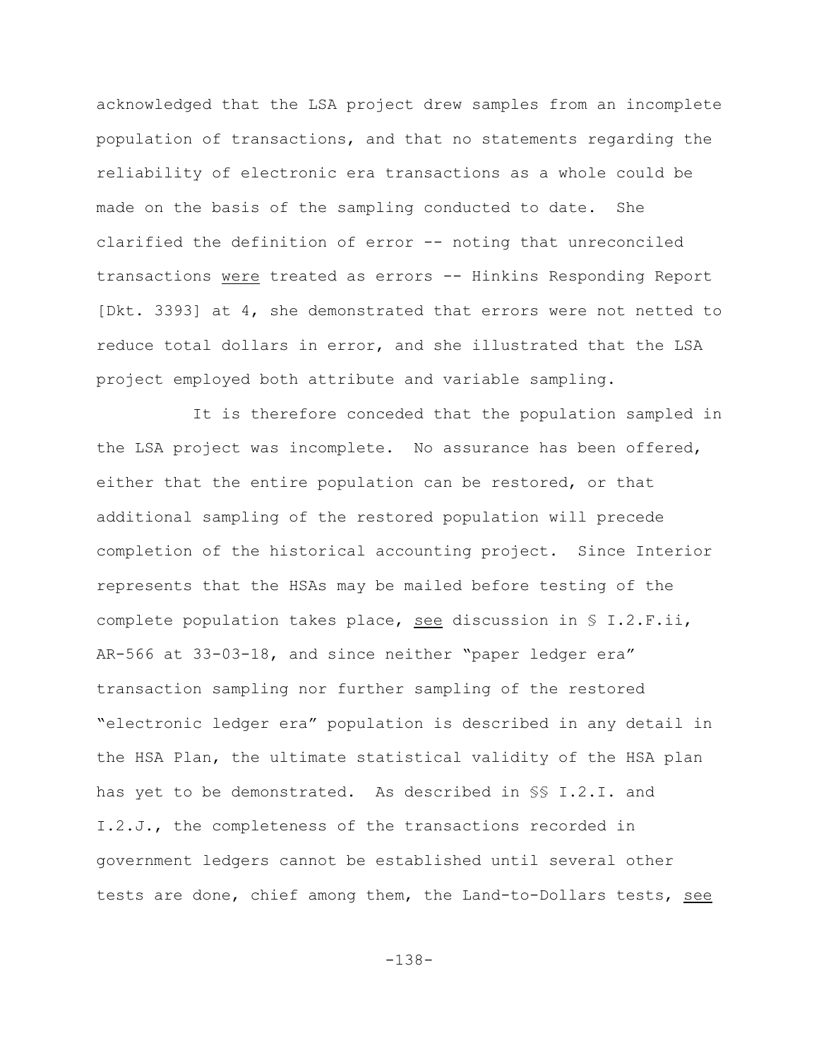acknowledged that the LSA project drew samples from an incomplete population of transactions, and that no statements regarding the reliability of electronic era transactions as a whole could be made on the basis of the sampling conducted to date. She clarified the definition of error -- noting that unreconciled transactions were treated as errors -- Hinkins Responding Report [Dkt. 3393] at 4, she demonstrated that errors were not netted to reduce total dollars in error, and she illustrated that the LSA project employed both attribute and variable sampling.

It is therefore conceded that the population sampled in the LSA project was incomplete. No assurance has been offered, either that the entire population can be restored, or that additional sampling of the restored population will precede completion of the historical accounting project. Since Interior represents that the HSAs may be mailed before testing of the complete population takes place, see discussion in § I.2.F.ii, AR-566 at 33-03-18, and since neither "paper ledger era" transaction sampling nor further sampling of the restored "electronic ledger era" population is described in any detail in the HSA Plan, the ultimate statistical validity of the HSA plan has yet to be demonstrated. As described in §§ I.2.I. and I.2.J., the completeness of the transactions recorded in government ledgers cannot be established until several other tests are done, chief among them, the Land-to-Dollars tests, see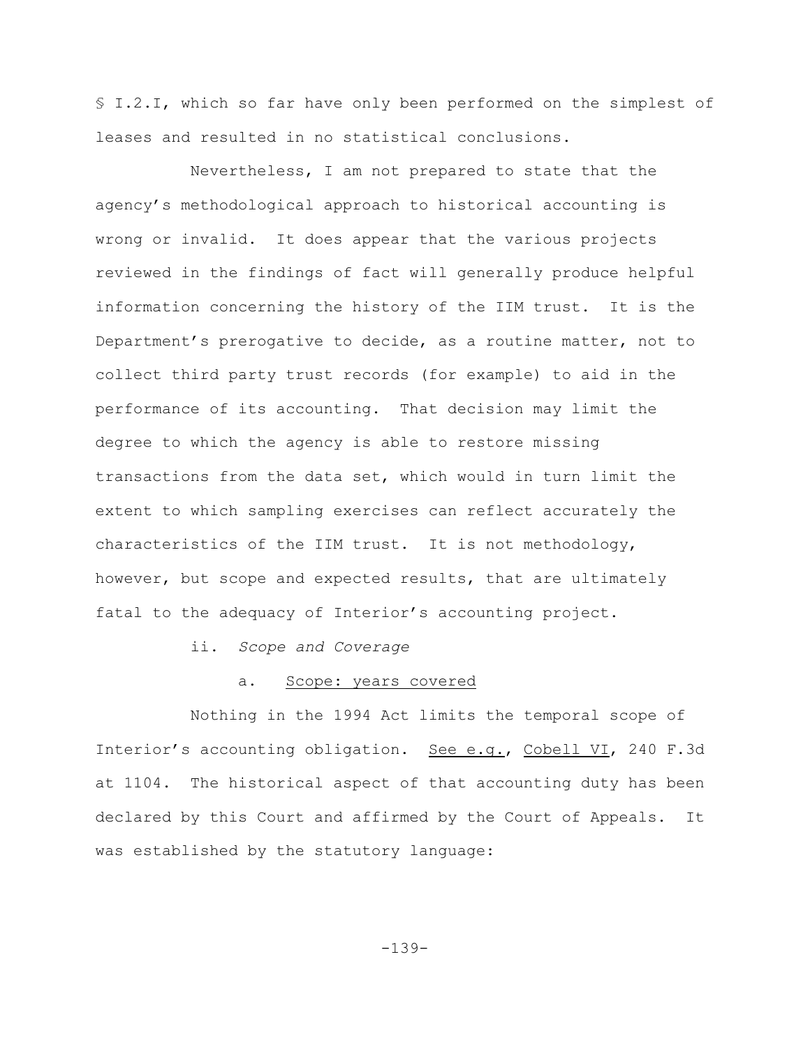§ I.2.I, which so far have only been performed on the simplest of leases and resulted in no statistical conclusions.

Nevertheless, I am not prepared to state that the agency's methodological approach to historical accounting is wrong or invalid. It does appear that the various projects reviewed in the findings of fact will generally produce helpful information concerning the history of the IIM trust. It is the Department's prerogative to decide, as a routine matter, not to collect third party trust records (for example) to aid in the performance of its accounting. That decision may limit the degree to which the agency is able to restore missing transactions from the data set, which would in turn limit the extent to which sampling exercises can reflect accurately the characteristics of the IIM trust. It is not methodology, however, but scope and expected results, that are ultimately fatal to the adequacy of Interior's accounting project.

ii. *Scope and Coverage*

a. Scope: years covered

Nothing in the 1994 Act limits the temporal scope of Interior's accounting obligation. See e.g., Cobell VI, 240 F.3d at 1104. The historical aspect of that accounting duty has been declared by this Court and affirmed by the Court of Appeals. It was established by the statutory language: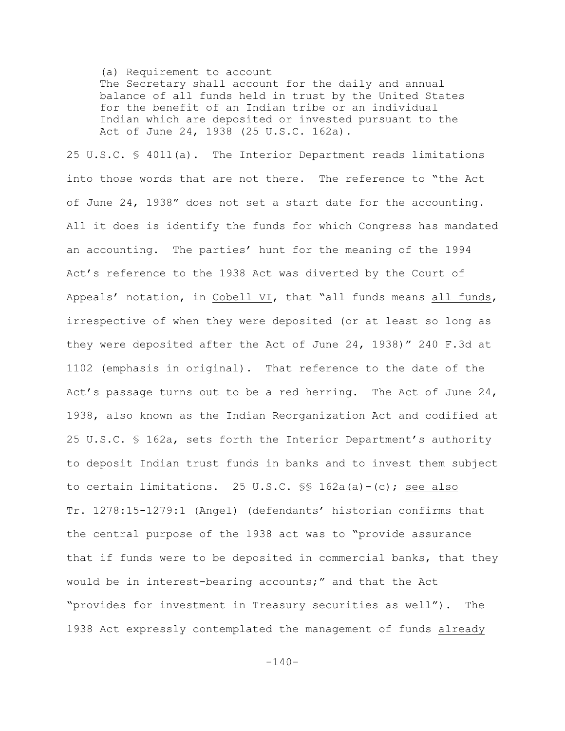> (a) Requirement to account
> The Secretary shall account for the daily and annual balance of all funds held in trust by the United States for the benefit of an Indian tribe or an individual Indian which are deposited or invested pursuant to the Act of June 24, 1938 (25 U.S.C. 162a).

25 U.S.C. § 4011(a). The Interior Department reads limitations into those words that are not there. The reference to "the Act of June 24, 1938" does not set a start date for the accounting. All it does is identify the funds for which Congress has mandated an accounting. The parties' hunt for the meaning of the 1994 Act's reference to the 1938 Act was diverted by the Court of Appeals' notation, in Cobell VI, that "all funds means all funds, irrespective of when they were deposited (or at least so long as they were deposited after the Act of June 24, 1938)" 240 F.3d at 1102 (emphasis in original). That reference to the date of the Act's passage turns out to be a red herring. The Act of June 24, 1938, also known as the Indian Reorganization Act and codified at 25 U.S.C. § 162a, sets forth the Interior Department's authority to deposit Indian trust funds in banks and to invest them subject to certain limitations. 25 U.S.C. §§ 162a(a)-(c); see also Tr. 1278:15-1279:1 (Angel) (defendants' historian confirms that the central purpose of the 1938 act was to "provide assurance that if funds were to be deposited in commercial banks, that they would be in interest-bearing accounts;" and that the Act "provides for investment in Treasury securities as well"). The 1938 Act expressly contemplated the management of funds already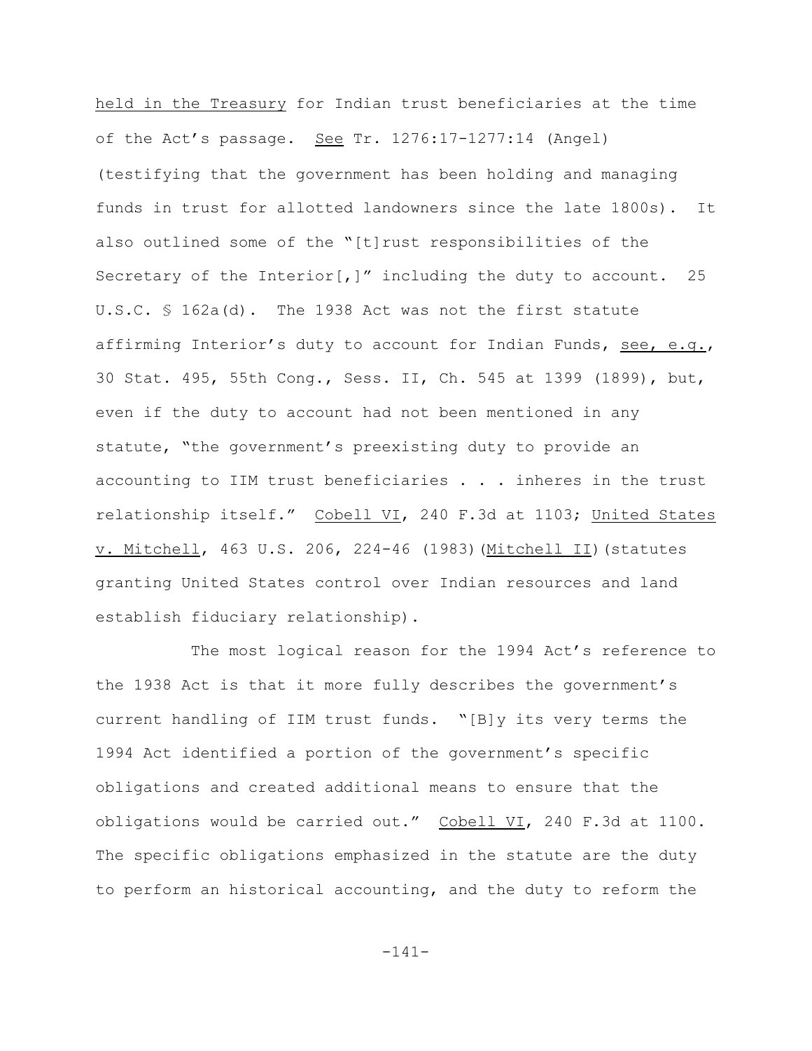held in the Treasury for Indian trust beneficiaries at the time of the Act's passage. See Tr. 1276:17-1277:14 (Angel) (testifying that the government has been holding and managing funds in trust for allotted landowners since the late 1800s). It also outlined some of the "[t]rust responsibilities of the Secretary of the Interior[,]" including the duty to account. 25 U.S.C. § 162a(d). The 1938 Act was not the first statute affirming Interior's duty to account for Indian Funds, see, e.g., 30 Stat. 495, 55th Cong., Sess. II, Ch. 545 at 1399 (1899), but, even if the duty to account had not been mentioned in any statute, "the government's preexisting duty to provide an accounting to IIM trust beneficiaries . . . inheres in the trust relationship itself." Cobell VI, 240 F.3d at 1103; United States v. Mitchell, 463 U.S. 206, 224-46 (1983)(Mitchell II)(statutes granting United States control over Indian resources and land establish fiduciary relationship).

The most logical reason for the 1994 Act's reference to the 1938 Act is that it more fully describes the government's current handling of IIM trust funds. "[B]y its very terms the 1994 Act identified a portion of the government's specific obligations and created additional means to ensure that the obligations would be carried out." Cobell VI, 240 F.3d at 1100. The specific obligations emphasized in the statute are the duty to perform an historical accounting, and the duty to reform the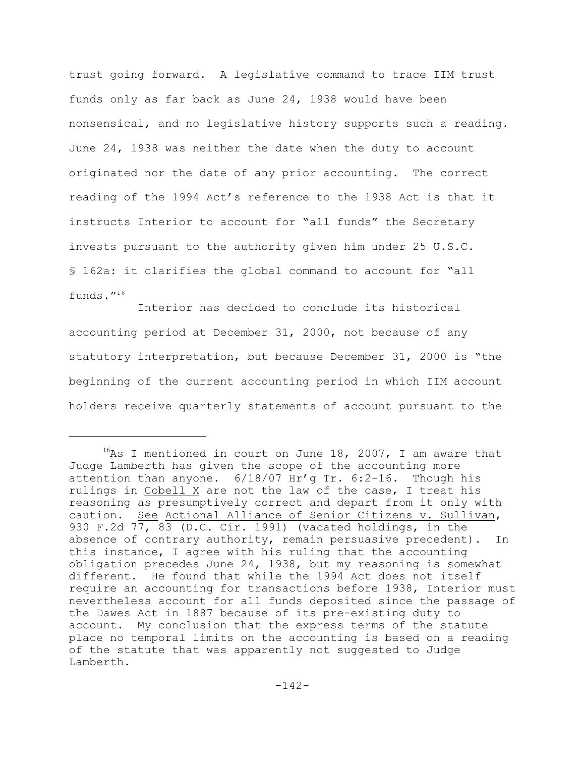trust going forward. A legislative command to trace IIM trust funds only as far back as June 24, 1938 would have been nonsensical, and no legislative history supports such a reading. June 24, 1938 was neither the date when the duty to account originated nor the date of any prior accounting. The correct reading of the 1994 Act's reference to the 1938 Act is that it instructs Interior to account for "all funds" the Secretary invests pursuant to the authority given him under 25 U.S.C. § 162a: it clarifies the global command to account for "all funds."[16]

Interior has decided to conclude its historical accounting period at December 31, 2000, not because of any statutory interpretation, but because December 31, 2000 is "the beginning of the current accounting period in which IIM account holders receive quarterly statements of account pursuant to the

---

[16] As I mentioned in court on June 18, 2007, I am aware that Judge Lamberth has given the scope of the accounting more attention than anyone. 6/18/07 Hr'g Tr. 6:2-16. Though his rulings in Cobell X are not the law of the case, I treat his reasoning as presumptively correct and depart from it only with caution. See Actional Alliance of Senior Citizens v. Sullivan, 930 F.2d 77, 83 (D.C. Cir. 1991) (vacated holdings, in the absence of contrary authority, remain persuasive precedent). In this instance, I agree with his ruling that the accounting obligation precedes June 24, 1938, but my reasoning is somewhat different. He found that while the 1994 Act does not itself require an accounting for transactions before 1938, Interior must nevertheless account for all funds deposited since the passage of the Dawes Act in 1887 because of its pre-existing duty to account. My conclusion that the express terms of the statute place no temporal limits on the accounting is based on a reading of the statute that was apparently not suggested to Judge Lamberth.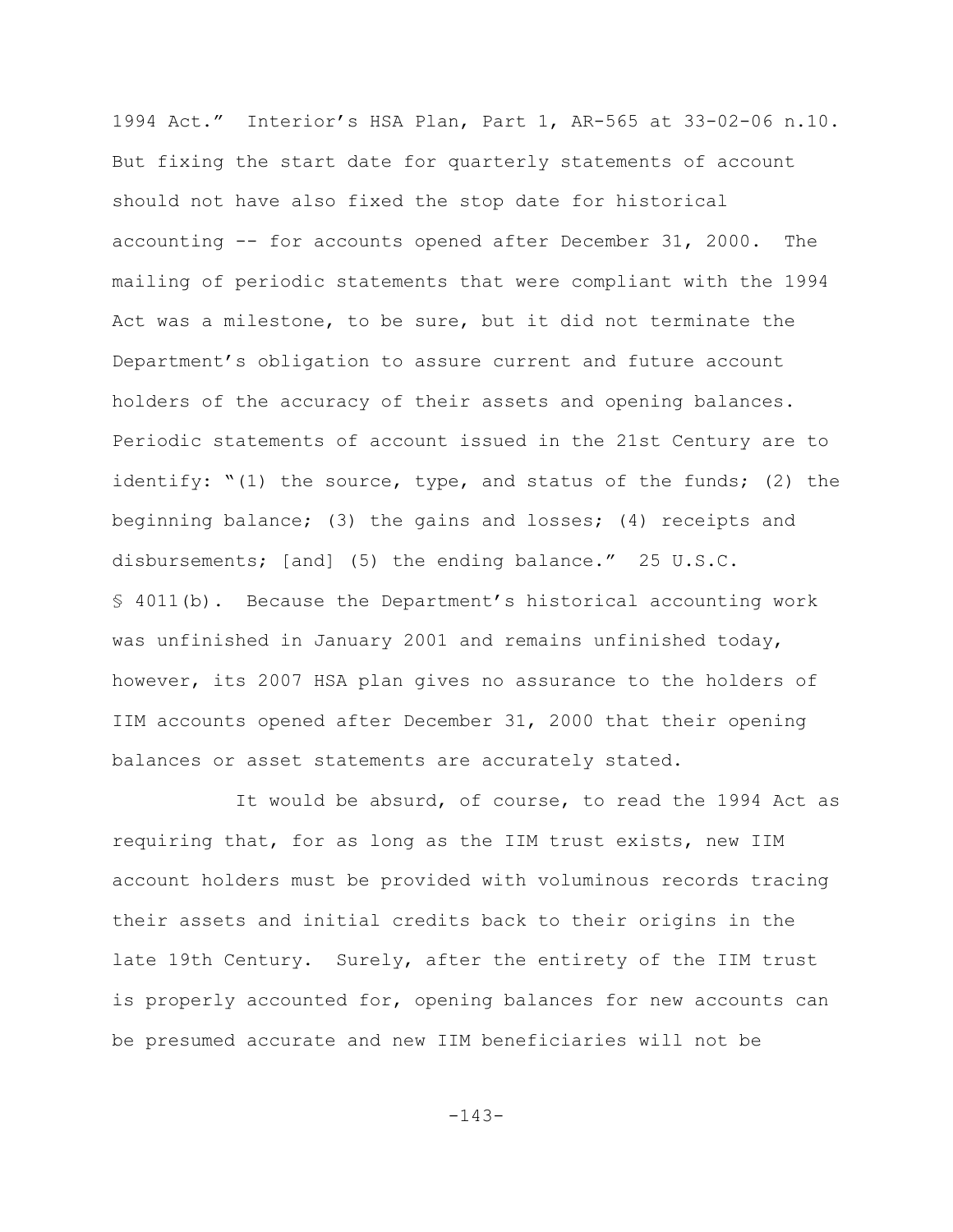1994 Act." Interior's HSA Plan, Part 1, AR-565 at 33-02-06 n.10. But fixing the start date for quarterly statements of account should not have also fixed the stop date for historical accounting -- for accounts opened after December 31, 2000. The mailing of periodic statements that were compliant with the 1994 Act was a milestone, to be sure, but it did not terminate the Department's obligation to assure current and future account holders of the accuracy of their assets and opening balances. Periodic statements of account issued in the 21st Century are to identify: "(1) the source, type, and status of the funds; (2) the beginning balance; (3) the gains and losses; (4) receipts and disbursements; [and] (5) the ending balance." 25 U.S.C. § 4011(b). Because the Department's historical accounting work was unfinished in January 2001 and remains unfinished today, however, its 2007 HSA plan gives no assurance to the holders of IIM accounts opened after December 31, 2000 that their opening balances or asset statements are accurately stated.

It would be absurd, of course, to read the 1994 Act as requiring that, for as long as the IIM trust exists, new IIM account holders must be provided with voluminous records tracing their assets and initial credits back to their origins in the late 19th Century. Surely, after the entirety of the IIM trust is properly accounted for, opening balances for new accounts can be presumed accurate and new IIM beneficiaries will not be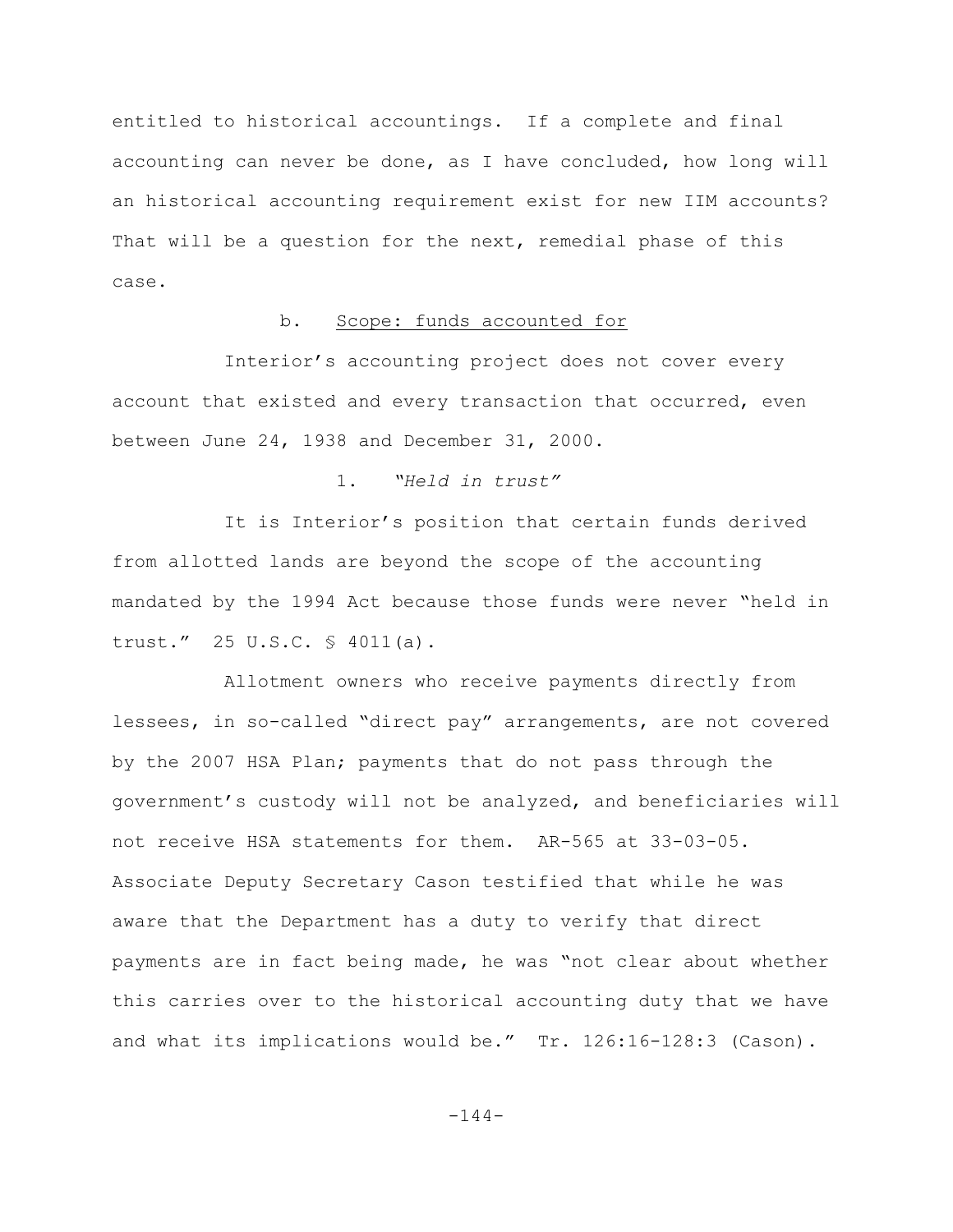entitled to historical accountings. If a complete and final accounting can never be done, as I have concluded, how long will an historical accounting requirement exist for new IIM accounts? That will be a question for the next, remedial phase of this case.

#### b. Scope: funds accounted for

Interior's accounting project does not cover every account that existed and every transaction that occurred, even between June 24, 1938 and December 31, 2000.

##### 1. *"Held in trust"*

It is Interior's position that certain funds derived from allotted lands are beyond the scope of the accounting mandated by the 1994 Act because those funds were never "held in trust." 25 U.S.C. § 4011(a).

Allotment owners who receive payments directly from lessees, in so-called "direct pay" arrangements, are not covered by the 2007 HSA Plan; payments that do not pass through the government's custody will not be analyzed, and beneficiaries will not receive HSA statements for them. AR-565 at 33-03-05. Associate Deputy Secretary Cason testified that while he was aware that the Department has a duty to verify that direct payments are in fact being made, he was "not clear about whether this carries over to the historical accounting duty that we have and what its implications would be." Tr. 126:16-128:3 (Cason).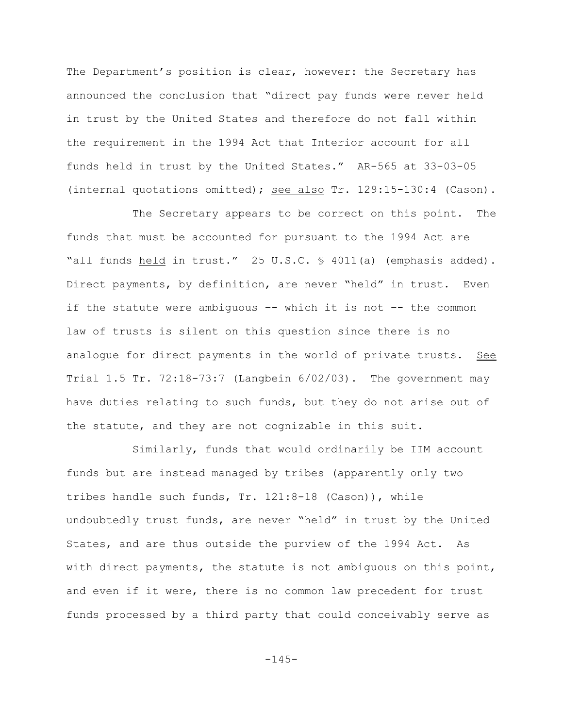The Department's position is clear, however: the Secretary has announced the conclusion that "direct pay funds were never held in trust by the United States and therefore do not fall within the requirement in the 1994 Act that Interior account for all funds held in trust by the United States." AR-565 at 33-03-05 (internal quotations omitted); see also Tr. 129:15-130:4 (Cason).

The Secretary appears to be correct on this point. The funds that must be accounted for pursuant to the 1994 Act are "all funds held in trust." 25 U.S.C. § 4011(a) (emphasis added). Direct payments, by definition, are never "held" in trust. Even if the statute were ambiguous -- which it is not -- the common law of trusts is silent on this question since there is no analogue for direct payments in the world of private trusts. See Trial 1.5 Tr. 72:18-73:7 (Langbein 6/02/03). The government may have duties relating to such funds, but they do not arise out of the statute, and they are not cognizable in this suit.

Similarly, funds that would ordinarily be IIM account funds but are instead managed by tribes (apparently only two tribes handle such funds, Tr. 121:8-18 (Cason)), while undoubtedly trust funds, are never "held" in trust by the United States, and are thus outside the purview of the 1994 Act. As with direct payments, the statute is not ambiguous on this point, and even if it were, there is no common law precedent for trust funds processed by a third party that could conceivably serve as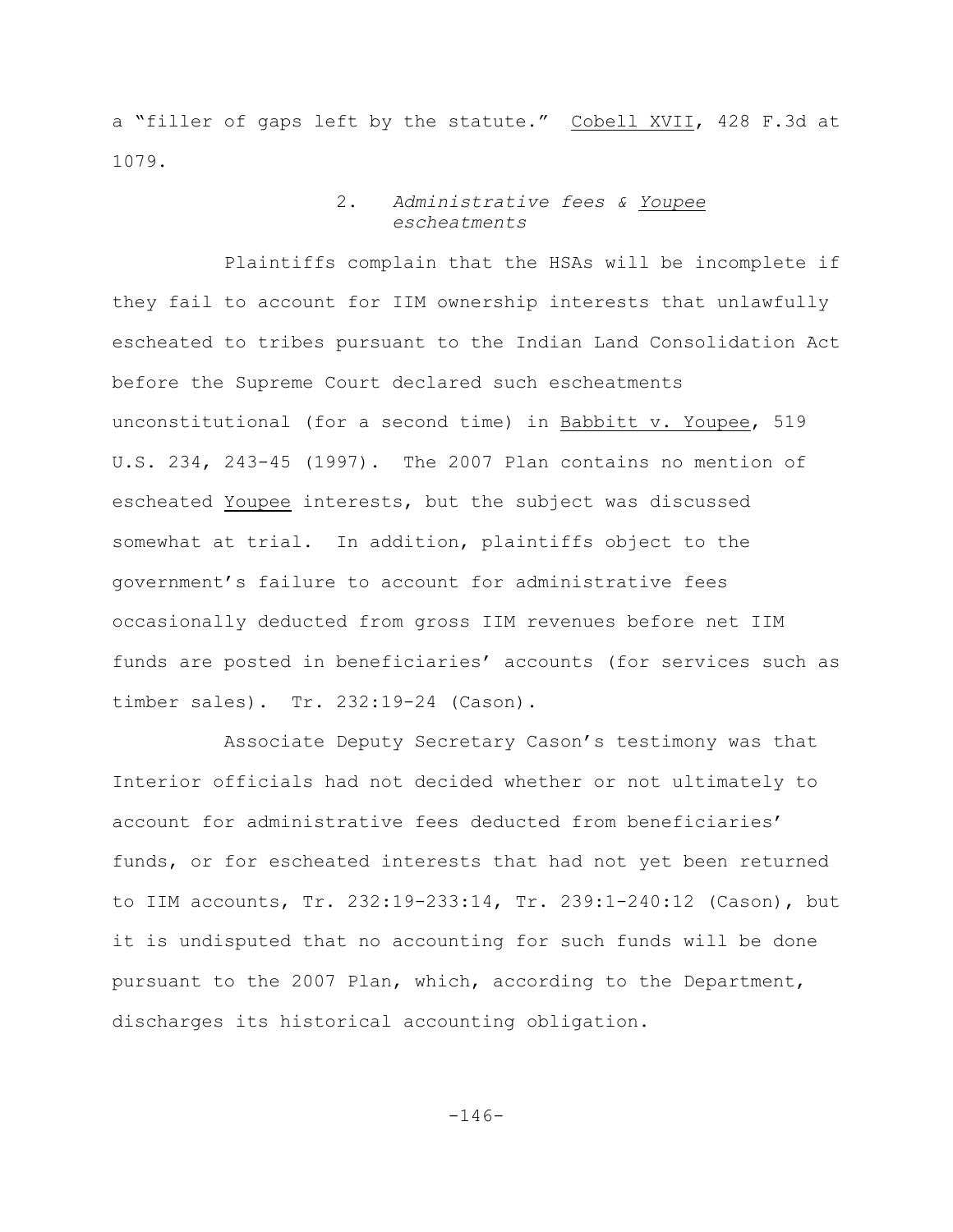a "filler of gaps left by the statute." Cobell XVII, 428 F.3d at 1079.

### 2. *Administrative fees & Youpee escheatments*

Plaintiffs complain that the HSAs will be incomplete if they fail to account for IIM ownership interests that unlawfully escheated to tribes pursuant to the Indian Land Consolidation Act before the Supreme Court declared such escheatments unconstitutional (for a second time) in Babbitt v. Youpee, 519 U.S. 234, 243-45 (1997). The 2007 Plan contains no mention of escheated Youpee interests, but the subject was discussed somewhat at trial. In addition, plaintiffs object to the government's failure to account for administrative fees occasionally deducted from gross IIM revenues before net IIM funds are posted in beneficiaries' accounts (for services such as timber sales). Tr. 232:19-24 (Cason).

Associate Deputy Secretary Cason's testimony was that Interior officials had not decided whether or not ultimately to account for administrative fees deducted from beneficiaries' funds, or for escheated interests that had not yet been returned to IIM accounts, Tr. 232:19-233:14, Tr. 239:1-240:12 (Cason), but it is undisputed that no accounting for such funds will be done pursuant to the 2007 Plan, which, according to the Department, discharges its historical accounting obligation.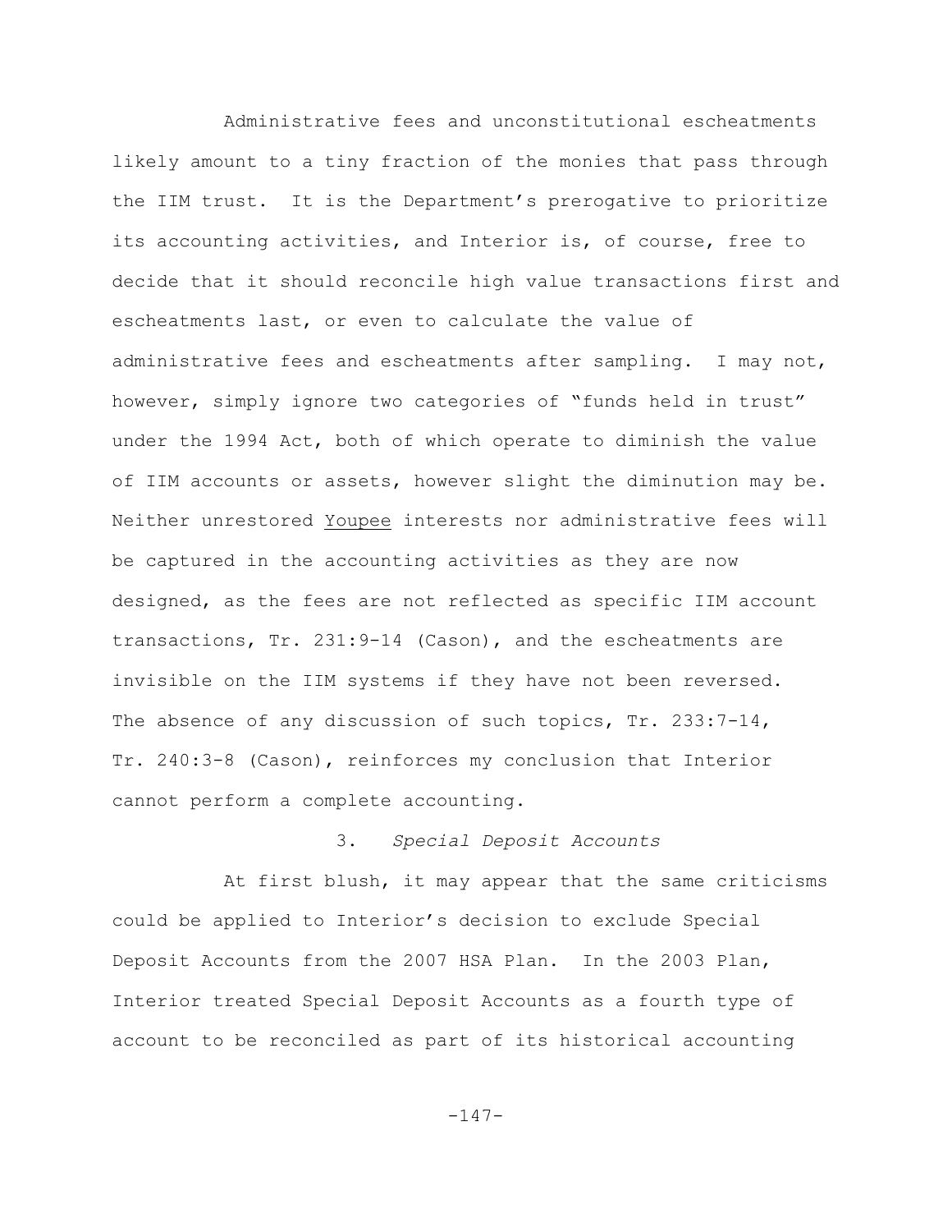Administrative fees and unconstitutional escheatments likely amount to a tiny fraction of the monies that pass through the IIM trust. It is the Department's prerogative to prioritize its accounting activities, and Interior is, of course, free to decide that it should reconcile high value transactions first and escheatments last, or even to calculate the value of administrative fees and escheatments after sampling. I may not, however, simply ignore two categories of "funds held in trust" under the 1994 Act, both of which operate to diminish the value of IIM accounts or assets, however slight the diminution may be. Neither unrestored Youpee interests nor administrative fees will be captured in the accounting activities as they are now designed, as the fees are not reflected as specific IIM account transactions, Tr. 231:9-14 (Cason), and the escheatments are invisible on the IIM systems if they have not been reversed. The absence of any discussion of such topics, Tr. 233:7-14, Tr. 240:3-8 (Cason), reinforces my conclusion that Interior cannot perform a complete accounting.

### 3. *Special Deposit Accounts*

At first blush, it may appear that the same criticisms could be applied to Interior's decision to exclude Special Deposit Accounts from the 2007 HSA Plan. In the 2003 Plan, Interior treated Special Deposit Accounts as a fourth type of account to be reconciled as part of its historical accounting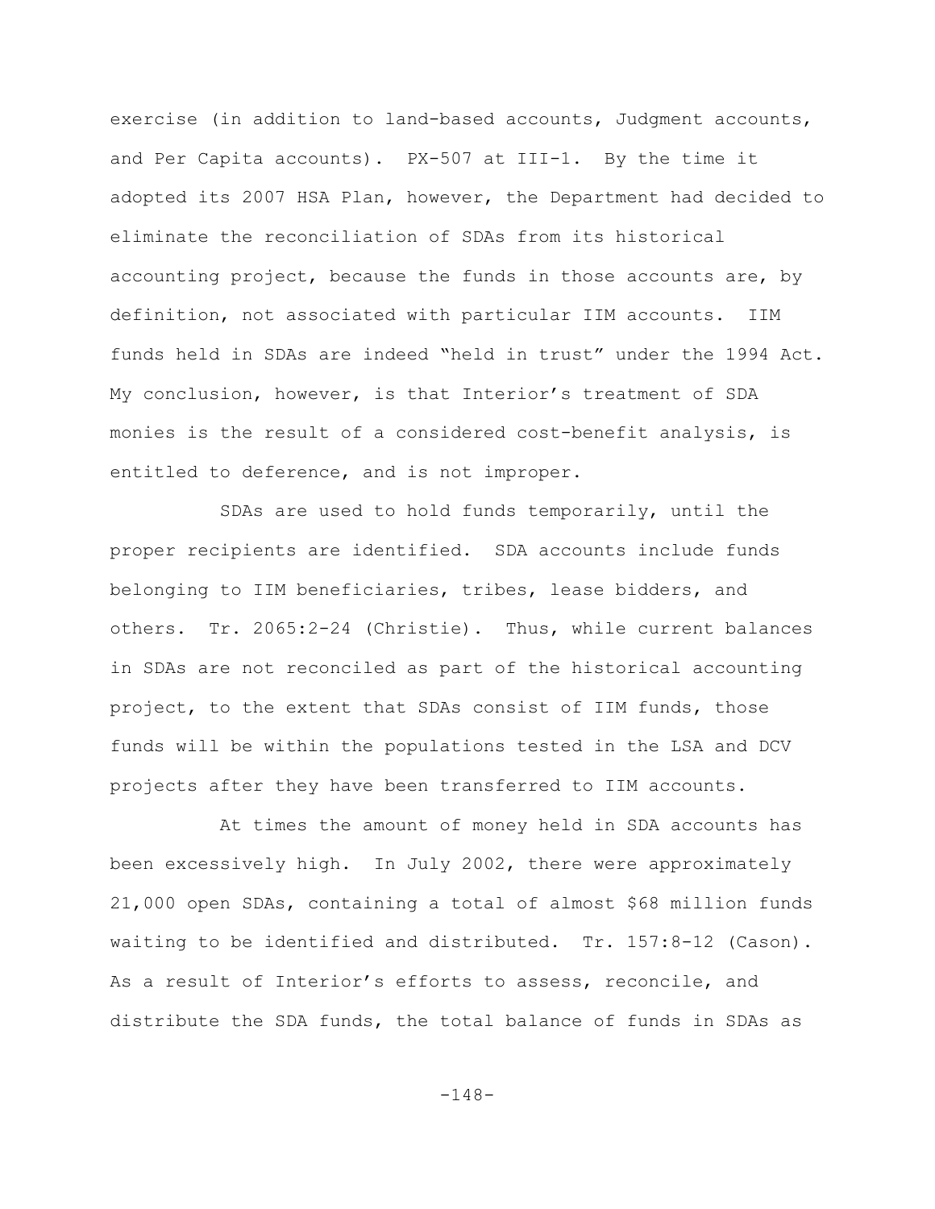exercise (in addition to land-based accounts, Judgment accounts, and Per Capita accounts). PX-507 at III-1. By the time it adopted its 2007 HSA Plan, however, the Department had decided to eliminate the reconciliation of SDAs from its historical accounting project, because the funds in those accounts are, by definition, not associated with particular IIM accounts. IIM funds held in SDAs are indeed "held in trust" under the 1994 Act. My conclusion, however, is that Interior's treatment of SDA monies is the result of a considered cost-benefit analysis, is entitled to deference, and is not improper.

SDAs are used to hold funds temporarily, until the proper recipients are identified. SDA accounts include funds belonging to IIM beneficiaries, tribes, lease bidders, and others. Tr. 2065:2-24 (Christie). Thus, while current balances in SDAs are not reconciled as part of the historical accounting project, to the extent that SDAs consist of IIM funds, those funds will be within the populations tested in the LSA and DCV projects after they have been transferred to IIM accounts.

At times the amount of money held in SDA accounts has been excessively high. In July 2002, there were approximately 21,000 open SDAs, containing a total of almost $68 million funds waiting to be identified and distributed. Tr. 157:8-12 (Cason). As a result of Interior's efforts to assess, reconcile, and distribute the SDA funds, the total balance of funds in SDAs as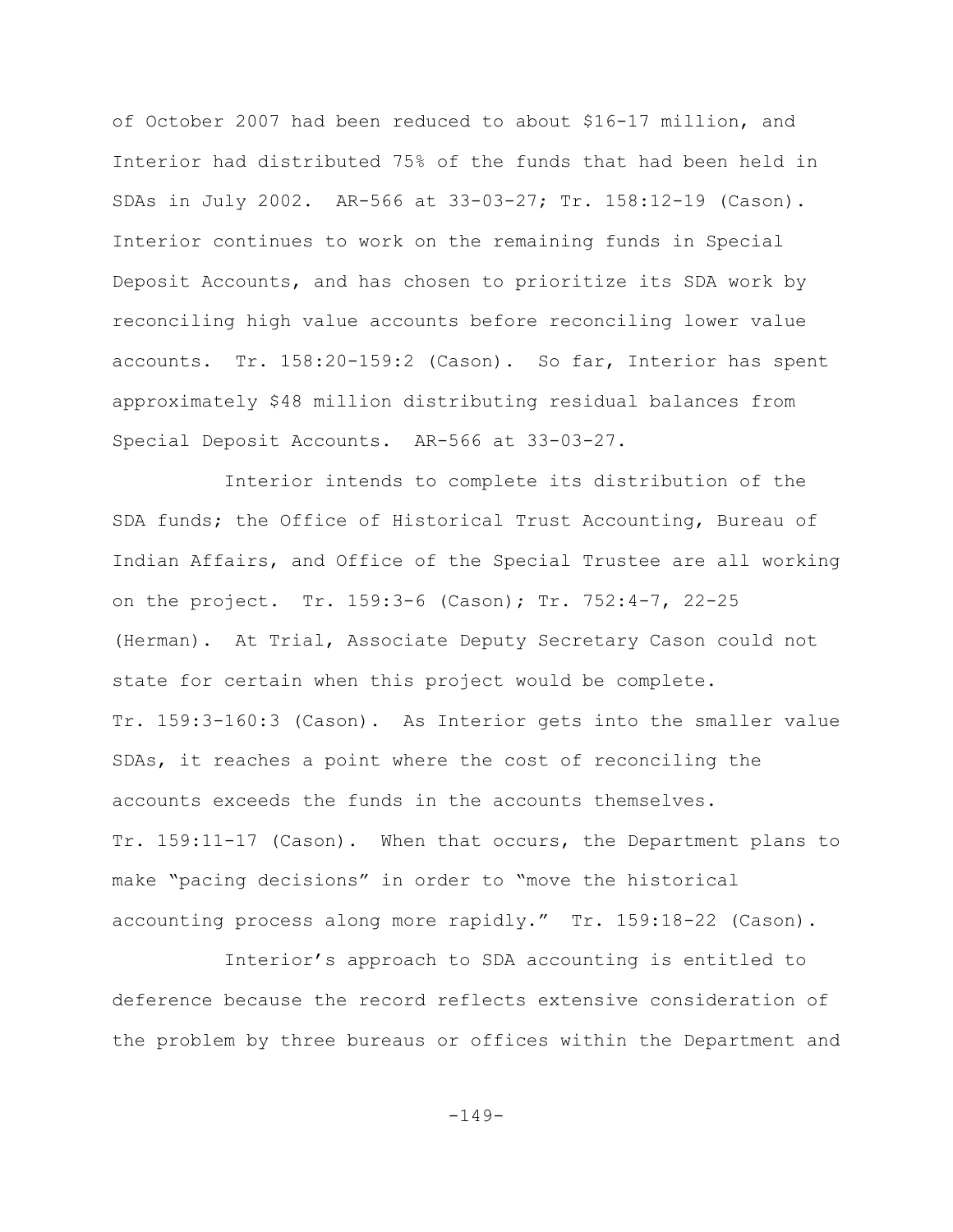of October 2007 had been reduced to about $16-17 million, and Interior had distributed 75% of the funds that had been held in SDAs in July 2002. AR-566 at 33-03-27; Tr. 158:12-19 (Cason). Interior continues to work on the remaining funds in Special Deposit Accounts, and has chosen to prioritize its SDA work by reconciling high value accounts before reconciling lower value accounts. Tr. 158:20-159:2 (Cason). So far, Interior has spent approximately $48 million distributing residual balances from Special Deposit Accounts. AR-566 at 33-03-27.

Interior intends to complete its distribution of the SDA funds; the Office of Historical Trust Accounting, Bureau of Indian Affairs, and Office of the Special Trustee are all working on the project. Tr. 159:3-6 (Cason); Tr. 752:4-7, 22-25 (Herman). At Trial, Associate Deputy Secretary Cason could not state for certain when this project would be complete. Tr. 159:3-160:3 (Cason). As Interior gets into the smaller value SDAs, it reaches a point where the cost of reconciling the accounts exceeds the funds in the accounts themselves. Tr. 159:11-17 (Cason). When that occurs, the Department plans to make "pacing decisions" in order to "move the historical accounting process along more rapidly." Tr. 159:18-22 (Cason).

Interior's approach to SDA accounting is entitled to deference because the record reflects extensive consideration of the problem by three bureaus or offices within the Department and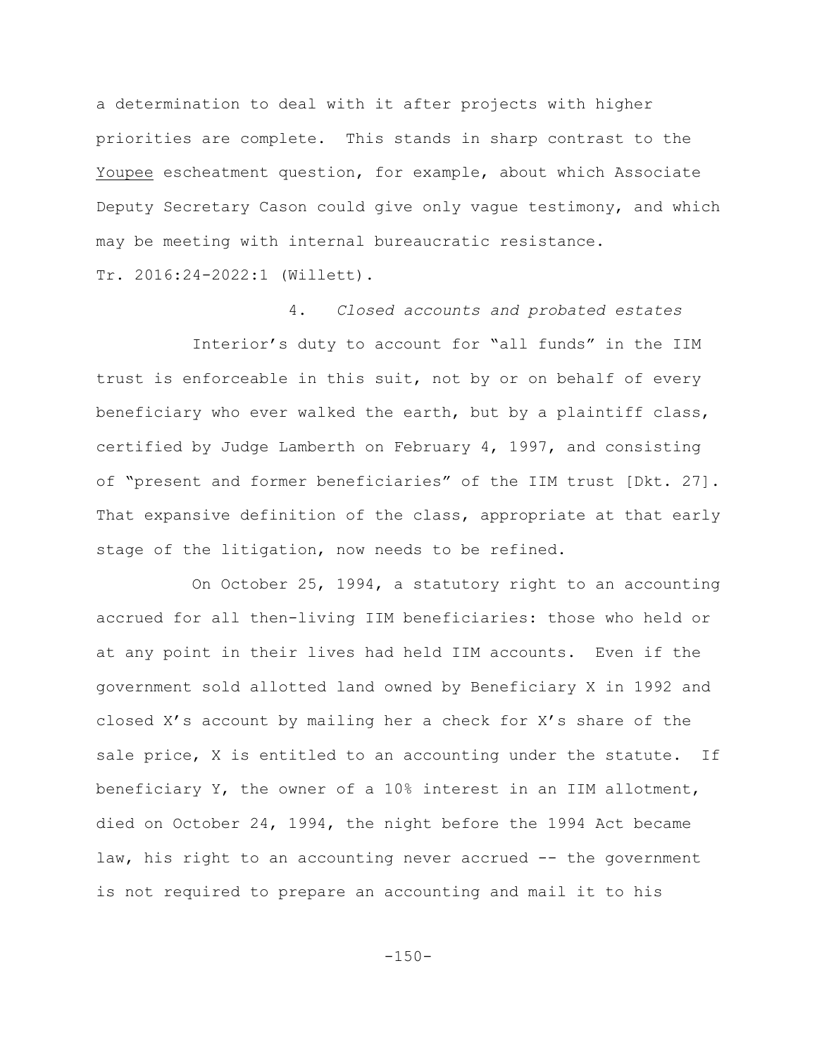a determination to deal with it after projects with higher priorities are complete. This stands in sharp contrast to the Youpee escheatment question, for example, about which Associate Deputy Secretary Cason could give only vague testimony, and which may be meeting with internal bureaucratic resistance. Tr. 2016:24-2022:1 (Willett).

#### 4. *Closed accounts and probated estates*

Interior's duty to account for "all funds" in the IIM trust is enforceable in this suit, not by or on behalf of every beneficiary who ever walked the earth, but by a plaintiff class, certified by Judge Lamberth on February 4, 1997, and consisting of "present and former beneficiaries" of the IIM trust [Dkt. 27]. That expansive definition of the class, appropriate at that early stage of the litigation, now needs to be refined.

On October 25, 1994, a statutory right to an accounting accrued for all then-living IIM beneficiaries: those who held or at any point in their lives had held IIM accounts. Even if the government sold allotted land owned by Beneficiary X in 1992 and closed X's account by mailing her a check for X's share of the sale price, X is entitled to an accounting under the statute. If beneficiary Y, the owner of a 10% interest in an IIM allotment, died on October 24, 1994, the night before the 1994 Act became law, his right to an accounting never accrued -- the government is not required to prepare an accounting and mail it to his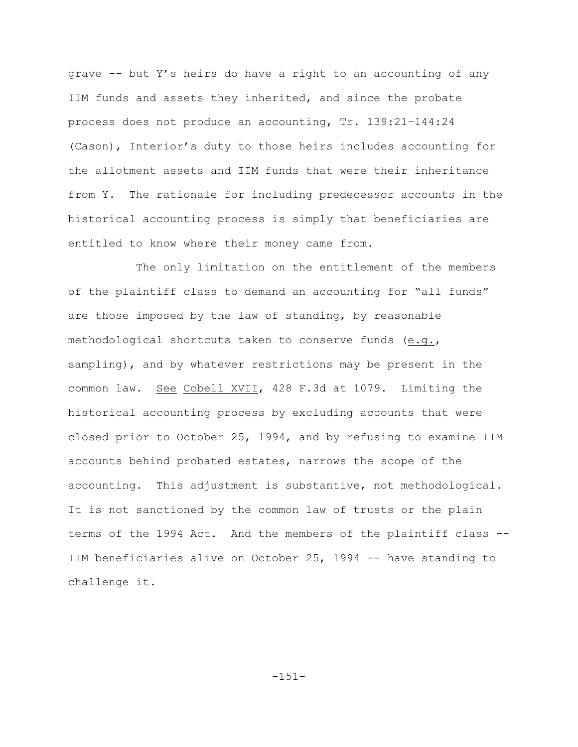grave -- but Y's heirs do have a right to an accounting of any IIM funds and assets they inherited, and since the probate process does not produce an accounting, Tr. 139:21-144:24 (Cason), Interior's duty to those heirs includes accounting for the allotment assets and IIM funds that were their inheritance from Y. The rationale for including predecessor accounts in the historical accounting process is simply that beneficiaries are entitled to know where their money came from.

The only limitation on the entitlement of the members of the plaintiff class to demand an accounting for "all funds" are those imposed by the law of standing, by reasonable methodological shortcuts taken to conserve funds (e.g., sampling), and by whatever restrictions may be present in the common law. See Cobell XVII, 428 F.3d at 1079. Limiting the historical accounting process by excluding accounts that were closed prior to October 25, 1994, and by refusing to examine IIM accounts behind probated estates, narrows the scope of the accounting. This adjustment is substantive, not methodological. It is not sanctioned by the common law of trusts or the plain terms of the 1994 Act. And the members of the plaintiff class -- IIM beneficiaries alive on October 25, 1994 -- have standing to challenge it.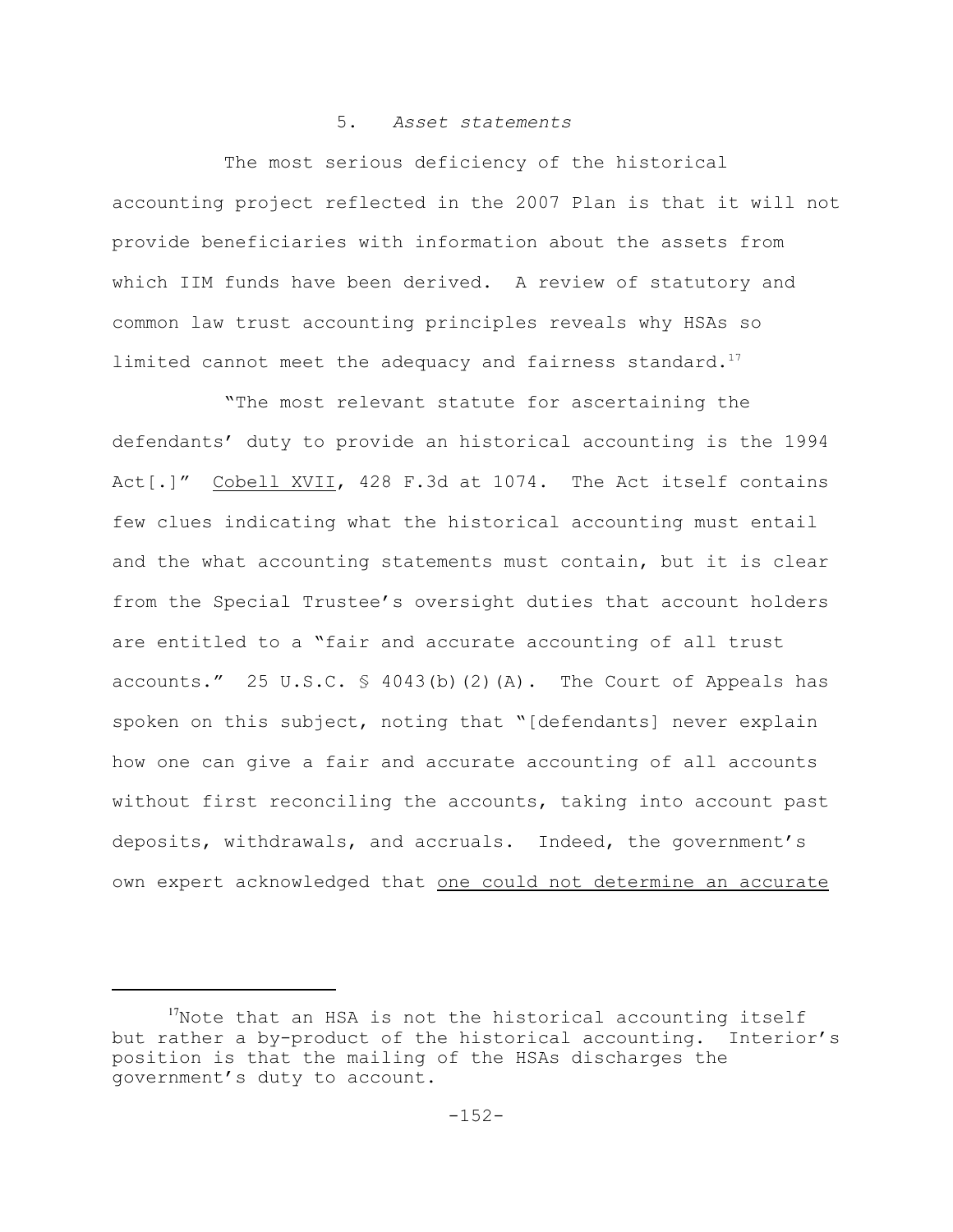### 5. *Asset statements*

The most serious deficiency of the historical accounting project reflected in the 2007 Plan is that it will not provide beneficiaries with information about the assets from which IIM funds have been derived. A review of statutory and common law trust accounting principles reveals why HSAs so limited cannot meet the adequacy and fairness standard.[17]

"The most relevant statute for ascertaining the defendants' duty to provide an historical accounting is the 1994 Act[.]" Cobell XVII, 428 F.3d at 1074. The Act itself contains few clues indicating what the historical accounting must entail and the what accounting statements must contain, but it is clear from the Special Trustee's oversight duties that account holders are entitled to a "fair and accurate accounting of all trust accounts." 25 U.S.C. § 4043(b)(2)(A). The Court of Appeals has spoken on this subject, noting that "[defendants] never explain how one can give a fair and accurate accounting of all accounts without first reconciling the accounts, taking into account past deposits, withdrawals, and accruals. Indeed, the government's own expert acknowledged that <u>one could not determine an accurate</u>

---

[17] Note that an HSA is not the historical accounting itself but rather a by-product of the historical accounting. Interior's position is that the mailing of the HSAs discharges the government's duty to account.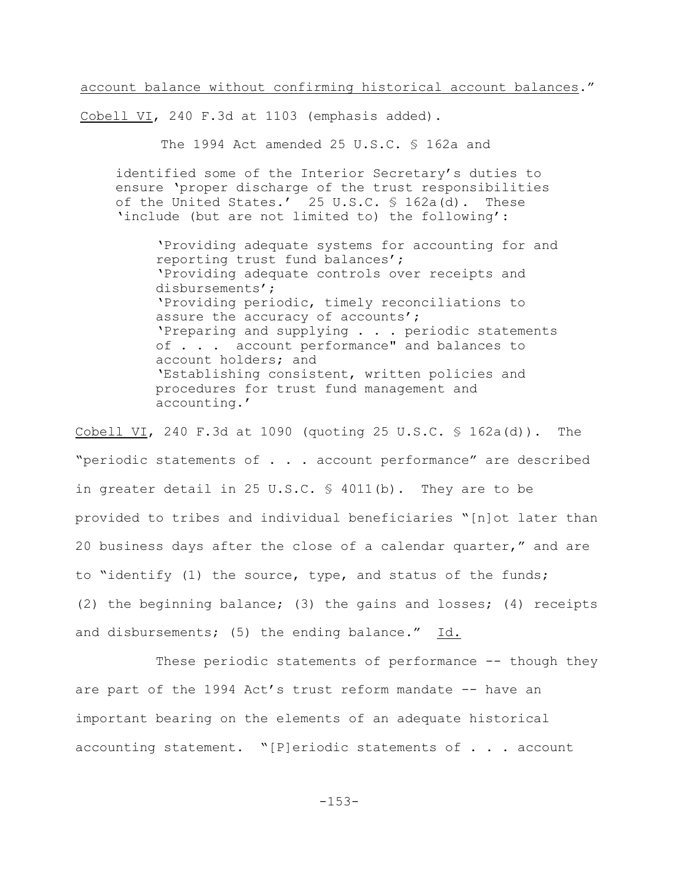account balance without confirming historical account balances." Cobell VI, 240 F.3d at 1103 (emphasis added).

The 1994 Act amended 25 U.S.C. § 162a and

> identified some of the Interior Secretary's duties to ensure 'proper discharge of the trust responsibilities of the United States.' 25 U.S.C. § 162a(d). These 'include (but are not limited to) the following':
>
> > 'Providing adequate systems for accounting for and reporting trust fund balances';
> > 'Providing adequate controls over receipts and disbursements';
> > 'Providing periodic, timely reconciliations to assure the accuracy of accounts';
> > 'Preparing and supplying . . . periodic statements of . . . account performance" and balances to account holders; and
> > 'Establishing consistent, written policies and procedures for trust fund management and accounting.'

Cobell VI, 240 F.3d at 1090 (quoting 25 U.S.C. § 162a(d)). The "periodic statements of . . . account performance" are described in greater detail in 25 U.S.C. § 4011(b). They are to be provided to tribes and individual beneficiaries "[n]ot later than 20 business days after the close of a calendar quarter," and are to "identify (1) the source, type, and status of the funds; (2) the beginning balance; (3) the gains and losses; (4) receipts and disbursements; (5) the ending balance." Id.

These periodic statements of performance -- though they are part of the 1994 Act's trust reform mandate -- have an important bearing on the elements of an adequate historical accounting statement. "[P]eriodic statements of . . . account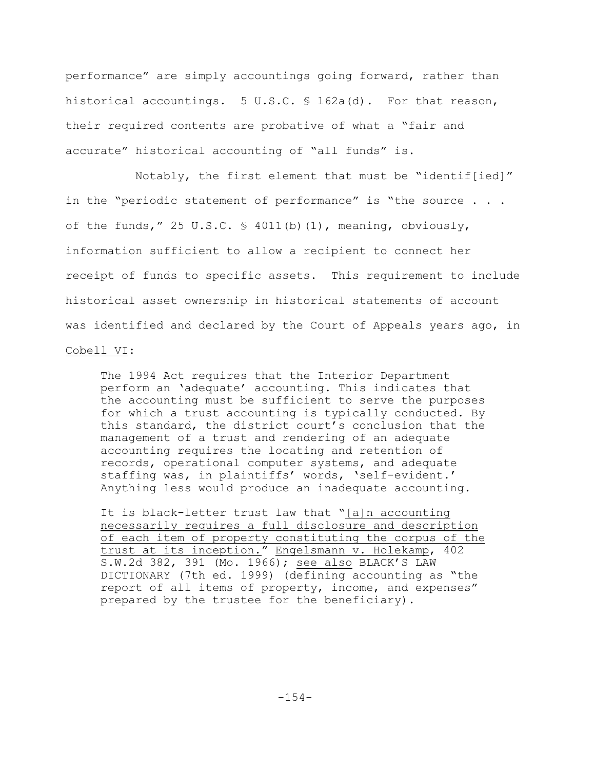performance" are simply accountings going forward, rather than historical accountings. 5 U.S.C. § 162a(d). For that reason, their required contents are probative of what a "fair and accurate" historical accounting of "all funds" is.

Notably, the first element that must be "identif[ied]" in the "periodic statement of performance" is "the source . . . of the funds," 25 U.S.C. § 4011(b)(1), meaning, obviously, information sufficient to allow a recipient to connect her receipt of funds to specific assets. This requirement to include historical asset ownership in historical statements of account was identified and declared by the Court of Appeals years ago, in Cobell VI:

> The 1994 Act requires that the Interior Department perform an 'adequate' accounting. This indicates that the accounting must be sufficient to serve the purposes for which a trust accounting is typically conducted. By this standard, the district court's conclusion that the management of a trust and rendering of an adequate accounting requires the locating and retention of records, operational computer systems, and adequate staffing was, in plaintiffs' words, 'self-evident.' Anything less would produce an inadequate accounting.
>
> It is black-letter trust law that "[a]n accounting necessarily requires a full disclosure and description of each item of property constituting the corpus of the trust at its inception." Engelsmann v. Holekamp, 402 S.W.2d 382, 391 (Mo. 1966); see also BLACK'S LAW DICTIONARY (7th ed. 1999) (defining accounting as "the report of all items of property, income, and expenses" prepared by the trustee for the beneficiary).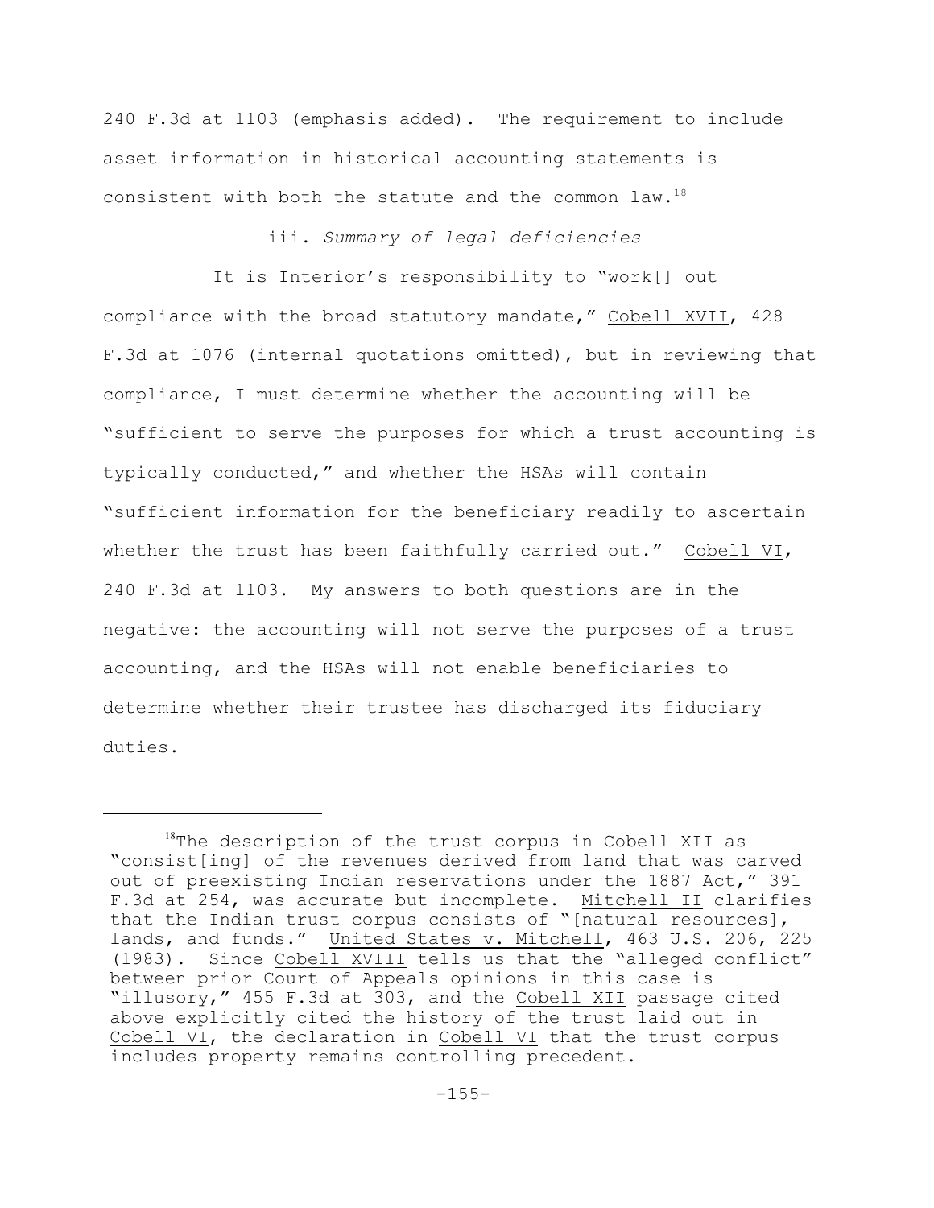240 F.3d at 1103 (emphasis added). The requirement to include asset information in historical accounting statements is consistent with both the statute and the common law.[18]

iii. *Summary of legal deficiencies*

It is Interior's responsibility to "work[] out compliance with the broad statutory mandate," Cobell XVII, 428 F.3d at 1076 (internal quotations omitted), but in reviewing that compliance, I must determine whether the accounting will be "sufficient to serve the purposes for which a trust accounting is typically conducted," and whether the HSAs will contain "sufficient information for the beneficiary readily to ascertain whether the trust has been faithfully carried out." Cobell VI, 240 F.3d at 1103. My answers to both questions are in the negative: the accounting will not serve the purposes of a trust accounting, and the HSAs will not enable beneficiaries to determine whether their trustee has discharged its fiduciary duties.

---

[18]The description of the trust corpus in Cobell XII as "consist[ing] of the revenues derived from land that was carved out of preexisting Indian reservations under the 1887 Act," 391 F.3d at 254, was accurate but incomplete. Mitchell II clarifies that the Indian trust corpus consists of "[natural resources], lands, and funds." United States v. Mitchell, 463 U.S. 206, 225 (1983). Since Cobell XVIII tells us that the "alleged conflict" between prior Court of Appeals opinions in this case is "illusory," 455 F.3d at 303, and the Cobell XII passage cited above explicitly cited the history of the trust laid out in Cobell VI, the declaration in Cobell VI that the trust corpus includes property remains controlling precedent.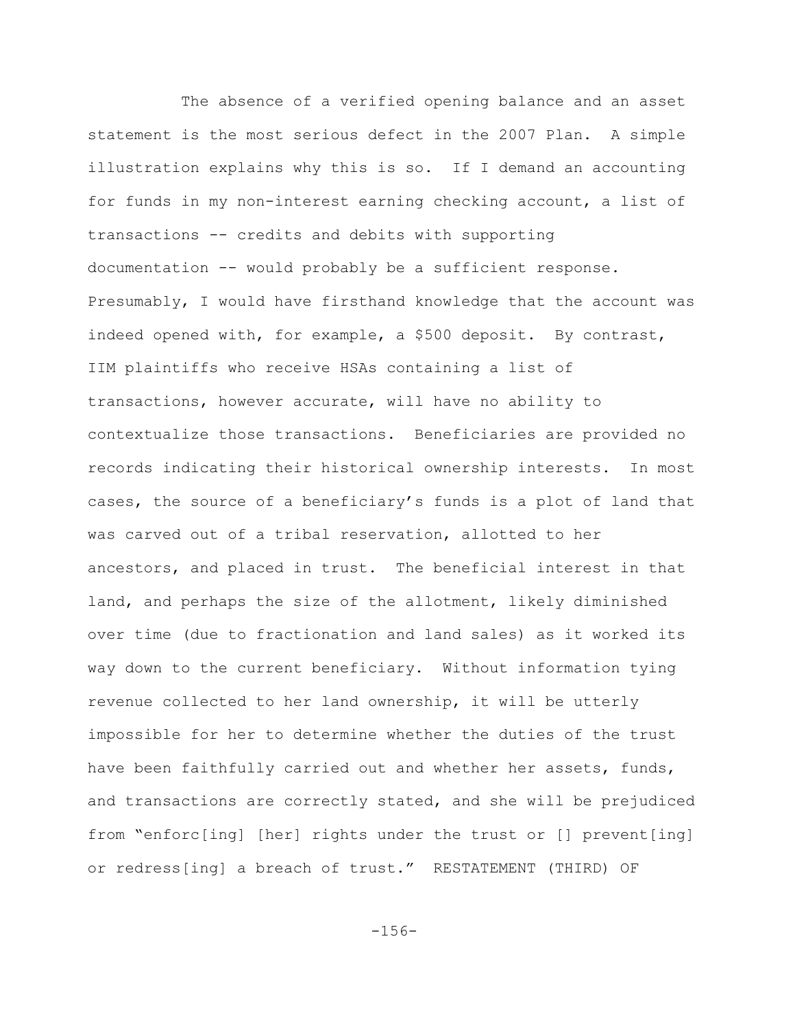The absence of a verified opening balance and an asset statement is the most serious defect in the 2007 Plan. A simple illustration explains why this is so. If I demand an accounting for funds in my non-interest earning checking account, a list of transactions -- credits and debits with supporting documentation -- would probably be a sufficient response. Presumably, I would have firsthand knowledge that the account was indeed opened with, for example, a $500 deposit. By contrast, IIM plaintiffs who receive HSAs containing a list of transactions, however accurate, will have no ability to contextualize those transactions. Beneficiaries are provided no records indicating their historical ownership interests. In most cases, the source of a beneficiary's funds is a plot of land that was carved out of a tribal reservation, allotted to her ancestors, and placed in trust. The beneficial interest in that land, and perhaps the size of the allotment, likely diminished over time (due to fractionation and land sales) as it worked its way down to the current beneficiary. Without information tying revenue collected to her land ownership, it will be utterly impossible for her to determine whether the duties of the trust have been faithfully carried out and whether her assets, funds, and transactions are correctly stated, and she will be prejudiced from "enforc[ing] [her] rights under the trust or [] prevent[ing] or redress[ing] a breach of trust." RESTATEMENT (THIRD) OF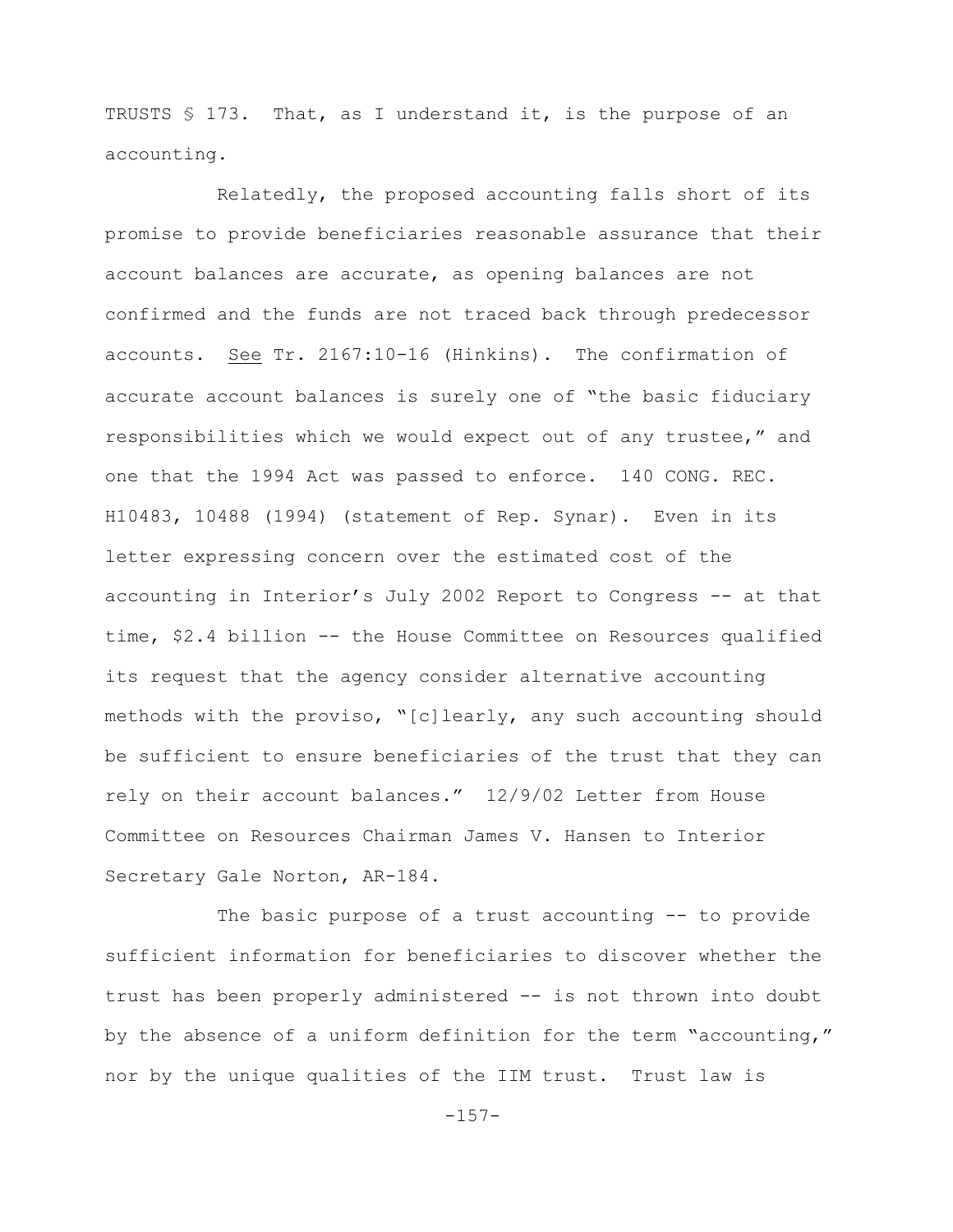TRUSTS § 173. That, as I understand it, is the purpose of an accounting.

Relatedly, the proposed accounting falls short of its promise to provide beneficiaries reasonable assurance that their account balances are accurate, as opening balances are not confirmed and the funds are not traced back through predecessor accounts. See Tr. 2167:10-16 (Hinkins). The confirmation of accurate account balances is surely one of "the basic fiduciary responsibilities which we would expect out of any trustee," and one that the 1994 Act was passed to enforce. 140 CONG. REC. H10483, 10488 (1994) (statement of Rep. Synar). Even in its letter expressing concern over the estimated cost of the accounting in Interior's July 2002 Report to Congress -- at that time, $2.4 billion -- the House Committee on Resources qualified its request that the agency consider alternative accounting methods with the proviso, "[c]learly, any such accounting should be sufficient to ensure beneficiaries of the trust that they can rely on their account balances." 12/9/02 Letter from House Committee on Resources Chairman James V. Hansen to Interior Secretary Gale Norton, AR-184.

The basic purpose of a trust accounting -- to provide sufficient information for beneficiaries to discover whether the trust has been properly administered -- is not thrown into doubt by the absence of a uniform definition for the term "accounting," nor by the unique qualities of the IIM trust. Trust law is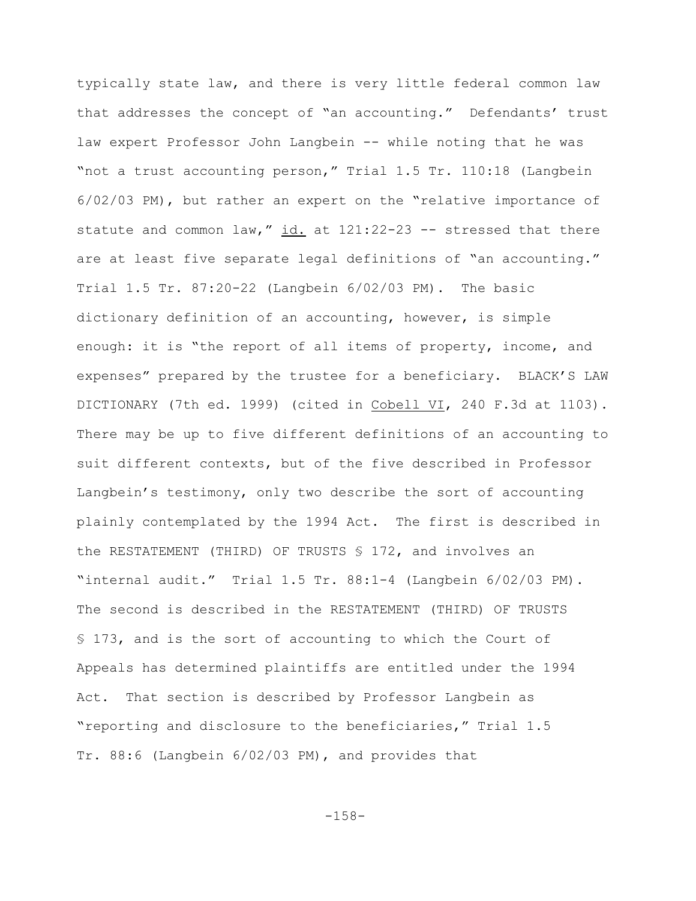typically state law, and there is very little federal common law that addresses the concept of "an accounting." Defendants' trust law expert Professor John Langbein -- while noting that he was "not a trust accounting person," Trial 1.5 Tr. 110:18 (Langbein 6/02/03 PM), but rather an expert on the "relative importance of statute and common law," id. at 121:22-23 -- stressed that there are at least five separate legal definitions of "an accounting." Trial 1.5 Tr. 87:20-22 (Langbein 6/02/03 PM). The basic dictionary definition of an accounting, however, is simple enough: it is "the report of all items of property, income, and expenses" prepared by the trustee for a beneficiary. BLACK'S LAW DICTIONARY (7th ed. 1999) (cited in Cobell VI, 240 F.3d at 1103). There may be up to five different definitions of an accounting to suit different contexts, but of the five described in Professor Langbein's testimony, only two describe the sort of accounting plainly contemplated by the 1994 Act. The first is described in the RESTATEMENT (THIRD) OF TRUSTS § 172, and involves an "internal audit." Trial 1.5 Tr. 88:1-4 (Langbein 6/02/03 PM). The second is described in the RESTATEMENT (THIRD) OF TRUSTS § 173, and is the sort of accounting to which the Court of Appeals has determined plaintiffs are entitled under the 1994 Act. That section is described by Professor Langbein as "reporting and disclosure to the beneficiaries," Trial 1.5 Tr. 88:6 (Langbein 6/02/03 PM), and provides that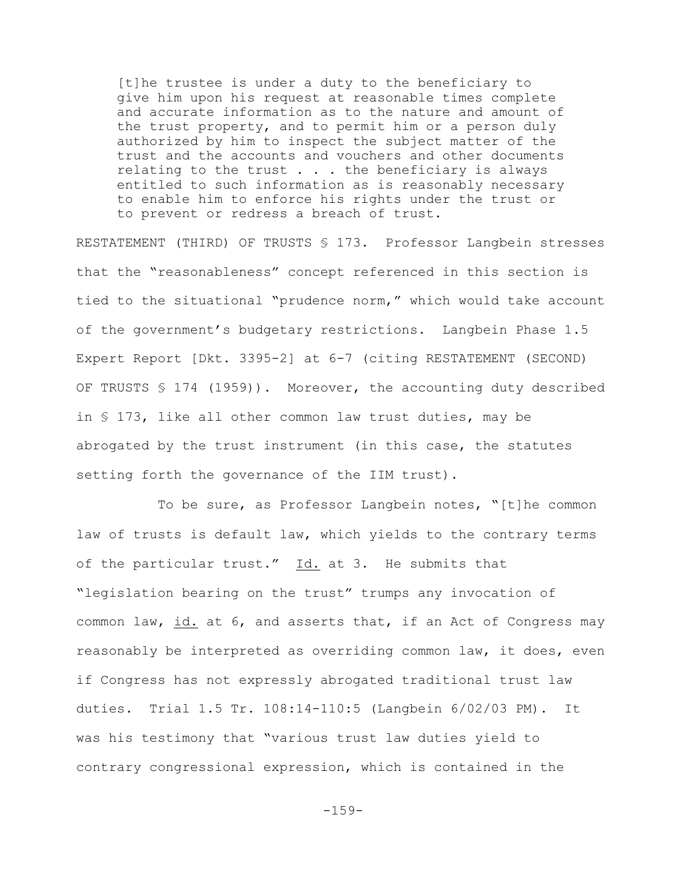> [t]he trustee is under a duty to the beneficiary to give him upon his request at reasonable times complete and accurate information as to the nature and amount of the trust property, and to permit him or a person duly authorized by him to inspect the subject matter of the trust and the accounts and vouchers and other documents relating to the trust . . . the beneficiary is always entitled to such information as is reasonably necessary to enable him to enforce his rights under the trust or to prevent or redress a breach of trust.

RESTATEMENT (THIRD) OF TRUSTS § 173. Professor Langbein stresses that the "reasonableness" concept referenced in this section is tied to the situational "prudence norm," which would take account of the government's budgetary restrictions. Langbein Phase 1.5 Expert Report [Dkt. 3395-2] at 6-7 (citing RESTATEMENT (SECOND) OF TRUSTS § 174 (1959)). Moreover, the accounting duty described in § 173, like all other common law trust duties, may be abrogated by the trust instrument (in this case, the statutes setting forth the governance of the IIM trust).

To be sure, as Professor Langbein notes, "[t]he common law of trusts is default law, which yields to the contrary terms of the particular trust." Id. at 3. He submits that "legislation bearing on the trust" trumps any invocation of common law, id. at 6, and asserts that, if an Act of Congress may reasonably be interpreted as overriding common law, it does, even if Congress has not expressly abrogated traditional trust law duties. Trial 1.5 Tr. 108:14-110:5 (Langbein 6/02/03 PM). It was his testimony that "various trust law duties yield to contrary congressional expression, which is contained in the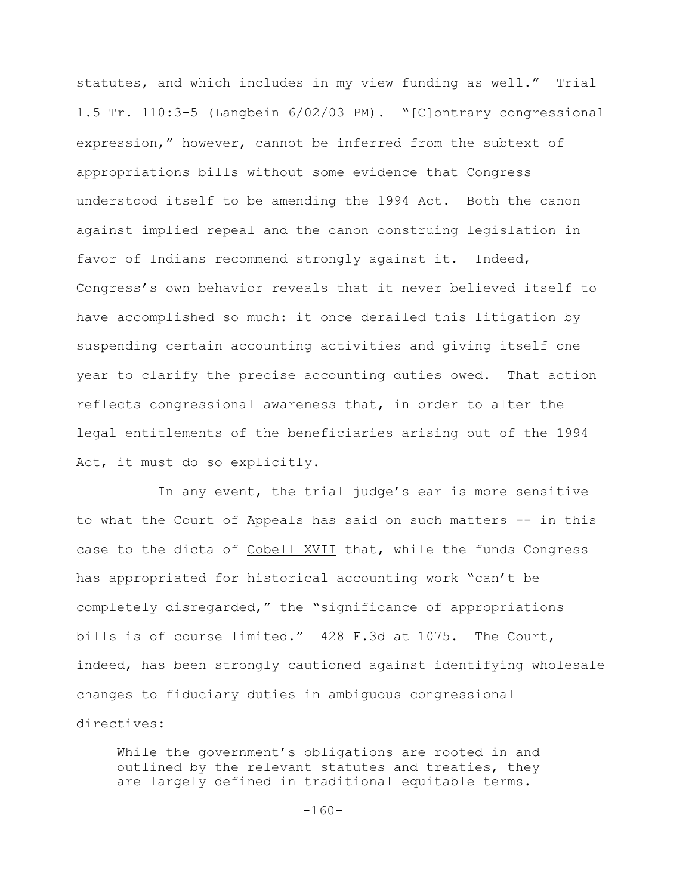statutes, and which includes in my view funding as well." Trial 1.5 Tr. 110:3-5 (Langbein 6/02/03 PM). "[C]ontrary congressional expression," however, cannot be inferred from the subtext of appropriations bills without some evidence that Congress understood itself to be amending the 1994 Act. Both the canon against implied repeal and the canon construing legislation in favor of Indians recommend strongly against it. Indeed, Congress's own behavior reveals that it never believed itself to have accomplished so much: it once derailed this litigation by suspending certain accounting activities and giving itself one year to clarify the precise accounting duties owed. That action reflects congressional awareness that, in order to alter the legal entitlements of the beneficiaries arising out of the 1994 Act, it must do so explicitly.

In any event, the trial judge's ear is more sensitive to what the Court of Appeals has said on such matters -- in this case to the dicta of Cobell XVII that, while the funds Congress has appropriated for historical accounting work "can't be completely disregarded," the "significance of appropriations bills is of course limited." 428 F.3d at 1075. The Court, indeed, has been strongly cautioned against identifying wholesale changes to fiduciary duties in ambiguous congressional directives:

> While the government's obligations are rooted in and outlined by the relevant statutes and treaties, they are largely defined in traditional equitable terms.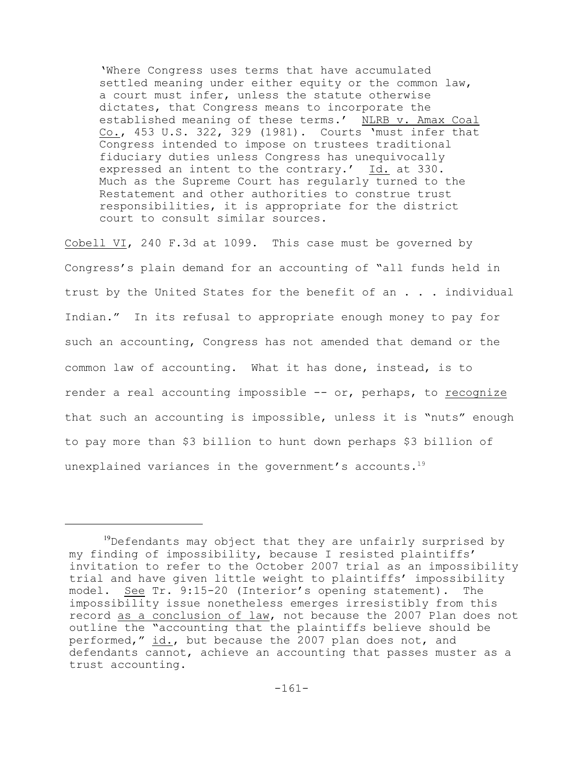> 'Where Congress uses terms that have accumulated settled meaning under either equity or the common law, a court must infer, unless the statute otherwise dictates, that Congress means to incorporate the established meaning of these terms.' NLRB v. Amax Coal Co., 453 U.S. 322, 329 (1981). Courts 'must infer that Congress intended to impose on trustees traditional fiduciary duties unless Congress has unequivocally expressed an intent to the contrary.' Id. at 330. Much as the Supreme Court has regularly turned to the Restatement and other authorities to construe trust responsibilities, it is appropriate for the district court to consult similar sources.

Cobell VI, 240 F.3d at 1099. This case must be governed by Congress's plain demand for an accounting of "all funds held in trust by the United States for the benefit of an . . . individual Indian." In its refusal to appropriate enough money to pay for such an accounting, Congress has not amended that demand or the common law of accounting. What it has done, instead, is to render a real accounting impossible -- or, perhaps, to recognize that such an accounting is impossible, unless it is "nuts" enough to pay more than $3 billion to hunt down perhaps $3 billion of unexplained variances in the government's accounts.[19]

---

[19]Defendants may object that they are unfairly surprised by my finding of impossibility, because I resisted plaintiffs' invitation to refer to the October 2007 trial as an impossibility trial and have given little weight to plaintiffs' impossibility model. See Tr. 9:15-20 (Interior's opening statement). The impossibility issue nonetheless emerges irresistibly from this record as a conclusion of law, not because the 2007 Plan does not outline the "accounting that the plaintiffs believe should be performed," id., but because the 2007 plan does not, and defendants cannot, achieve an accounting that passes muster as a trust accounting.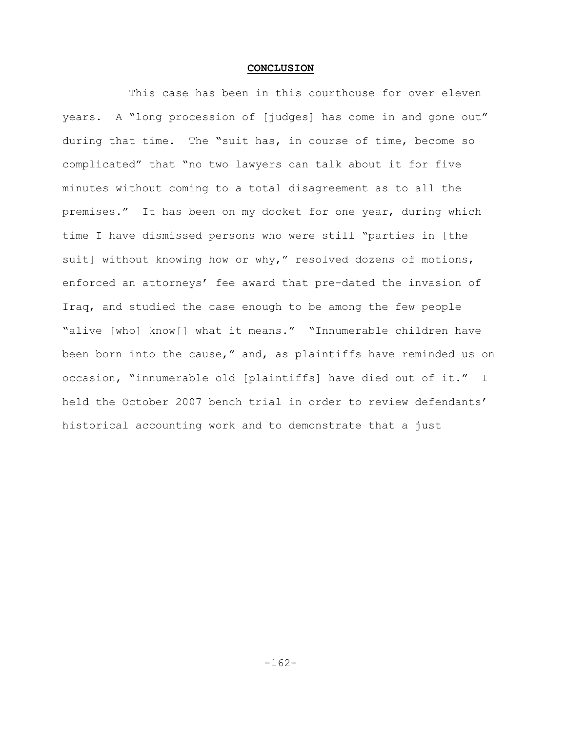## CONCLUSION

This case has been in this courthouse for over eleven years. A "long procession of [judges] has come in and gone out" during that time. The "suit has, in course of time, become so complicated" that "no two lawyers can talk about it for five minutes without coming to a total disagreement as to all the premises." It has been on my docket for one year, during which time I have dismissed persons who were still "parties in [the suit] without knowing how or why," resolved dozens of motions, enforced an attorneys' fee award that pre-dated the invasion of Iraq, and studied the case enough to be among the few people "alive [who] know[] what it means." "Innumerable children have been born into the cause," and, as plaintiffs have reminded us on occasion, "innumerable old [plaintiffs] have died out of it." I held the October 2007 bench trial in order to review defendants' historical accounting work and to demonstrate that a just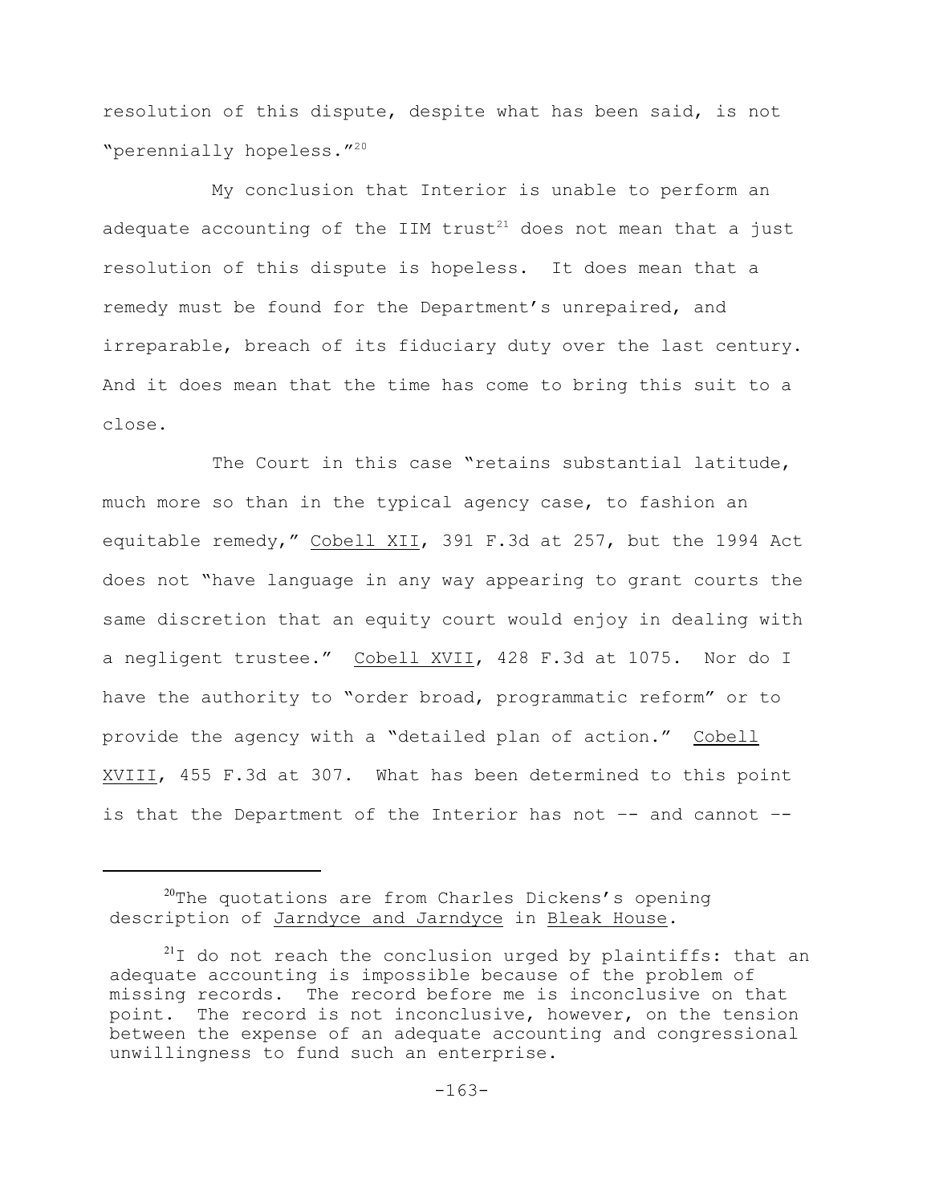resolution of this dispute, despite what has been said, is not "perennially hopeless."[20]

My conclusion that Interior is unable to perform an adequate accounting of the IIM trust[21] does not mean that a just resolution of this dispute is hopeless. It does mean that a remedy must be found for the Department's unrepaired, and irreparable, breach of its fiduciary duty over the last century. And it does mean that the time has come to bring this suit to a close.

The Court in this case "retains substantial latitude, much more so than in the typical agency case, to fashion an equitable remedy," Cobell XII, 391 F.3d at 257, but the 1994 Act does not "have language in any way appearing to grant courts the same discretion that an equity court would enjoy in dealing with a negligent trustee." Cobell XVII, 428 F.3d at 1075. Nor do I have the authority to "order broad, programmatic reform" or to provide the agency with a "detailed plan of action." Cobell XVIII, 455 F.3d at 307. What has been determined to this point is that the Department of the Interior has not -- and cannot --

---

[20]The quotations are from Charles Dickens's opening description of Jarndyce and Jarndyce in Bleak House.

[21]I do not reach the conclusion urged by plaintiffs: that an adequate accounting is impossible because of the problem of missing records. The record before me is inconclusive on that point. The record is not inconclusive, however, on the tension between the expense of an adequate accounting and congressional unwillingness to fund such an enterprise.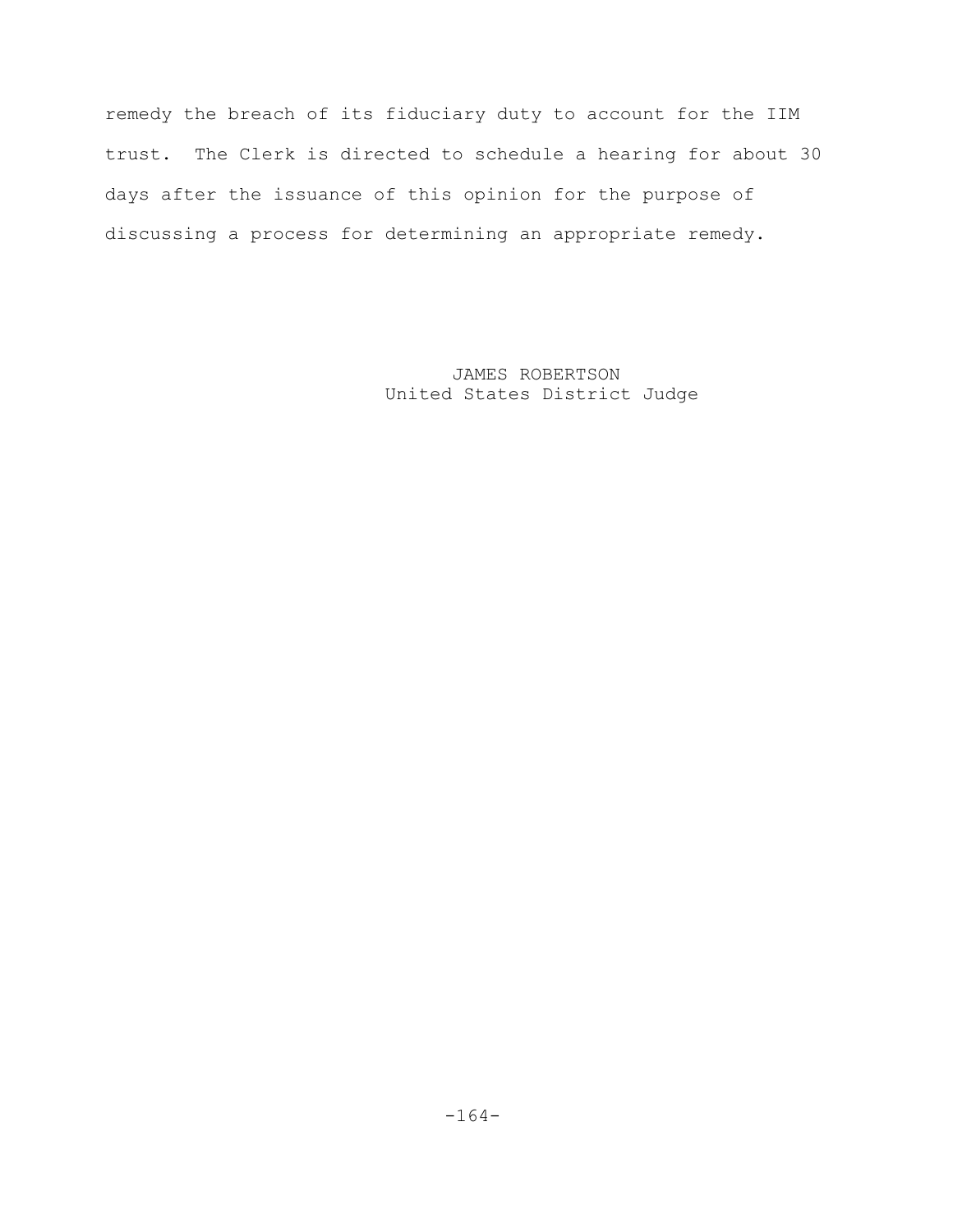remedy the breach of its fiduciary duty to account for the IIM trust. The Clerk is directed to schedule a hearing for about 30 days after the issuance of this opinion for the purpose of discussing a process for determining an appropriate remedy.

JAMES ROBERTSON
United States District Judge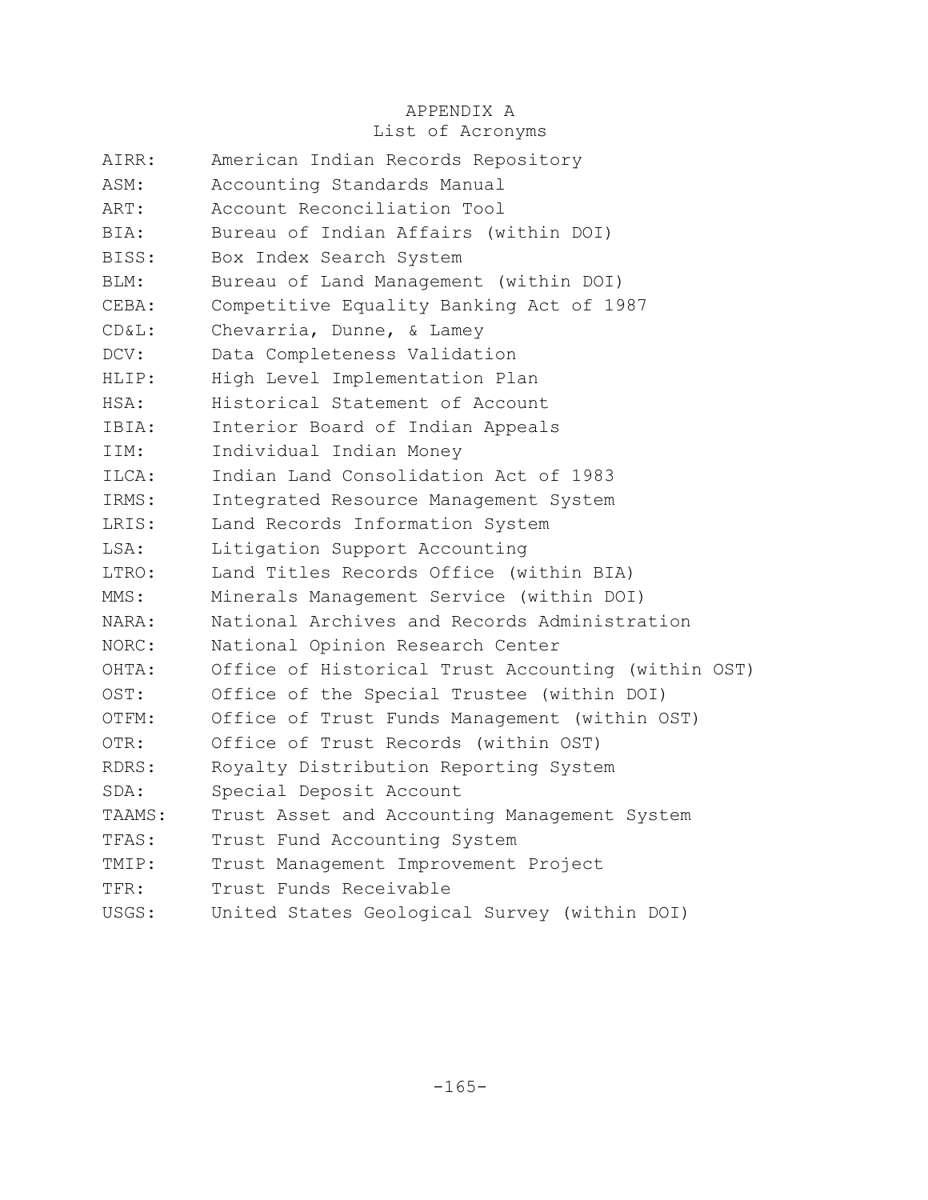# APPENDIX A
## List of Acronyms

| | |
|---|---|
| AIRR: | American Indian Records Repository |
| ASM: | Accounting Standards Manual |
| ART: | Account Reconciliation Tool |
| BIA: | Bureau of Indian Affairs (within DOI) |
| BISS: | Box Index Search System |
| BLM: | Bureau of Land Management (within DOI) |
| CEBA: | Competitive Equality Banking Act of 1987 |
| CD&L: | Chevarria, Dunne, & Lamey |
| DCV: | Data Completeness Validation |
| HLIP: | High Level Implementation Plan |
| HSA: | Historical Statement of Account |
| IBIA: | Interior Board of Indian Appeals |
| IIM: | Individual Indian Money |
| ILCA: | Indian Land Consolidation Act of 1983 |
| IRMS: | Integrated Resource Management System |
| LRIS: | Land Records Information System |
| LSA: | Litigation Support Accounting |
| LTRO: | Land Titles Records Office (within BIA) |
| MMS: | Minerals Management Service (within DOI) |
| NARA: | National Archives and Records Administration |
| NORC: | National Opinion Research Center |
| OHTA: | Office of Historical Trust Accounting (within OST) |
| OST: | Office of the Special Trustee (within DOI) |
| OTFM: | Office of Trust Funds Management (within OST) |
| OTR: | Office of Trust Records (within OST) |
| RDRS: | Royalty Distribution Reporting System |
| SDA: | Special Deposit Account |
| TAAMS: | Trust Asset and Accounting Management System |
| TFAS: | Trust Fund Accounting System |
| TMIP: | Trust Management Improvement Project |
| TFR: | Trust Funds Receivable |
| USGS: | United States Geological Survey (within DOI) |